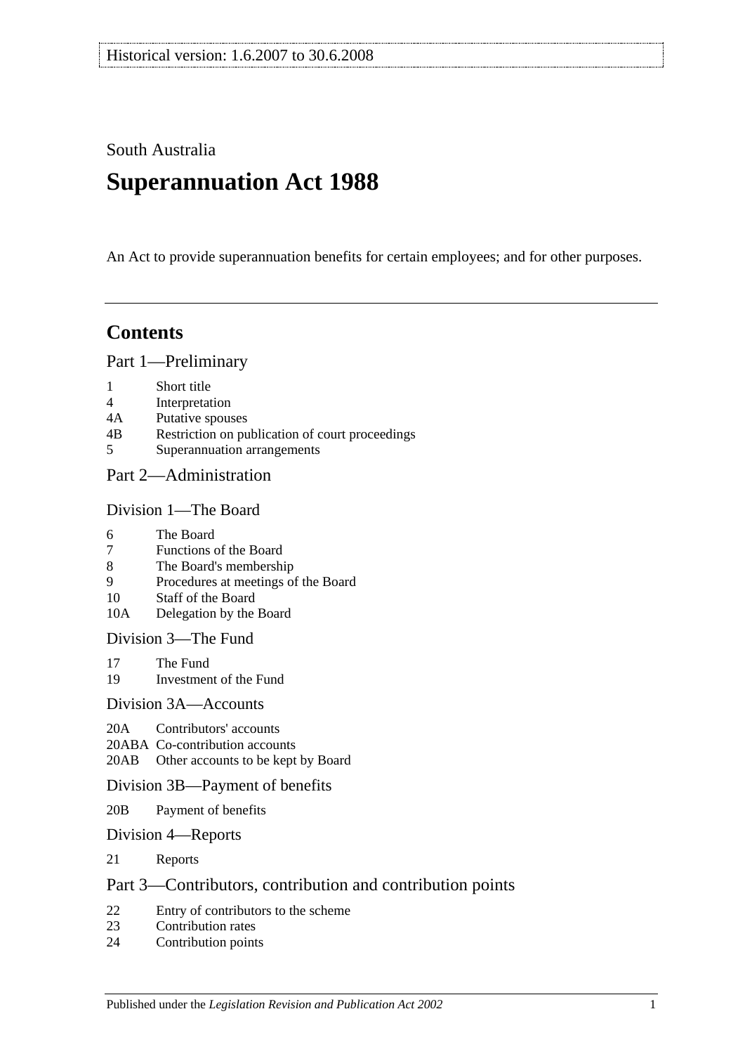Historical version: 1.6.2007 to 30.6.2008

South Australia

# Superannuation Act 1988

An Act to provide superannuation benefits for certain employees; and for other purposes.

## Contents

### Part 1—Preliminary

1 Short title
4 Interpretation
4A Putative spouses
4B Restriction on publication of court proceedings
5 Superannuation arrangements

### Part 2—Administration

#### Division 1—The Board

6 The Board
7 Functions of the Board
8 The Board's membership
9 Procedures at meetings of the Board
10 Staff of the Board
10A Delegation by the Board

#### Division 3—The Fund

17 The Fund
19 Investment of the Fund

#### Division 3A—Accounts

20A Contributors' accounts
20ABA Co-contribution accounts
20AB Other accounts to be kept by Board

#### Division 3B—Payment of benefits

20B Payment of benefits

#### Division 4—Reports

21 Reports

### Part 3—Contributors, contribution and contribution points

22 Entry of contributors to the scheme
23 Contribution rates
24 Contribution points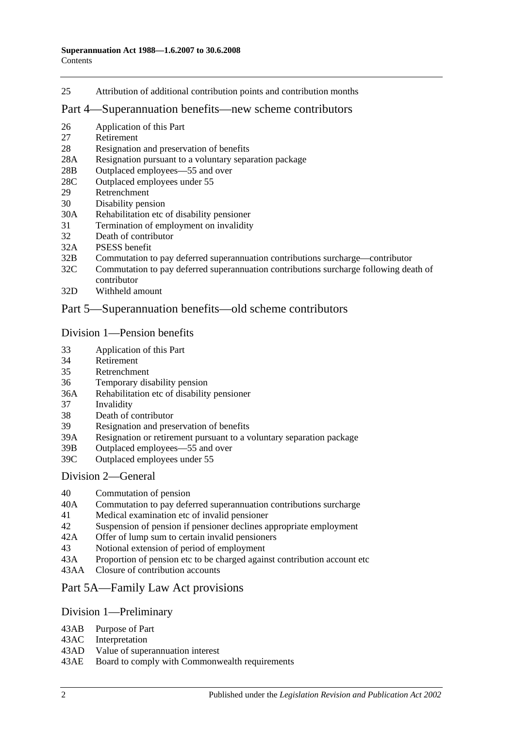25 Attribution of additional contribution points and contribution months

## Part 4—Superannuation benefits—new scheme contributors

26 Application of this Part
27 Retirement
28 Resignation and preservation of benefits
28A Resignation pursuant to a voluntary separation package
28B Outplaced employees—55 and over
28C Outplaced employees under 55
29 Retrenchment
30 Disability pension
30A Rehabilitation etc of disability pensioner
31 Termination of employment on invalidity
32 Death of contributor
32A PSESS benefit
32B Commutation to pay deferred superannuation contributions surcharge—contributor
32C Commutation to pay deferred superannuation contributions surcharge following death of contributor
32D Withheld amount

## Part 5—Superannuation benefits—old scheme contributors

### Division 1—Pension benefits

33 Application of this Part
34 Retirement
35 Retrenchment
36 Temporary disability pension
36A Rehabilitation etc of disability pensioner
37 Invalidity
38 Death of contributor
39 Resignation and preservation of benefits
39A Resignation or retirement pursuant to a voluntary separation package
39B Outplaced employees—55 and over
39C Outplaced employees under 55

### Division 2—General

40 Commutation of pension
40A Commutation to pay deferred superannuation contributions surcharge
41 Medical examination etc of invalid pensioner
42 Suspension of pension if pensioner declines appropriate employment
42A Offer of lump sum to certain invalid pensioners
43 Notional extension of period of employment
43A Proportion of pension etc to be charged against contribution account etc
43AA Closure of contribution accounts

## Part 5A—Family Law Act provisions

### Division 1—Preliminary

43AB Purpose of Part
43AC Interpretation
43AD Value of superannuation interest
43AE Board to comply with Commonwealth requirements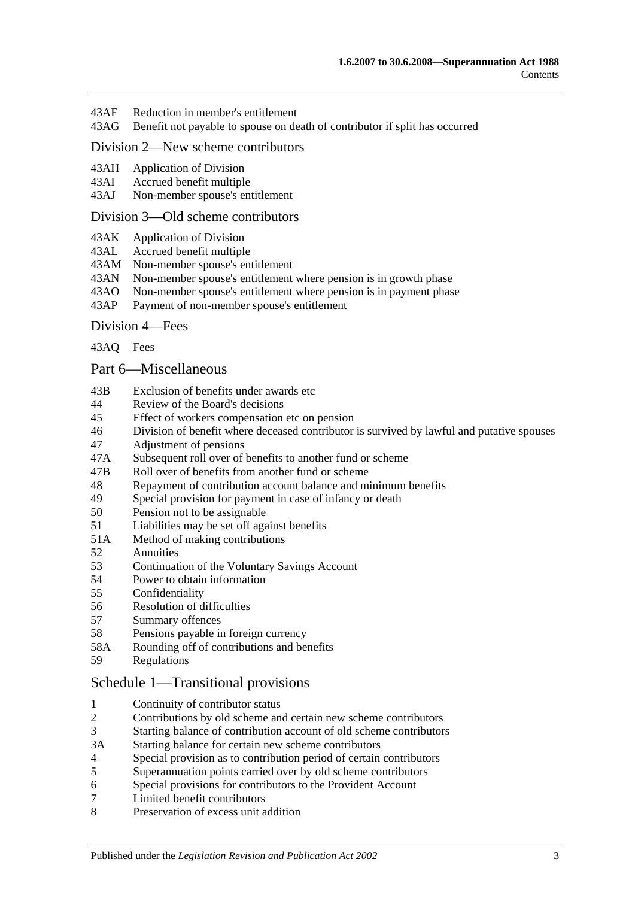43AF Reduction in member's entitlement
43AG Benefit not payable to spouse on death of contributor if split has occurred

## Division 2—New scheme contributors

43AH Application of Division
43AI Accrued benefit multiple
43AJ Non-member spouse's entitlement

## Division 3—Old scheme contributors

43AK Application of Division
43AL Accrued benefit multiple
43AM Non-member spouse's entitlement
43AN Non-member spouse's entitlement where pension is in growth phase
43AO Non-member spouse's entitlement where pension is in payment phase
43AP Payment of non-member spouse's entitlement

## Division 4—Fees

43AQ Fees

# Part 6—Miscellaneous

43B Exclusion of benefits under awards etc
44 Review of the Board's decisions
45 Effect of workers compensation etc on pension
46 Division of benefit where deceased contributor is survived by lawful and putative spouses
47 Adjustment of pensions
47A Subsequent roll over of benefits to another fund or scheme
47B Roll over of benefits from another fund or scheme
48 Repayment of contribution account balance and minimum benefits
49 Special provision for payment in case of infancy or death
50 Pension not to be assignable
51 Liabilities may be set off against benefits
51A Method of making contributions
52 Annuities
53 Continuation of the Voluntary Savings Account
54 Power to obtain information
55 Confidentiality
56 Resolution of difficulties
57 Summary offences
58 Pensions payable in foreign currency
58A Rounding off of contributions and benefits
59 Regulations

# Schedule 1—Transitional provisions

1 Continuity of contributor status
2 Contributions by old scheme and certain new scheme contributors
3 Starting balance of contribution account of old scheme contributors
3A Starting balance for certain new scheme contributors
4 Special provision as to contribution period of certain contributors
5 Superannuation points carried over by old scheme contributors
6 Special provisions for contributors to the Provident Account
7 Limited benefit contributors
8 Preservation of excess unit addition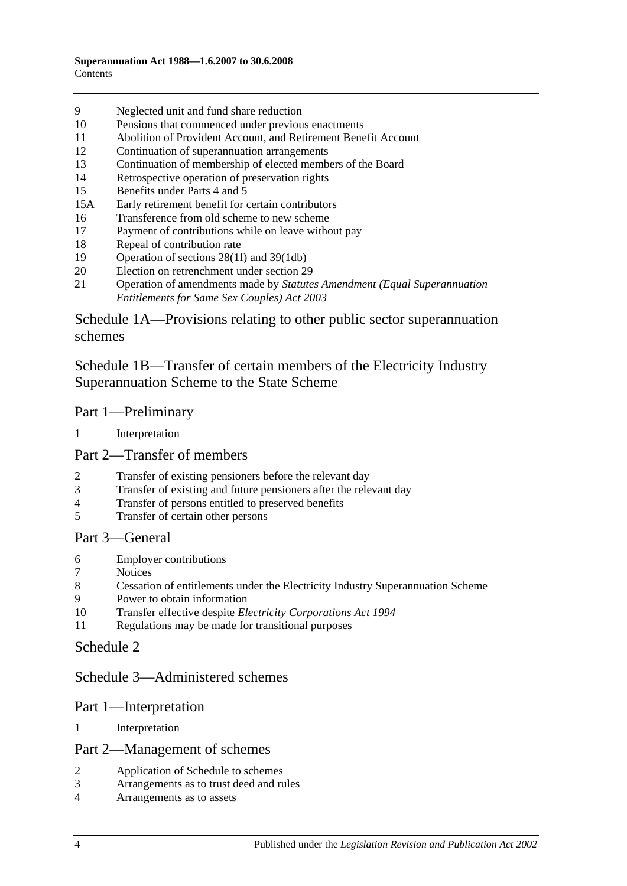9 Neglected unit and fund share reduction
10 Pensions that commenced under previous enactments
11 Abolition of Provident Account, and Retirement Benefit Account
12 Continuation of superannuation arrangements
13 Continuation of membership of elected members of the Board
14 Retrospective operation of preservation rights
15 Benefits under Parts 4 and 5
15A Early retirement benefit for certain contributors
16 Transference from old scheme to new scheme
17 Payment of contributions while on leave without pay
18 Repeal of contribution rate
19 Operation of sections 28(1f) and 39(1db)
20 Election on retrenchment under section 29
21 Operation of amendments made by *Statutes Amendment (Equal Superannuation Entitlements for Same Sex Couples) Act 2003*

## Schedule 1A—Provisions relating to other public sector superannuation schemes

## Schedule 1B—Transfer of certain members of the Electricity Industry Superannuation Scheme to the State Scheme

### Part 1—Preliminary

1 Interpretation

### Part 2—Transfer of members

2 Transfer of existing pensioners before the relevant day
3 Transfer of existing and future pensioners after the relevant day
4 Transfer of persons entitled to preserved benefits
5 Transfer of certain other persons

### Part 3—General

6 Employer contributions
7 Notices
8 Cessation of entitlements under the Electricity Industry Superannuation Scheme
9 Power to obtain information
10 Transfer effective despite *Electricity Corporations Act 1994*
11 Regulations may be made for transitional purposes

## Schedule 2

## Schedule 3—Administered schemes

### Part 1—Interpretation

1 Interpretation

### Part 2—Management of schemes

2 Application of Schedule to schemes
3 Arrangements as to trust deed and rules
4 Arrangements as to assets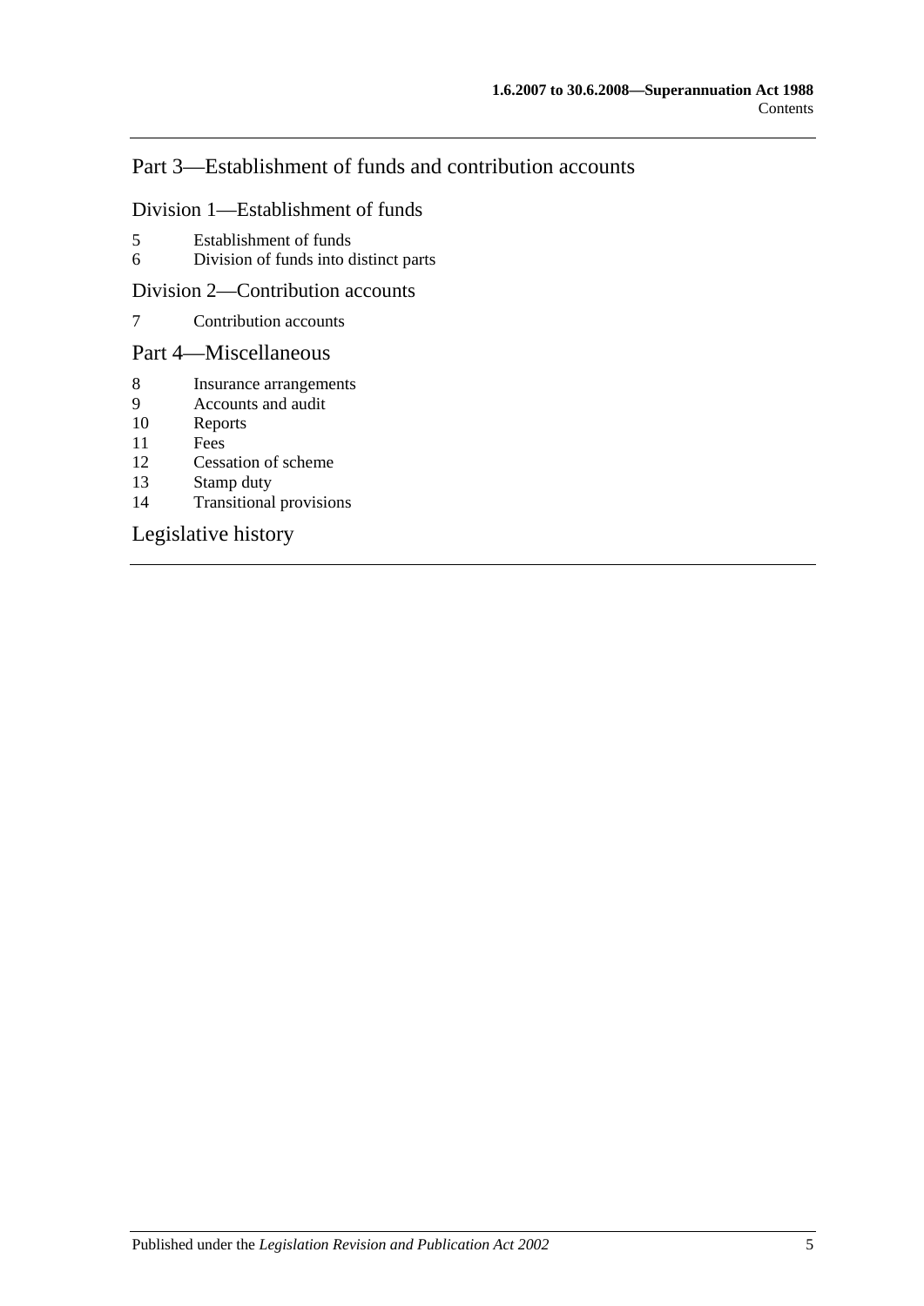## Part 3—Establishment of funds and contribution accounts

### Division 1—Establishment of funds

5 Establishment of funds
6 Division of funds into distinct parts

### Division 2—Contribution accounts

7 Contribution accounts

## Part 4—Miscellaneous

8 Insurance arrangements
9 Accounts and audit
10 Reports
11 Fees
12 Cessation of scheme
13 Stamp duty
14 Transitional provisions

## Legislative history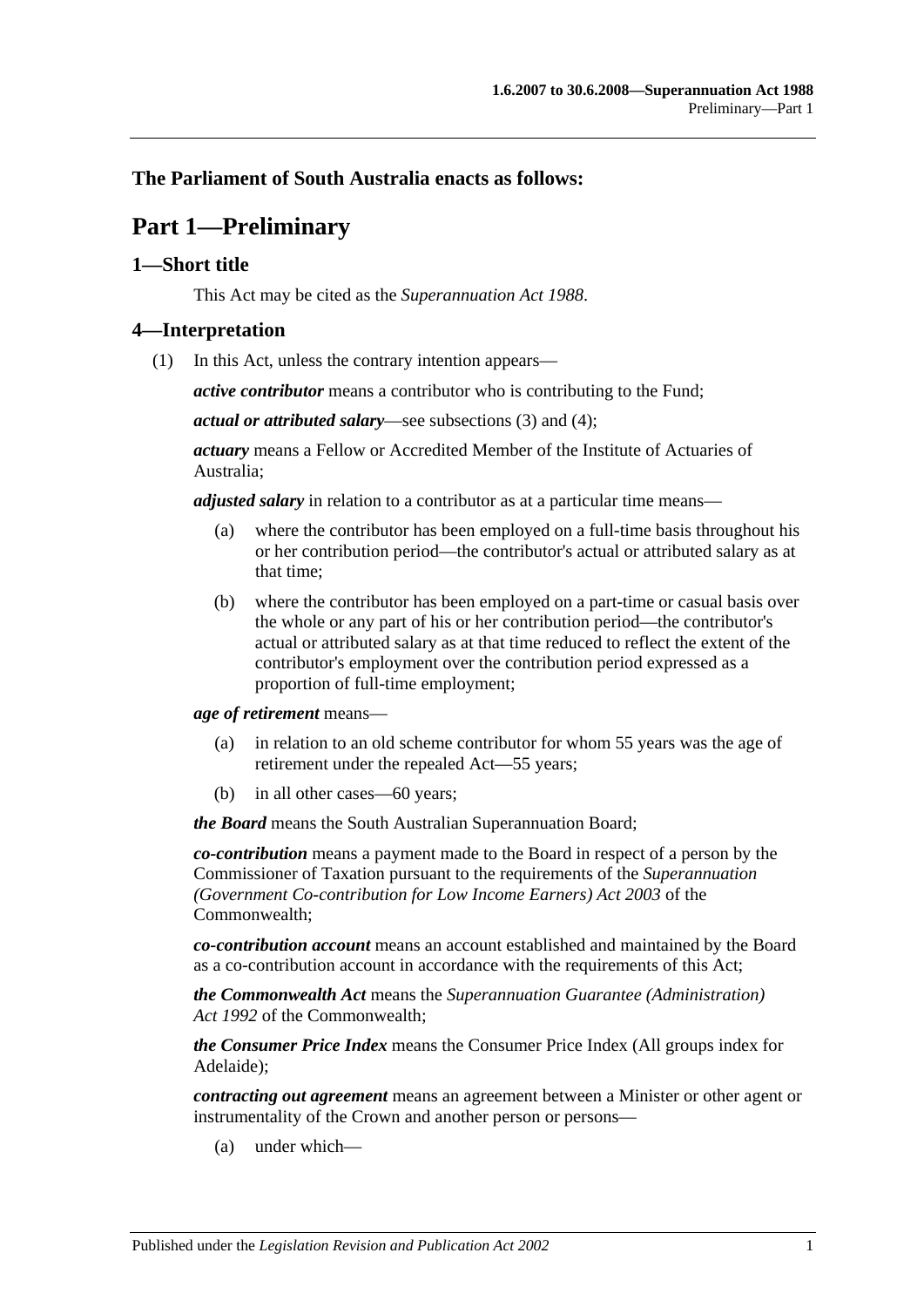## The Parliament of South Australia enacts as follows:

# Part 1—Preliminary

## 1—Short title

This Act may be cited as the *Superannuation Act 1988*.

## 4—Interpretation

(1) In this Act, unless the contrary intention appears—

***active contributor*** means a contributor who is contributing to the Fund;

***actual or attributed salary***—see subsections (3) and (4);

***actuary*** means a Fellow or Accredited Member of the Institute of Actuaries of Australia;

***adjusted salary*** in relation to a contributor as at a particular time means—

(a) where the contributor has been employed on a full-time basis throughout his or her contribution period—the contributor's actual or attributed salary as at that time;

(b) where the contributor has been employed on a part-time or casual basis over the whole or any part of his or her contribution period—the contributor's actual or attributed salary as at that time reduced to reflect the extent of the contributor's employment over the contribution period expressed as a proportion of full-time employment;

***age of retirement*** means—

(a) in relation to an old scheme contributor for whom 55 years was the age of retirement under the repealed Act—55 years;

(b) in all other cases—60 years;

***the Board*** means the South Australian Superannuation Board;

***co-contribution*** means a payment made to the Board in respect of a person by the Commissioner of Taxation pursuant to the requirements of the *Superannuation (Government Co-contribution for Low Income Earners) Act 2003* of the Commonwealth;

***co-contribution account*** means an account established and maintained by the Board as a co-contribution account in accordance with the requirements of this Act;

***the Commonwealth Act*** means the *Superannuation Guarantee (Administration) Act 1992* of the Commonwealth;

***the Consumer Price Index*** means the Consumer Price Index (All groups index for Adelaide);

***contracting out agreement*** means an agreement between a Minister or other agent or instrumentality of the Crown and another person or persons—

(a) under which—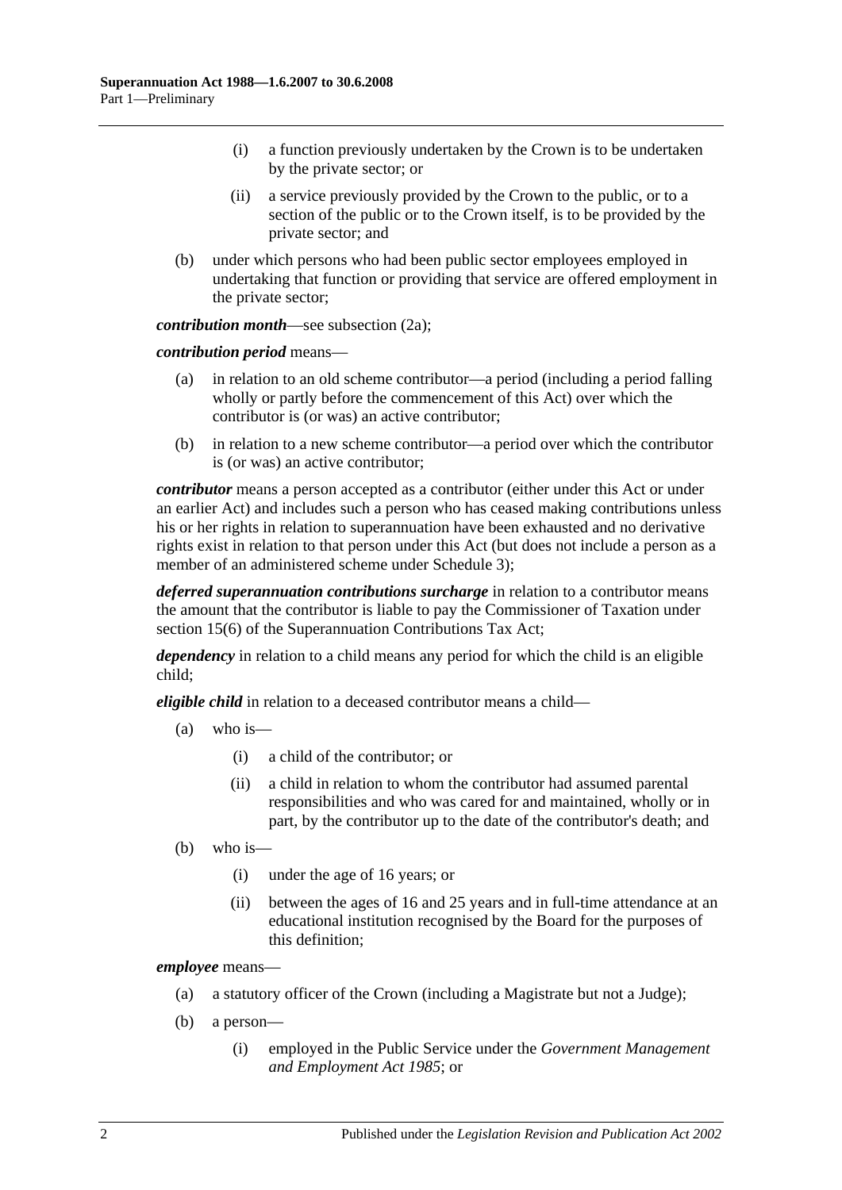(i) a function previously undertaken by the Crown is to be undertaken by the private sector; or

(ii) a service previously provided by the Crown to the public, or to a section of the public or to the Crown itself, is to be provided by the private sector; and

(b) under which persons who had been public sector employees employed in undertaking that function or providing that service are offered employment in the private sector;

***contribution month***—see subsection (2a);

***contribution period*** means—

(a) in relation to an old scheme contributor—a period (including a period falling wholly or partly before the commencement of this Act) over which the contributor is (or was) an active contributor;

(b) in relation to a new scheme contributor—a period over which the contributor is (or was) an active contributor;

***contributor*** means a person accepted as a contributor (either under this Act or under an earlier Act) and includes such a person who has ceased making contributions unless his or her rights in relation to superannuation have been exhausted and no derivative rights exist in relation to that person under this Act (but does not include a person as a member of an administered scheme under Schedule 3);

***deferred superannuation contributions surcharge*** in relation to a contributor means the amount that the contributor is liable to pay the Commissioner of Taxation under section 15(6) of the Superannuation Contributions Tax Act;

***dependency*** in relation to a child means any period for which the child is an eligible child;

***eligible child*** in relation to a deceased contributor means a child—

(a) who is—

(i) a child of the contributor; or

(ii) a child in relation to whom the contributor had assumed parental responsibilities and who was cared for and maintained, wholly or in part, by the contributor up to the date of the contributor's death; and

(b) who is—

(i) under the age of 16 years; or

(ii) between the ages of 16 and 25 years and in full-time attendance at an educational institution recognised by the Board for the purposes of this definition;

***employee*** means—

(a) a statutory officer of the Crown (including a Magistrate but not a Judge);

(b) a person—

(i) employed in the Public Service under the *Government Management and Employment Act 1985*; or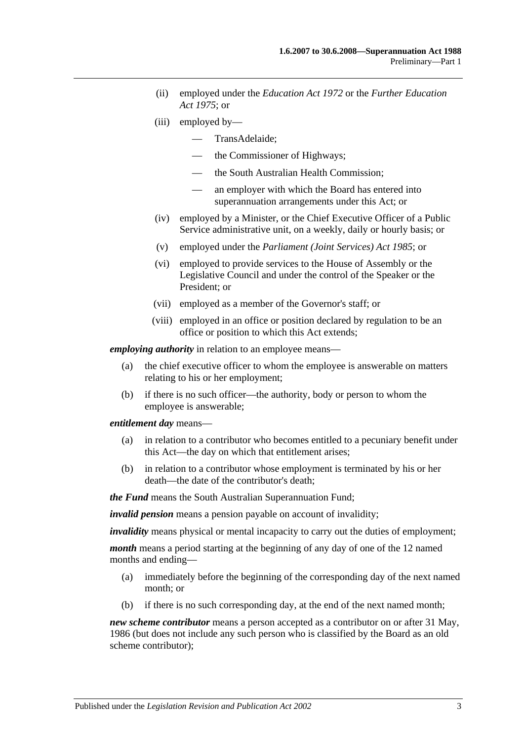(ii) employed under the *Education Act 1972* or the *Further Education Act 1975*; or

(iii) employed by—

- TransAdelaide;
- the Commissioner of Highways;
- the South Australian Health Commission;
- an employer with which the Board has entered into superannuation arrangements under this Act; or

(iv) employed by a Minister, or the Chief Executive Officer of a Public Service administrative unit, on a weekly, daily or hourly basis; or

(v) employed under the *Parliament (Joint Services) Act 1985*; or

(vi) employed to provide services to the House of Assembly or the Legislative Council and under the control of the Speaker or the President; or

(vii) employed as a member of the Governor's staff; or

(viii) employed in an office or position declared by regulation to be an office or position to which this Act extends;

***employing authority*** in relation to an employee means—

(a) the chief executive officer to whom the employee is answerable on matters relating to his or her employment;

(b) if there is no such officer—the authority, body or person to whom the employee is answerable;

***entitlement day*** means—

(a) in relation to a contributor who becomes entitled to a pecuniary benefit under this Act—the day on which that entitlement arises;

(b) in relation to a contributor whose employment is terminated by his or her death—the date of the contributor's death;

***the Fund*** means the South Australian Superannuation Fund;

***invalid pension*** means a pension payable on account of invalidity;

***invalidity*** means physical or mental incapacity to carry out the duties of employment;

***month*** means a period starting at the beginning of any day of one of the 12 named months and ending—

(a) immediately before the beginning of the corresponding day of the next named month; or

(b) if there is no such corresponding day, at the end of the next named month;

***new scheme contributor*** means a person accepted as a contributor on or after 31 May, 1986 (but does not include any such person who is classified by the Board as an old scheme contributor);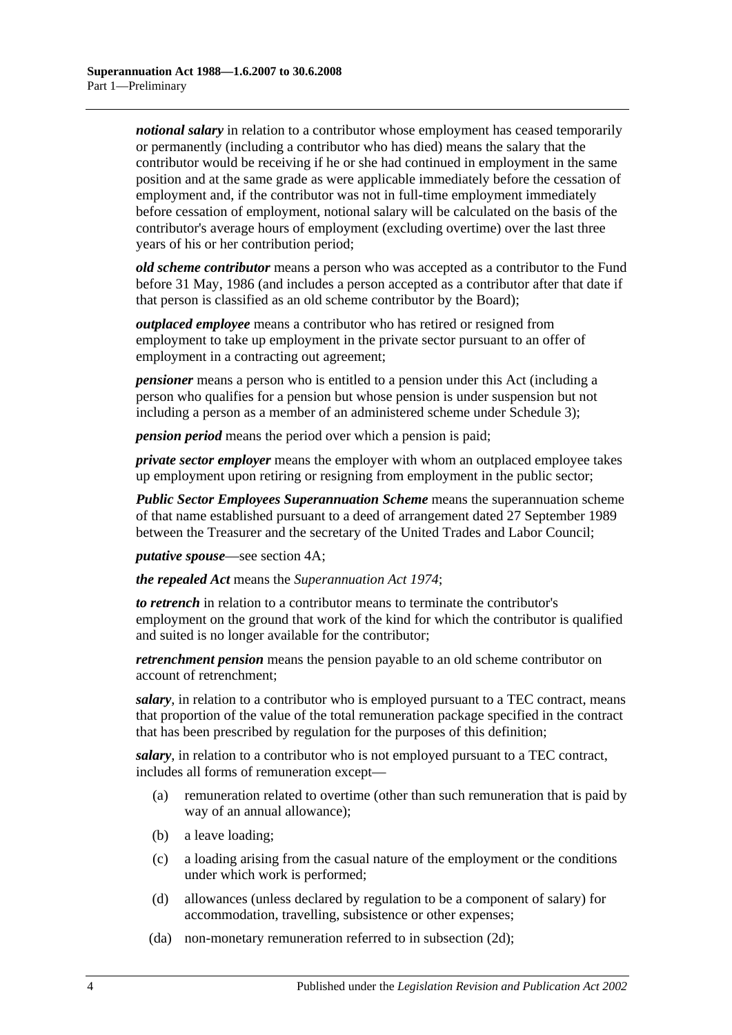***notional salary*** in relation to a contributor whose employment has ceased temporarily or permanently (including a contributor who has died) means the salary that the contributor would be receiving if he or she had continued in employment in the same position and at the same grade as were applicable immediately before the cessation of employment and, if the contributor was not in full-time employment immediately before cessation of employment, notional salary will be calculated on the basis of the contributor's average hours of employment (excluding overtime) over the last three years of his or her contribution period;

***old scheme contributor*** means a person who was accepted as a contributor to the Fund before 31 May, 1986 (and includes a person accepted as a contributor after that date if that person is classified as an old scheme contributor by the Board);

***outplaced employee*** means a contributor who has retired or resigned from employment to take up employment in the private sector pursuant to an offer of employment in a contracting out agreement;

***pensioner*** means a person who is entitled to a pension under this Act (including a person who qualifies for a pension but whose pension is under suspension but not including a person as a member of an administered scheme under Schedule 3);

***pension period*** means the period over which a pension is paid;

***private sector employer*** means the employer with whom an outplaced employee takes up employment upon retiring or resigning from employment in the public sector;

***Public Sector Employees Superannuation Scheme*** means the superannuation scheme of that name established pursuant to a deed of arrangement dated 27 September 1989 between the Treasurer and the secretary of the United Trades and Labor Council;

***putative spouse***—see section 4A;

***the repealed Act*** means the *Superannuation Act 1974*;

***to retrench*** in relation to a contributor means to terminate the contributor's employment on the ground that work of the kind for which the contributor is qualified and suited is no longer available for the contributor;

***retrenchment pension*** means the pension payable to an old scheme contributor on account of retrenchment;

***salary***, in relation to a contributor who is employed pursuant to a TEC contract, means that proportion of the value of the total remuneration package specified in the contract that has been prescribed by regulation for the purposes of this definition;

***salary***, in relation to a contributor who is not employed pursuant to a TEC contract, includes all forms of remuneration except—

- (a) remuneration related to overtime (other than such remuneration that is paid by way of an annual allowance);
- (b) a leave loading;
- (c) a loading arising from the casual nature of the employment or the conditions under which work is performed;
- (d) allowances (unless declared by regulation to be a component of salary) for accommodation, travelling, subsistence or other expenses;
- (da) non-monetary remuneration referred to in subsection (2d);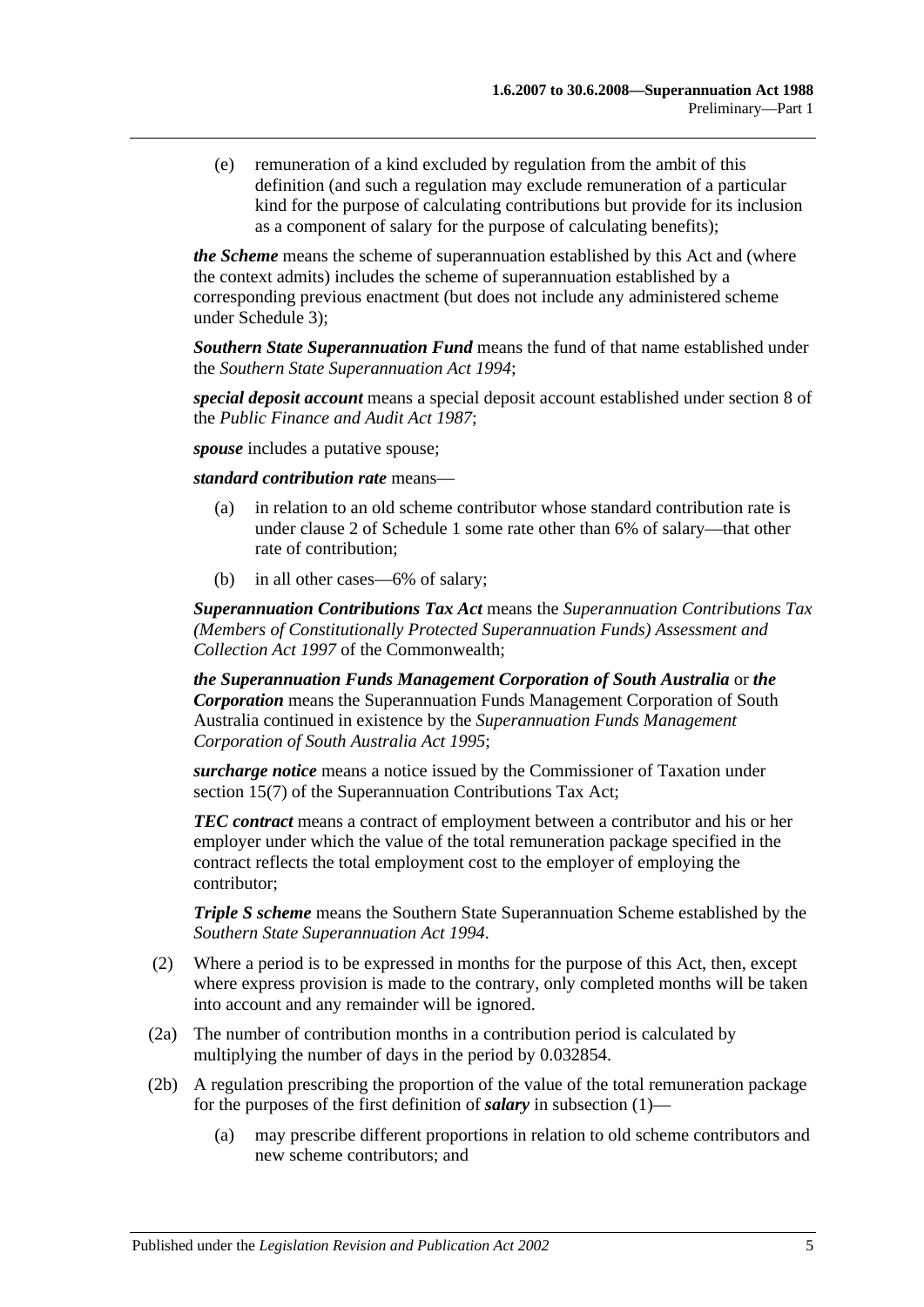(e) remuneration of a kind excluded by regulation from the ambit of this definition (and such a regulation may exclude remuneration of a particular kind for the purpose of calculating contributions but provide for its inclusion as a component of salary for the purpose of calculating benefits);

***the Scheme*** means the scheme of superannuation established by this Act and (where the context admits) includes the scheme of superannuation established by a corresponding previous enactment (but does not include any administered scheme under Schedule 3);

***Southern State Superannuation Fund*** means the fund of that name established under the *Southern State Superannuation Act 1994*;

***special deposit account*** means a special deposit account established under section 8 of the *Public Finance and Audit Act 1987*;

***spouse*** includes a putative spouse;

***standard contribution rate*** means—

(a) in relation to an old scheme contributor whose standard contribution rate is under clause 2 of Schedule 1 some rate other than 6% of salary—that other rate of contribution;

(b) in all other cases—6% of salary;

***Superannuation Contributions Tax Act*** means the *Superannuation Contributions Tax (Members of Constitutionally Protected Superannuation Funds) Assessment and Collection Act 1997* of the Commonwealth;

***the Superannuation Funds Management Corporation of South Australia*** or ***the Corporation*** means the Superannuation Funds Management Corporation of South Australia continued in existence by the *Superannuation Funds Management Corporation of South Australia Act 1995*;

***surcharge notice*** means a notice issued by the Commissioner of Taxation under section 15(7) of the Superannuation Contributions Tax Act;

***TEC contract*** means a contract of employment between a contributor and his or her employer under which the value of the total remuneration package specified in the contract reflects the total employment cost to the employer of employing the contributor;

***Triple S scheme*** means the Southern State Superannuation Scheme established by the *Southern State Superannuation Act 1994*.

(2) Where a period is to be expressed in months for the purpose of this Act, then, except where express provision is made to the contrary, only completed months will be taken into account and any remainder will be ignored.

(2a) The number of contribution months in a contribution period is calculated by multiplying the number of days in the period by 0.032854.

(2b) A regulation prescribing the proportion of the value of the total remuneration package for the purposes of the first definition of ***salary*** in subsection (1)—

(a) may prescribe different proportions in relation to old scheme contributors and new scheme contributors; and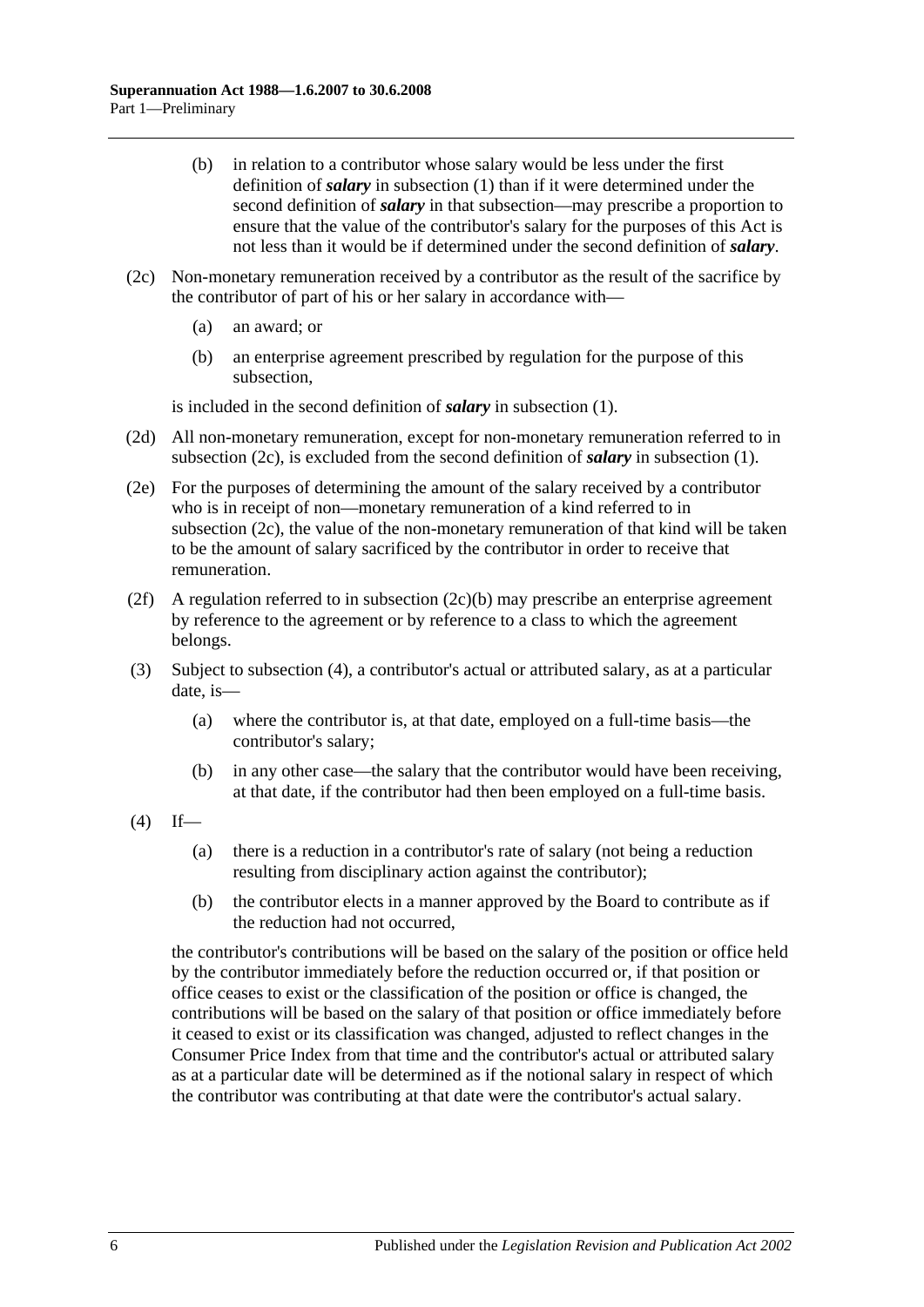(b) in relation to a contributor whose salary would be less under the first definition of ***salary*** in subsection (1) than if it were determined under the second definition of ***salary*** in that subsection—may prescribe a proportion to ensure that the value of the contributor's salary for the purposes of this Act is not less than it would be if determined under the second definition of ***salary***.

(2c) Non-monetary remuneration received by a contributor as the result of the sacrifice by the contributor of part of his or her salary in accordance with—

(a) an award; or

(b) an enterprise agreement prescribed by regulation for the purpose of this subsection,

is included in the second definition of ***salary*** in subsection (1).

(2d) All non-monetary remuneration, except for non-monetary remuneration referred to in subsection (2c), is excluded from the second definition of ***salary*** in subsection (1).

(2e) For the purposes of determining the amount of the salary received by a contributor who is in receipt of non—monetary remuneration of a kind referred to in subsection (2c), the value of the non-monetary remuneration of that kind will be taken to be the amount of salary sacrificed by the contributor in order to receive that remuneration.

(2f) A regulation referred to in subsection (2c)(b) may prescribe an enterprise agreement by reference to the agreement or by reference to a class to which the agreement belongs.

(3) Subject to subsection (4), a contributor's actual or attributed salary, as at a particular date, is—

(a) where the contributor is, at that date, employed on a full-time basis—the contributor's salary;

(b) in any other case—the salary that the contributor would have been receiving, at that date, if the contributor had then been employed on a full-time basis.

(4) If—

(a) there is a reduction in a contributor's rate of salary (not being a reduction resulting from disciplinary action against the contributor);

(b) the contributor elects in a manner approved by the Board to contribute as if the reduction had not occurred,

the contributor's contributions will be based on the salary of the position or office held by the contributor immediately before the reduction occurred or, if that position or office ceases to exist or the classification of the position or office is changed, the contributions will be based on the salary of that position or office immediately before it ceased to exist or its classification was changed, adjusted to reflect changes in the Consumer Price Index from that time and the contributor's actual or attributed salary as at a particular date will be determined as if the notional salary in respect of which the contributor was contributing at that date were the contributor's actual salary.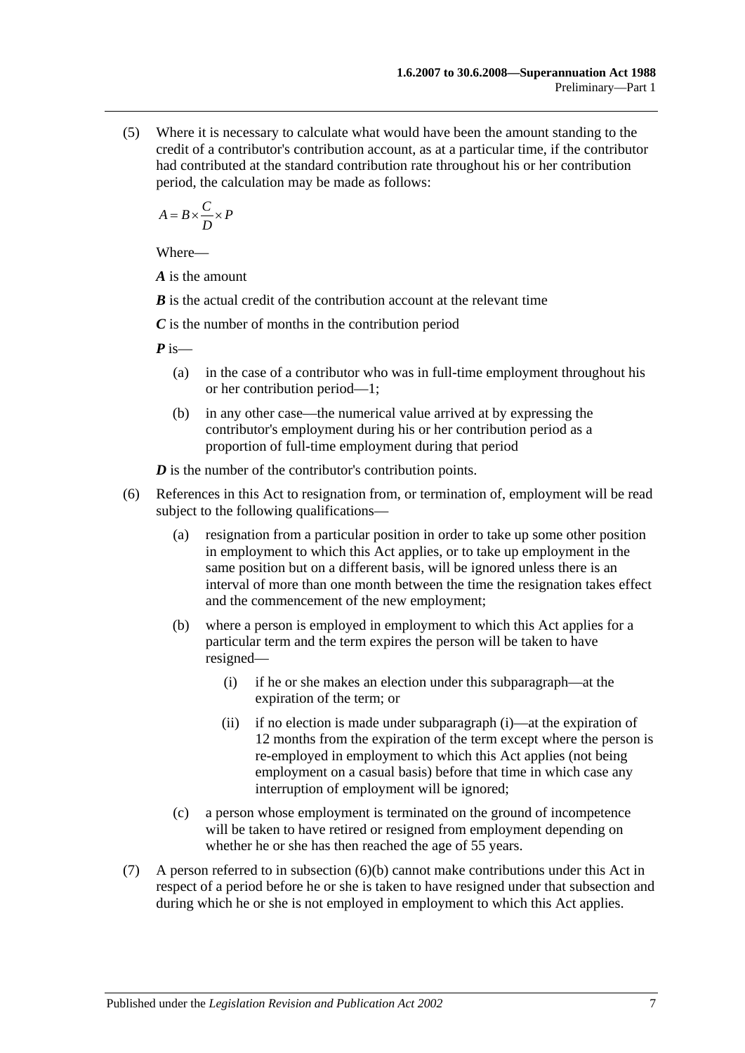(5) Where it is necessary to calculate what would have been the amount standing to the credit of a contributor's contribution account, as at a particular time, if the contributor had contributed at the standard contribution rate throughout his or her contribution period, the calculation may be made as follows:

$$A = B \times \frac{C}{D} \times P$$

Where—

***A*** is the amount

***B*** is the actual credit of the contribution account at the relevant time

***C*** is the number of months in the contribution period

***P*** is—

- (a) in the case of a contributor who was in full-time employment throughout his or her contribution period—1;
- (b) in any other case—the numerical value arrived at by expressing the contributor's employment during his or her contribution period as a proportion of full-time employment during that period

***D*** is the number of the contributor's contribution points.

(6) References in this Act to resignation from, or termination of, employment will be read subject to the following qualifications—

- (a) resignation from a particular position in order to take up some other position in employment to which this Act applies, or to take up employment in the same position but on a different basis, will be ignored unless there is an interval of more than one month between the time the resignation takes effect and the commencement of the new employment;
- (b) where a person is employed in employment to which this Act applies for a particular term and the term expires the person will be taken to have resigned—
  - (i) if he or she makes an election under this subparagraph—at the expiration of the term; or
  - (ii) if no election is made under subparagraph (i)—at the expiration of 12 months from the expiration of the term except where the person is re-employed in employment to which this Act applies (not being employment on a casual basis) before that time in which case any interruption of employment will be ignored;
- (c) a person whose employment is terminated on the ground of incompetence will be taken to have retired or resigned from employment depending on whether he or she has then reached the age of 55 years.

(7) A person referred to in subsection (6)(b) cannot make contributions under this Act in respect of a period before he or she is taken to have resigned under that subsection and during which he or she is not employed in employment to which this Act applies.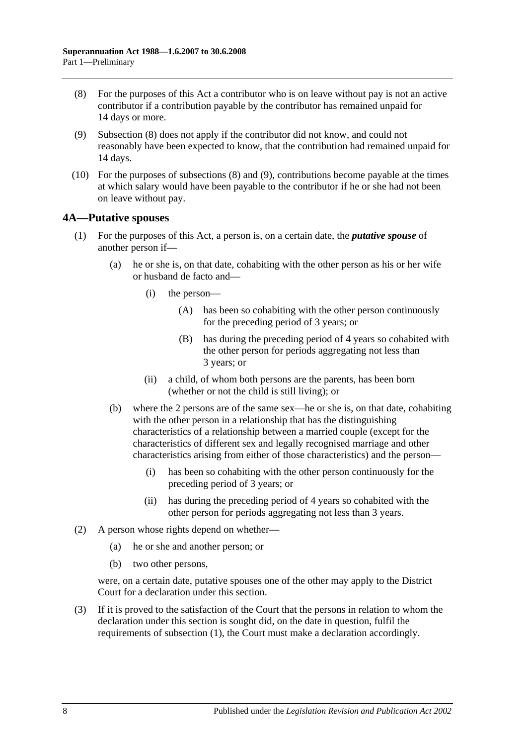(8) For the purposes of this Act a contributor who is on leave without pay is not an active contributor if a contribution payable by the contributor has remained unpaid for 14 days or more.

(9) Subsection (8) does not apply if the contributor did not know, and could not reasonably have been expected to know, that the contribution had remained unpaid for 14 days.

(10) For the purposes of subsections (8) and (9), contributions become payable at the times at which salary would have been payable to the contributor if he or she had not been on leave without pay.

## 4A—Putative spouses

(1) For the purposes of this Act, a person is, on a certain date, the ***putative spouse*** of another person if—

(a) he or she is, on that date, cohabiting with the other person as his or her wife or husband de facto and—

(i) the person—

(A) has been so cohabiting with the other person continuously for the preceding period of 3 years; or

(B) has during the preceding period of 4 years so cohabited with the other person for periods aggregating not less than 3 years; or

(ii) a child, of whom both persons are the parents, has been born (whether or not the child is still living); or

(b) where the 2 persons are of the same sex—he or she is, on that date, cohabiting with the other person in a relationship that has the distinguishing characteristics of a relationship between a married couple (except for the characteristics of different sex and legally recognised marriage and other characteristics arising from either of those characteristics) and the person—

(i) has been so cohabiting with the other person continuously for the preceding period of 3 years; or

(ii) has during the preceding period of 4 years so cohabited with the other person for periods aggregating not less than 3 years.

(2) A person whose rights depend on whether—

(a) he or she and another person; or

(b) two other persons,

were, on a certain date, putative spouses one of the other may apply to the District Court for a declaration under this section.

(3) If it is proved to the satisfaction of the Court that the persons in relation to whom the declaration under this section is sought did, on the date in question, fulfil the requirements of subsection (1), the Court must make a declaration accordingly.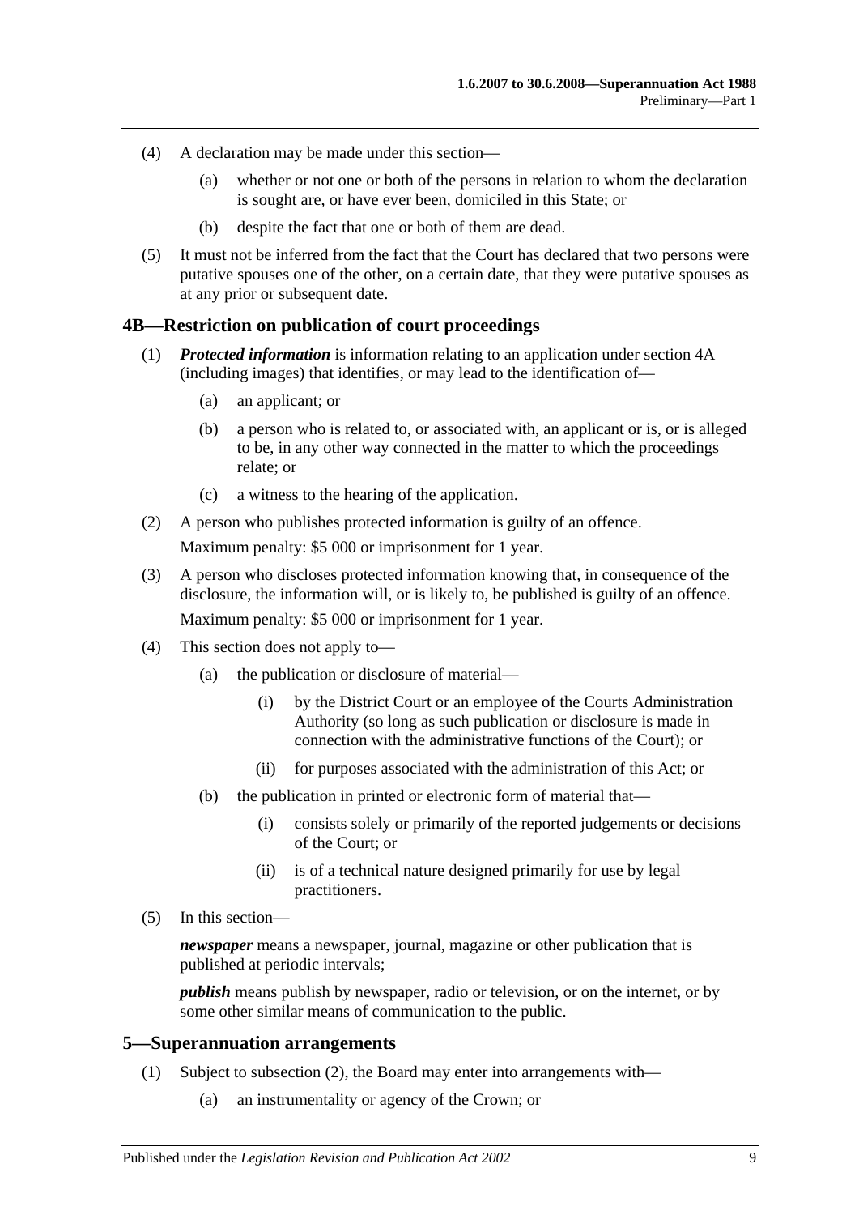(4) A declaration may be made under this section—

(a) whether or not one or both of the persons in relation to whom the declaration is sought are, or have ever been, domiciled in this State; or

(b) despite the fact that one or both of them are dead.

(5) It must not be inferred from the fact that the Court has declared that two persons were putative spouses one of the other, on a certain date, that they were putative spouses as at any prior or subsequent date.

## 4B—Restriction on publication of court proceedings

(1) ***Protected information*** is information relating to an application under section 4A (including images) that identifies, or may lead to the identification of—

(a) an applicant; or

(b) a person who is related to, or associated with, an applicant or is, or is alleged to be, in any other way connected in the matter to which the proceedings relate; or

(c) a witness to the hearing of the application.

(2) A person who publishes protected information is guilty of an offence.

Maximum penalty: $5 000 or imprisonment for 1 year.

(3) A person who discloses protected information knowing that, in consequence of the disclosure, the information will, or is likely to, be published is guilty of an offence.

Maximum penalty: $5 000 or imprisonment for 1 year.

(4) This section does not apply to—

(a) the publication or disclosure of material—

(i) by the District Court or an employee of the Courts Administration Authority (so long as such publication or disclosure is made in connection with the administrative functions of the Court); or

(ii) for purposes associated with the administration of this Act; or

(b) the publication in printed or electronic form of material that—

(i) consists solely or primarily of the reported judgements or decisions of the Court; or

(ii) is of a technical nature designed primarily for use by legal practitioners.

(5) In this section—

***newspaper*** means a newspaper, journal, magazine or other publication that is published at periodic intervals;

***publish*** means publish by newspaper, radio or television, or on the internet, or by some other similar means of communication to the public.

## 5—Superannuation arrangements

(1) Subject to subsection (2), the Board may enter into arrangements with—

(a) an instrumentality or agency of the Crown; or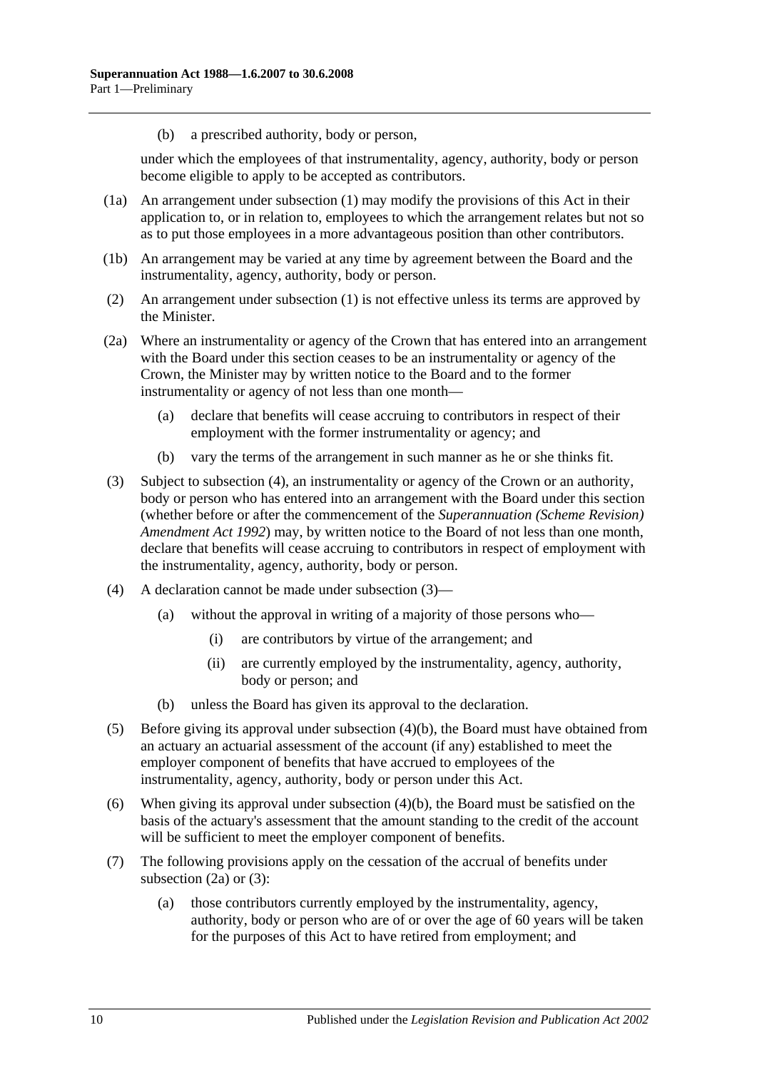(b) a prescribed authority, body or person,

under which the employees of that instrumentality, agency, authority, body or person become eligible to apply to be accepted as contributors.

(1a) An arrangement under subsection (1) may modify the provisions of this Act in their application to, or in relation to, employees to which the arrangement relates but not so as to put those employees in a more advantageous position than other contributors.

(1b) An arrangement may be varied at any time by agreement between the Board and the instrumentality, agency, authority, body or person.

(2) An arrangement under subsection (1) is not effective unless its terms are approved by the Minister.

(2a) Where an instrumentality or agency of the Crown that has entered into an arrangement with the Board under this section ceases to be an instrumentality or agency of the Crown, the Minister may by written notice to the Board and to the former instrumentality or agency of not less than one month—

(a) declare that benefits will cease accruing to contributors in respect of their employment with the former instrumentality or agency; and

(b) vary the terms of the arrangement in such manner as he or she thinks fit.

(3) Subject to subsection (4), an instrumentality or agency of the Crown or an authority, body or person who has entered into an arrangement with the Board under this section (whether before or after the commencement of the *Superannuation (Scheme Revision) Amendment Act 1992*) may, by written notice to the Board of not less than one month, declare that benefits will cease accruing to contributors in respect of employment with the instrumentality, agency, authority, body or person.

(4) A declaration cannot be made under subsection (3)—

(a) without the approval in writing of a majority of those persons who—

(i) are contributors by virtue of the arrangement; and

(ii) are currently employed by the instrumentality, agency, authority, body or person; and

(b) unless the Board has given its approval to the declaration.

(5) Before giving its approval under subsection (4)(b), the Board must have obtained from an actuary an actuarial assessment of the account (if any) established to meet the employer component of benefits that have accrued to employees of the instrumentality, agency, authority, body or person under this Act.

(6) When giving its approval under subsection (4)(b), the Board must be satisfied on the basis of the actuary's assessment that the amount standing to the credit of the account will be sufficient to meet the employer component of benefits.

(7) The following provisions apply on the cessation of the accrual of benefits under subsection (2a) or (3):

(a) those contributors currently employed by the instrumentality, agency, authority, body or person who are of or over the age of 60 years will be taken for the purposes of this Act to have retired from employment; and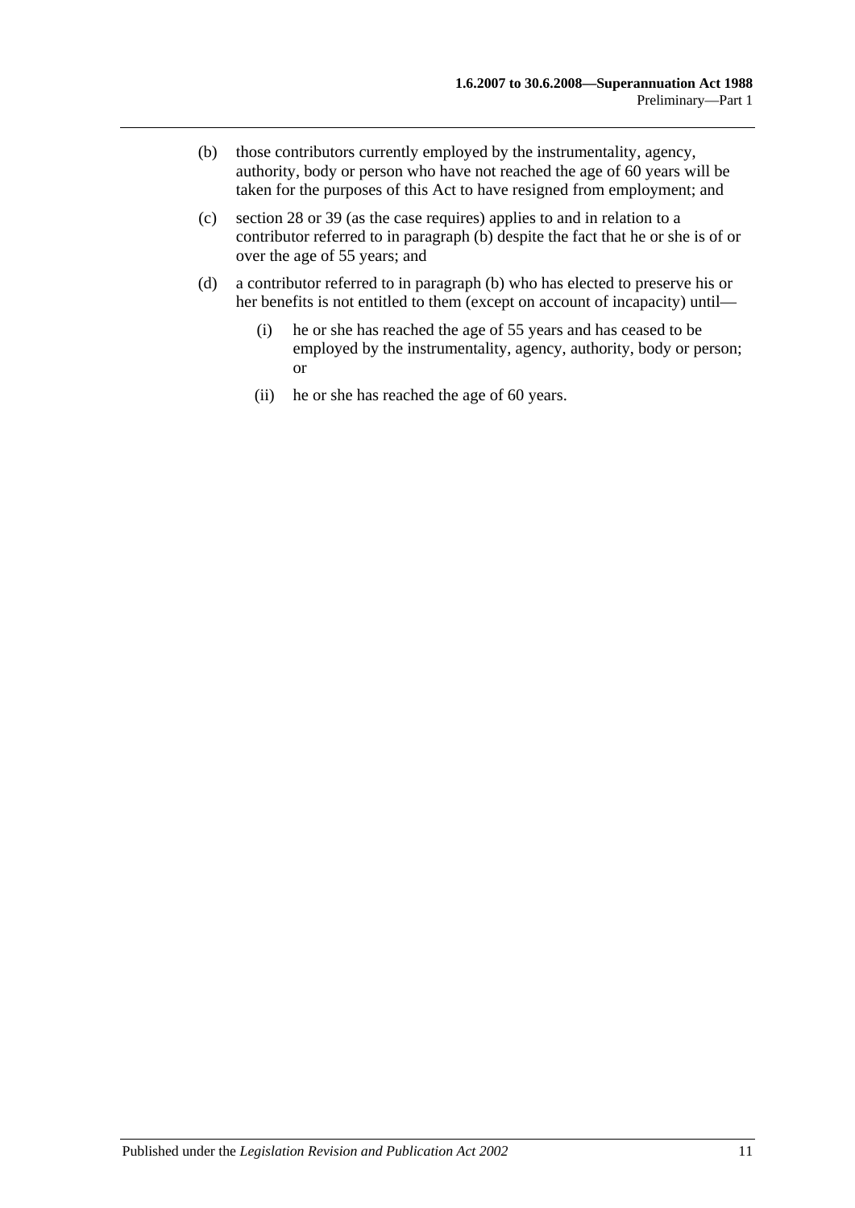(b) those contributors currently employed by the instrumentality, agency, authority, body or person who have not reached the age of 60 years will be taken for the purposes of this Act to have resigned from employment; and

(c) section 28 or 39 (as the case requires) applies to and in relation to a contributor referred to in paragraph (b) despite the fact that he or she is of or over the age of 55 years; and

(d) a contributor referred to in paragraph (b) who has elected to preserve his or her benefits is not entitled to them (except on account of incapacity) until—

 (i) he or she has reached the age of 55 years and has ceased to be employed by the instrumentality, agency, authority, body or person; or

 (ii) he or she has reached the age of 60 years.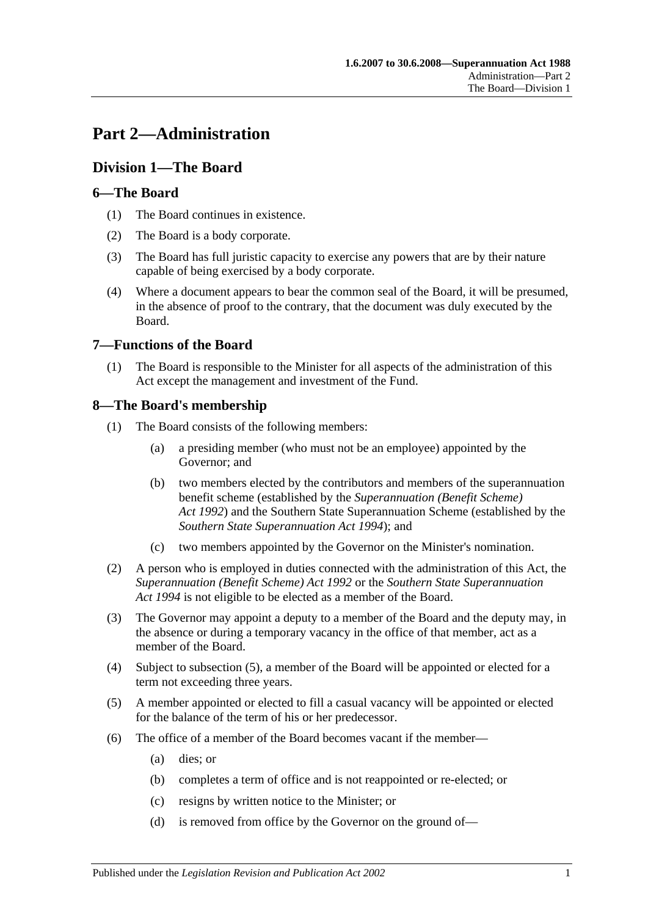# Part 2—Administration

## Division 1—The Board

### 6—The Board

(1) The Board continues in existence.

(2) The Board is a body corporate.

(3) The Board has full juristic capacity to exercise any powers that are by their nature capable of being exercised by a body corporate.

(4) Where a document appears to bear the common seal of the Board, it will be presumed, in the absence of proof to the contrary, that the document was duly executed by the Board.

### 7—Functions of the Board

(1) The Board is responsible to the Minister for all aspects of the administration of this Act except the management and investment of the Fund.

### 8—The Board's membership

(1) The Board consists of the following members:

(a) a presiding member (who must not be an employee) appointed by the Governor; and

(b) two members elected by the contributors and members of the superannuation benefit scheme (established by the *Superannuation (Benefit Scheme) Act 1992*) and the Southern State Superannuation Scheme (established by the *Southern State Superannuation Act 1994*); and

(c) two members appointed by the Governor on the Minister's nomination.

(2) A person who is employed in duties connected with the administration of this Act, the *Superannuation (Benefit Scheme) Act 1992* or the *Southern State Superannuation Act 1994* is not eligible to be elected as a member of the Board.

(3) The Governor may appoint a deputy to a member of the Board and the deputy may, in the absence or during a temporary vacancy in the office of that member, act as a member of the Board.

(4) Subject to subsection (5), a member of the Board will be appointed or elected for a term not exceeding three years.

(5) A member appointed or elected to fill a casual vacancy will be appointed or elected for the balance of the term of his or her predecessor.

(6) The office of a member of the Board becomes vacant if the member—

(a) dies; or

(b) completes a term of office and is not reappointed or re-elected; or

(c) resigns by written notice to the Minister; or

(d) is removed from office by the Governor on the ground of—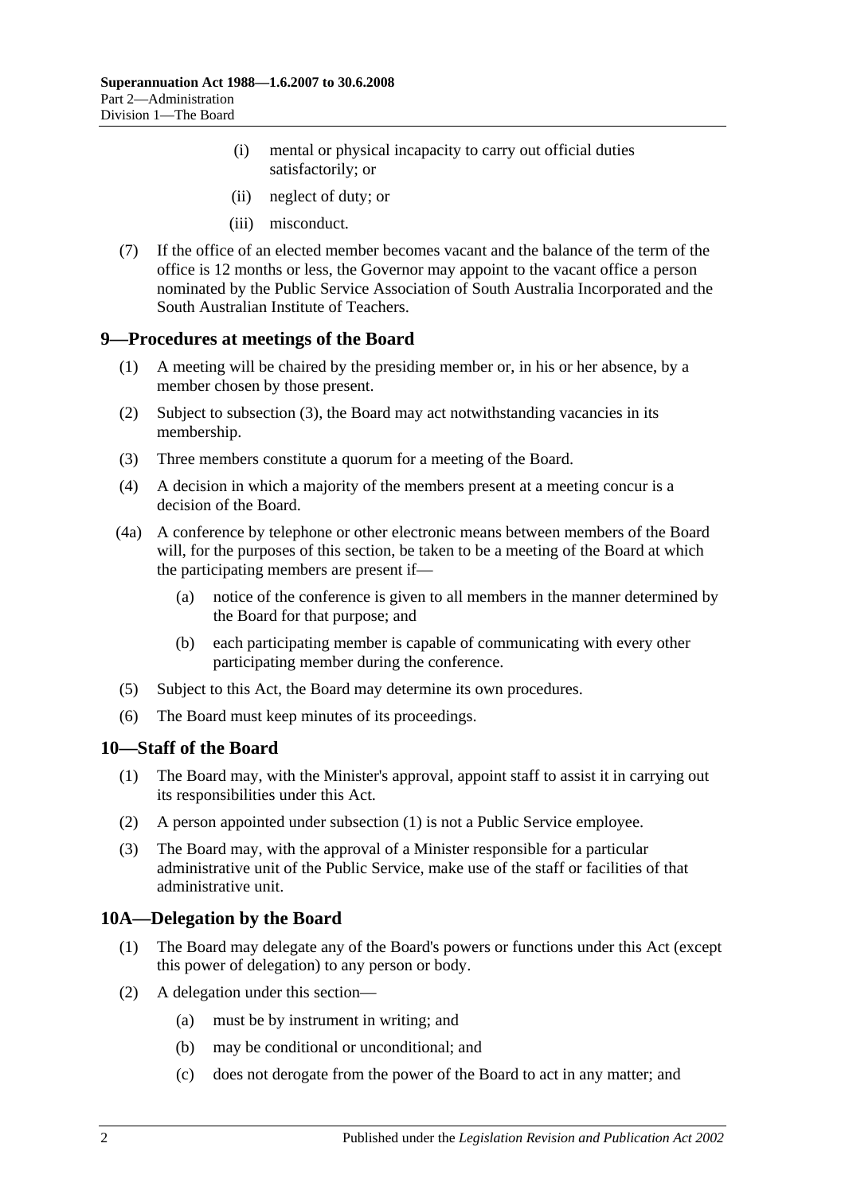(i) mental or physical incapacity to carry out official duties satisfactorily; or

(ii) neglect of duty; or

(iii) misconduct.

(7) If the office of an elected member becomes vacant and the balance of the term of the office is 12 months or less, the Governor may appoint to the vacant office a person nominated by the Public Service Association of South Australia Incorporated and the South Australian Institute of Teachers.

## 9—Procedures at meetings of the Board

(1) A meeting will be chaired by the presiding member or, in his or her absence, by a member chosen by those present.

(2) Subject to subsection (3), the Board may act notwithstanding vacancies in its membership.

(3) Three members constitute a quorum for a meeting of the Board.

(4) A decision in which a majority of the members present at a meeting concur is a decision of the Board.

(4a) A conference by telephone or other electronic means between members of the Board will, for the purposes of this section, be taken to be a meeting of the Board at which the participating members are present if—

(a) notice of the conference is given to all members in the manner determined by the Board for that purpose; and

(b) each participating member is capable of communicating with every other participating member during the conference.

(5) Subject to this Act, the Board may determine its own procedures.

(6) The Board must keep minutes of its proceedings.

## 10—Staff of the Board

(1) The Board may, with the Minister's approval, appoint staff to assist it in carrying out its responsibilities under this Act.

(2) A person appointed under subsection (1) is not a Public Service employee.

(3) The Board may, with the approval of a Minister responsible for a particular administrative unit of the Public Service, make use of the staff or facilities of that administrative unit.

## 10A—Delegation by the Board

(1) The Board may delegate any of the Board's powers or functions under this Act (except this power of delegation) to any person or body.

(2) A delegation under this section—

(a) must be by instrument in writing; and

(b) may be conditional or unconditional; and

(c) does not derogate from the power of the Board to act in any matter; and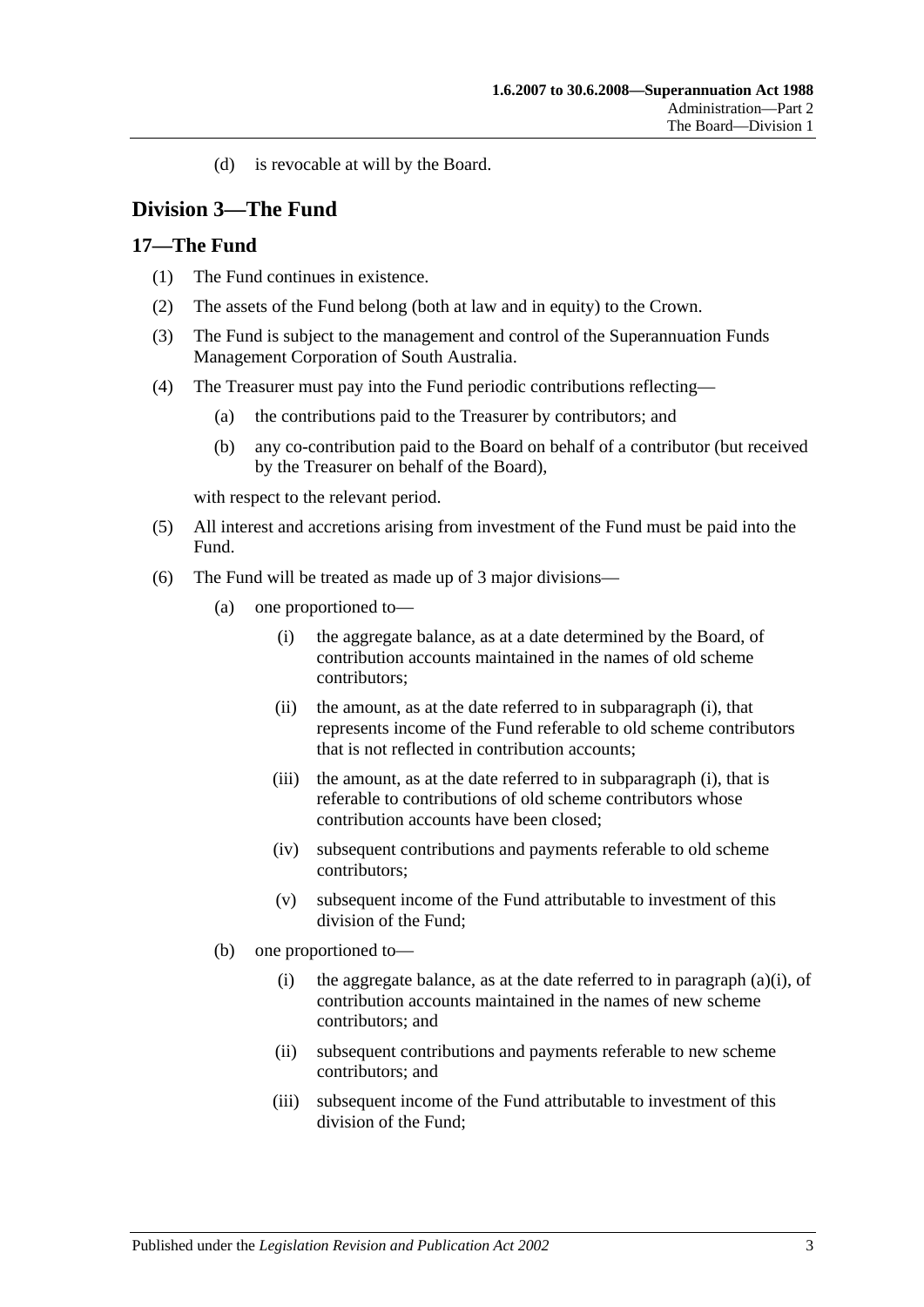(d) is revocable at will by the Board.

## Division 3—The Fund

### 17—The Fund

(1) The Fund continues in existence.

(2) The assets of the Fund belong (both at law and in equity) to the Crown.

(3) The Fund is subject to the management and control of the Superannuation Funds Management Corporation of South Australia.

(4) The Treasurer must pay into the Fund periodic contributions reflecting—

(a) the contributions paid to the Treasurer by contributors; and

(b) any co-contribution paid to the Board on behalf of a contributor (but received by the Treasurer on behalf of the Board),

with respect to the relevant period.

(5) All interest and accretions arising from investment of the Fund must be paid into the Fund.

(6) The Fund will be treated as made up of 3 major divisions—

(a) one proportioned to—

(i) the aggregate balance, as at a date determined by the Board, of contribution accounts maintained in the names of old scheme contributors;

(ii) the amount, as at the date referred to in subparagraph (i), that represents income of the Fund referable to old scheme contributors that is not reflected in contribution accounts;

(iii) the amount, as at the date referred to in subparagraph (i), that is referable to contributions of old scheme contributors whose contribution accounts have been closed;

(iv) subsequent contributions and payments referable to old scheme contributors;

(v) subsequent income of the Fund attributable to investment of this division of the Fund;

(b) one proportioned to—

(i) the aggregate balance, as at the date referred to in paragraph (a)(i), of contribution accounts maintained in the names of new scheme contributors; and

(ii) subsequent contributions and payments referable to new scheme contributors; and

(iii) subsequent income of the Fund attributable to investment of this division of the Fund;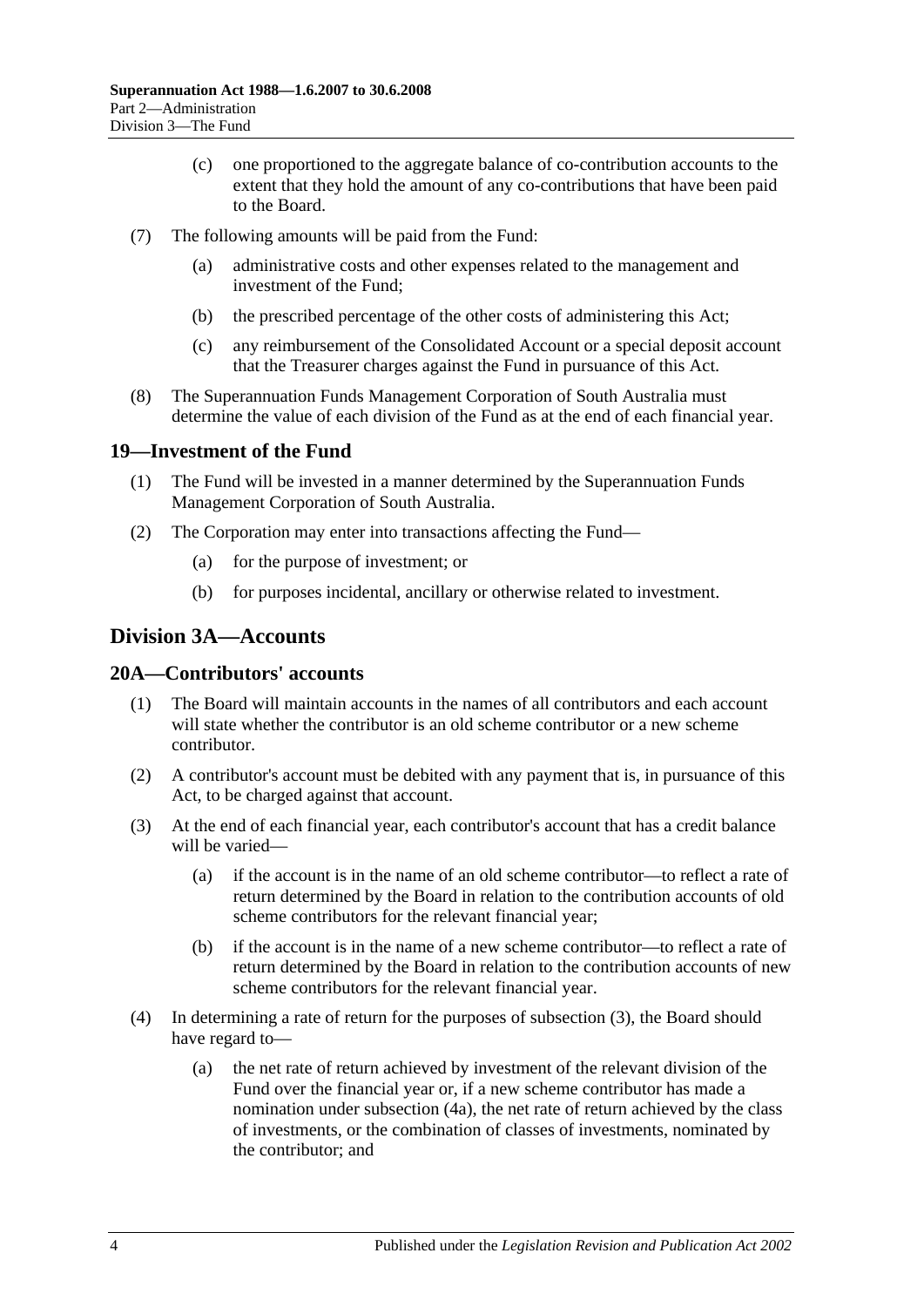(c) one proportioned to the aggregate balance of co-contribution accounts to the extent that they hold the amount of any co-contributions that have been paid to the Board.

(7) The following amounts will be paid from the Fund:

(a) administrative costs and other expenses related to the management and investment of the Fund;

(b) the prescribed percentage of the other costs of administering this Act;

(c) any reimbursement of the Consolidated Account or a special deposit account that the Treasurer charges against the Fund in pursuance of this Act.

(8) The Superannuation Funds Management Corporation of South Australia must determine the value of each division of the Fund as at the end of each financial year.

## 19—Investment of the Fund

(1) The Fund will be invested in a manner determined by the Superannuation Funds Management Corporation of South Australia.

(2) The Corporation may enter into transactions affecting the Fund—

(a) for the purpose of investment; or

(b) for purposes incidental, ancillary or otherwise related to investment.

# Division 3A—Accounts

## 20A—Contributors' accounts

(1) The Board will maintain accounts in the names of all contributors and each account will state whether the contributor is an old scheme contributor or a new scheme contributor.

(2) A contributor's account must be debited with any payment that is, in pursuance of this Act, to be charged against that account.

(3) At the end of each financial year, each contributor's account that has a credit balance will be varied—

(a) if the account is in the name of an old scheme contributor—to reflect a rate of return determined by the Board in relation to the contribution accounts of old scheme contributors for the relevant financial year;

(b) if the account is in the name of a new scheme contributor—to reflect a rate of return determined by the Board in relation to the contribution accounts of new scheme contributors for the relevant financial year.

(4) In determining a rate of return for the purposes of subsection (3), the Board should have regard to—

(a) the net rate of return achieved by investment of the relevant division of the Fund over the financial year or, if a new scheme contributor has made a nomination under subsection (4a), the net rate of return achieved by the class of investments, or the combination of classes of investments, nominated by the contributor; and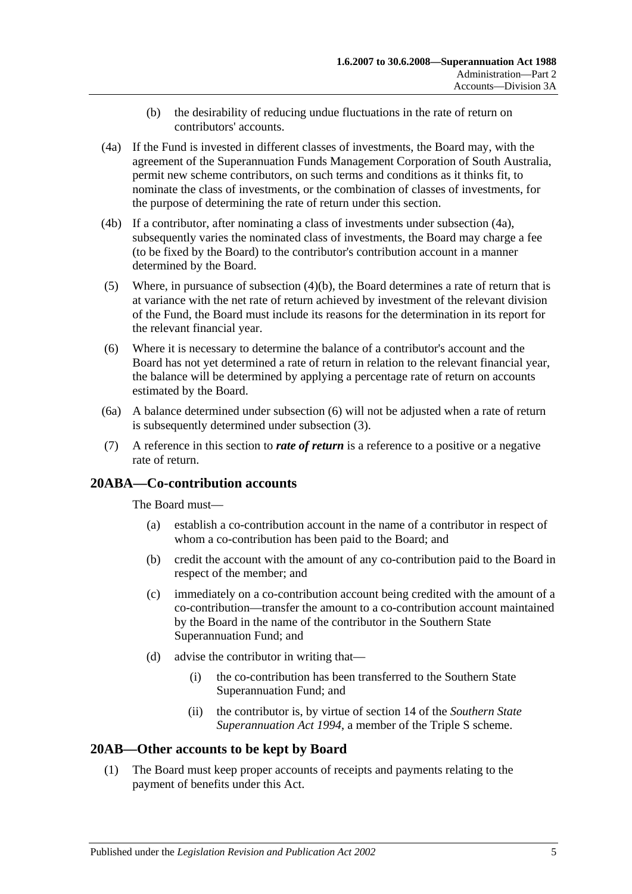(b) the desirability of reducing undue fluctuations in the rate of return on contributors' accounts.

(4a) If the Fund is invested in different classes of investments, the Board may, with the agreement of the Superannuation Funds Management Corporation of South Australia, permit new scheme contributors, on such terms and conditions as it thinks fit, to nominate the class of investments, or the combination of classes of investments, for the purpose of determining the rate of return under this section.

(4b) If a contributor, after nominating a class of investments under subsection (4a), subsequently varies the nominated class of investments, the Board may charge a fee (to be fixed by the Board) to the contributor's contribution account in a manner determined by the Board.

(5) Where, in pursuance of subsection (4)(b), the Board determines a rate of return that is at variance with the net rate of return achieved by investment of the relevant division of the Fund, the Board must include its reasons for the determination in its report for the relevant financial year.

(6) Where it is necessary to determine the balance of a contributor's account and the Board has not yet determined a rate of return in relation to the relevant financial year, the balance will be determined by applying a percentage rate of return on accounts estimated by the Board.

(6a) A balance determined under subsection (6) will not be adjusted when a rate of return is subsequently determined under subsection (3).

(7) A reference in this section to ***rate of return*** is a reference to a positive or a negative rate of return.

## 20ABA—Co-contribution accounts

The Board must—

(a) establish a co-contribution account in the name of a contributor in respect of whom a co-contribution has been paid to the Board; and

(b) credit the account with the amount of any co-contribution paid to the Board in respect of the member; and

(c) immediately on a co-contribution account being credited with the amount of a co-contribution—transfer the amount to a co-contribution account maintained by the Board in the name of the contributor in the Southern State Superannuation Fund; and

(d) advise the contributor in writing that—

(i) the co-contribution has been transferred to the Southern State Superannuation Fund; and

(ii) the contributor is, by virtue of section 14 of the *Southern State Superannuation Act 1994*, a member of the Triple S scheme.

## 20AB—Other accounts to be kept by Board

(1) The Board must keep proper accounts of receipts and payments relating to the payment of benefits under this Act.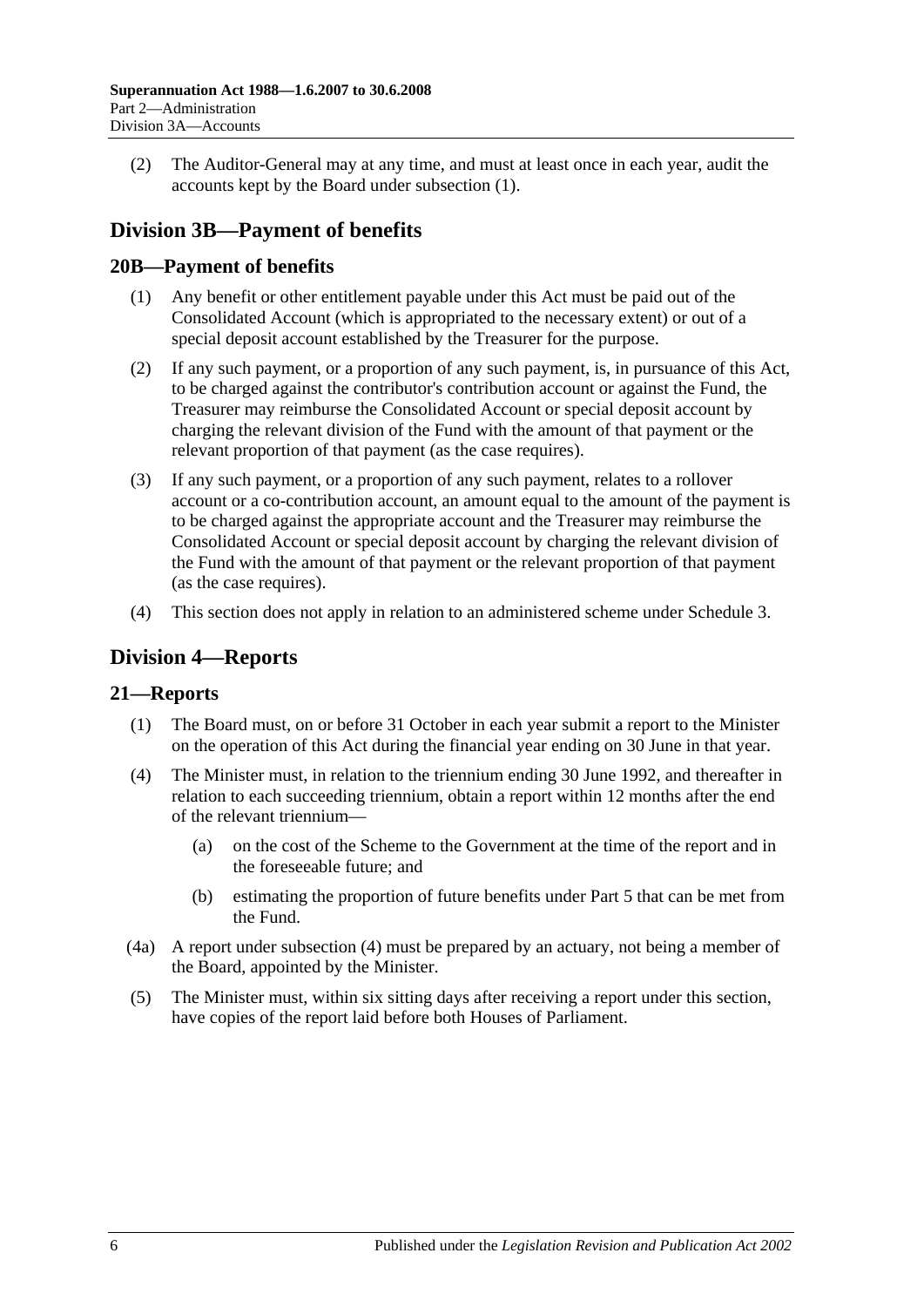(2) The Auditor-General may at any time, and must at least once in each year, audit the accounts kept by the Board under subsection (1).

## Division 3B—Payment of benefits

### 20B—Payment of benefits

(1) Any benefit or other entitlement payable under this Act must be paid out of the Consolidated Account (which is appropriated to the necessary extent) or out of a special deposit account established by the Treasurer for the purpose.

(2) If any such payment, or a proportion of any such payment, is, in pursuance of this Act, to be charged against the contributor's contribution account or against the Fund, the Treasurer may reimburse the Consolidated Account or special deposit account by charging the relevant division of the Fund with the amount of that payment or the relevant proportion of that payment (as the case requires).

(3) If any such payment, or a proportion of any such payment, relates to a rollover account or a co-contribution account, an amount equal to the amount of the payment is to be charged against the appropriate account and the Treasurer may reimburse the Consolidated Account or special deposit account by charging the relevant division of the Fund with the amount of that payment or the relevant proportion of that payment (as the case requires).

(4) This section does not apply in relation to an administered scheme under Schedule 3.

## Division 4—Reports

### 21—Reports

(1) The Board must, on or before 31 October in each year submit a report to the Minister on the operation of this Act during the financial year ending on 30 June in that year.

(4) The Minister must, in relation to the triennium ending 30 June 1992, and thereafter in relation to each succeeding triennium, obtain a report within 12 months after the end of the relevant triennium—

(a) on the cost of the Scheme to the Government at the time of the report and in the foreseeable future; and

(b) estimating the proportion of future benefits under Part 5 that can be met from the Fund.

(4a) A report under subsection (4) must be prepared by an actuary, not being a member of the Board, appointed by the Minister.

(5) The Minister must, within six sitting days after receiving a report under this section, have copies of the report laid before both Houses of Parliament.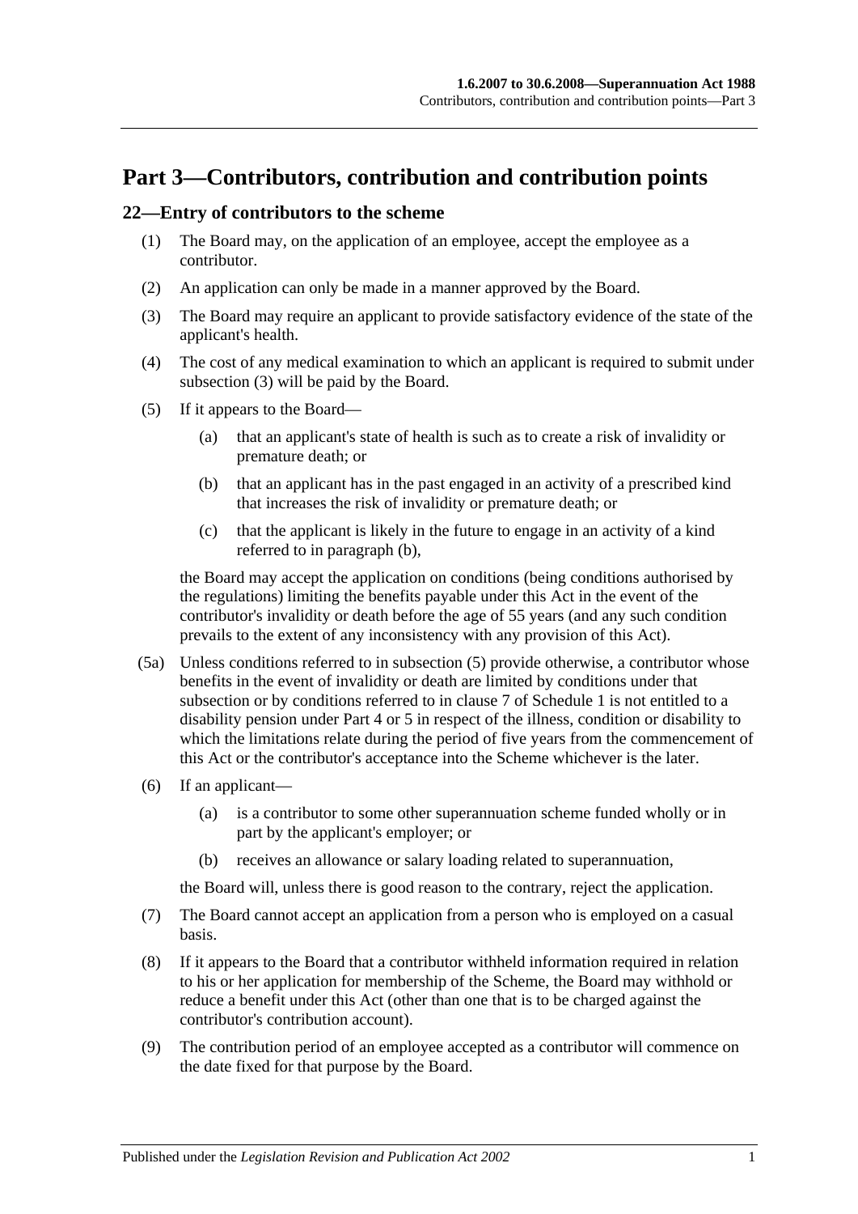# Part 3—Contributors, contribution and contribution points

## 22—Entry of contributors to the scheme

(1) The Board may, on the application of an employee, accept the employee as a contributor.

(2) An application can only be made in a manner approved by the Board.

(3) The Board may require an applicant to provide satisfactory evidence of the state of the applicant's health.

(4) The cost of any medical examination to which an applicant is required to submit under subsection (3) will be paid by the Board.

(5) If it appears to the Board—

(a) that an applicant's state of health is such as to create a risk of invalidity or premature death; or

(b) that an applicant has in the past engaged in an activity of a prescribed kind that increases the risk of invalidity or premature death; or

(c) that the applicant is likely in the future to engage in an activity of a kind referred to in paragraph (b),

the Board may accept the application on conditions (being conditions authorised by the regulations) limiting the benefits payable under this Act in the event of the contributor's invalidity or death before the age of 55 years (and any such condition prevails to the extent of any inconsistency with any provision of this Act).

(5a) Unless conditions referred to in subsection (5) provide otherwise, a contributor whose benefits in the event of invalidity or death are limited by conditions under that subsection or by conditions referred to in clause 7 of Schedule 1 is not entitled to a disability pension under Part 4 or 5 in respect of the illness, condition or disability to which the limitations relate during the period of five years from the commencement of this Act or the contributor's acceptance into the Scheme whichever is the later.

(6) If an applicant—

(a) is a contributor to some other superannuation scheme funded wholly or in part by the applicant's employer; or

(b) receives an allowance or salary loading related to superannuation,

the Board will, unless there is good reason to the contrary, reject the application.

(7) The Board cannot accept an application from a person who is employed on a casual basis.

(8) If it appears to the Board that a contributor withheld information required in relation to his or her application for membership of the Scheme, the Board may withhold or reduce a benefit under this Act (other than one that is to be charged against the contributor's contribution account).

(9) The contribution period of an employee accepted as a contributor will commence on the date fixed for that purpose by the Board.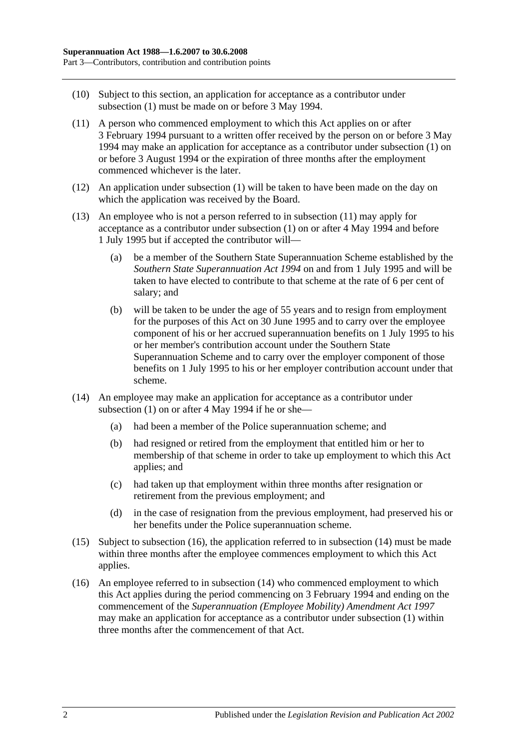(10) Subject to this section, an application for acceptance as a contributor under subsection (1) must be made on or before 3 May 1994.

(11) A person who commenced employment to which this Act applies on or after 3 February 1994 pursuant to a written offer received by the person on or before 3 May 1994 may make an application for acceptance as a contributor under subsection (1) on or before 3 August 1994 or the expiration of three months after the employment commenced whichever is the later.

(12) An application under subsection (1) will be taken to have been made on the day on which the application was received by the Board.

(13) An employee who is not a person referred to in subsection (11) may apply for acceptance as a contributor under subsection (1) on or after 4 May 1994 and before 1 July 1995 but if accepted the contributor will—

(a) be a member of the Southern State Superannuation Scheme established by the *Southern State Superannuation Act 1994* on and from 1 July 1995 and will be taken to have elected to contribute to that scheme at the rate of 6 per cent of salary; and

(b) will be taken to be under the age of 55 years and to resign from employment for the purposes of this Act on 30 June 1995 and to carry over the employee component of his or her accrued superannuation benefits on 1 July 1995 to his or her member's contribution account under the Southern State Superannuation Scheme and to carry over the employer component of those benefits on 1 July 1995 to his or her employer contribution account under that scheme.

(14) An employee may make an application for acceptance as a contributor under subsection (1) on or after 4 May 1994 if he or she—

(a) had been a member of the Police superannuation scheme; and

(b) had resigned or retired from the employment that entitled him or her to membership of that scheme in order to take up employment to which this Act applies; and

(c) had taken up that employment within three months after resignation or retirement from the previous employment; and

(d) in the case of resignation from the previous employment, had preserved his or her benefits under the Police superannuation scheme.

(15) Subject to subsection (16), the application referred to in subsection (14) must be made within three months after the employee commences employment to which this Act applies.

(16) An employee referred to in subsection (14) who commenced employment to which this Act applies during the period commencing on 3 February 1994 and ending on the commencement of the *Superannuation (Employee Mobility) Amendment Act 1997* may make an application for acceptance as a contributor under subsection (1) within three months after the commencement of that Act.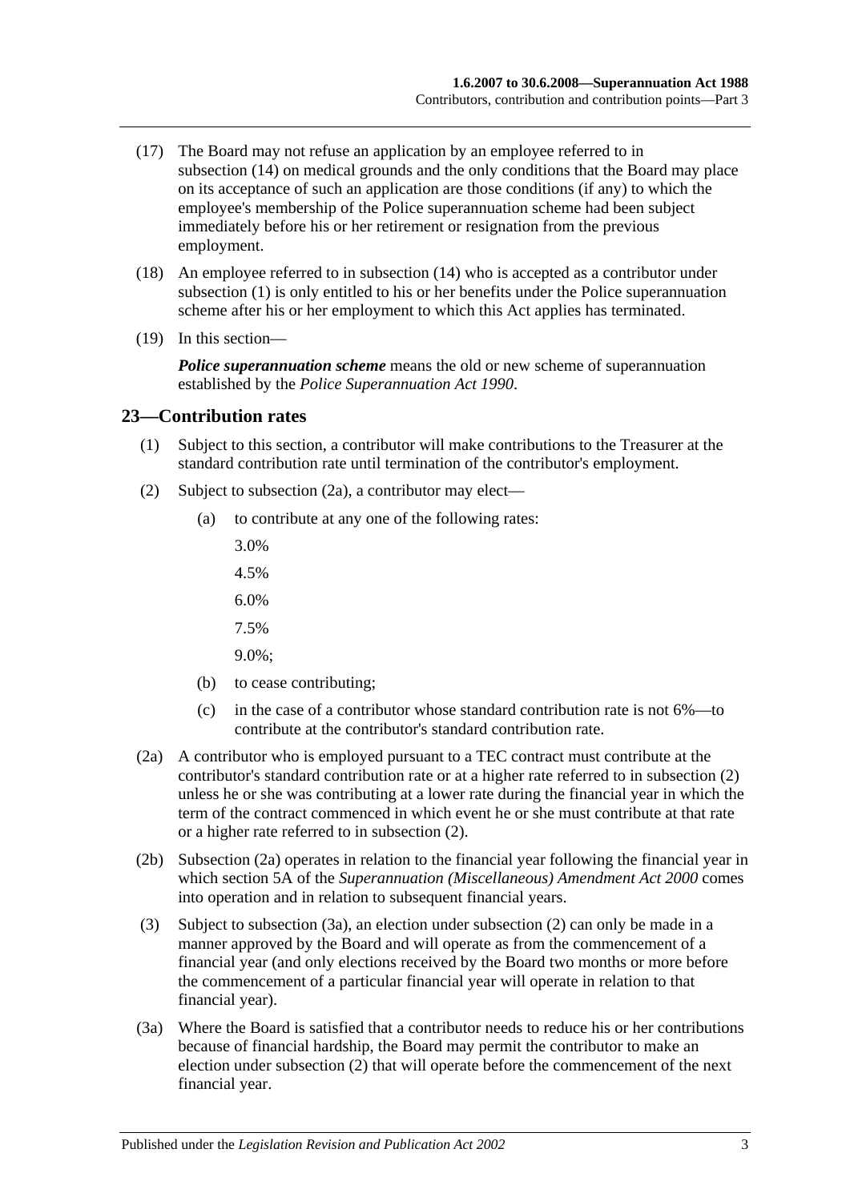(17) The Board may not refuse an application by an employee referred to in subsection (14) on medical grounds and the only conditions that the Board may place on its acceptance of such an application are those conditions (if any) to which the employee's membership of the Police superannuation scheme had been subject immediately before his or her retirement or resignation from the previous employment.

(18) An employee referred to in subsection (14) who is accepted as a contributor under subsection (1) is only entitled to his or her benefits under the Police superannuation scheme after his or her employment to which this Act applies has terminated.

(19) In this section—

***Police superannuation scheme*** means the old or new scheme of superannuation established by the *Police Superannuation Act 1990*.

## 23—Contribution rates

(1) Subject to this section, a contributor will make contributions to the Treasurer at the standard contribution rate until termination of the contributor's employment.

(2) Subject to subsection (2a), a contributor may elect—

(a) to contribute at any one of the following rates:

3.0%

4.5%

6.0%

7.5%

9.0%;

(b) to cease contributing;

(c) in the case of a contributor whose standard contribution rate is not 6%—to contribute at the contributor's standard contribution rate.

(2a) A contributor who is employed pursuant to a TEC contract must contribute at the contributor's standard contribution rate or at a higher rate referred to in subsection (2) unless he or she was contributing at a lower rate during the financial year in which the term of the contract commenced in which event he or she must contribute at that rate or a higher rate referred to in subsection (2).

(2b) Subsection (2a) operates in relation to the financial year following the financial year in which section 5A of the *Superannuation (Miscellaneous) Amendment Act 2000* comes into operation and in relation to subsequent financial years.

(3) Subject to subsection (3a), an election under subsection (2) can only be made in a manner approved by the Board and will operate as from the commencement of a financial year (and only elections received by the Board two months or more before the commencement of a particular financial year will operate in relation to that financial year).

(3a) Where the Board is satisfied that a contributor needs to reduce his or her contributions because of financial hardship, the Board may permit the contributor to make an election under subsection (2) that will operate before the commencement of the next financial year.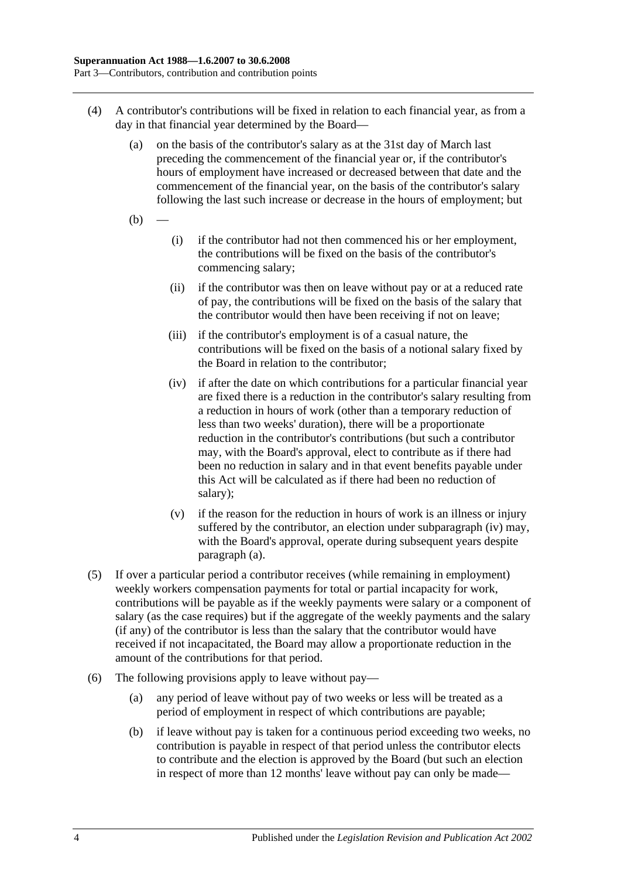(4) A contributor's contributions will be fixed in relation to each financial year, as from a day in that financial year determined by the Board—

  (a) on the basis of the contributor's salary as at the 31st day of March last preceding the commencement of the financial year or, if the contributor's hours of employment have increased or decreased between that date and the commencement of the financial year, on the basis of the contributor's salary following the last such increase or decrease in the hours of employment; but

  (b) —

    (i) if the contributor had not then commenced his or her employment, the contributions will be fixed on the basis of the contributor's commencing salary;

    (ii) if the contributor was then on leave without pay or at a reduced rate of pay, the contributions will be fixed on the basis of the salary that the contributor would then have been receiving if not on leave;

    (iii) if the contributor's employment is of a casual nature, the contributions will be fixed on the basis of a notional salary fixed by the Board in relation to the contributor;

    (iv) if after the date on which contributions for a particular financial year are fixed there is a reduction in the contributor's salary resulting from a reduction in hours of work (other than a temporary reduction of less than two weeks' duration), there will be a proportionate reduction in the contributor's contributions (but such a contributor may, with the Board's approval, elect to contribute as if there had been no reduction in salary and in that event benefits payable under this Act will be calculated as if there had been no reduction of salary);

    (v) if the reason for the reduction in hours of work is an illness or injury suffered by the contributor, an election under subparagraph (iv) may, with the Board's approval, operate during subsequent years despite paragraph (a).

(5) If over a particular period a contributor receives (while remaining in employment) weekly workers compensation payments for total or partial incapacity for work, contributions will be payable as if the weekly payments were salary or a component of salary (as the case requires) but if the aggregate of the weekly payments and the salary (if any) of the contributor is less than the salary that the contributor would have received if not incapacitated, the Board may allow a proportionate reduction in the amount of the contributions for that period.

(6) The following provisions apply to leave without pay—

  (a) any period of leave without pay of two weeks or less will be treated as a period of employment in respect of which contributions are payable;

  (b) if leave without pay is taken for a continuous period exceeding two weeks, no contribution is payable in respect of that period unless the contributor elects to contribute and the election is approved by the Board (but such an election in respect of more than 12 months' leave without pay can only be made—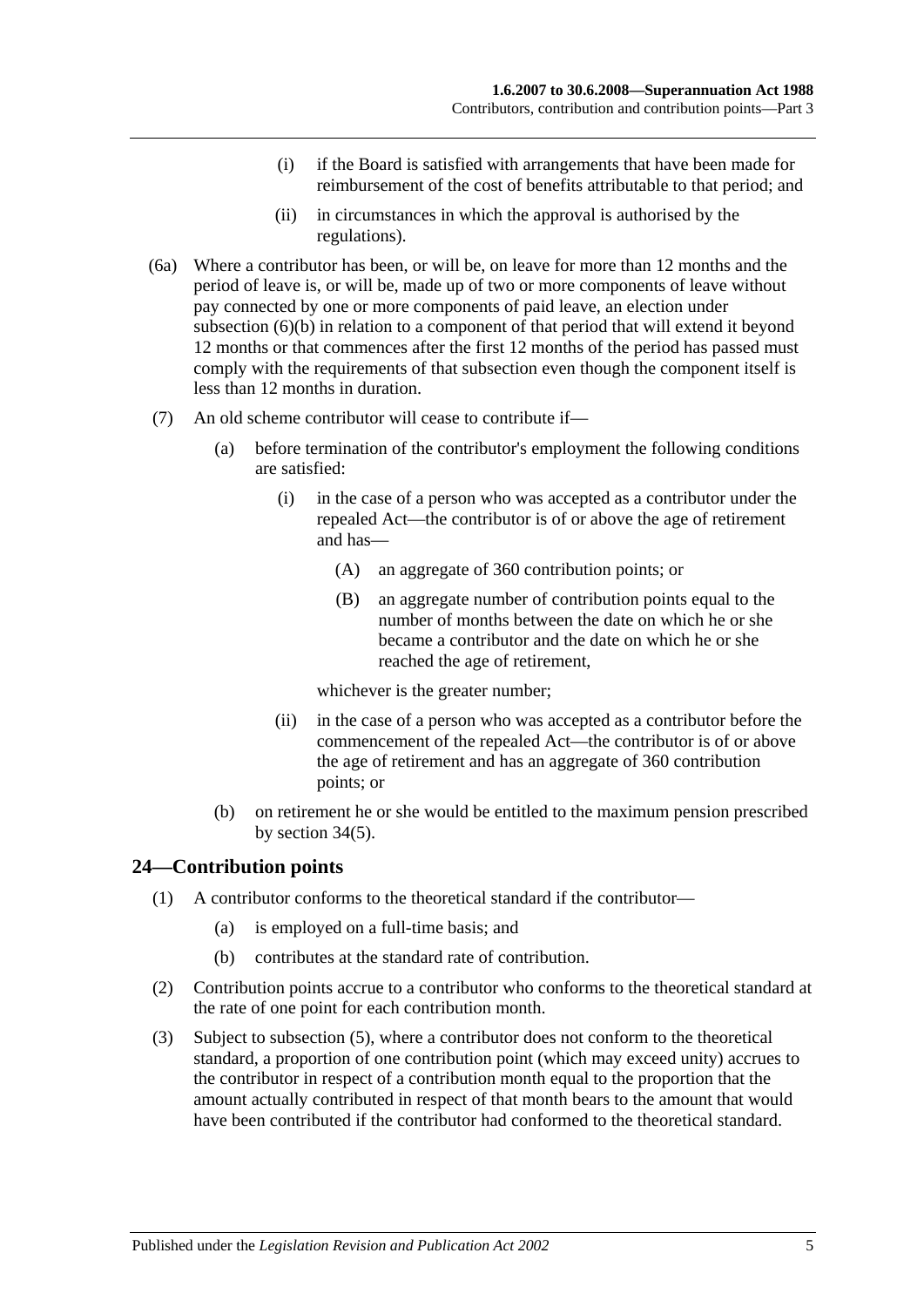(i) if the Board is satisfied with arrangements that have been made for reimbursement of the cost of benefits attributable to that period; and

(ii) in circumstances in which the approval is authorised by the regulations).

(6a) Where a contributor has been, or will be, on leave for more than 12 months and the period of leave is, or will be, made up of two or more components of leave without pay connected by one or more components of paid leave, an election under subsection (6)(b) in relation to a component of that period that will extend it beyond 12 months or that commences after the first 12 months of the period has passed must comply with the requirements of that subsection even though the component itself is less than 12 months in duration.

(7) An old scheme contributor will cease to contribute if—

(a) before termination of the contributor's employment the following conditions are satisfied:

(i) in the case of a person who was accepted as a contributor under the repealed Act—the contributor is of or above the age of retirement and has—

(A) an aggregate of 360 contribution points; or

(B) an aggregate number of contribution points equal to the number of months between the date on which he or she became a contributor and the date on which he or she reached the age of retirement,

whichever is the greater number;

(ii) in the case of a person who was accepted as a contributor before the commencement of the repealed Act—the contributor is of or above the age of retirement and has an aggregate of 360 contribution points; or

(b) on retirement he or she would be entitled to the maximum pension prescribed by section 34(5).

## 24—Contribution points

(1) A contributor conforms to the theoretical standard if the contributor—

(a) is employed on a full-time basis; and

(b) contributes at the standard rate of contribution.

(2) Contribution points accrue to a contributor who conforms to the theoretical standard at the rate of one point for each contribution month.

(3) Subject to subsection (5), where a contributor does not conform to the theoretical standard, a proportion of one contribution point (which may exceed unity) accrues to the contributor in respect of a contribution month equal to the proportion that the amount actually contributed in respect of that month bears to the amount that would have been contributed if the contributor had conformed to the theoretical standard.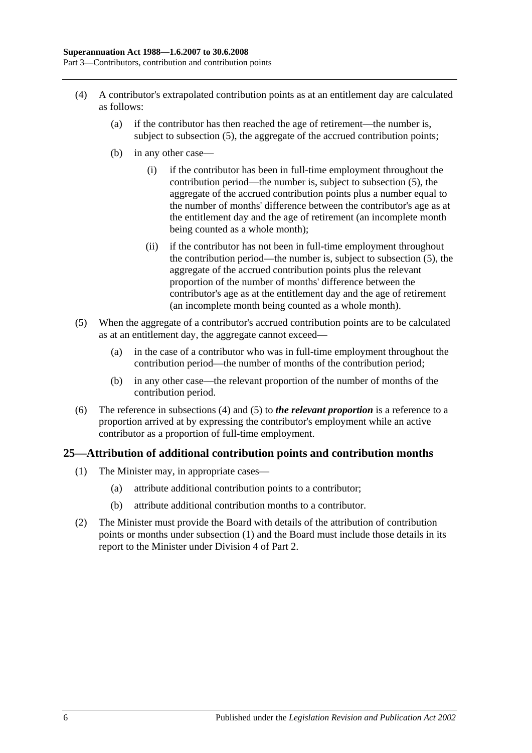(4) A contributor's extrapolated contribution points as at an entitlement day are calculated as follows:

  (a) if the contributor has then reached the age of retirement—the number is, subject to subsection (5), the aggregate of the accrued contribution points;

  (b) in any other case—

    (i) if the contributor has been in full-time employment throughout the contribution period—the number is, subject to subsection (5), the aggregate of the accrued contribution points plus a number equal to the number of months' difference between the contributor's age as at the entitlement day and the age of retirement (an incomplete month being counted as a whole month);

    (ii) if the contributor has not been in full-time employment throughout the contribution period—the number is, subject to subsection (5), the aggregate of the accrued contribution points plus the relevant proportion of the number of months' difference between the contributor's age as at the entitlement day and the age of retirement (an incomplete month being counted as a whole month).

(5) When the aggregate of a contributor's accrued contribution points are to be calculated as at an entitlement day, the aggregate cannot exceed—

  (a) in the case of a contributor who was in full-time employment throughout the contribution period—the number of months of the contribution period;

  (b) in any other case—the relevant proportion of the number of months of the contribution period.

(6) The reference in subsections (4) and (5) to ***the relevant proportion*** is a reference to a proportion arrived at by expressing the contributor's employment while an active contributor as a proportion of full-time employment.

## 25—Attribution of additional contribution points and contribution months

(1) The Minister may, in appropriate cases—

  (a) attribute additional contribution points to a contributor;

  (b) attribute additional contribution months to a contributor.

(2) The Minister must provide the Board with details of the attribution of contribution points or months under subsection (1) and the Board must include those details in its report to the Minister under Division 4 of Part 2.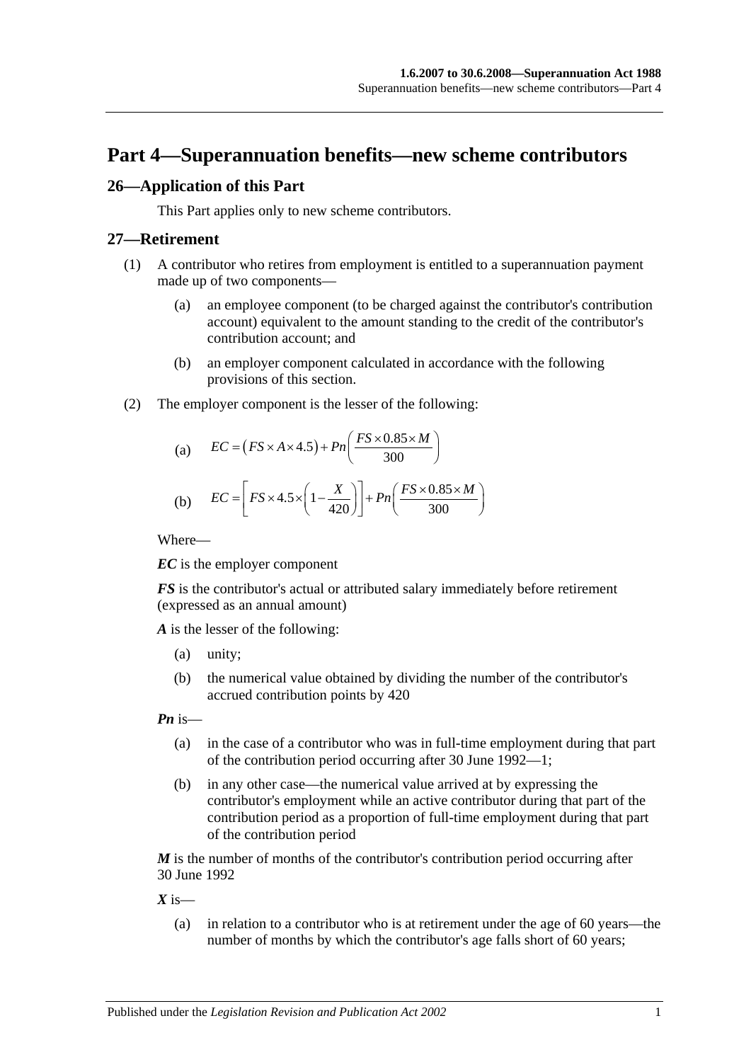# Part 4—Superannuation benefits—new scheme contributors

## 26—Application of this Part

This Part applies only to new scheme contributors.

## 27—Retirement

(1) A contributor who retires from employment is entitled to a superannuation payment made up of two components—

(a) an employee component (to be charged against the contributor's contribution account) equivalent to the amount standing to the credit of the contributor's contribution account; and

(b) an employer component calculated in accordance with the following provisions of this section.

(2) The employer component is the lesser of the following:

(a) $$EC = \left(FS \times A \times 4.5\right) + Pn\left(\frac{FS \times 0.85 \times M}{300}\right)$$

(b) $$EC = \left[FS \times 4.5 \times \left(1 - \frac{X}{420}\right)\right] + Pn\left(\frac{FS \times 0.85 \times M}{300}\right)$$

Where—

***EC*** is the employer component

***FS*** is the contributor's actual or attributed salary immediately before retirement (expressed as an annual amount)

***A*** is the lesser of the following:

(a) unity;

(b) the numerical value obtained by dividing the number of the contributor's accrued contribution points by 420

***Pn*** is—

(a) in the case of a contributor who was in full-time employment during that part of the contribution period occurring after 30 June 1992—1;

(b) in any other case—the numerical value arrived at by expressing the contributor's employment while an active contributor during that part of the contribution period as a proportion of full-time employment during that part of the contribution period

***M*** is the number of months of the contributor's contribution period occurring after 30 June 1992

***X*** is—

(a) in relation to a contributor who is at retirement under the age of 60 years—the number of months by which the contributor's age falls short of 60 years;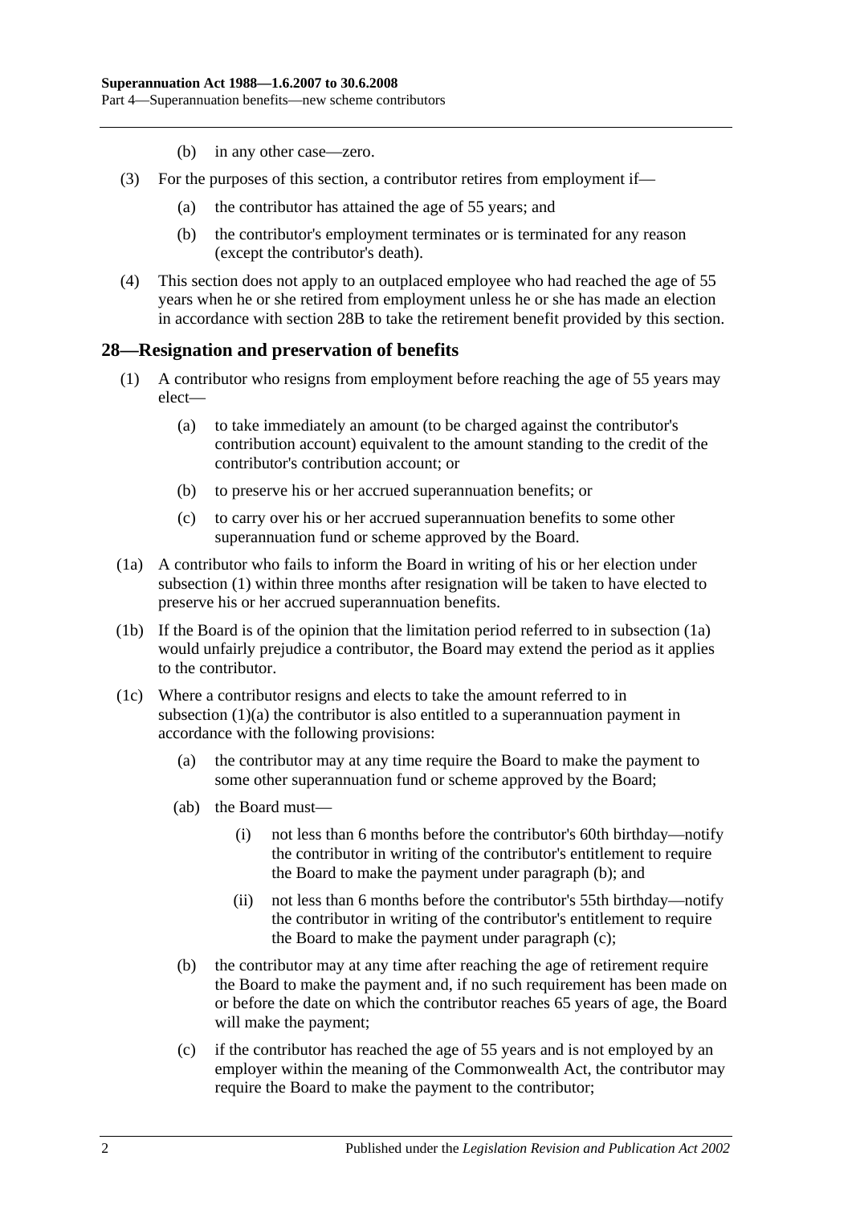(b) in any other case—zero.

(3) For the purposes of this section, a contributor retires from employment if—

(a) the contributor has attained the age of 55 years; and

(b) the contributor's employment terminates or is terminated for any reason (except the contributor's death).

(4) This section does not apply to an outplaced employee who had reached the age of 55 years when he or she retired from employment unless he or she has made an election in accordance with section 28B to take the retirement benefit provided by this section.

## 28—Resignation and preservation of benefits

(1) A contributor who resigns from employment before reaching the age of 55 years may elect—

(a) to take immediately an amount (to be charged against the contributor's contribution account) equivalent to the amount standing to the credit of the contributor's contribution account; or

(b) to preserve his or her accrued superannuation benefits; or

(c) to carry over his or her accrued superannuation benefits to some other superannuation fund or scheme approved by the Board.

(1a) A contributor who fails to inform the Board in writing of his or her election under subsection (1) within three months after resignation will be taken to have elected to preserve his or her accrued superannuation benefits.

(1b) If the Board is of the opinion that the limitation period referred to in subsection (1a) would unfairly prejudice a contributor, the Board may extend the period as it applies to the contributor.

(1c) Where a contributor resigns and elects to take the amount referred to in subsection (1)(a) the contributor is also entitled to a superannuation payment in accordance with the following provisions:

(a) the contributor may at any time require the Board to make the payment to some other superannuation fund or scheme approved by the Board;

(ab) the Board must—

(i) not less than 6 months before the contributor's 60th birthday—notify the contributor in writing of the contributor's entitlement to require the Board to make the payment under paragraph (b); and

(ii) not less than 6 months before the contributor's 55th birthday—notify the contributor in writing of the contributor's entitlement to require the Board to make the payment under paragraph (c);

(b) the contributor may at any time after reaching the age of retirement require the Board to make the payment and, if no such requirement has been made on or before the date on which the contributor reaches 65 years of age, the Board will make the payment;

(c) if the contributor has reached the age of 55 years and is not employed by an employer within the meaning of the Commonwealth Act, the contributor may require the Board to make the payment to the contributor;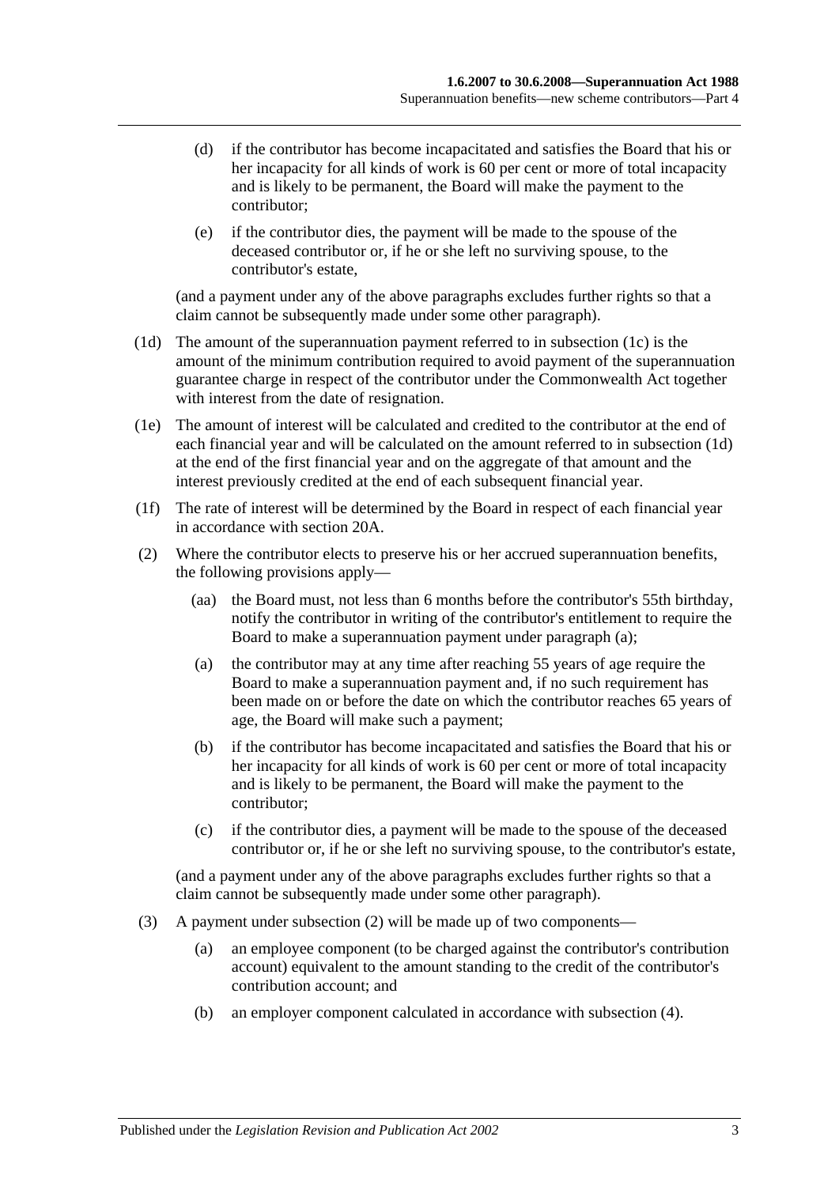- (d) if the contributor has become incapacitated and satisfies the Board that his or her incapacity for all kinds of work is 60 per cent or more of total incapacity and is likely to be permanent, the Board will make the payment to the contributor;
- (e) if the contributor dies, the payment will be made to the spouse of the deceased contributor or, if he or she left no surviving spouse, to the contributor's estate,

(and a payment under any of the above paragraphs excludes further rights so that a claim cannot be subsequently made under some other paragraph).

(1d) The amount of the superannuation payment referred to in subsection (1c) is the amount of the minimum contribution required to avoid payment of the superannuation guarantee charge in respect of the contributor under the Commonwealth Act together with interest from the date of resignation.

(1e) The amount of interest will be calculated and credited to the contributor at the end of each financial year and will be calculated on the amount referred to in subsection (1d) at the end of the first financial year and on the aggregate of that amount and the interest previously credited at the end of each subsequent financial year.

(1f) The rate of interest will be determined by the Board in respect of each financial year in accordance with section 20A.

(2) Where the contributor elects to preserve his or her accrued superannuation benefits, the following provisions apply—

- (aa) the Board must, not less than 6 months before the contributor's 55th birthday, notify the contributor in writing of the contributor's entitlement to require the Board to make a superannuation payment under paragraph (a);
- (a) the contributor may at any time after reaching 55 years of age require the Board to make a superannuation payment and, if no such requirement has been made on or before the date on which the contributor reaches 65 years of age, the Board will make such a payment;
- (b) if the contributor has become incapacitated and satisfies the Board that his or her incapacity for all kinds of work is 60 per cent or more of total incapacity and is likely to be permanent, the Board will make the payment to the contributor;
- (c) if the contributor dies, a payment will be made to the spouse of the deceased contributor or, if he or she left no surviving spouse, to the contributor's estate,

(and a payment under any of the above paragraphs excludes further rights so that a claim cannot be subsequently made under some other paragraph).

(3) A payment under subsection (2) will be made up of two components—

- (a) an employee component (to be charged against the contributor's contribution account) equivalent to the amount standing to the credit of the contributor's contribution account; and
- (b) an employer component calculated in accordance with subsection (4).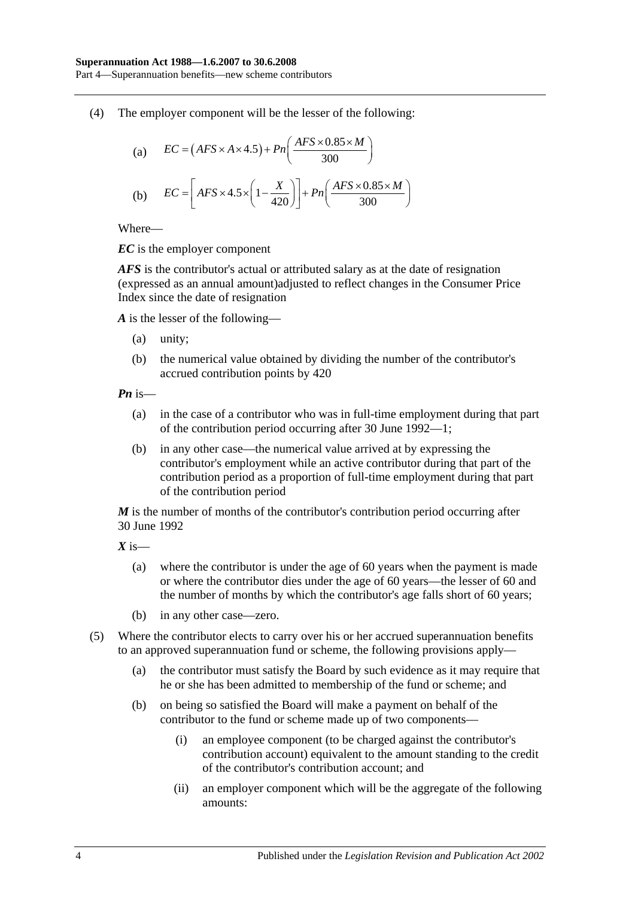(4) The employer component will be the lesser of the following:

(a) $$EC = \left(AFS \times A \times 4.5\right) + Pn\left(\frac{AFS \times 0.85 \times M}{300}\right)$$

(b) $$EC = \left[AFS \times 4.5 \times \left(1 - \frac{X}{420}\right)\right] + Pn\left(\frac{AFS \times 0.85 \times M}{300}\right)$$

Where—

***EC*** is the employer component

***AFS*** is the contributor's actual or attributed salary as at the date of resignation (expressed as an annual amount)adjusted to reflect changes in the Consumer Price Index since the date of resignation

***A*** is the lesser of the following—

- (a) unity;
- (b) the numerical value obtained by dividing the number of the contributor's accrued contribution points by 420

***Pn*** is—

- (a) in the case of a contributor who was in full-time employment during that part of the contribution period occurring after 30 June 1992—1;
- (b) in any other case—the numerical value arrived at by expressing the contributor's employment while an active contributor during that part of the contribution period as a proportion of full-time employment during that part of the contribution period

***M*** is the number of months of the contributor's contribution period occurring after 30 June 1992

***X*** is—

- (a) where the contributor is under the age of 60 years when the payment is made or where the contributor dies under the age of 60 years—the lesser of 60 and the number of months by which the contributor's age falls short of 60 years;
- (b) in any other case—zero.

(5) Where the contributor elects to carry over his or her accrued superannuation benefits to an approved superannuation fund or scheme, the following provisions apply—

- (a) the contributor must satisfy the Board by such evidence as it may require that he or she has been admitted to membership of the fund or scheme; and
- (b) on being so satisfied the Board will make a payment on behalf of the contributor to the fund or scheme made up of two components—
  - (i) an employee component (to be charged against the contributor's contribution account) equivalent to the amount standing to the credit of the contributor's contribution account; and
  - (ii) an employer component which will be the aggregate of the following amounts: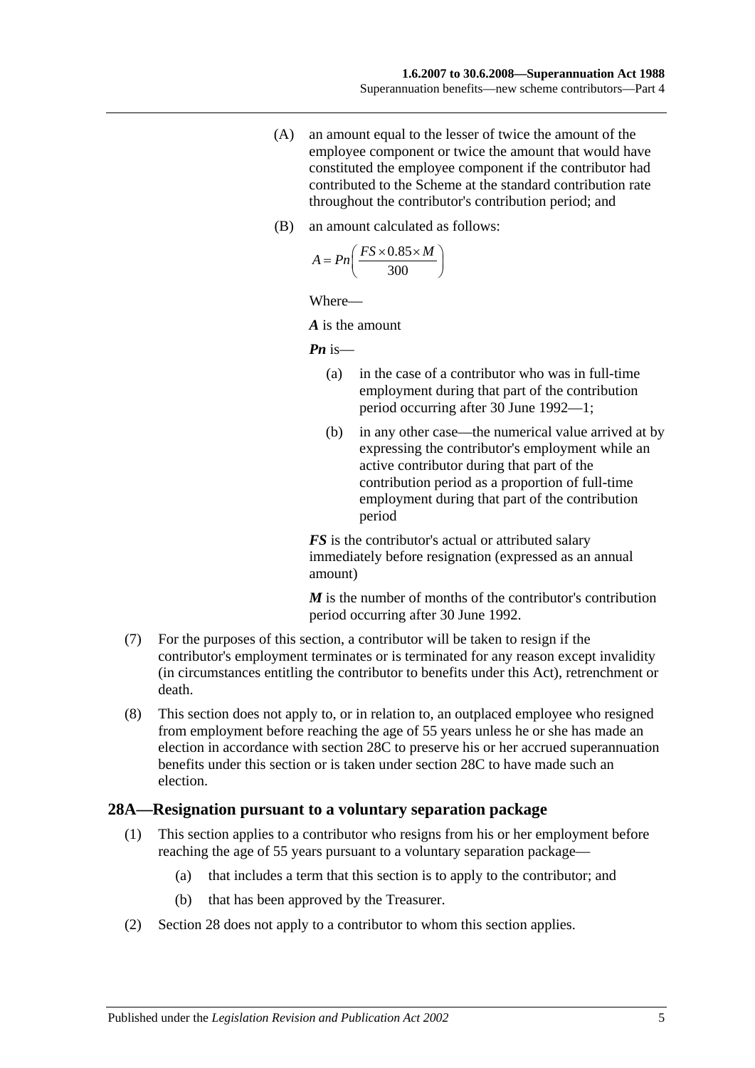(A) an amount equal to the lesser of twice the amount of the employee component or twice the amount that would have constituted the employee component if the contributor had contributed to the Scheme at the standard contribution rate throughout the contributor's contribution period; and

(B) an amount calculated as follows:

$$A = Pn\left(\frac{FS \times 0.85 \times M}{300}\right)$$

Where—

***A*** is the amount

***Pn*** is—

(a) in the case of a contributor who was in full-time employment during that part of the contribution period occurring after 30 June 1992—1;

(b) in any other case—the numerical value arrived at by expressing the contributor's employment while an active contributor during that part of the contribution period as a proportion of full-time employment during that part of the contribution period

***FS*** is the contributor's actual or attributed salary immediately before resignation (expressed as an annual amount)

***M*** is the number of months of the contributor's contribution period occurring after 30 June 1992.

(7) For the purposes of this section, a contributor will be taken to resign if the contributor's employment terminates or is terminated for any reason except invalidity (in circumstances entitling the contributor to benefits under this Act), retrenchment or death.

(8) This section does not apply to, or in relation to, an outplaced employee who resigned from employment before reaching the age of 55 years unless he or she has made an election in accordance with section 28C to preserve his or her accrued superannuation benefits under this section or is taken under section 28C to have made such an election.

## 28A—Resignation pursuant to a voluntary separation package

(1) This section applies to a contributor who resigns from his or her employment before reaching the age of 55 years pursuant to a voluntary separation package—

(a) that includes a term that this section is to apply to the contributor; and

(b) that has been approved by the Treasurer.

(2) Section 28 does not apply to a contributor to whom this section applies.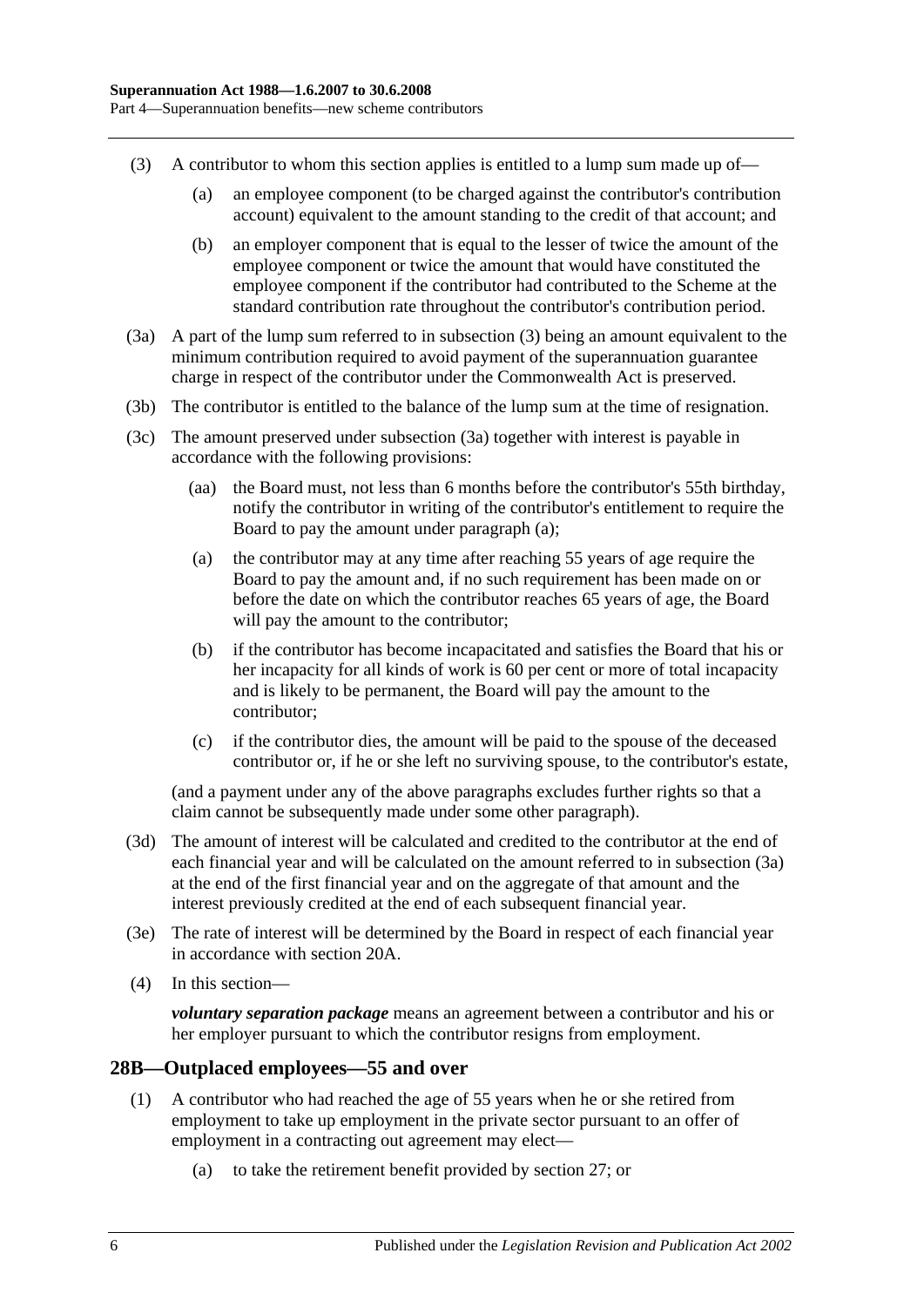(3) A contributor to whom this section applies is entitled to a lump sum made up of—

(a) an employee component (to be charged against the contributor's contribution account) equivalent to the amount standing to the credit of that account; and

(b) an employer component that is equal to the lesser of twice the amount of the employee component or twice the amount that would have constituted the employee component if the contributor had contributed to the Scheme at the standard contribution rate throughout the contributor's contribution period.

(3a) A part of the lump sum referred to in subsection (3) being an amount equivalent to the minimum contribution required to avoid payment of the superannuation guarantee charge in respect of the contributor under the Commonwealth Act is preserved.

(3b) The contributor is entitled to the balance of the lump sum at the time of resignation.

(3c) The amount preserved under subsection (3a) together with interest is payable in accordance with the following provisions:

(aa) the Board must, not less than 6 months before the contributor's 55th birthday, notify the contributor in writing of the contributor's entitlement to require the Board to pay the amount under paragraph (a);

(a) the contributor may at any time after reaching 55 years of age require the Board to pay the amount and, if no such requirement has been made on or before the date on which the contributor reaches 65 years of age, the Board will pay the amount to the contributor;

(b) if the contributor has become incapacitated and satisfies the Board that his or her incapacity for all kinds of work is 60 per cent or more of total incapacity and is likely to be permanent, the Board will pay the amount to the contributor;

(c) if the contributor dies, the amount will be paid to the spouse of the deceased contributor or, if he or she left no surviving spouse, to the contributor's estate,

(and a payment under any of the above paragraphs excludes further rights so that a claim cannot be subsequently made under some other paragraph).

(3d) The amount of interest will be calculated and credited to the contributor at the end of each financial year and will be calculated on the amount referred to in subsection (3a) at the end of the first financial year and on the aggregate of that amount and the interest previously credited at the end of each subsequent financial year.

(3e) The rate of interest will be determined by the Board in respect of each financial year in accordance with section 20A.

(4) In this section—

***voluntary separation package*** means an agreement between a contributor and his or her employer pursuant to which the contributor resigns from employment.

## 28B—Outplaced employees—55 and over

(1) A contributor who had reached the age of 55 years when he or she retired from employment to take up employment in the private sector pursuant to an offer of employment in a contracting out agreement may elect—

(a) to take the retirement benefit provided by section 27; or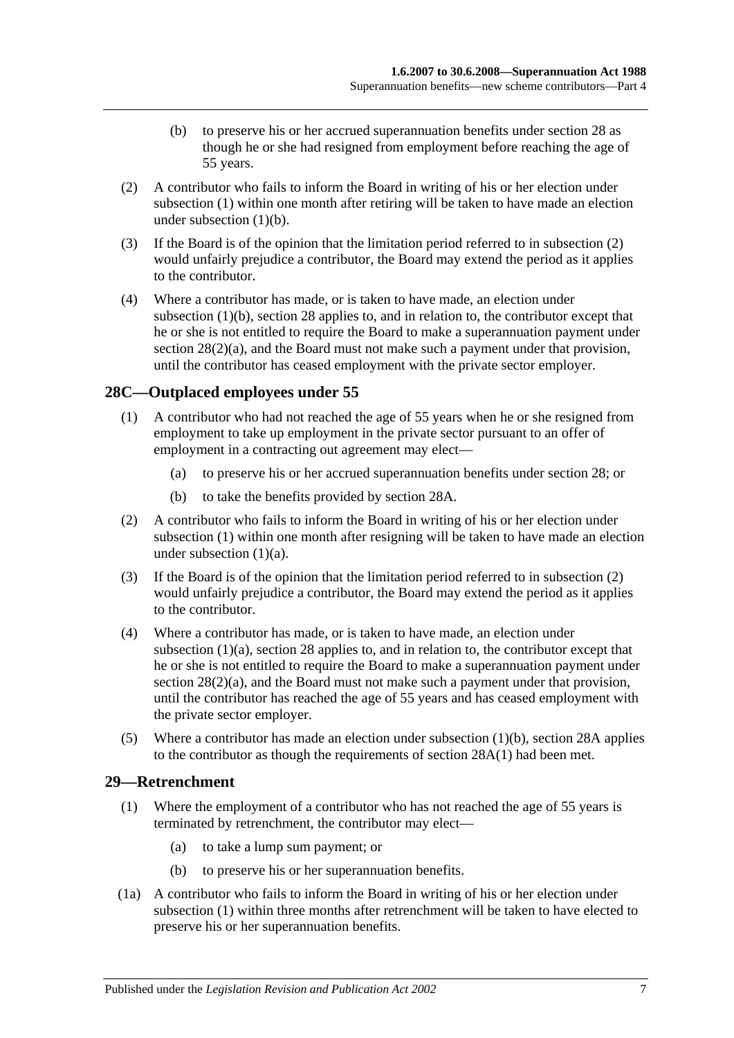(b) to preserve his or her accrued superannuation benefits under section 28 as though he or she had resigned from employment before reaching the age of 55 years.

(2) A contributor who fails to inform the Board in writing of his or her election under subsection (1) within one month after retiring will be taken to have made an election under subsection (1)(b).

(3) If the Board is of the opinion that the limitation period referred to in subsection (2) would unfairly prejudice a contributor, the Board may extend the period as it applies to the contributor.

(4) Where a contributor has made, or is taken to have made, an election under subsection (1)(b), section 28 applies to, and in relation to, the contributor except that he or she is not entitled to require the Board to make a superannuation payment under section 28(2)(a), and the Board must not make such a payment under that provision, until the contributor has ceased employment with the private sector employer.

## 28C—Outplaced employees under 55

(1) A contributor who had not reached the age of 55 years when he or she resigned from employment to take up employment in the private sector pursuant to an offer of employment in a contracting out agreement may elect—

(a) to preserve his or her accrued superannuation benefits under section 28; or

(b) to take the benefits provided by section 28A.

(2) A contributor who fails to inform the Board in writing of his or her election under subsection (1) within one month after resigning will be taken to have made an election under subsection (1)(a).

(3) If the Board is of the opinion that the limitation period referred to in subsection (2) would unfairly prejudice a contributor, the Board may extend the period as it applies to the contributor.

(4) Where a contributor has made, or is taken to have made, an election under subsection (1)(a), section 28 applies to, and in relation to, the contributor except that he or she is not entitled to require the Board to make a superannuation payment under section 28(2)(a), and the Board must not make such a payment under that provision, until the contributor has reached the age of 55 years and has ceased employment with the private sector employer.

(5) Where a contributor has made an election under subsection (1)(b), section 28A applies to the contributor as though the requirements of section 28A(1) had been met.

## 29—Retrenchment

(1) Where the employment of a contributor who has not reached the age of 55 years is terminated by retrenchment, the contributor may elect—

(a) to take a lump sum payment; or

(b) to preserve his or her superannuation benefits.

(1a) A contributor who fails to inform the Board in writing of his or her election under subsection (1) within three months after retrenchment will be taken to have elected to preserve his or her superannuation benefits.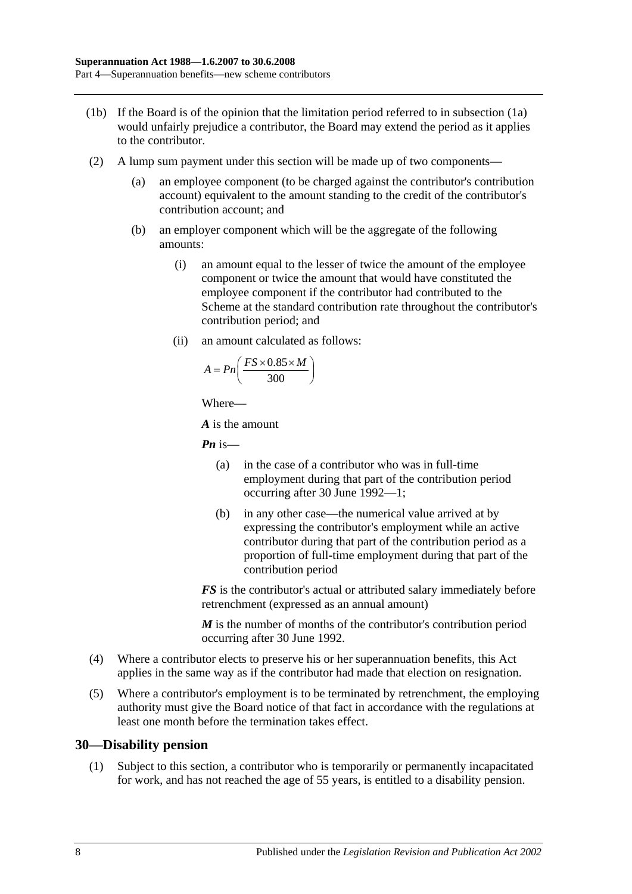(1b) If the Board is of the opinion that the limitation period referred to in subsection (1a) would unfairly prejudice a contributor, the Board may extend the period as it applies to the contributor.

(2) A lump sum payment under this section will be made up of two components—

(a) an employee component (to be charged against the contributor's contribution account) equivalent to the amount standing to the credit of the contributor's contribution account; and

(b) an employer component which will be the aggregate of the following amounts:

(i) an amount equal to the lesser of twice the amount of the employee component or twice the amount that would have constituted the employee component if the contributor had contributed to the Scheme at the standard contribution rate throughout the contributor's contribution period; and

(ii) an amount calculated as follows:

$$A = Pn\left(\frac{FS \times 0.85 \times M}{300}\right)$$

Where—

***A*** is the amount

***Pn*** is—

(a) in the case of a contributor who was in full-time employment during that part of the contribution period occurring after 30 June 1992—1;

(b) in any other case—the numerical value arrived at by expressing the contributor's employment while an active contributor during that part of the contribution period as a proportion of full-time employment during that part of the contribution period

***FS*** is the contributor's actual or attributed salary immediately before retrenchment (expressed as an annual amount)

***M*** is the number of months of the contributor's contribution period occurring after 30 June 1992.

(4) Where a contributor elects to preserve his or her superannuation benefits, this Act applies in the same way as if the contributor had made that election on resignation.

(5) Where a contributor's employment is to be terminated by retrenchment, the employing authority must give the Board notice of that fact in accordance with the regulations at least one month before the termination takes effect.

## 30—Disability pension

(1) Subject to this section, a contributor who is temporarily or permanently incapacitated for work, and has not reached the age of 55 years, is entitled to a disability pension.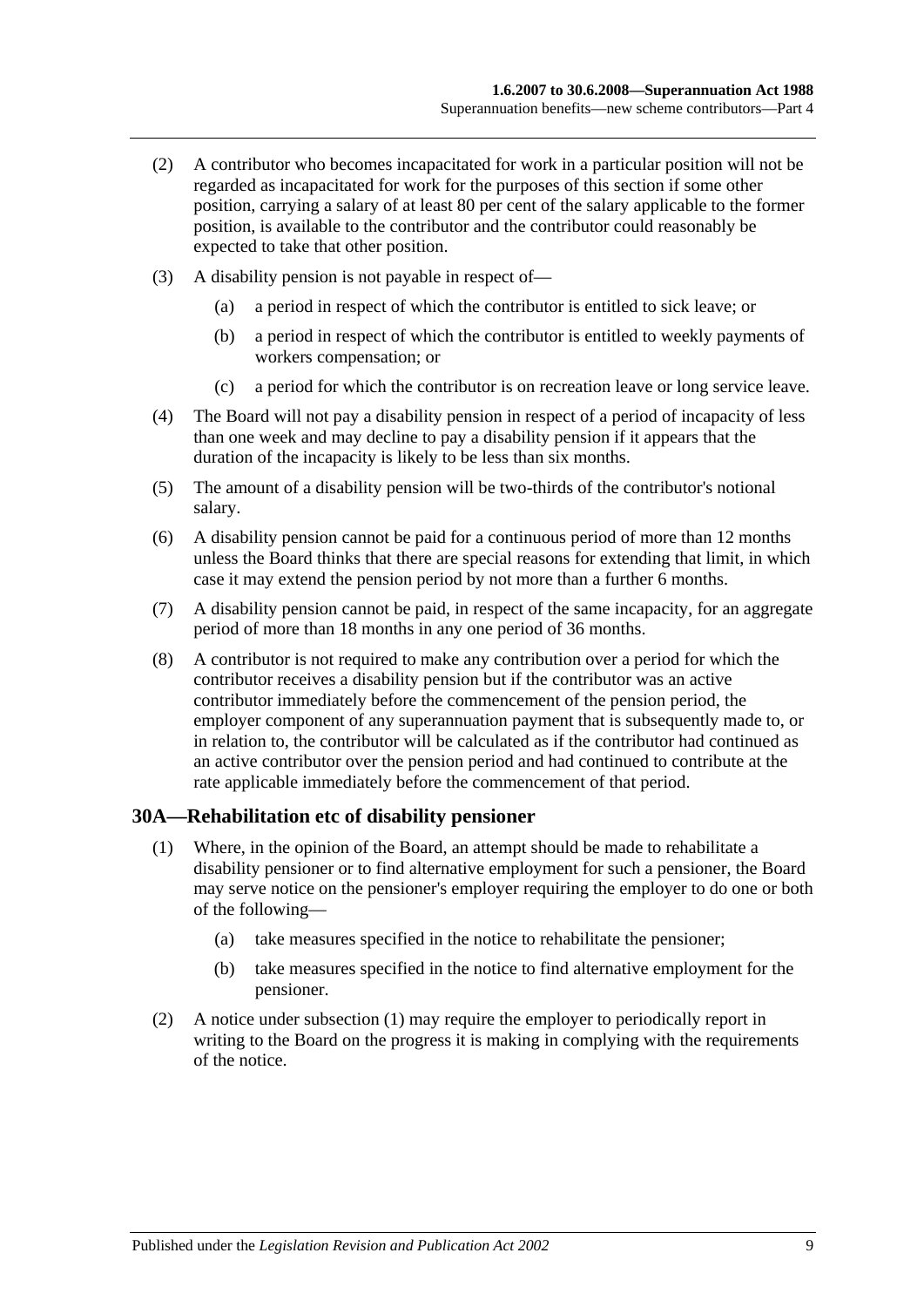(2) A contributor who becomes incapacitated for work in a particular position will not be regarded as incapacitated for work for the purposes of this section if some other position, carrying a salary of at least 80 per cent of the salary applicable to the former position, is available to the contributor and the contributor could reasonably be expected to take that other position.

(3) A disability pension is not payable in respect of—

(a) a period in respect of which the contributor is entitled to sick leave; or

(b) a period in respect of which the contributor is entitled to weekly payments of workers compensation; or

(c) a period for which the contributor is on recreation leave or long service leave.

(4) The Board will not pay a disability pension in respect of a period of incapacity of less than one week and may decline to pay a disability pension if it appears that the duration of the incapacity is likely to be less than six months.

(5) The amount of a disability pension will be two-thirds of the contributor's notional salary.

(6) A disability pension cannot be paid for a continuous period of more than 12 months unless the Board thinks that there are special reasons for extending that limit, in which case it may extend the pension period by not more than a further 6 months.

(7) A disability pension cannot be paid, in respect of the same incapacity, for an aggregate period of more than 18 months in any one period of 36 months.

(8) A contributor is not required to make any contribution over a period for which the contributor receives a disability pension but if the contributor was an active contributor immediately before the commencement of the pension period, the employer component of any superannuation payment that is subsequently made to, or in relation to, the contributor will be calculated as if the contributor had continued as an active contributor over the pension period and had continued to contribute at the rate applicable immediately before the commencement of that period.

## 30A—Rehabilitation etc of disability pensioner

(1) Where, in the opinion of the Board, an attempt should be made to rehabilitate a disability pensioner or to find alternative employment for such a pensioner, the Board may serve notice on the pensioner's employer requiring the employer to do one or both of the following—

(a) take measures specified in the notice to rehabilitate the pensioner;

(b) take measures specified in the notice to find alternative employment for the pensioner.

(2) A notice under subsection (1) may require the employer to periodically report in writing to the Board on the progress it is making in complying with the requirements of the notice.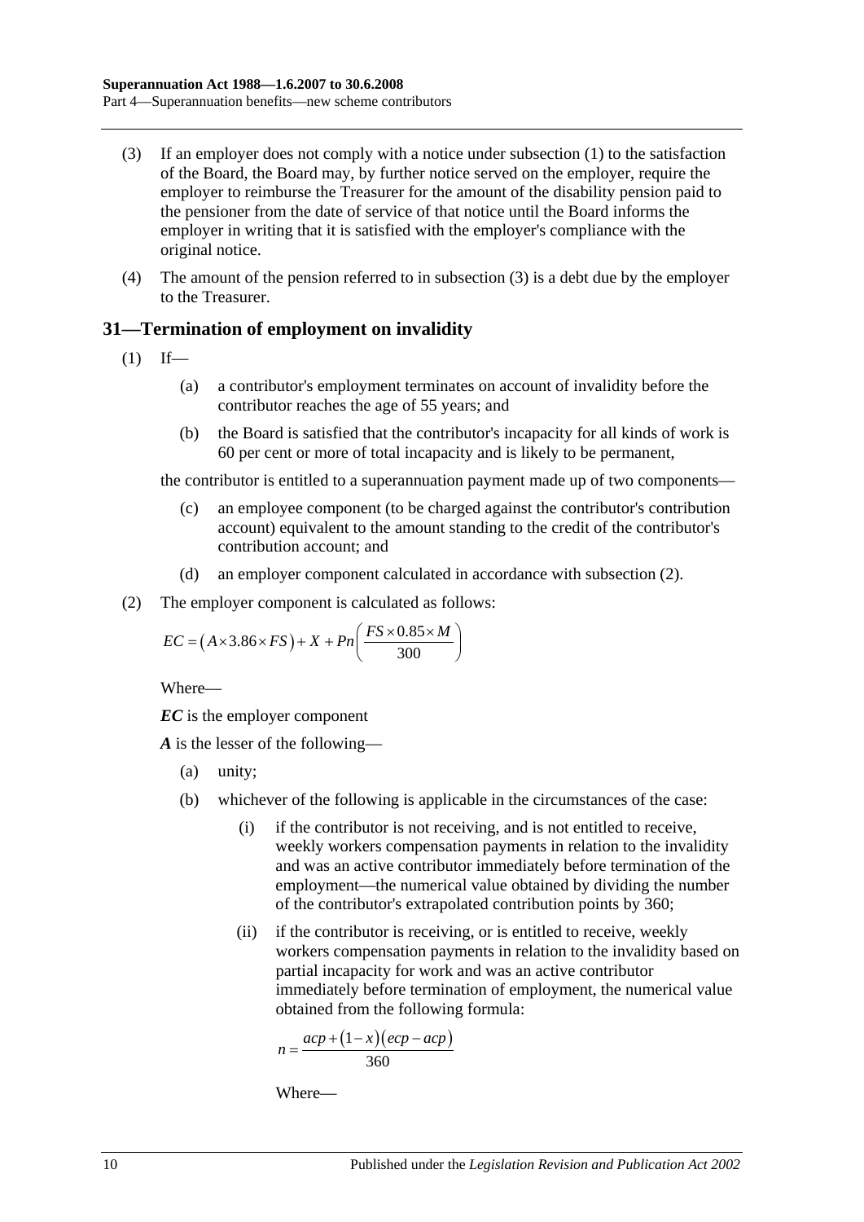(3) If an employer does not comply with a notice under subsection (1) to the satisfaction of the Board, the Board may, by further notice served on the employer, require the employer to reimburse the Treasurer for the amount of the disability pension paid to the pensioner from the date of service of that notice until the Board informs the employer in writing that it is satisfied with the employer's compliance with the original notice.

(4) The amount of the pension referred to in subsection (3) is a debt due by the employer to the Treasurer.

## 31—Termination of employment on invalidity

(1) If—

(a) a contributor's employment terminates on account of invalidity before the contributor reaches the age of 55 years; and

(b) the Board is satisfied that the contributor's incapacity for all kinds of work is 60 per cent or more of total incapacity and is likely to be permanent,

the contributor is entitled to a superannuation payment made up of two components—

(c) an employee component (to be charged against the contributor's contribution account) equivalent to the amount standing to the credit of the contributor's contribution account; and

(d) an employer component calculated in accordance with subsection (2).

(2) The employer component is calculated as follows:

$$EC = \left(A \times 3.86 \times FS\right) + X + Pn\left(\frac{FS \times 0.85 \times M}{300}\right)$$

Where—

***EC*** is the employer component

***A*** is the lesser of the following—

(a) unity;

(b) whichever of the following is applicable in the circumstances of the case:

(i) if the contributor is not receiving, and is not entitled to receive, weekly workers compensation payments in relation to the invalidity and was an active contributor immediately before termination of the employment—the numerical value obtained by dividing the number of the contributor's extrapolated contribution points by 360;

(ii) if the contributor is receiving, or is entitled to receive, weekly workers compensation payments in relation to the invalidity based on partial incapacity for work and was an active contributor immediately before termination of employment, the numerical value obtained from the following formula:

$$n = \frac{acp + \left(1 - x\right)\left(ecp - acp\right)}{360}$$

Where—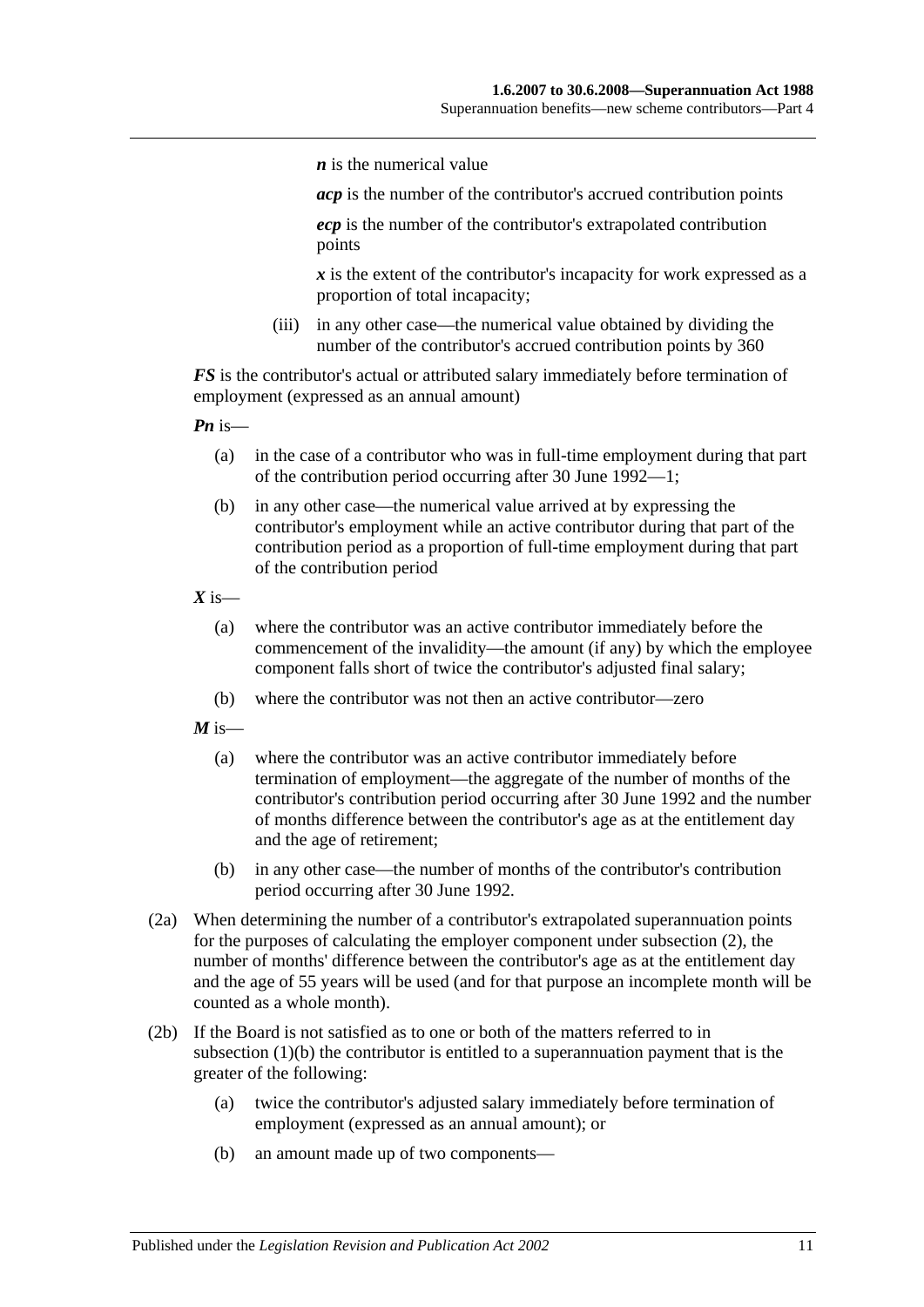*n* is the numerical value

*acp* is the number of the contributor's accrued contribution points

*ecp* is the number of the contributor's extrapolated contribution points

*x* is the extent of the contributor's incapacity for work expressed as a proportion of total incapacity;

(iii) in any other case—the numerical value obtained by dividing the number of the contributor's accrued contribution points by 360

***FS*** is the contributor's actual or attributed salary immediately before termination of employment (expressed as an annual amount)

***Pn*** is—

(a) in the case of a contributor who was in full-time employment during that part of the contribution period occurring after 30 June 1992—1;

(b) in any other case—the numerical value arrived at by expressing the contributor's employment while an active contributor during that part of the contribution period as a proportion of full-time employment during that part of the contribution period

***X*** is—

(a) where the contributor was an active contributor immediately before the commencement of the invalidity—the amount (if any) by which the employee component falls short of twice the contributor's adjusted final salary;

(b) where the contributor was not then an active contributor—zero

***M*** is—

(a) where the contributor was an active contributor immediately before termination of employment—the aggregate of the number of months of the contributor's contribution period occurring after 30 June 1992 and the number of months difference between the contributor's age as at the entitlement day and the age of retirement;

(b) in any other case—the number of months of the contributor's contribution period occurring after 30 June 1992.

(2a) When determining the number of a contributor's extrapolated superannuation points for the purposes of calculating the employer component under subsection (2), the number of months' difference between the contributor's age as at the entitlement day and the age of 55 years will be used (and for that purpose an incomplete month will be counted as a whole month).

(2b) If the Board is not satisfied as to one or both of the matters referred to in subsection (1)(b) the contributor is entitled to a superannuation payment that is the greater of the following:

(a) twice the contributor's adjusted salary immediately before termination of employment (expressed as an annual amount); or

(b) an amount made up of two components—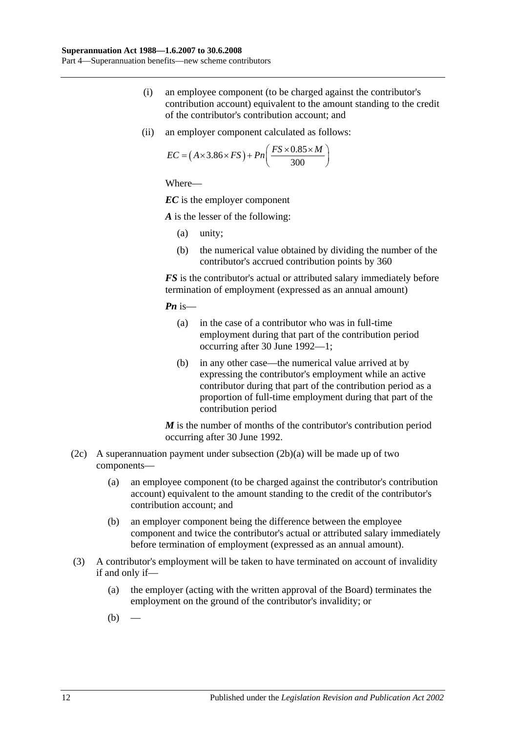(i) an employee component (to be charged against the contributor's contribution account) equivalent to the amount standing to the credit of the contributor's contribution account; and

(ii) an employer component calculated as follows:

$$EC = \left(A \times 3.86 \times FS\right) + Pn\left(\frac{FS \times 0.85 \times M}{300}\right)$$

Where—

***EC*** is the employer component

***A*** is the lesser of the following:

(a) unity;

(b) the numerical value obtained by dividing the number of the contributor's accrued contribution points by 360

***FS*** is the contributor's actual or attributed salary immediately before termination of employment (expressed as an annual amount)

***Pn*** is—

(a) in the case of a contributor who was in full-time employment during that part of the contribution period occurring after 30 June 1992—1;

(b) in any other case—the numerical value arrived at by expressing the contributor's employment while an active contributor during that part of the contribution period as a proportion of full-time employment during that part of the contribution period

***M*** is the number of months of the contributor's contribution period occurring after 30 June 1992.

(2c) A superannuation payment under subsection (2b)(a) will be made up of two components—

(a) an employee component (to be charged against the contributor's contribution account) equivalent to the amount standing to the credit of the contributor's contribution account; and

(b) an employer component being the difference between the employee component and twice the contributor's actual or attributed salary immediately before termination of employment (expressed as an annual amount).

(3) A contributor's employment will be taken to have terminated on account of invalidity if and only if—

(a) the employer (acting with the written approval of the Board) terminates the employment on the ground of the contributor's invalidity; or

(b) —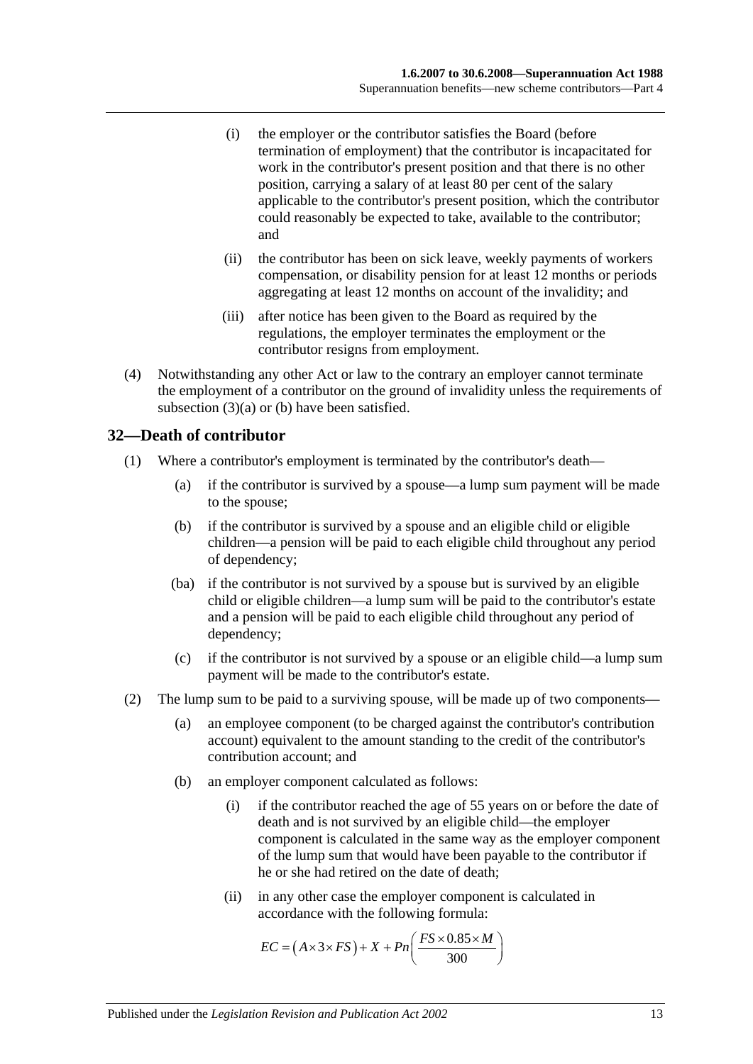(i) the employer or the contributor satisfies the Board (before termination of employment) that the contributor is incapacitated for work in the contributor's present position and that there is no other position, carrying a salary of at least 80 per cent of the salary applicable to the contributor's present position, which the contributor could reasonably be expected to take, available to the contributor; and

(ii) the contributor has been on sick leave, weekly payments of workers compensation, or disability pension for at least 12 months or periods aggregating at least 12 months on account of the invalidity; and

(iii) after notice has been given to the Board as required by the regulations, the employer terminates the employment or the contributor resigns from employment.

(4) Notwithstanding any other Act or law to the contrary an employer cannot terminate the employment of a contributor on the ground of invalidity unless the requirements of subsection (3)(a) or (b) have been satisfied.

## 32—Death of contributor

(1) Where a contributor's employment is terminated by the contributor's death—

(a) if the contributor is survived by a spouse—a lump sum payment will be made to the spouse;

(b) if the contributor is survived by a spouse and an eligible child or eligible children—a pension will be paid to each eligible child throughout any period of dependency;

(ba) if the contributor is not survived by a spouse but is survived by an eligible child or eligible children—a lump sum will be paid to the contributor's estate and a pension will be paid to each eligible child throughout any period of dependency;

(c) if the contributor is not survived by a spouse or an eligible child—a lump sum payment will be made to the contributor's estate.

(2) The lump sum to be paid to a surviving spouse, will be made up of two components—

(a) an employee component (to be charged against the contributor's contribution account) equivalent to the amount standing to the credit of the contributor's contribution account; and

(b) an employer component calculated as follows:

(i) if the contributor reached the age of 55 years on or before the date of death and is not survived by an eligible child—the employer component is calculated in the same way as the employer component of the lump sum that would have been payable to the contributor if he or she had retired on the date of death;

(ii) in any other case the employer component is calculated in accordance with the following formula:

$$EC = (A \times 3 \times FS) + X + Pn\left(\frac{FS \times 0.85 \times M}{300}\right)$$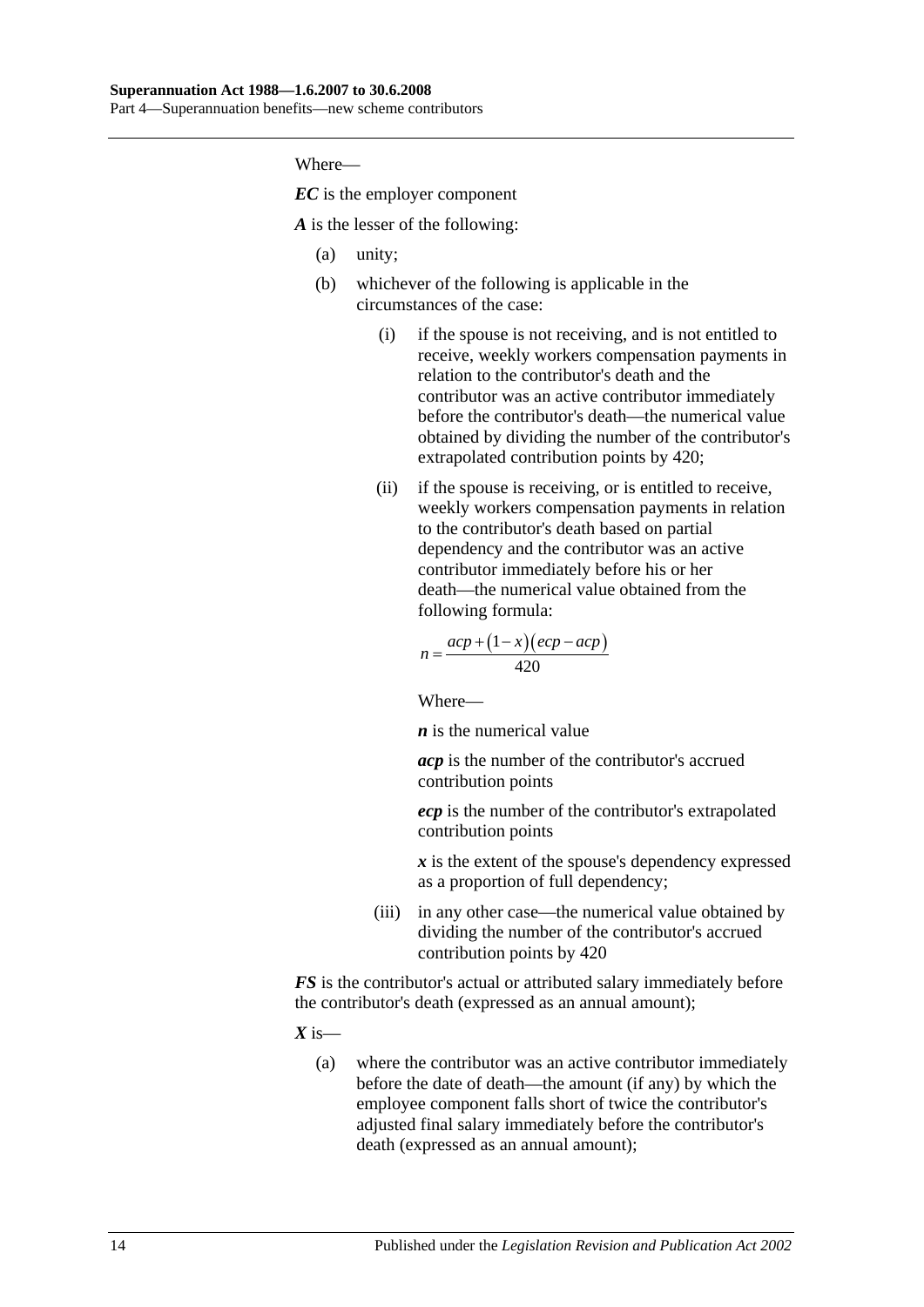Where—

***EC*** is the employer component

***A*** is the lesser of the following:

(a) unity;

(b) whichever of the following is applicable in the circumstances of the case:

(i) if the spouse is not receiving, and is not entitled to receive, weekly workers compensation payments in relation to the contributor's death and the contributor was an active contributor immediately before the contributor's death—the numerical value obtained by dividing the number of the contributor's extrapolated contribution points by 420;

(ii) if the spouse is receiving, or is entitled to receive, weekly workers compensation payments in relation to the contributor's death based on partial dependency and the contributor was an active contributor immediately before his or her death—the numerical value obtained from the following formula:

$$n = \frac{acp + (1 - x)(ecp - acp)}{420}$$

Where—

***n*** is the numerical value

***acp*** is the number of the contributor's accrued contribution points

***ecp*** is the number of the contributor's extrapolated contribution points

***x*** is the extent of the spouse's dependency expressed as a proportion of full dependency;

(iii) in any other case—the numerical value obtained by dividing the number of the contributor's accrued contribution points by 420

***FS*** is the contributor's actual or attributed salary immediately before the contributor's death (expressed as an annual amount);

***X*** is—

(a) where the contributor was an active contributor immediately before the date of death—the amount (if any) by which the employee component falls short of twice the contributor's adjusted final salary immediately before the contributor's death (expressed as an annual amount);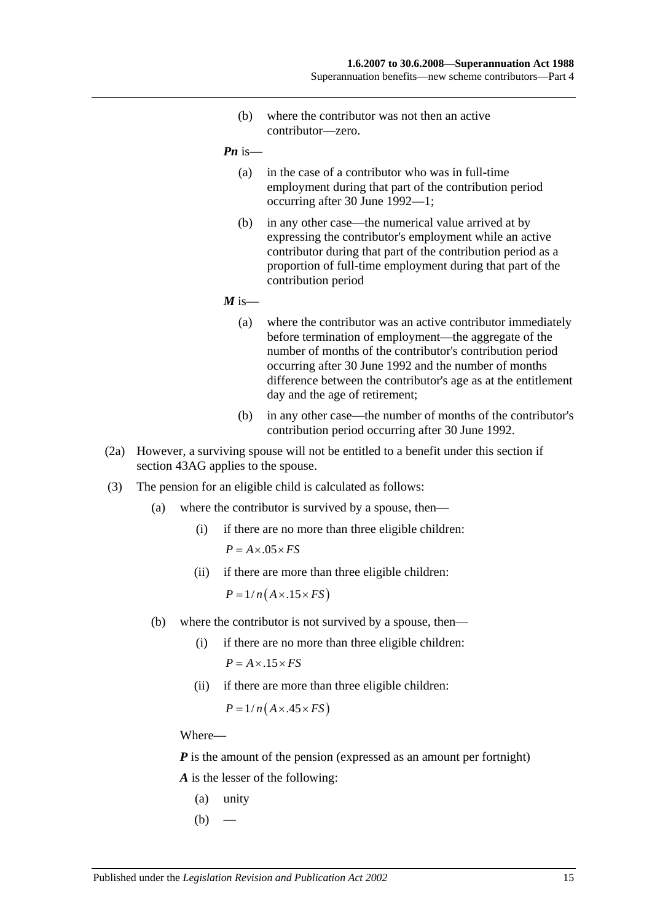(b) where the contributor was not then an active contributor—zero.

***Pn*** is—

(a) in the case of a contributor who was in full-time employment during that part of the contribution period occurring after 30 June 1992—1;

(b) in any other case—the numerical value arrived at by expressing the contributor's employment while an active contributor during that part of the contribution period as a proportion of full-time employment during that part of the contribution period

***M*** is—

(a) where the contributor was an active contributor immediately before termination of employment—the aggregate of the number of months of the contributor's contribution period occurring after 30 June 1992 and the number of months difference between the contributor's age as at the entitlement day and the age of retirement;

(b) in any other case—the number of months of the contributor's contribution period occurring after 30 June 1992.

(2a) However, a surviving spouse will not be entitled to a benefit under this section if section 43AG applies to the spouse.

(3) The pension for an eligible child is calculated as follows:

(a) where the contributor is survived by a spouse, then—

(i) if there are no more than three eligible children:

$$P = A \times .05 \times FS$$

(ii) if there are more than three eligible children:

$$P = 1/n\left(A \times .15 \times FS\right)$$

(b) where the contributor is not survived by a spouse, then—

(i) if there are no more than three eligible children:

$$P = A \times .15 \times FS$$

(ii) if there are more than three eligible children:

$$P = 1/n\left(A \times .45 \times FS\right)$$

Where—

***P*** is the amount of the pension (expressed as an amount per fortnight)

***A*** is the lesser of the following:

(a) unity

(b) —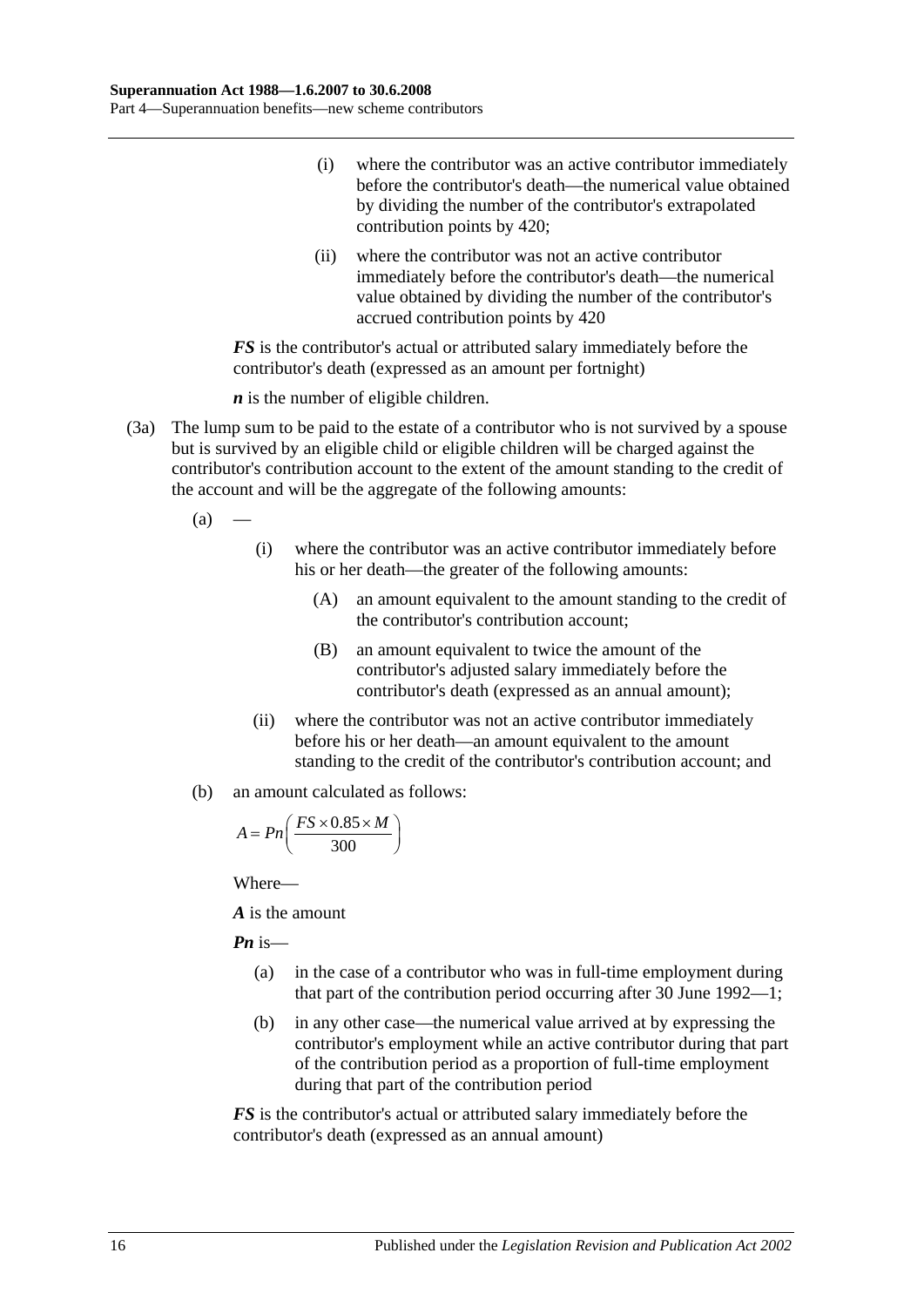(i) where the contributor was an active contributor immediately before the contributor's death—the numerical value obtained by dividing the number of the contributor's extrapolated contribution points by 420;

(ii) where the contributor was not an active contributor immediately before the contributor's death—the numerical value obtained by dividing the number of the contributor's accrued contribution points by 420

***FS*** is the contributor's actual or attributed salary immediately before the contributor's death (expressed as an amount per fortnight)

***n*** is the number of eligible children.

(3a) The lump sum to be paid to the estate of a contributor who is not survived by a spouse but is survived by an eligible child or eligible children will be charged against the contributor's contribution account to the extent of the amount standing to the credit of the account and will be the aggregate of the following amounts:

(a) —

(i) where the contributor was an active contributor immediately before his or her death—the greater of the following amounts:

(A) an amount equivalent to the amount standing to the credit of the contributor's contribution account;

(B) an amount equivalent to twice the amount of the contributor's adjusted salary immediately before the contributor's death (expressed as an annual amount);

(ii) where the contributor was not an active contributor immediately before his or her death—an amount equivalent to the amount standing to the credit of the contributor's contribution account; and

(b) an amount calculated as follows:

$$A = Pn\left(\frac{FS \times 0.85 \times M}{300}\right)$$

Where—

***A*** is the amount

***Pn*** is—

(a) in the case of a contributor who was in full-time employment during that part of the contribution period occurring after 30 June 1992—1;

(b) in any other case—the numerical value arrived at by expressing the contributor's employment while an active contributor during that part of the contribution period as a proportion of full-time employment during that part of the contribution period

***FS*** is the contributor's actual or attributed salary immediately before the contributor's death (expressed as an annual amount)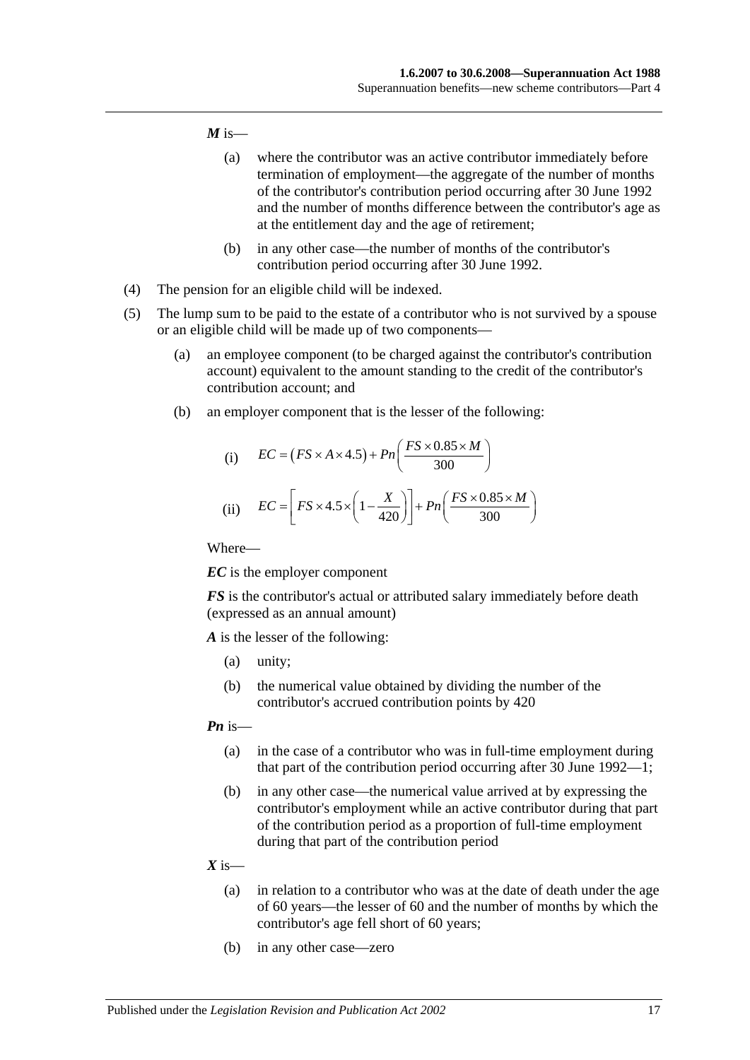***M*** is—

- (a) where the contributor was an active contributor immediately before termination of employment—the aggregate of the number of months of the contributor's contribution period occurring after 30 June 1992 and the number of months difference between the contributor's age as at the entitlement day and the age of retirement;
- (b) in any other case—the number of months of the contributor's contribution period occurring after 30 June 1992.

(4) The pension for an eligible child will be indexed.

(5) The lump sum to be paid to the estate of a contributor who is not survived by a spouse or an eligible child will be made up of two components—

- (a) an employee component (to be charged against the contributor's contribution account) equivalent to the amount standing to the credit of the contributor's contribution account; and
- (b) an employer component that is the lesser of the following:

(i) $$EC = \left(FS \times A \times 4.5\right) + Pn\left(\frac{FS \times 0.85 \times M}{300}\right)$$

(ii) $$EC = \left[FS \times 4.5 \times \left(1 - \frac{X}{420}\right)\right] + Pn\left(\frac{FS \times 0.85 \times M}{300}\right)$$

Where—

***EC*** is the employer component

***FS*** is the contributor's actual or attributed salary immediately before death (expressed as an annual amount)

***A*** is the lesser of the following:

- (a) unity;
- (b) the numerical value obtained by dividing the number of the contributor's accrued contribution points by 420

***Pn*** is—

- (a) in the case of a contributor who was in full-time employment during that part of the contribution period occurring after 30 June 1992—1;
- (b) in any other case—the numerical value arrived at by expressing the contributor's employment while an active contributor during that part of the contribution period as a proportion of full-time employment during that part of the contribution period

***X*** is—

- (a) in relation to a contributor who was at the date of death under the age of 60 years—the lesser of 60 and the number of months by which the contributor's age fell short of 60 years;
- (b) in any other case—zero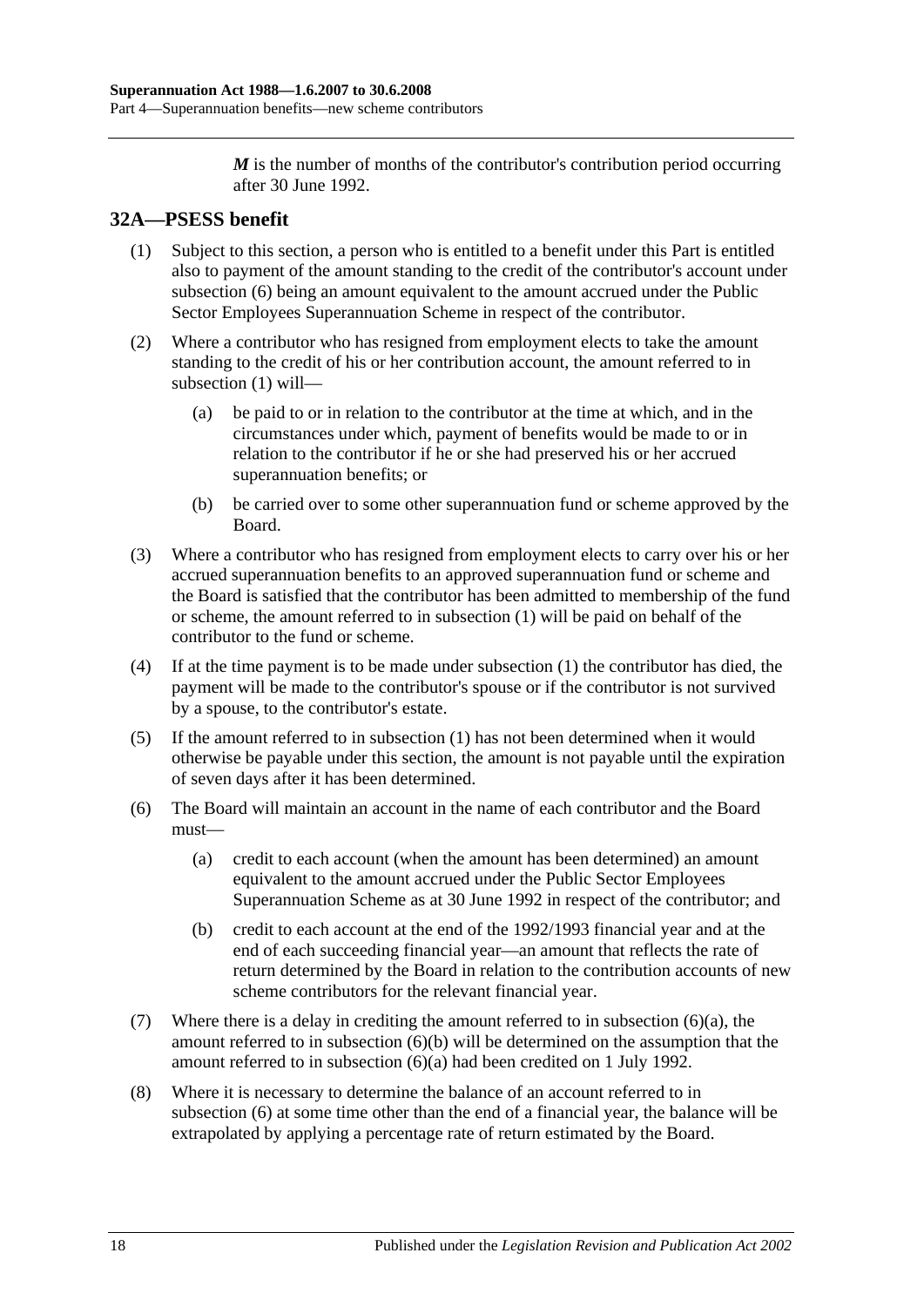*M* is the number of months of the contributor's contribution period occurring after 30 June 1992.

## 32A—PSESS benefit

(1) Subject to this section, a person who is entitled to a benefit under this Part is entitled also to payment of the amount standing to the credit of the contributor's account under subsection (6) being an amount equivalent to the amount accrued under the Public Sector Employees Superannuation Scheme in respect of the contributor.

(2) Where a contributor who has resigned from employment elects to take the amount standing to the credit of his or her contribution account, the amount referred to in subsection (1) will—

(a) be paid to or in relation to the contributor at the time at which, and in the circumstances under which, payment of benefits would be made to or in relation to the contributor if he or she had preserved his or her accrued superannuation benefits; or

(b) be carried over to some other superannuation fund or scheme approved by the Board.

(3) Where a contributor who has resigned from employment elects to carry over his or her accrued superannuation benefits to an approved superannuation fund or scheme and the Board is satisfied that the contributor has been admitted to membership of the fund or scheme, the amount referred to in subsection (1) will be paid on behalf of the contributor to the fund or scheme.

(4) If at the time payment is to be made under subsection (1) the contributor has died, the payment will be made to the contributor's spouse or if the contributor is not survived by a spouse, to the contributor's estate.

(5) If the amount referred to in subsection (1) has not been determined when it would otherwise be payable under this section, the amount is not payable until the expiration of seven days after it has been determined.

(6) The Board will maintain an account in the name of each contributor and the Board must—

(a) credit to each account (when the amount has been determined) an amount equivalent to the amount accrued under the Public Sector Employees Superannuation Scheme as at 30 June 1992 in respect of the contributor; and

(b) credit to each account at the end of the 1992/1993 financial year and at the end of each succeeding financial year—an amount that reflects the rate of return determined by the Board in relation to the contribution accounts of new scheme contributors for the relevant financial year.

(7) Where there is a delay in crediting the amount referred to in subsection (6)(a), the amount referred to in subsection (6)(b) will be determined on the assumption that the amount referred to in subsection (6)(a) had been credited on 1 July 1992.

(8) Where it is necessary to determine the balance of an account referred to in subsection (6) at some time other than the end of a financial year, the balance will be extrapolated by applying a percentage rate of return estimated by the Board.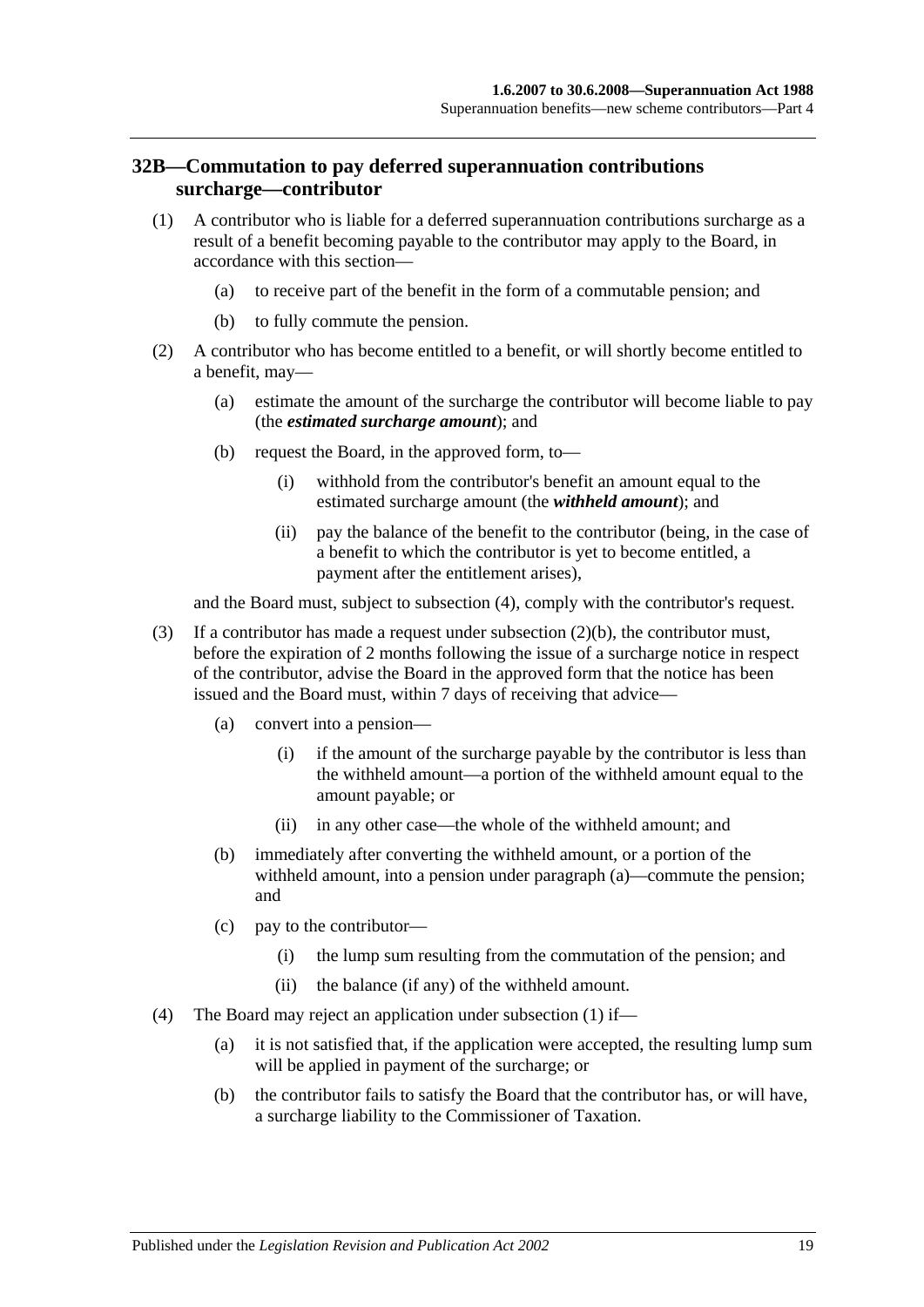## 32B—Commutation to pay deferred superannuation contributions surcharge—contributor

(1) A contributor who is liable for a deferred superannuation contributions surcharge as a result of a benefit becoming payable to the contributor may apply to the Board, in accordance with this section—

- (a) to receive part of the benefit in the form of a commutable pension; and
- (b) to fully commute the pension.

(2) A contributor who has become entitled to a benefit, or will shortly become entitled to a benefit, may—

- (a) estimate the amount of the surcharge the contributor will become liable to pay (the ***estimated surcharge amount***); and
- (b) request the Board, in the approved form, to—
    - (i) withhold from the contributor's benefit an amount equal to the estimated surcharge amount (the ***withheld amount***); and
    - (ii) pay the balance of the benefit to the contributor (being, in the case of a benefit to which the contributor is yet to become entitled, a payment after the entitlement arises),

and the Board must, subject to subsection (4), comply with the contributor's request.

(3) If a contributor has made a request under subsection (2)(b), the contributor must, before the expiration of 2 months following the issue of a surcharge notice in respect of the contributor, advise the Board in the approved form that the notice has been issued and the Board must, within 7 days of receiving that advice—

- (a) convert into a pension—
    - (i) if the amount of the surcharge payable by the contributor is less than the withheld amount—a portion of the withheld amount equal to the amount payable; or
    - (ii) in any other case—the whole of the withheld amount; and
- (b) immediately after converting the withheld amount, or a portion of the withheld amount, into a pension under paragraph (a)—commute the pension; and
- (c) pay to the contributor—
    - (i) the lump sum resulting from the commutation of the pension; and
    - (ii) the balance (if any) of the withheld amount.

(4) The Board may reject an application under subsection (1) if—

- (a) it is not satisfied that, if the application were accepted, the resulting lump sum will be applied in payment of the surcharge; or
- (b) the contributor fails to satisfy the Board that the contributor has, or will have, a surcharge liability to the Commissioner of Taxation.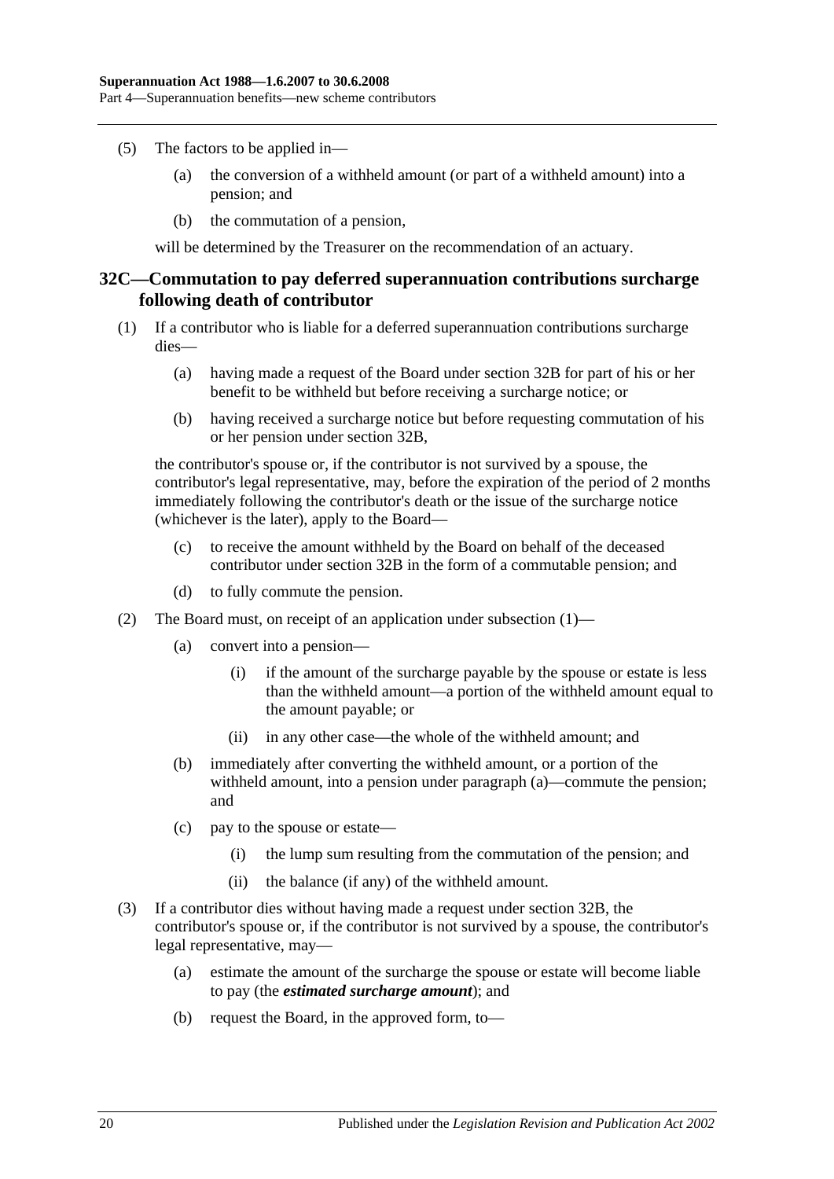(5) The factors to be applied in—

(a) the conversion of a withheld amount (or part of a withheld amount) into a pension; and

(b) the commutation of a pension,

will be determined by the Treasurer on the recommendation of an actuary.

## 32C—Commutation to pay deferred superannuation contributions surcharge following death of contributor

(1) If a contributor who is liable for a deferred superannuation contributions surcharge dies—

(a) having made a request of the Board under section 32B for part of his or her benefit to be withheld but before receiving a surcharge notice; or

(b) having received a surcharge notice but before requesting commutation of his or her pension under section 32B,

the contributor's spouse or, if the contributor is not survived by a spouse, the contributor's legal representative, may, before the expiration of the period of 2 months immediately following the contributor's death or the issue of the surcharge notice (whichever is the later), apply to the Board—

(c) to receive the amount withheld by the Board on behalf of the deceased contributor under section 32B in the form of a commutable pension; and

(d) to fully commute the pension.

(2) The Board must, on receipt of an application under subsection (1)—

(a) convert into a pension—

(i) if the amount of the surcharge payable by the spouse or estate is less than the withheld amount—a portion of the withheld amount equal to the amount payable; or

(ii) in any other case—the whole of the withheld amount; and

(b) immediately after converting the withheld amount, or a portion of the withheld amount, into a pension under paragraph (a)—commute the pension; and

(c) pay to the spouse or estate—

(i) the lump sum resulting from the commutation of the pension; and

(ii) the balance (if any) of the withheld amount.

(3) If a contributor dies without having made a request under section 32B, the contributor's spouse or, if the contributor is not survived by a spouse, the contributor's legal representative, may—

(a) estimate the amount of the surcharge the spouse or estate will become liable to pay (the ***estimated surcharge amount***); and

(b) request the Board, in the approved form, to—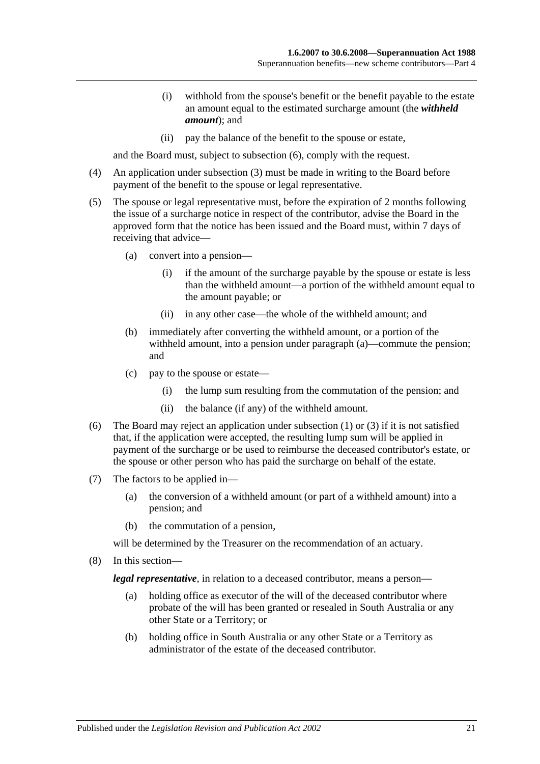(i) withhold from the spouse's benefit or the benefit payable to the estate an amount equal to the estimated surcharge amount (the ***withheld amount***); and

(ii) pay the balance of the benefit to the spouse or estate,

and the Board must, subject to subsection (6), comply with the request.

(4) An application under subsection (3) must be made in writing to the Board before payment of the benefit to the spouse or legal representative.

(5) The spouse or legal representative must, before the expiration of 2 months following the issue of a surcharge notice in respect of the contributor, advise the Board in the approved form that the notice has been issued and the Board must, within 7 days of receiving that advice—

(a) convert into a pension—

(i) if the amount of the surcharge payable by the spouse or estate is less than the withheld amount—a portion of the withheld amount equal to the amount payable; or

(ii) in any other case—the whole of the withheld amount; and

(b) immediately after converting the withheld amount, or a portion of the withheld amount, into a pension under paragraph (a)—commute the pension; and

(c) pay to the spouse or estate—

(i) the lump sum resulting from the commutation of the pension; and

(ii) the balance (if any) of the withheld amount.

(6) The Board may reject an application under subsection (1) or (3) if it is not satisfied that, if the application were accepted, the resulting lump sum will be applied in payment of the surcharge or be used to reimburse the deceased contributor's estate, or the spouse or other person who has paid the surcharge on behalf of the estate.

(7) The factors to be applied in—

(a) the conversion of a withheld amount (or part of a withheld amount) into a pension; and

(b) the commutation of a pension,

will be determined by the Treasurer on the recommendation of an actuary.

(8) In this section—

***legal representative***, in relation to a deceased contributor, means a person—

(a) holding office as executor of the will of the deceased contributor where probate of the will has been granted or resealed in South Australia or any other State or a Territory; or

(b) holding office in South Australia or any other State or a Territory as administrator of the estate of the deceased contributor.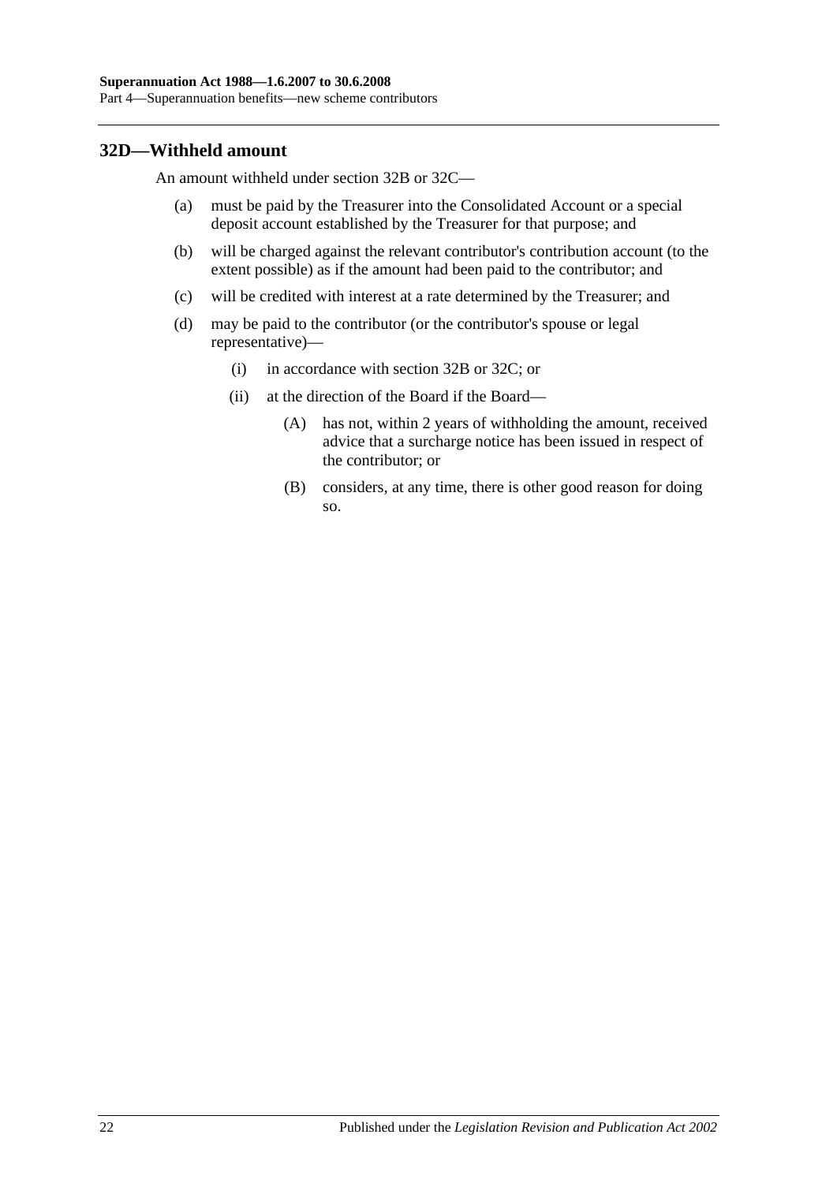## 32D—Withheld amount

An amount withheld under section 32B or 32C—

(a) must be paid by the Treasurer into the Consolidated Account or a special deposit account established by the Treasurer for that purpose; and

(b) will be charged against the relevant contributor's contribution account (to the extent possible) as if the amount had been paid to the contributor; and

(c) will be credited with interest at a rate determined by the Treasurer; and

(d) may be paid to the contributor (or the contributor's spouse or legal representative)—

  (i) in accordance with section 32B or 32C; or

  (ii) at the direction of the Board if the Board—

    (A) has not, within 2 years of withholding the amount, received advice that a surcharge notice has been issued in respect of the contributor; or

    (B) considers, at any time, there is other good reason for doing so.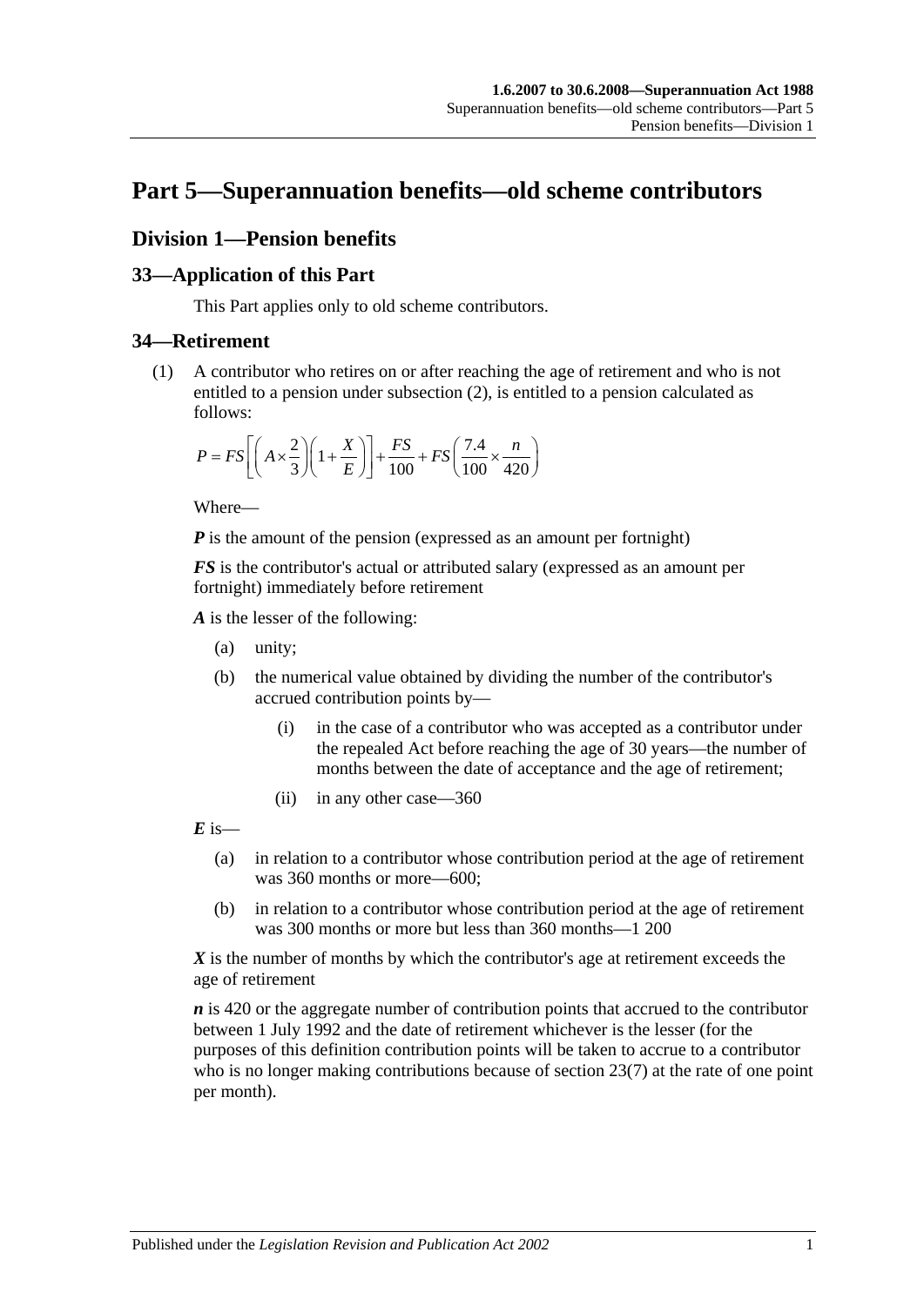# Part 5—Superannuation benefits—old scheme contributors

## Division 1—Pension benefits

### 33—Application of this Part

This Part applies only to old scheme contributors.

### 34—Retirement

(1) A contributor who retires on or after reaching the age of retirement and who is not entitled to a pension under subsection (2), is entitled to a pension calculated as follows:

$$P = FS\left[\left(A \times \frac{2}{3}\right)\left(1 + \frac{X}{E}\right)\right] + \frac{FS}{100} + FS\left(\frac{7.4}{100} \times \frac{n}{420}\right)$$

Where—

***P*** is the amount of the pension (expressed as an amount per fortnight)

***FS*** is the contributor's actual or attributed salary (expressed as an amount per fortnight) immediately before retirement

***A*** is the lesser of the following:

- (a) unity;
- (b) the numerical value obtained by dividing the number of the contributor's accrued contribution points by—
  - (i) in the case of a contributor who was accepted as a contributor under the repealed Act before reaching the age of 30 years—the number of months between the date of acceptance and the age of retirement;
  - (ii) in any other case—360

***E*** is—

- (a) in relation to a contributor whose contribution period at the age of retirement was 360 months or more—600;
- (b) in relation to a contributor whose contribution period at the age of retirement was 300 months or more but less than 360 months—1 200

***X*** is the number of months by which the contributor's age at retirement exceeds the age of retirement

***n*** is 420 or the aggregate number of contribution points that accrued to the contributor between 1 July 1992 and the date of retirement whichever is the lesser (for the purposes of this definition contribution points will be taken to accrue to a contributor who is no longer making contributions because of section 23(7) at the rate of one point per month).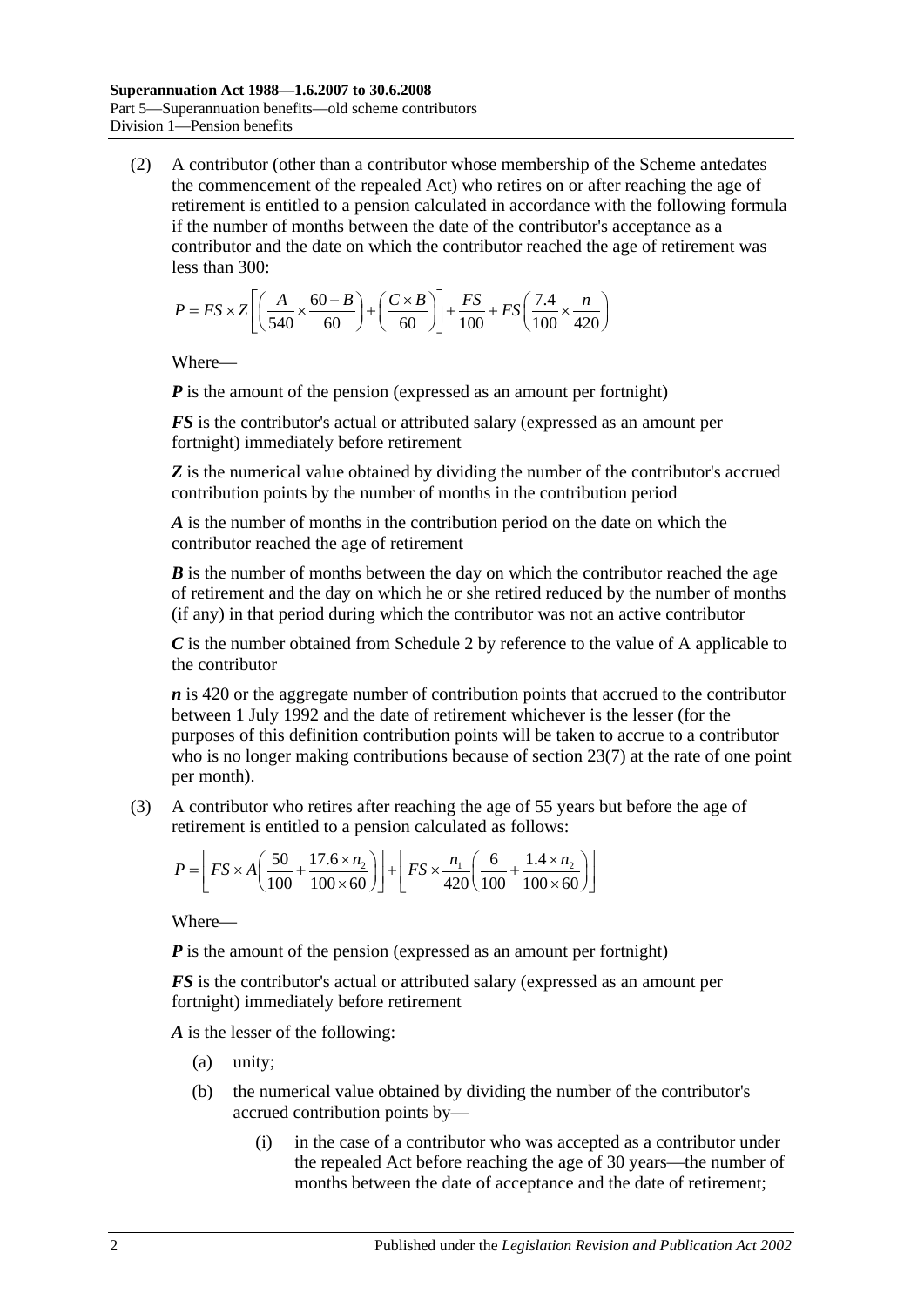(2) A contributor (other than a contributor whose membership of the Scheme antedates the commencement of the repealed Act) who retires on or after reaching the age of retirement is entitled to a pension calculated in accordance with the following formula if the number of months between the date of the contributor's acceptance as a contributor and the date on which the contributor reached the age of retirement was less than 300:

$$P = FS \times Z\left[\left(\frac{A}{540} \times \frac{60-B}{60}\right) + \left(\frac{C \times B}{60}\right)\right] + \frac{FS}{100} + FS\left(\frac{7.4}{100} \times \frac{n}{420}\right)$$

Where—

***P*** is the amount of the pension (expressed as an amount per fortnight)

***FS*** is the contributor's actual or attributed salary (expressed as an amount per fortnight) immediately before retirement

***Z*** is the numerical value obtained by dividing the number of the contributor's accrued contribution points by the number of months in the contribution period

***A*** is the number of months in the contribution period on the date on which the contributor reached the age of retirement

***B*** is the number of months between the day on which the contributor reached the age of retirement and the day on which he or she retired reduced by the number of months (if any) in that period during which the contributor was not an active contributor

***C*** is the number obtained from Schedule 2 by reference to the value of A applicable to the contributor

***n*** is 420 or the aggregate number of contribution points that accrued to the contributor between 1 July 1992 and the date of retirement whichever is the lesser (for the purposes of this definition contribution points will be taken to accrue to a contributor who is no longer making contributions because of section 23(7) at the rate of one point per month).

(3) A contributor who retires after reaching the age of 55 years but before the age of retirement is entitled to a pension calculated as follows:

$$P = \left[FS \times A\left(\frac{50}{100} + \frac{17.6 \times n_2}{100 \times 60}\right)\right] + \left[FS \times \frac{n_1}{420}\left(\frac{6}{100} + \frac{1.4 \times n_2}{100 \times 60}\right)\right]$$

Where—

***P*** is the amount of the pension (expressed as an amount per fortnight)

***FS*** is the contributor's actual or attributed salary (expressed as an amount per fortnight) immediately before retirement

***A*** is the lesser of the following:

(a) unity;

(b) the numerical value obtained by dividing the number of the contributor's accrued contribution points by—

(i) in the case of a contributor who was accepted as a contributor under the repealed Act before reaching the age of 30 years—the number of months between the date of acceptance and the date of retirement;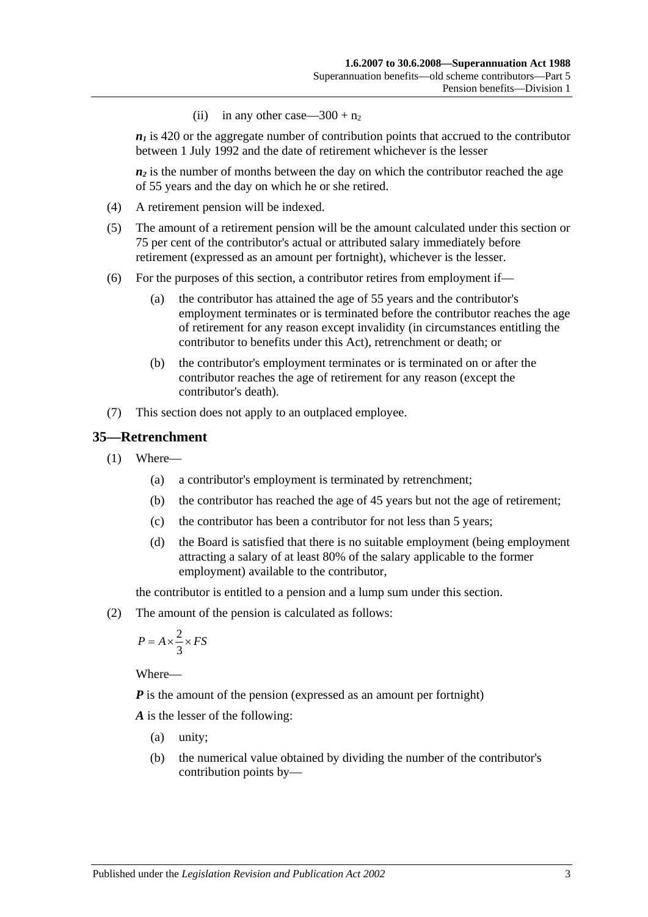(ii) in any other case—$300 + n_2$

$n_1$ is 420 or the aggregate number of contribution points that accrued to the contributor between 1 July 1992 and the date of retirement whichever is the lesser

$n_2$ is the number of months between the day on which the contributor reached the age of 55 years and the day on which he or she retired.

(4) A retirement pension will be indexed.

(5) The amount of a retirement pension will be the amount calculated under this section or 75 per cent of the contributor's actual or attributed salary immediately before retirement (expressed as an amount per fortnight), whichever is the lesser.

(6) For the purposes of this section, a contributor retires from employment if—

(a) the contributor has attained the age of 55 years and the contributor's employment terminates or is terminated before the contributor reaches the age of retirement for any reason except invalidity (in circumstances entitling the contributor to benefits under this Act), retrenchment or death; or

(b) the contributor's employment terminates or is terminated on or after the contributor reaches the age of retirement for any reason (except the contributor's death).

(7) This section does not apply to an outplaced employee.

## 35—Retrenchment

(1) Where—

(a) a contributor's employment is terminated by retrenchment;

(b) the contributor has reached the age of 45 years but not the age of retirement;

(c) the contributor has been a contributor for not less than 5 years;

(d) the Board is satisfied that there is no suitable employment (being employment attracting a salary of at least 80% of the salary applicable to the former employment) available to the contributor,

the contributor is entitled to a pension and a lump sum under this section.

(2) The amount of the pension is calculated as follows:

$$P = A \times \frac{2}{3} \times FS$$

Where—

**$P$** is the amount of the pension (expressed as an amount per fortnight)

**$A$** is the lesser of the following:

(a) unity;

(b) the numerical value obtained by dividing the number of the contributor's contribution points by—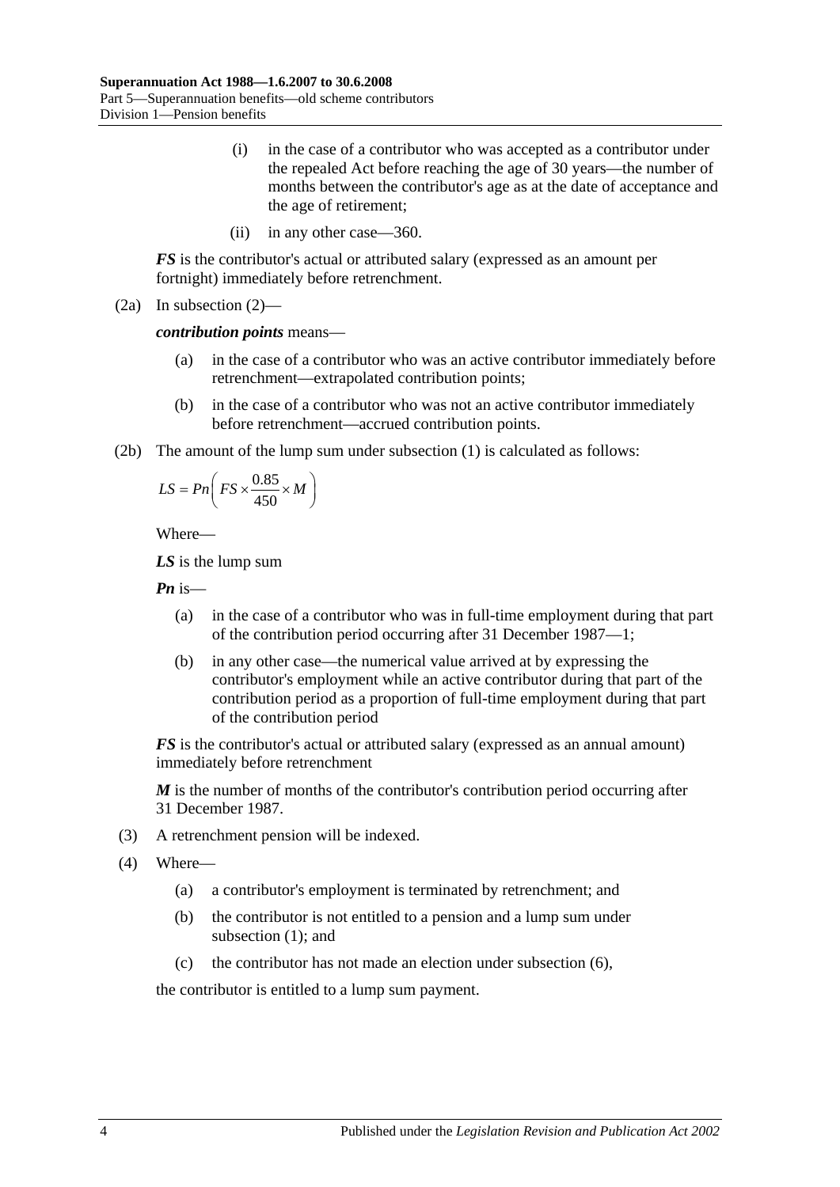(i) in the case of a contributor who was accepted as a contributor under the repealed Act before reaching the age of 30 years—the number of months between the contributor's age as at the date of acceptance and the age of retirement;

(ii) in any other case—360.

***FS*** is the contributor's actual or attributed salary (expressed as an amount per fortnight) immediately before retrenchment.

(2a) In subsection (2)—

***contribution points*** means—

(a) in the case of a contributor who was an active contributor immediately before retrenchment—extrapolated contribution points;

(b) in the case of a contributor who was not an active contributor immediately before retrenchment—accrued contribution points.

(2b) The amount of the lump sum under subsection (1) is calculated as follows:

$$LS = Pn\left(FS \times \frac{0.85}{450} \times M\right)$$

Where—

***LS*** is the lump sum

***Pn*** is—

(a) in the case of a contributor who was in full-time employment during that part of the contribution period occurring after 31 December 1987—1;

(b) in any other case—the numerical value arrived at by expressing the contributor's employment while an active contributor during that part of the contribution period as a proportion of full-time employment during that part of the contribution period

***FS*** is the contributor's actual or attributed salary (expressed as an annual amount) immediately before retrenchment

***M*** is the number of months of the contributor's contribution period occurring after 31 December 1987.

(3) A retrenchment pension will be indexed.

(4) Where—

(a) a contributor's employment is terminated by retrenchment; and

(b) the contributor is not entitled to a pension and a lump sum under subsection (1); and

(c) the contributor has not made an election under subsection (6),

the contributor is entitled to a lump sum payment.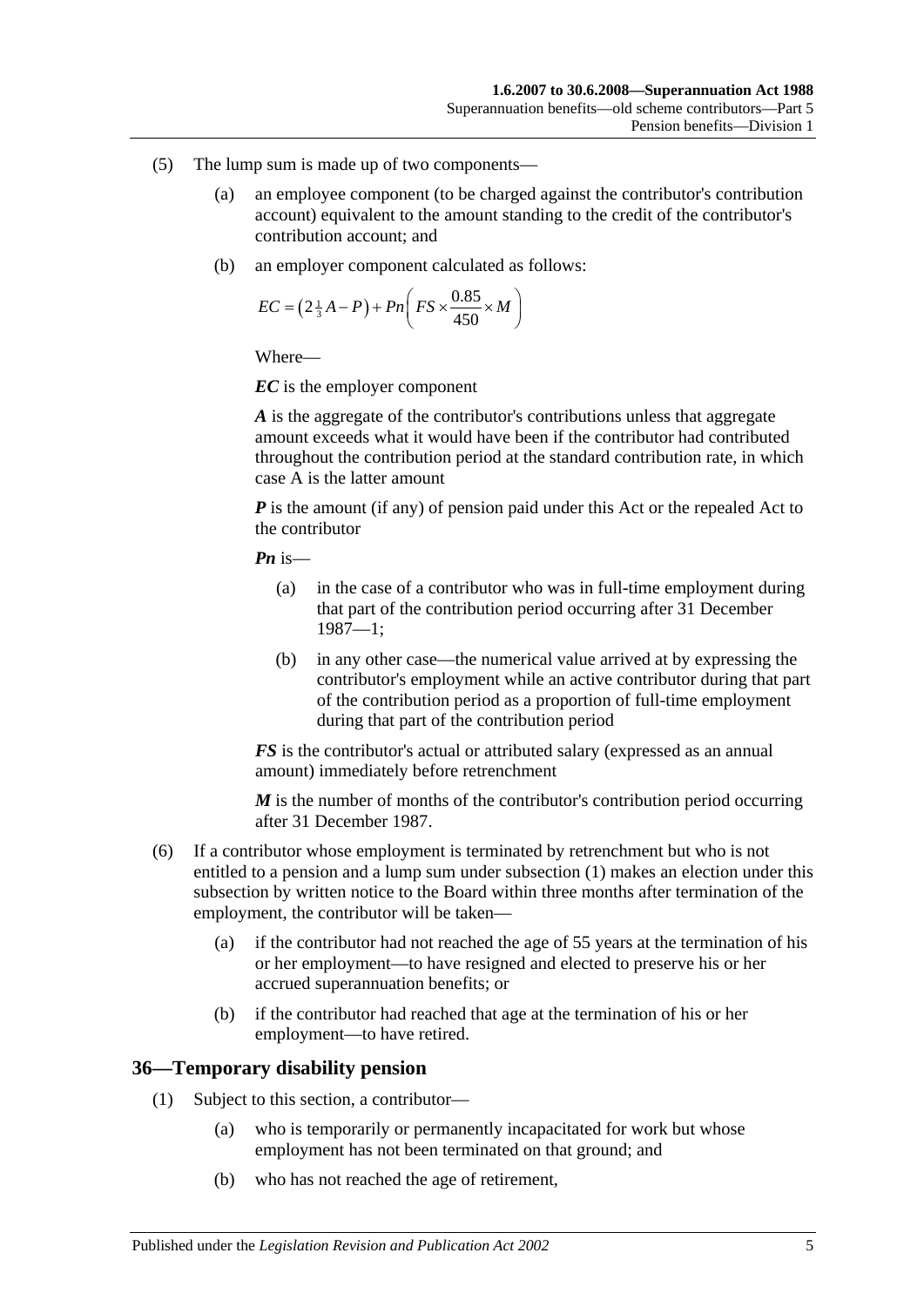(5) The lump sum is made up of two components—

(a) an employee component (to be charged against the contributor's contribution account) equivalent to the amount standing to the credit of the contributor's contribution account; and

(b) an employer component calculated as follows:

$$EC = \left(2\tfrac{1}{3}A - P\right) + Pn\left(FS \times \frac{0.85}{450} \times M\right)$$

Where—

***EC*** is the employer component

***A*** is the aggregate of the contributor's contributions unless that aggregate amount exceeds what it would have been if the contributor had contributed throughout the contribution period at the standard contribution rate, in which case A is the latter amount

***P*** is the amount (if any) of pension paid under this Act or the repealed Act to the contributor

***Pn*** is—

(a) in the case of a contributor who was in full-time employment during that part of the contribution period occurring after 31 December 1987—1;

(b) in any other case—the numerical value arrived at by expressing the contributor's employment while an active contributor during that part of the contribution period as a proportion of full-time employment during that part of the contribution period

***FS*** is the contributor's actual or attributed salary (expressed as an annual amount) immediately before retrenchment

***M*** is the number of months of the contributor's contribution period occurring after 31 December 1987.

(6) If a contributor whose employment is terminated by retrenchment but who is not entitled to a pension and a lump sum under subsection (1) makes an election under this subsection by written notice to the Board within three months after termination of the employment, the contributor will be taken—

(a) if the contributor had not reached the age of 55 years at the termination of his or her employment—to have resigned and elected to preserve his or her accrued superannuation benefits; or

(b) if the contributor had reached that age at the termination of his or her employment—to have retired.

## 36—Temporary disability pension

(1) Subject to this section, a contributor—

(a) who is temporarily or permanently incapacitated for work but whose employment has not been terminated on that ground; and

(b) who has not reached the age of retirement,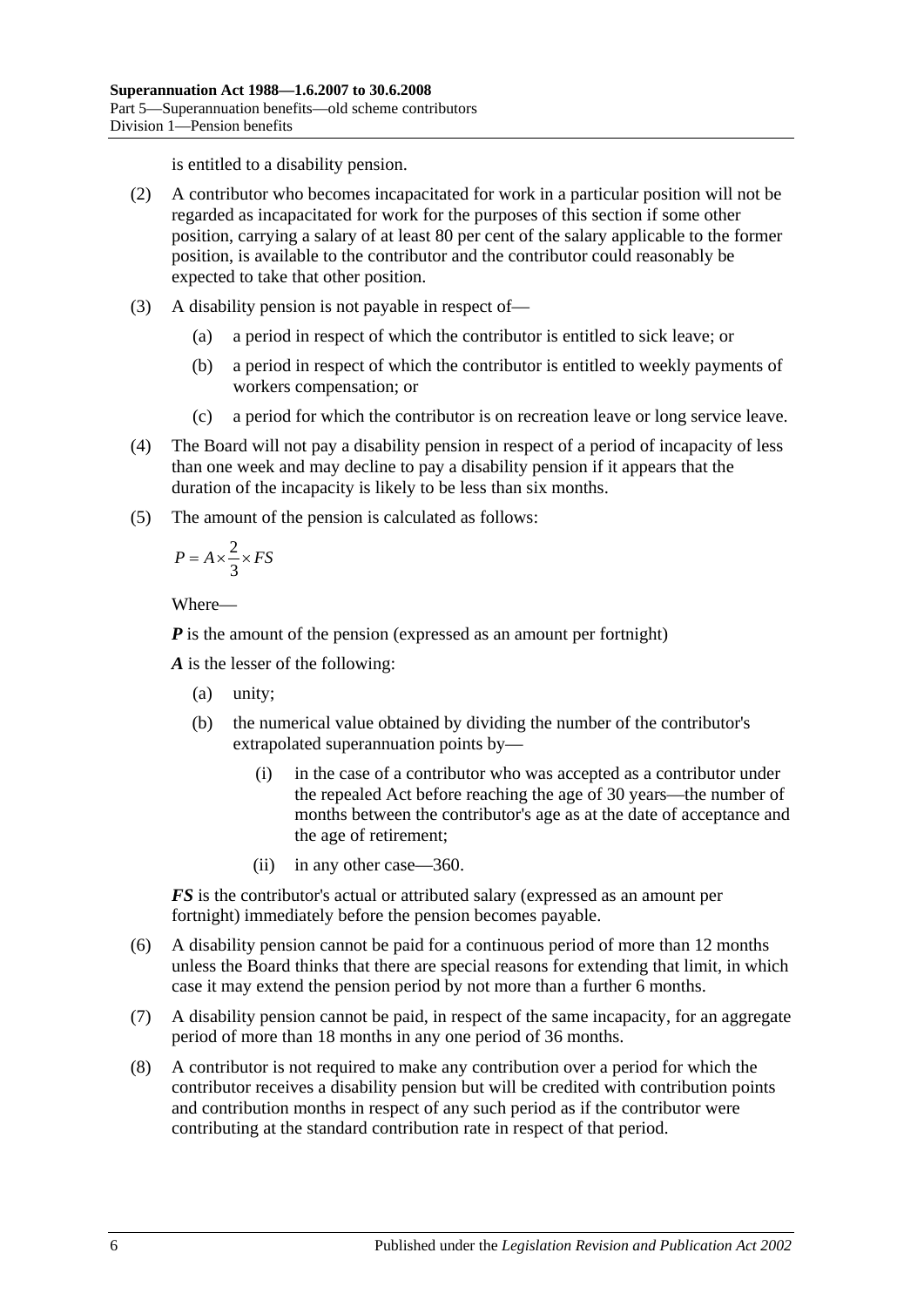is entitled to a disability pension.

(2) A contributor who becomes incapacitated for work in a particular position will not be regarded as incapacitated for work for the purposes of this section if some other position, carrying a salary of at least 80 per cent of the salary applicable to the former position, is available to the contributor and the contributor could reasonably be expected to take that other position.

(3) A disability pension is not payable in respect of—

(a) a period in respect of which the contributor is entitled to sick leave; or

(b) a period in respect of which the contributor is entitled to weekly payments of workers compensation; or

(c) a period for which the contributor is on recreation leave or long service leave.

(4) The Board will not pay a disability pension in respect of a period of incapacity of less than one week and may decline to pay a disability pension if it appears that the duration of the incapacity is likely to be less than six months.

(5) The amount of the pension is calculated as follows:

$$P = A \times \frac{2}{3} \times FS$$

Where—

***P*** is the amount of the pension (expressed as an amount per fortnight)

***A*** is the lesser of the following:

(a) unity;

(b) the numerical value obtained by dividing the number of the contributor's extrapolated superannuation points by—

(i) in the case of a contributor who was accepted as a contributor under the repealed Act before reaching the age of 30 years—the number of months between the contributor's age as at the date of acceptance and the age of retirement;

(ii) in any other case—360.

***FS*** is the contributor's actual or attributed salary (expressed as an amount per fortnight) immediately before the pension becomes payable.

(6) A disability pension cannot be paid for a continuous period of more than 12 months unless the Board thinks that there are special reasons for extending that limit, in which case it may extend the pension period by not more than a further 6 months.

(7) A disability pension cannot be paid, in respect of the same incapacity, for an aggregate period of more than 18 months in any one period of 36 months.

(8) A contributor is not required to make any contribution over a period for which the contributor receives a disability pension but will be credited with contribution points and contribution months in respect of any such period as if the contributor were contributing at the standard contribution rate in respect of that period.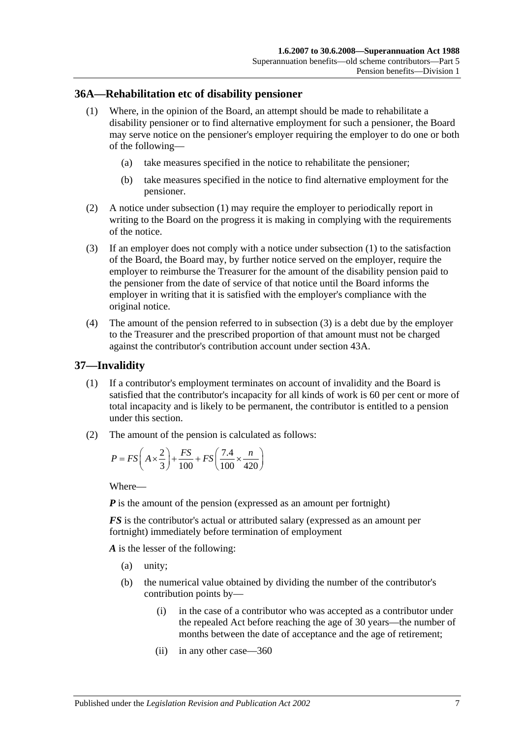## 36A—Rehabilitation etc of disability pensioner

(1) Where, in the opinion of the Board, an attempt should be made to rehabilitate a disability pensioner or to find alternative employment for such a pensioner, the Board may serve notice on the pensioner's employer requiring the employer to do one or both of the following—

(a) take measures specified in the notice to rehabilitate the pensioner;

(b) take measures specified in the notice to find alternative employment for the pensioner.

(2) A notice under subsection (1) may require the employer to periodically report in writing to the Board on the progress it is making in complying with the requirements of the notice.

(3) If an employer does not comply with a notice under subsection (1) to the satisfaction of the Board, the Board may, by further notice served on the employer, require the employer to reimburse the Treasurer for the amount of the disability pension paid to the pensioner from the date of service of that notice until the Board informs the employer in writing that it is satisfied with the employer's compliance with the original notice.

(4) The amount of the pension referred to in subsection (3) is a debt due by the employer to the Treasurer and the prescribed proportion of that amount must not be charged against the contributor's contribution account under section 43A.

## 37—Invalidity

(1) If a contributor's employment terminates on account of invalidity and the Board is satisfied that the contributor's incapacity for all kinds of work is 60 per cent or more of total incapacity and is likely to be permanent, the contributor is entitled to a pension under this section.

(2) The amount of the pension is calculated as follows:

$$P = FS\left(A \times \frac{2}{3}\right) + \frac{FS}{100} + FS\left(\frac{7.4}{100} \times \frac{n}{420}\right)$$

Where—

***P*** is the amount of the pension (expressed as an amount per fortnight)

***FS*** is the contributor's actual or attributed salary (expressed as an amount per fortnight) immediately before termination of employment

***A*** is the lesser of the following:

(a) unity;

(b) the numerical value obtained by dividing the number of the contributor's contribution points by—

(i) in the case of a contributor who was accepted as a contributor under the repealed Act before reaching the age of 30 years—the number of months between the date of acceptance and the age of retirement;

(ii) in any other case—360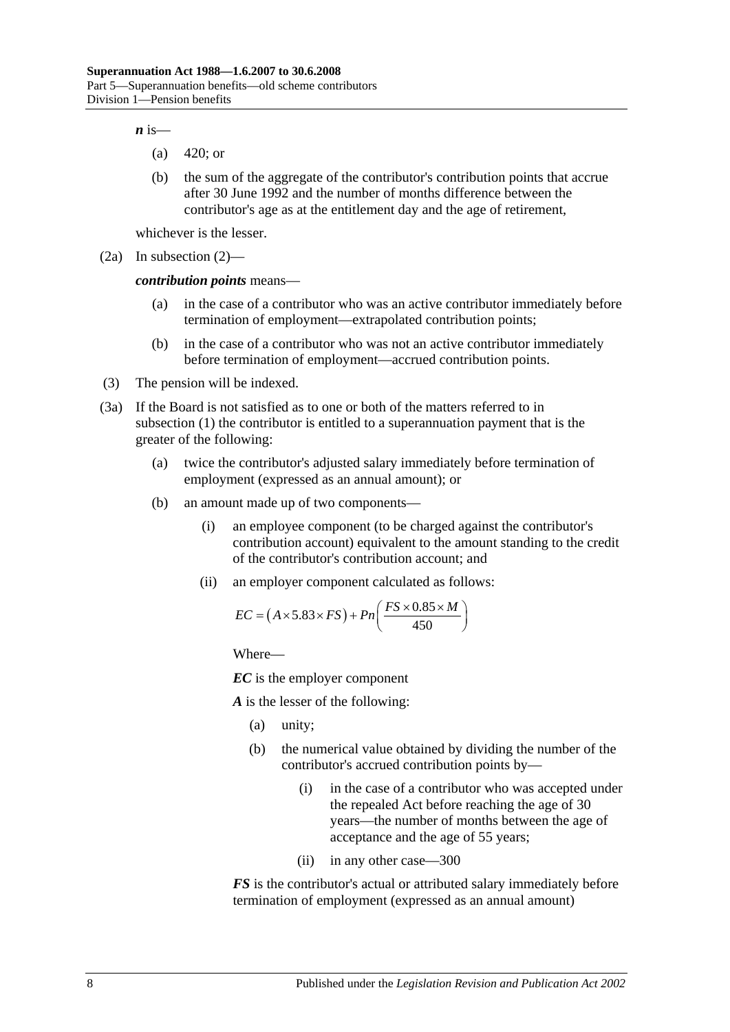***n*** is—

(a) 420; or

(b) the sum of the aggregate of the contributor's contribution points that accrue after 30 June 1992 and the number of months difference between the contributor's age as at the entitlement day and the age of retirement,

whichever is the lesser.

(2a) In subsection (2)—

***contribution points*** means—

(a) in the case of a contributor who was an active contributor immediately before termination of employment—extrapolated contribution points;

(b) in the case of a contributor who was not an active contributor immediately before termination of employment—accrued contribution points.

(3) The pension will be indexed.

(3a) If the Board is not satisfied as to one or both of the matters referred to in subsection (1) the contributor is entitled to a superannuation payment that is the greater of the following:

(a) twice the contributor's adjusted salary immediately before termination of employment (expressed as an annual amount); or

(b) an amount made up of two components—

(i) an employee component (to be charged against the contributor's contribution account) equivalent to the amount standing to the credit of the contributor's contribution account; and

(ii) an employer component calculated as follows:

$$EC = \left(A \times 5.83 \times FS\right) + Pn\left(\frac{FS \times 0.85 \times M}{450}\right)$$

Where—

***EC*** is the employer component

***A*** is the lesser of the following:

(a) unity;

(b) the numerical value obtained by dividing the number of the contributor's accrued contribution points by—

(i) in the case of a contributor who was accepted under the repealed Act before reaching the age of 30 years—the number of months between the age of acceptance and the age of 55 years;

(ii) in any other case—300

***FS*** is the contributor's actual or attributed salary immediately before termination of employment (expressed as an annual amount)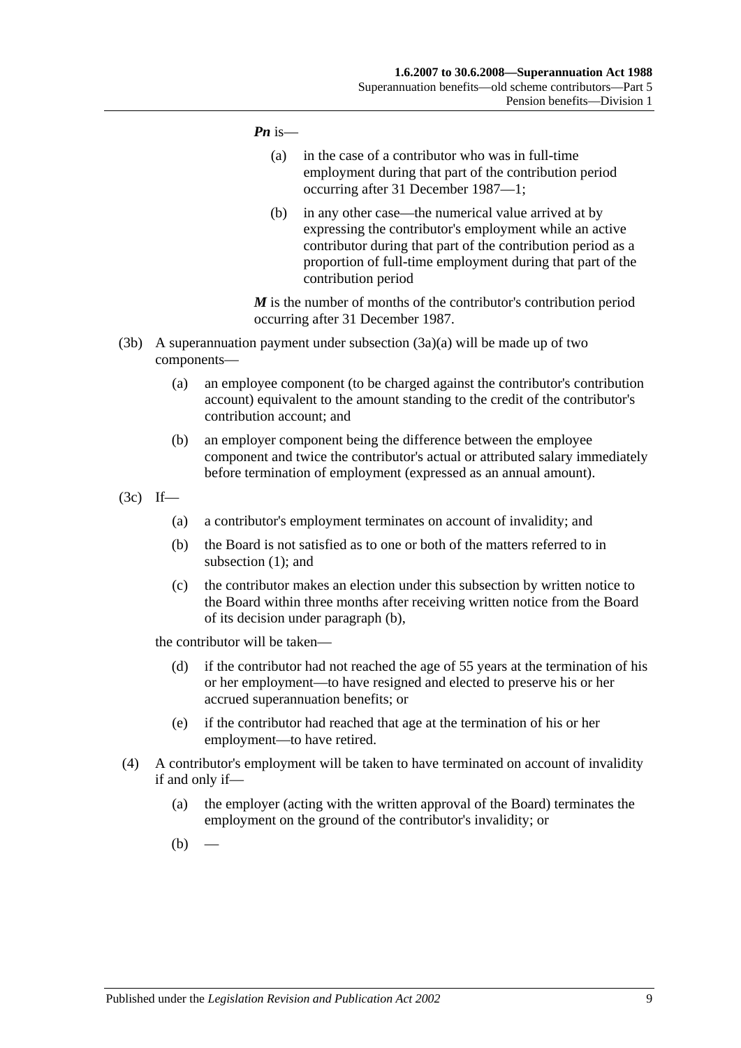***Pn*** is—

(a) in the case of a contributor who was in full-time employment during that part of the contribution period occurring after 31 December 1987—1;

(b) in any other case—the numerical value arrived at by expressing the contributor's employment while an active contributor during that part of the contribution period as a proportion of full-time employment during that part of the contribution period

***M*** is the number of months of the contributor's contribution period occurring after 31 December 1987.

(3b) A superannuation payment under subsection (3a)(a) will be made up of two components—

(a) an employee component (to be charged against the contributor's contribution account) equivalent to the amount standing to the credit of the contributor's contribution account; and

(b) an employer component being the difference between the employee component and twice the contributor's actual or attributed salary immediately before termination of employment (expressed as an annual amount).

(3c) If—

(a) a contributor's employment terminates on account of invalidity; and

(b) the Board is not satisfied as to one or both of the matters referred to in subsection (1); and

(c) the contributor makes an election under this subsection by written notice to the Board within three months after receiving written notice from the Board of its decision under paragraph (b),

the contributor will be taken—

(d) if the contributor had not reached the age of 55 years at the termination of his or her employment—to have resigned and elected to preserve his or her accrued superannuation benefits; or

(e) if the contributor had reached that age at the termination of his or her employment—to have retired.

(4) A contributor's employment will be taken to have terminated on account of invalidity if and only if—

(a) the employer (acting with the written approval of the Board) terminates the employment on the ground of the contributor's invalidity; or

(b) —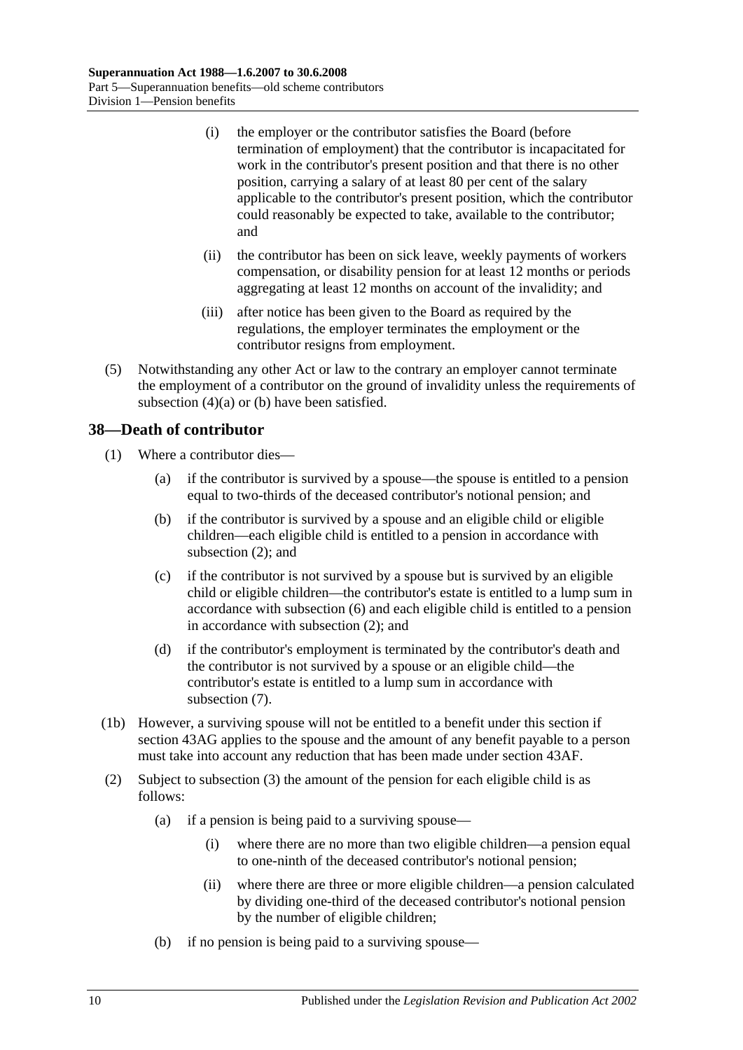(i) the employer or the contributor satisfies the Board (before termination of employment) that the contributor is incapacitated for work in the contributor's present position and that there is no other position, carrying a salary of at least 80 per cent of the salary applicable to the contributor's present position, which the contributor could reasonably be expected to take, available to the contributor; and

(ii) the contributor has been on sick leave, weekly payments of workers compensation, or disability pension for at least 12 months or periods aggregating at least 12 months on account of the invalidity; and

(iii) after notice has been given to the Board as required by the regulations, the employer terminates the employment or the contributor resigns from employment.

(5) Notwithstanding any other Act or law to the contrary an employer cannot terminate the employment of a contributor on the ground of invalidity unless the requirements of subsection (4)(a) or (b) have been satisfied.

## 38—Death of contributor

(1) Where a contributor dies—

(a) if the contributor is survived by a spouse—the spouse is entitled to a pension equal to two-thirds of the deceased contributor's notional pension; and

(b) if the contributor is survived by a spouse and an eligible child or eligible children—each eligible child is entitled to a pension in accordance with subsection (2); and

(c) if the contributor is not survived by a spouse but is survived by an eligible child or eligible children—the contributor's estate is entitled to a lump sum in accordance with subsection (6) and each eligible child is entitled to a pension in accordance with subsection (2); and

(d) if the contributor's employment is terminated by the contributor's death and the contributor is not survived by a spouse or an eligible child—the contributor's estate is entitled to a lump sum in accordance with subsection (7).

(1b) However, a surviving spouse will not be entitled to a benefit under this section if section 43AG applies to the spouse and the amount of any benefit payable to a person must take into account any reduction that has been made under section 43AF.

(2) Subject to subsection (3) the amount of the pension for each eligible child is as follows:

(a) if a pension is being paid to a surviving spouse—

(i) where there are no more than two eligible children—a pension equal to one-ninth of the deceased contributor's notional pension;

(ii) where there are three or more eligible children—a pension calculated by dividing one-third of the deceased contributor's notional pension by the number of eligible children;

(b) if no pension is being paid to a surviving spouse—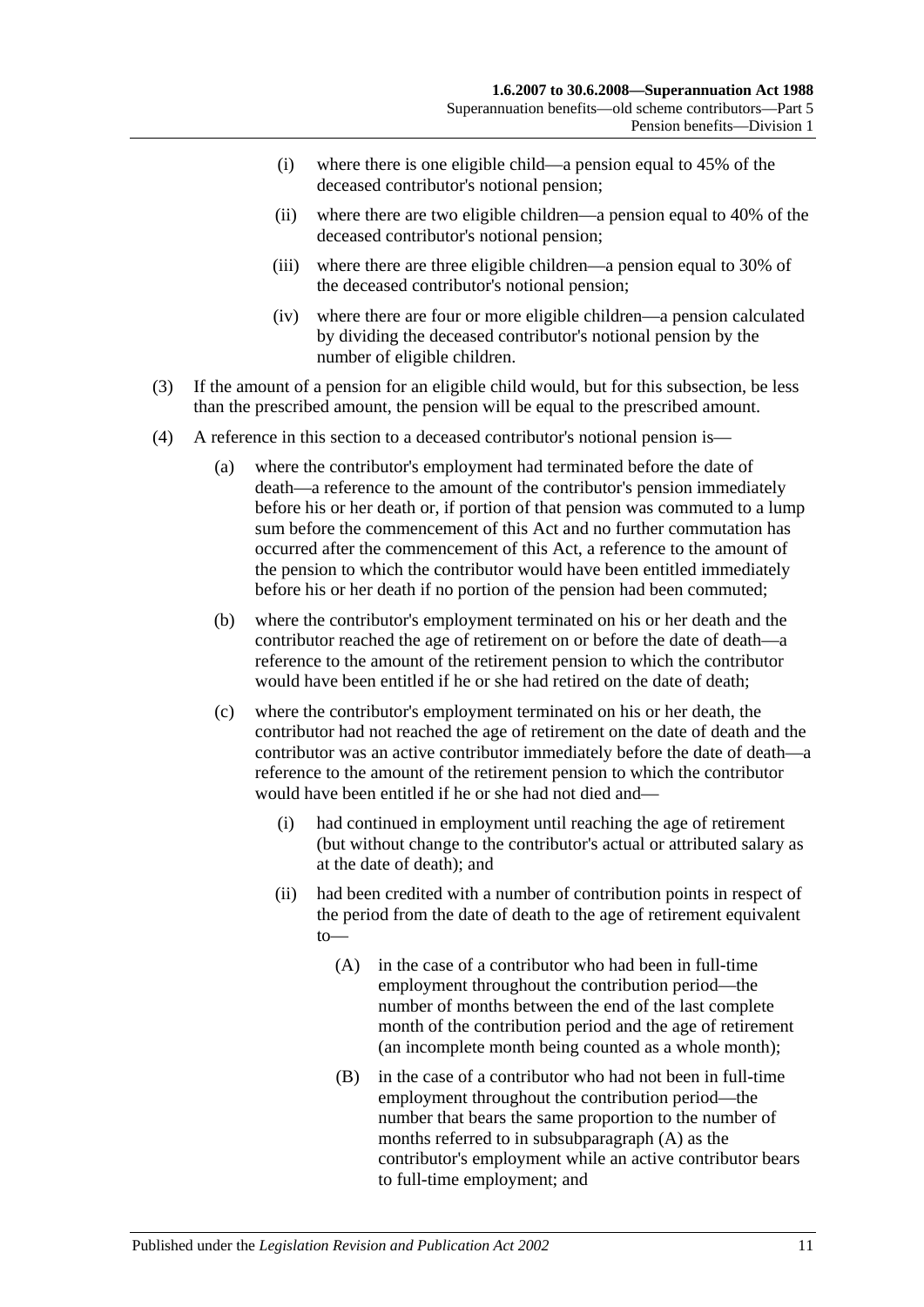(i) where there is one eligible child—a pension equal to 45% of the deceased contributor's notional pension;

(ii) where there are two eligible children—a pension equal to 40% of the deceased contributor's notional pension;

(iii) where there are three eligible children—a pension equal to 30% of the deceased contributor's notional pension;

(iv) where there are four or more eligible children—a pension calculated by dividing the deceased contributor's notional pension by the number of eligible children.

(3) If the amount of a pension for an eligible child would, but for this subsection, be less than the prescribed amount, the pension will be equal to the prescribed amount.

(4) A reference in this section to a deceased contributor's notional pension is—

(a) where the contributor's employment had terminated before the date of death—a reference to the amount of the contributor's pension immediately before his or her death or, if portion of that pension was commuted to a lump sum before the commencement of this Act and no further commutation has occurred after the commencement of this Act, a reference to the amount of the pension to which the contributor would have been entitled immediately before his or her death if no portion of the pension had been commuted;

(b) where the contributor's employment terminated on his or her death and the contributor reached the age of retirement on or before the date of death—a reference to the amount of the retirement pension to which the contributor would have been entitled if he or she had retired on the date of death;

(c) where the contributor's employment terminated on his or her death, the contributor had not reached the age of retirement on the date of death and the contributor was an active contributor immediately before the date of death—a reference to the amount of the retirement pension to which the contributor would have been entitled if he or she had not died and—

(i) had continued in employment until reaching the age of retirement (but without change to the contributor's actual or attributed salary as at the date of death); and

(ii) had been credited with a number of contribution points in respect of the period from the date of death to the age of retirement equivalent to—

(A) in the case of a contributor who had been in full-time employment throughout the contribution period—the number of months between the end of the last complete month of the contribution period and the age of retirement (an incomplete month being counted as a whole month);

(B) in the case of a contributor who had not been in full-time employment throughout the contribution period—the number that bears the same proportion to the number of months referred to in subsubparagraph (A) as the contributor's employment while an active contributor bears to full-time employment; and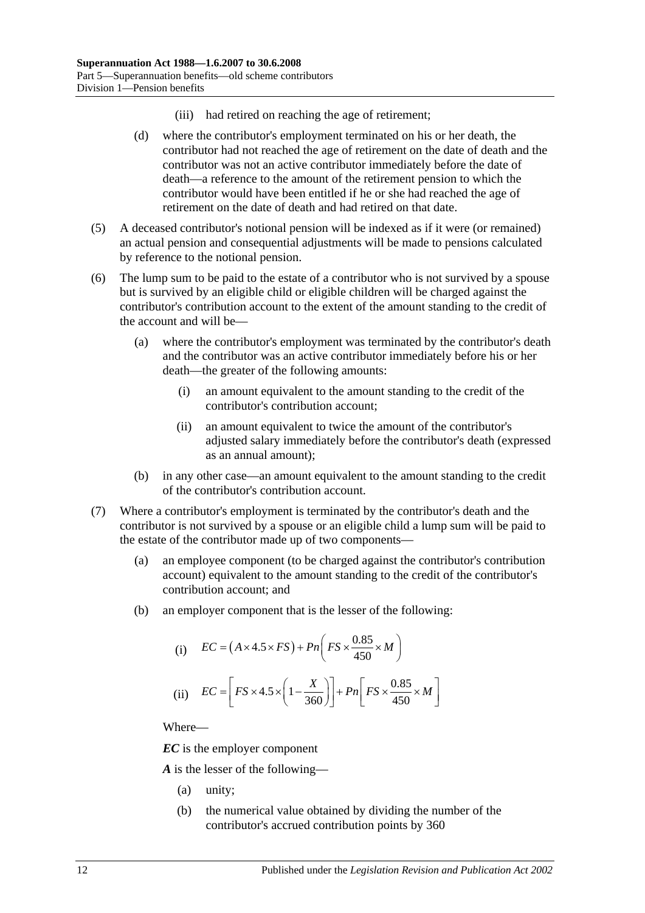(iii) had retired on reaching the age of retirement;

(d) where the contributor's employment terminated on his or her death, the contributor had not reached the age of retirement on the date of death and the contributor was not an active contributor immediately before the date of death—a reference to the amount of the retirement pension to which the contributor would have been entitled if he or she had reached the age of retirement on the date of death and had retired on that date.

(5) A deceased contributor's notional pension will be indexed as if it were (or remained) an actual pension and consequential adjustments will be made to pensions calculated by reference to the notional pension.

(6) The lump sum to be paid to the estate of a contributor who is not survived by a spouse but is survived by an eligible child or eligible children will be charged against the contributor's contribution account to the extent of the amount standing to the credit of the account and will be—

(a) where the contributor's employment was terminated by the contributor's death and the contributor was an active contributor immediately before his or her death—the greater of the following amounts:

(i) an amount equivalent to the amount standing to the credit of the contributor's contribution account;

(ii) an amount equivalent to twice the amount of the contributor's adjusted salary immediately before the contributor's death (expressed as an annual amount);

(b) in any other case—an amount equivalent to the amount standing to the credit of the contributor's contribution account.

(7) Where a contributor's employment is terminated by the contributor's death and the contributor is not survived by a spouse or an eligible child a lump sum will be paid to the estate of the contributor made up of two components—

(a) an employee component (to be charged against the contributor's contribution account) equivalent to the amount standing to the credit of the contributor's contribution account; and

(b) an employer component that is the lesser of the following:

(i) $$EC = \left(A \times 4.5 \times FS\right) + Pn\left(FS \times \frac{0.85}{450} \times M\right)$$

(ii) $$EC = \left[FS \times 4.5 \times \left(1 - \frac{X}{360}\right)\right] + Pn\left[FS \times \frac{0.85}{450} \times M\right]$$

Where—

***EC*** is the employer component

***A*** is the lesser of the following—

(a) unity;

(b) the numerical value obtained by dividing the number of the contributor's accrued contribution points by 360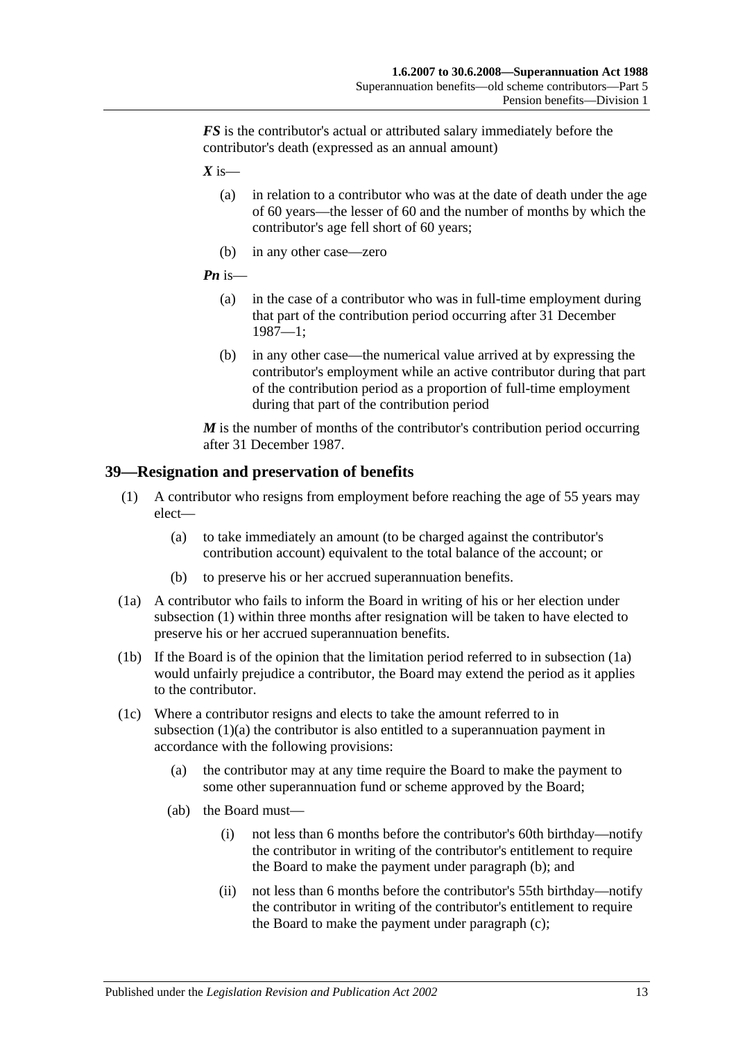***FS*** is the contributor's actual or attributed salary immediately before the contributor's death (expressed as an annual amount)

***X*** is—

(a) in relation to a contributor who was at the date of death under the age of 60 years—the lesser of 60 and the number of months by which the contributor's age fell short of 60 years;

(b) in any other case—zero

***Pn*** is—

(a) in the case of a contributor who was in full-time employment during that part of the contribution period occurring after 31 December 1987—1;

(b) in any other case—the numerical value arrived at by expressing the contributor's employment while an active contributor during that part of the contribution period as a proportion of full-time employment during that part of the contribution period

***M*** is the number of months of the contributor's contribution period occurring after 31 December 1987.

## 39—Resignation and preservation of benefits

(1) A contributor who resigns from employment before reaching the age of 55 years may elect—

(a) to take immediately an amount (to be charged against the contributor's contribution account) equivalent to the total balance of the account; or

(b) to preserve his or her accrued superannuation benefits.

(1a) A contributor who fails to inform the Board in writing of his or her election under subsection (1) within three months after resignation will be taken to have elected to preserve his or her accrued superannuation benefits.

(1b) If the Board is of the opinion that the limitation period referred to in subsection (1a) would unfairly prejudice a contributor, the Board may extend the period as it applies to the contributor.

(1c) Where a contributor resigns and elects to take the amount referred to in subsection (1)(a) the contributor is also entitled to a superannuation payment in accordance with the following provisions:

(a) the contributor may at any time require the Board to make the payment to some other superannuation fund or scheme approved by the Board;

(ab) the Board must—

(i) not less than 6 months before the contributor's 60th birthday—notify the contributor in writing of the contributor's entitlement to require the Board to make the payment under paragraph (b); and

(ii) not less than 6 months before the contributor's 55th birthday—notify the contributor in writing of the contributor's entitlement to require the Board to make the payment under paragraph (c);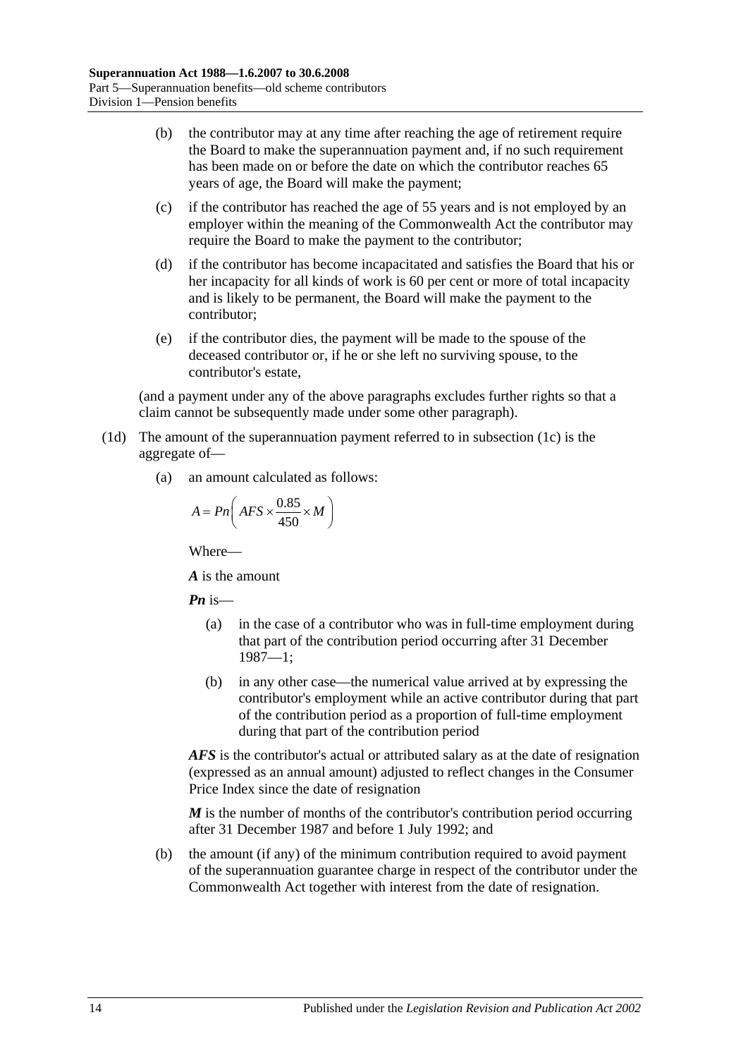(b) the contributor may at any time after reaching the age of retirement require the Board to make the superannuation payment and, if no such requirement has been made on or before the date on which the contributor reaches 65 years of age, the Board will make the payment;

(c) if the contributor has reached the age of 55 years and is not employed by an employer within the meaning of the Commonwealth Act the contributor may require the Board to make the payment to the contributor;

(d) if the contributor has become incapacitated and satisfies the Board that his or her incapacity for all kinds of work is 60 per cent or more of total incapacity and is likely to be permanent, the Board will make the payment to the contributor;

(e) if the contributor dies, the payment will be made to the spouse of the deceased contributor or, if he or she left no surviving spouse, to the contributor's estate,

(and a payment under any of the above paragraphs excludes further rights so that a claim cannot be subsequently made under some other paragraph).

(1d) The amount of the superannuation payment referred to in subsection (1c) is the aggregate of—

(a) an amount calculated as follows:

$$A = Pn\left( AFS \times \frac{0.85}{450} \times M \right)$$

Where—

***A*** is the amount

***Pn*** is—

(a) in the case of a contributor who was in full-time employment during that part of the contribution period occurring after 31 December 1987—1;

(b) in any other case—the numerical value arrived at by expressing the contributor's employment while an active contributor during that part of the contribution period as a proportion of full-time employment during that part of the contribution period

***AFS*** is the contributor's actual or attributed salary as at the date of resignation (expressed as an annual amount) adjusted to reflect changes in the Consumer Price Index since the date of resignation

***M*** is the number of months of the contributor's contribution period occurring after 31 December 1987 and before 1 July 1992; and

(b) the amount (if any) of the minimum contribution required to avoid payment of the superannuation guarantee charge in respect of the contributor under the Commonwealth Act together with interest from the date of resignation.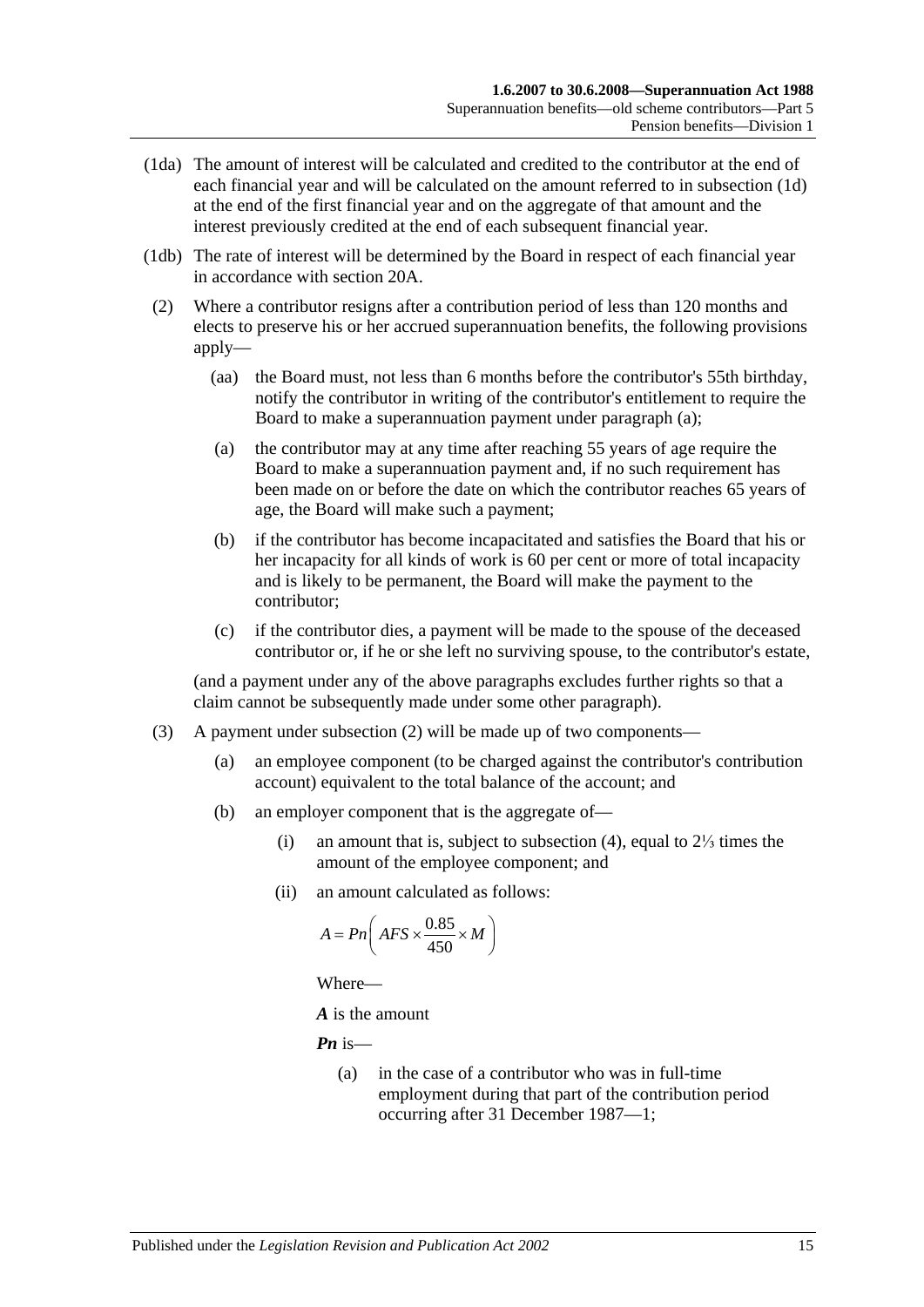(1da) The amount of interest will be calculated and credited to the contributor at the end of each financial year and will be calculated on the amount referred to in subsection (1d) at the end of the first financial year and on the aggregate of that amount and the interest previously credited at the end of each subsequent financial year.

(1db) The rate of interest will be determined by the Board in respect of each financial year in accordance with section 20A.

(2) Where a contributor resigns after a contribution period of less than 120 months and elects to preserve his or her accrued superannuation benefits, the following provisions apply—

(aa) the Board must, not less than 6 months before the contributor's 55th birthday, notify the contributor in writing of the contributor's entitlement to require the Board to make a superannuation payment under paragraph (a);

(a) the contributor may at any time after reaching 55 years of age require the Board to make a superannuation payment and, if no such requirement has been made on or before the date on which the contributor reaches 65 years of age, the Board will make such a payment;

(b) if the contributor has become incapacitated and satisfies the Board that his or her incapacity for all kinds of work is 60 per cent or more of total incapacity and is likely to be permanent, the Board will make the payment to the contributor;

(c) if the contributor dies, a payment will be made to the spouse of the deceased contributor or, if he or she left no surviving spouse, to the contributor's estate,

(and a payment under any of the above paragraphs excludes further rights so that a claim cannot be subsequently made under some other paragraph).

(3) A payment under subsection (2) will be made up of two components—

(a) an employee component (to be charged against the contributor's contribution account) equivalent to the total balance of the account; and

(b) an employer component that is the aggregate of—

(i) an amount that is, subject to subsection (4), equal to 2⅓ times the amount of the employee component; and

(ii) an amount calculated as follows:

$$A = Pn\left(AFS \times \frac{0.85}{450} \times M\right)$$

Where—

***A*** is the amount

***Pn*** is—

(a) in the case of a contributor who was in full-time employment during that part of the contribution period occurring after 31 December 1987—1;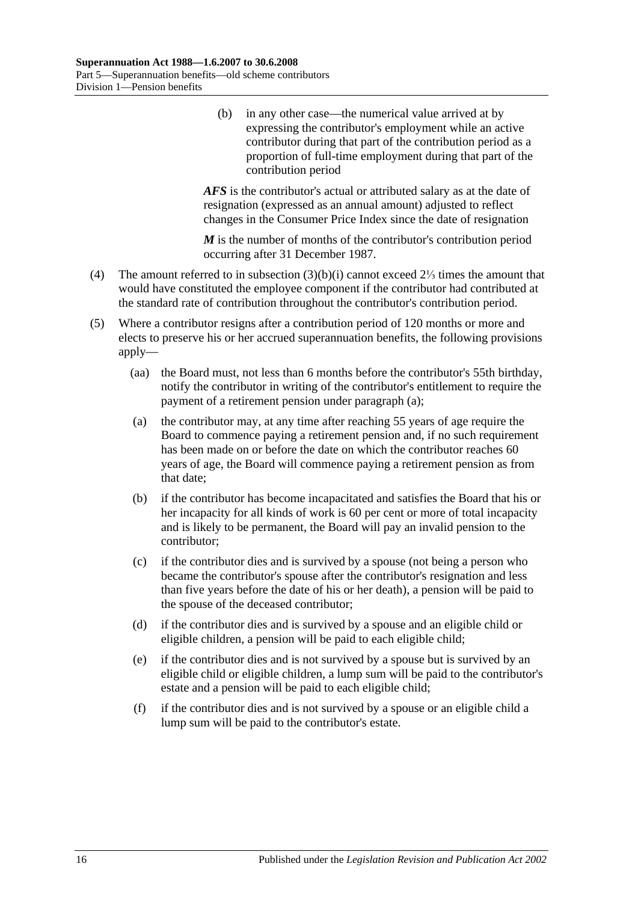(b) in any other case—the numerical value arrived at by expressing the contributor's employment while an active contributor during that part of the contribution period as a proportion of full-time employment during that part of the contribution period

***AFS*** is the contributor's actual or attributed salary as at the date of resignation (expressed as an annual amount) adjusted to reflect changes in the Consumer Price Index since the date of resignation

***M*** is the number of months of the contributor's contribution period occurring after 31 December 1987.

(4) The amount referred to in subsection (3)(b)(i) cannot exceed 2⅓ times the amount that would have constituted the employee component if the contributor had contributed at the standard rate of contribution throughout the contributor's contribution period.

(5) Where a contributor resigns after a contribution period of 120 months or more and elects to preserve his or her accrued superannuation benefits, the following provisions apply—

(aa) the Board must, not less than 6 months before the contributor's 55th birthday, notify the contributor in writing of the contributor's entitlement to require the payment of a retirement pension under paragraph (a);

(a) the contributor may, at any time after reaching 55 years of age require the Board to commence paying a retirement pension and, if no such requirement has been made on or before the date on which the contributor reaches 60 years of age, the Board will commence paying a retirement pension as from that date;

(b) if the contributor has become incapacitated and satisfies the Board that his or her incapacity for all kinds of work is 60 per cent or more of total incapacity and is likely to be permanent, the Board will pay an invalid pension to the contributor;

(c) if the contributor dies and is survived by a spouse (not being a person who became the contributor's spouse after the contributor's resignation and less than five years before the date of his or her death), a pension will be paid to the spouse of the deceased contributor;

(d) if the contributor dies and is survived by a spouse and an eligible child or eligible children, a pension will be paid to each eligible child;

(e) if the contributor dies and is not survived by a spouse but is survived by an eligible child or eligible children, a lump sum will be paid to the contributor's estate and a pension will be paid to each eligible child;

(f) if the contributor dies and is not survived by a spouse or an eligible child a lump sum will be paid to the contributor's estate.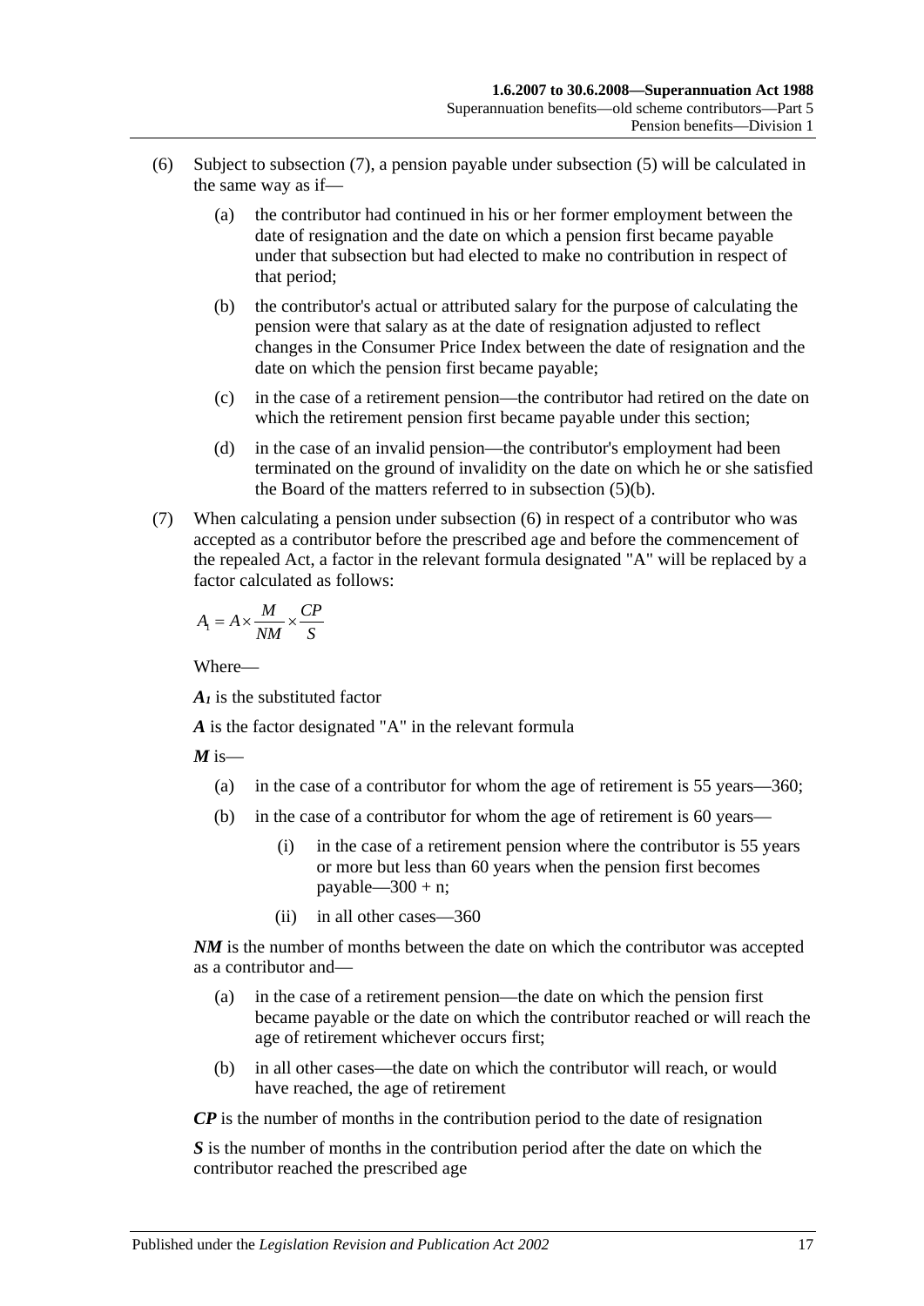(6) Subject to subsection (7), a pension payable under subsection (5) will be calculated in the same way as if—

(a) the contributor had continued in his or her former employment between the date of resignation and the date on which a pension first became payable under that subsection but had elected to make no contribution in respect of that period;

(b) the contributor's actual or attributed salary for the purpose of calculating the pension were that salary as at the date of resignation adjusted to reflect changes in the Consumer Price Index between the date of resignation and the date on which the pension first became payable;

(c) in the case of a retirement pension—the contributor had retired on the date on which the retirement pension first became payable under this section;

(d) in the case of an invalid pension—the contributor's employment had been terminated on the ground of invalidity on the date on which he or she satisfied the Board of the matters referred to in subsection (5)(b).

(7) When calculating a pension under subsection (6) in respect of a contributor who was accepted as a contributor before the prescribed age and before the commencement of the repealed Act, a factor in the relevant formula designated "A" will be replaced by a factor calculated as follows:

$$A_1 = A \times \frac{M}{NM} \times \frac{CP}{S}$$

Where—

$A_1$ is the substituted factor

$A$ is the factor designated "A" in the relevant formula

$M$ is—

(a) in the case of a contributor for whom the age of retirement is 55 years—360;

(b) in the case of a contributor for whom the age of retirement is 60 years—

(i) in the case of a retirement pension where the contributor is 55 years or more but less than 60 years when the pension first becomes payable—300 + n;

(ii) in all other cases—360

$NM$ is the number of months between the date on which the contributor was accepted as a contributor and—

(a) in the case of a retirement pension—the date on which the pension first became payable or the date on which the contributor reached or will reach the age of retirement whichever occurs first;

(b) in all other cases—the date on which the contributor will reach, or would have reached, the age of retirement

$CP$ is the number of months in the contribution period to the date of resignation

$S$ is the number of months in the contribution period after the date on which the contributor reached the prescribed age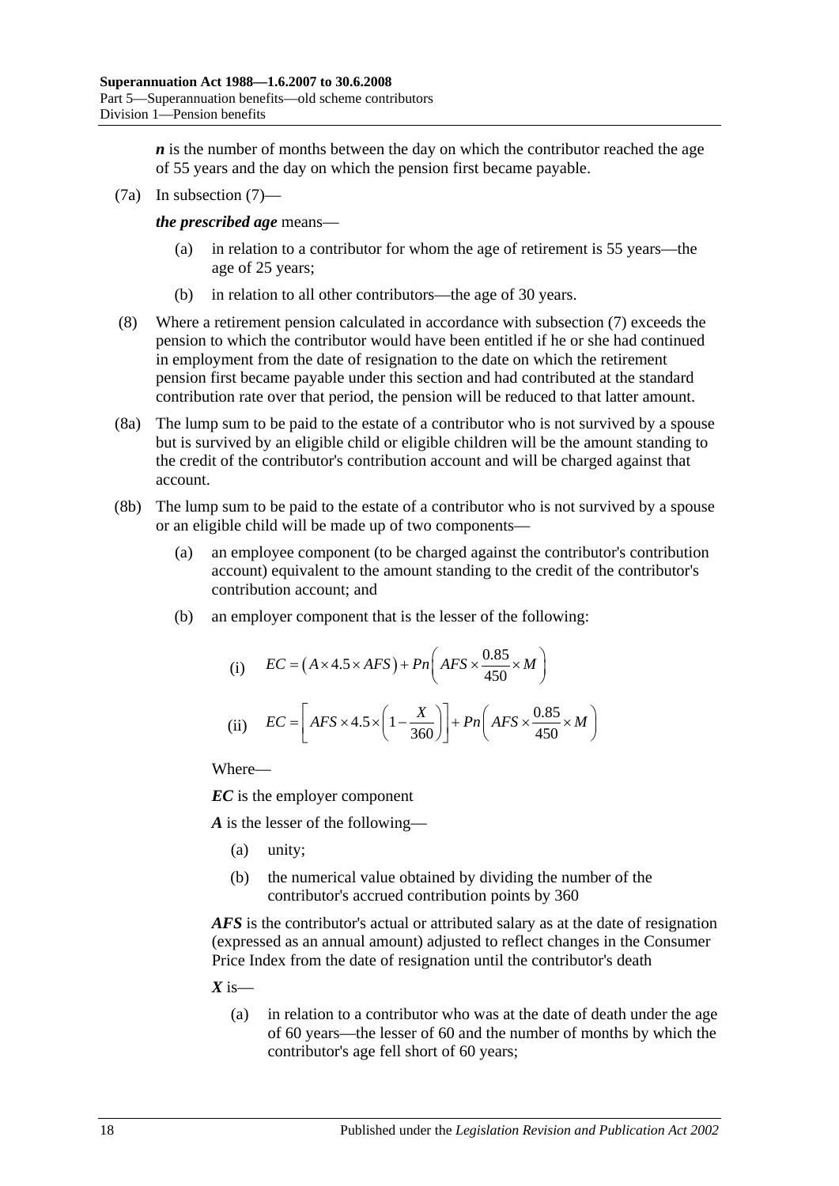***n*** is the number of months between the day on which the contributor reached the age of 55 years and the day on which the pension first became payable.

(7a) In subsection (7)—

***the prescribed age*** means—

(a) in relation to a contributor for whom the age of retirement is 55 years—the age of 25 years;

(b) in relation to all other contributors—the age of 30 years.

(8) Where a retirement pension calculated in accordance with subsection (7) exceeds the pension to which the contributor would have been entitled if he or she had continued in employment from the date of resignation to the date on which the retirement pension first became payable under this section and had contributed at the standard contribution rate over that period, the pension will be reduced to that latter amount.

(8a) The lump sum to be paid to the estate of a contributor who is not survived by a spouse but is survived by an eligible child or eligible children will be the amount standing to the credit of the contributor's contribution account and will be charged against that account.

(8b) The lump sum to be paid to the estate of a contributor who is not survived by a spouse or an eligible child will be made up of two components—

(a) an employee component (to be charged against the contributor's contribution account) equivalent to the amount standing to the credit of the contributor's contribution account; and

(b) an employer component that is the lesser of the following:

(i) $$EC = \left(A \times 4.5 \times AFS\right) + Pn\left(AFS \times \frac{0.85}{450} \times M\right)$$

(ii) $$EC = \left[AFS \times 4.5 \times \left(1 - \frac{X}{360}\right)\right] + Pn\left(AFS \times \frac{0.85}{450} \times M\right)$$

Where—

***EC*** is the employer component

***A*** is the lesser of the following—

(a) unity;

(b) the numerical value obtained by dividing the number of the contributor's accrued contribution points by 360

***AFS*** is the contributor's actual or attributed salary as at the date of resignation (expressed as an annual amount) adjusted to reflect changes in the Consumer Price Index from the date of resignation until the contributor's death

***X*** is—

(a) in relation to a contributor who was at the date of death under the age of 60 years—the lesser of 60 and the number of months by which the contributor's age fell short of 60 years;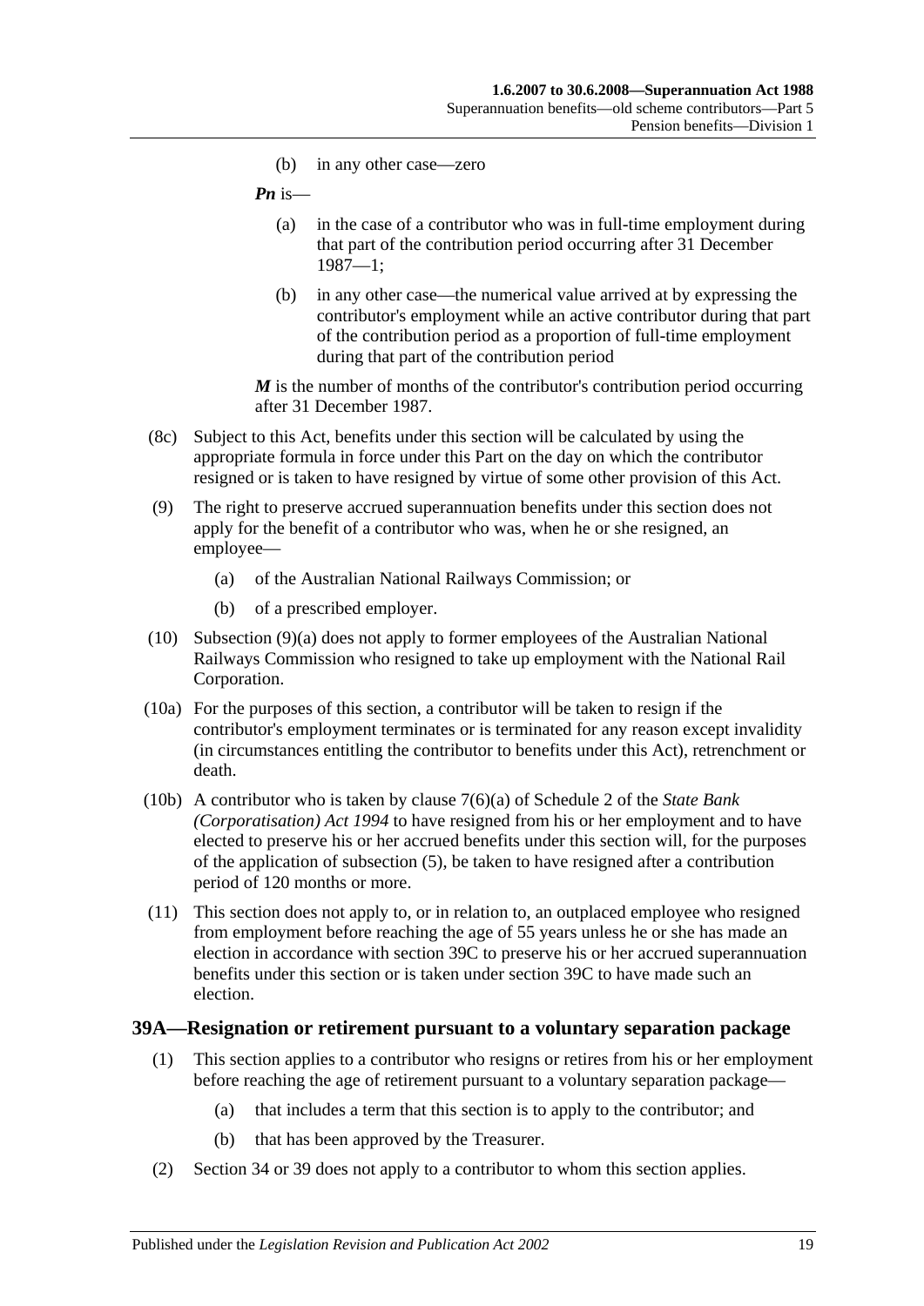(b) in any other case—zero

***Pn*** is—

(a) in the case of a contributor who was in full-time employment during that part of the contribution period occurring after 31 December 1987—1;

(b) in any other case—the numerical value arrived at by expressing the contributor's employment while an active contributor during that part of the contribution period as a proportion of full-time employment during that part of the contribution period

***M*** is the number of months of the contributor's contribution period occurring after 31 December 1987.

(8c) Subject to this Act, benefits under this section will be calculated by using the appropriate formula in force under this Part on the day on which the contributor resigned or is taken to have resigned by virtue of some other provision of this Act.

(9) The right to preserve accrued superannuation benefits under this section does not apply for the benefit of a contributor who was, when he or she resigned, an employee—

(a) of the Australian National Railways Commission; or

(b) of a prescribed employer.

(10) Subsection (9)(a) does not apply to former employees of the Australian National Railways Commission who resigned to take up employment with the National Rail Corporation.

(10a) For the purposes of this section, a contributor will be taken to resign if the contributor's employment terminates or is terminated for any reason except invalidity (in circumstances entitling the contributor to benefits under this Act), retrenchment or death.

(10b) A contributor who is taken by clause 7(6)(a) of Schedule 2 of the *State Bank (Corporatisation) Act 1994* to have resigned from his or her employment and to have elected to preserve his or her accrued benefits under this section will, for the purposes of the application of subsection (5), be taken to have resigned after a contribution period of 120 months or more.

(11) This section does not apply to, or in relation to, an outplaced employee who resigned from employment before reaching the age of 55 years unless he or she has made an election in accordance with section 39C to preserve his or her accrued superannuation benefits under this section or is taken under section 39C to have made such an election.

## 39A—Resignation or retirement pursuant to a voluntary separation package

(1) This section applies to a contributor who resigns or retires from his or her employment before reaching the age of retirement pursuant to a voluntary separation package—

(a) that includes a term that this section is to apply to the contributor; and

(b) that has been approved by the Treasurer.

(2) Section 34 or 39 does not apply to a contributor to whom this section applies.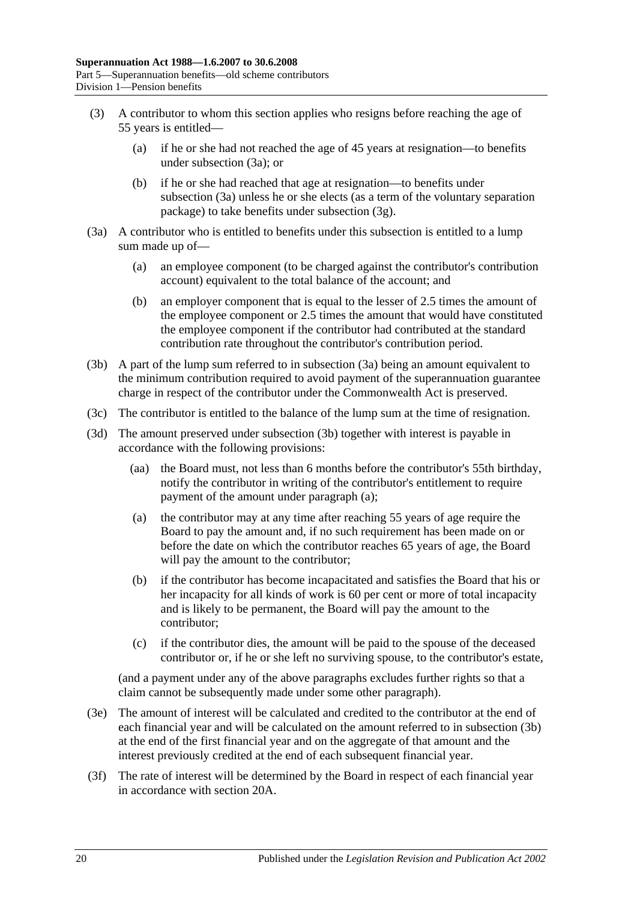(3) A contributor to whom this section applies who resigns before reaching the age of 55 years is entitled—

(a) if he or she had not reached the age of 45 years at resignation—to benefits under subsection (3a); or

(b) if he or she had reached that age at resignation—to benefits under subsection (3a) unless he or she elects (as a term of the voluntary separation package) to take benefits under subsection (3g).

(3a) A contributor who is entitled to benefits under this subsection is entitled to a lump sum made up of—

(a) an employee component (to be charged against the contributor's contribution account) equivalent to the total balance of the account; and

(b) an employer component that is equal to the lesser of 2.5 times the amount of the employee component or 2.5 times the amount that would have constituted the employee component if the contributor had contributed at the standard contribution rate throughout the contributor's contribution period.

(3b) A part of the lump sum referred to in subsection (3a) being an amount equivalent to the minimum contribution required to avoid payment of the superannuation guarantee charge in respect of the contributor under the Commonwealth Act is preserved.

(3c) The contributor is entitled to the balance of the lump sum at the time of resignation.

(3d) The amount preserved under subsection (3b) together with interest is payable in accordance with the following provisions:

(aa) the Board must, not less than 6 months before the contributor's 55th birthday, notify the contributor in writing of the contributor's entitlement to require payment of the amount under paragraph (a);

(a) the contributor may at any time after reaching 55 years of age require the Board to pay the amount and, if no such requirement has been made on or before the date on which the contributor reaches 65 years of age, the Board will pay the amount to the contributor;

(b) if the contributor has become incapacitated and satisfies the Board that his or her incapacity for all kinds of work is 60 per cent or more of total incapacity and is likely to be permanent, the Board will pay the amount to the contributor;

(c) if the contributor dies, the amount will be paid to the spouse of the deceased contributor or, if he or she left no surviving spouse, to the contributor's estate,

(and a payment under any of the above paragraphs excludes further rights so that a claim cannot be subsequently made under some other paragraph).

(3e) The amount of interest will be calculated and credited to the contributor at the end of each financial year and will be calculated on the amount referred to in subsection (3b) at the end of the first financial year and on the aggregate of that amount and the interest previously credited at the end of each subsequent financial year.

(3f) The rate of interest will be determined by the Board in respect of each financial year in accordance with section 20A.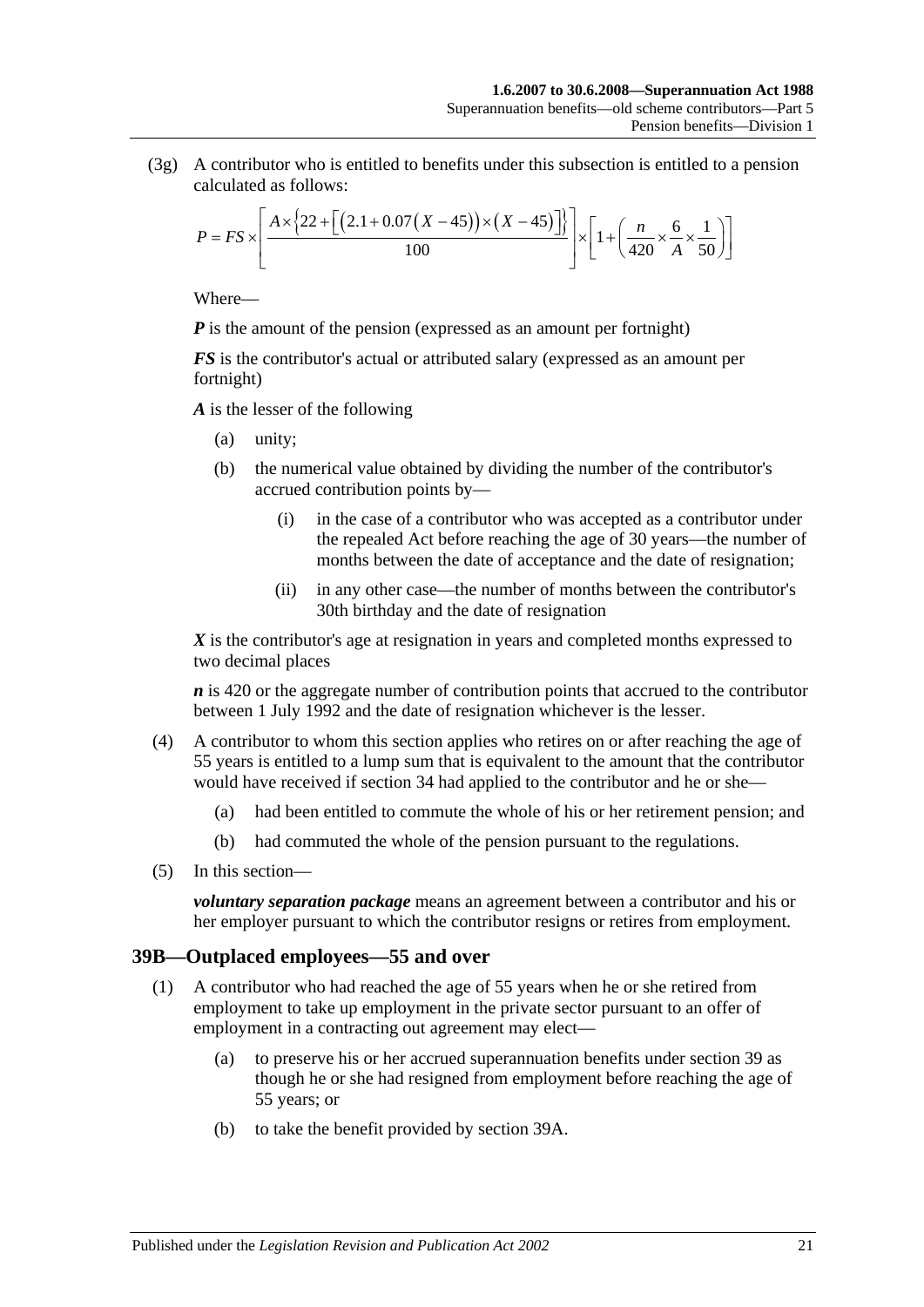(3g) A contributor who is entitled to benefits under this subsection is entitled to a pension calculated as follows:

$$P = FS \times \left[ \frac{A \times \left\{ 22 + \left[ \left( 2.1 + 0.07\left( X - 45 \right) \right) \times \left( X - 45 \right) \right] \right\}}{100} \right] \times \left[ 1 + \left( \frac{n}{420} \times \frac{6}{A} \times \frac{1}{50} \right) \right]$$

Where—

***P*** is the amount of the pension (expressed as an amount per fortnight)

***FS*** is the contributor's actual or attributed salary (expressed as an amount per fortnight)

***A*** is the lesser of the following

- (a) unity;
- (b) the numerical value obtained by dividing the number of the contributor's accrued contribution points by—
  - (i) in the case of a contributor who was accepted as a contributor under the repealed Act before reaching the age of 30 years—the number of months between the date of acceptance and the date of resignation;
  - (ii) in any other case—the number of months between the contributor's 30th birthday and the date of resignation

***X*** is the contributor's age at resignation in years and completed months expressed to two decimal places

***n*** is 420 or the aggregate number of contribution points that accrued to the contributor between 1 July 1992 and the date of resignation whichever is the lesser.

(4) A contributor to whom this section applies who retires on or after reaching the age of 55 years is entitled to a lump sum that is equivalent to the amount that the contributor would have received if section 34 had applied to the contributor and he or she—

- (a) had been entitled to commute the whole of his or her retirement pension; and
- (b) had commuted the whole of the pension pursuant to the regulations.

(5) In this section—

***voluntary separation package*** means an agreement between a contributor and his or her employer pursuant to which the contributor resigns or retires from employment.

## 39B—Outplaced employees—55 and over

(1) A contributor who had reached the age of 55 years when he or she retired from employment to take up employment in the private sector pursuant to an offer of employment in a contracting out agreement may elect—

- (a) to preserve his or her accrued superannuation benefits under section 39 as though he or she had resigned from employment before reaching the age of 55 years; or
- (b) to take the benefit provided by section 39A.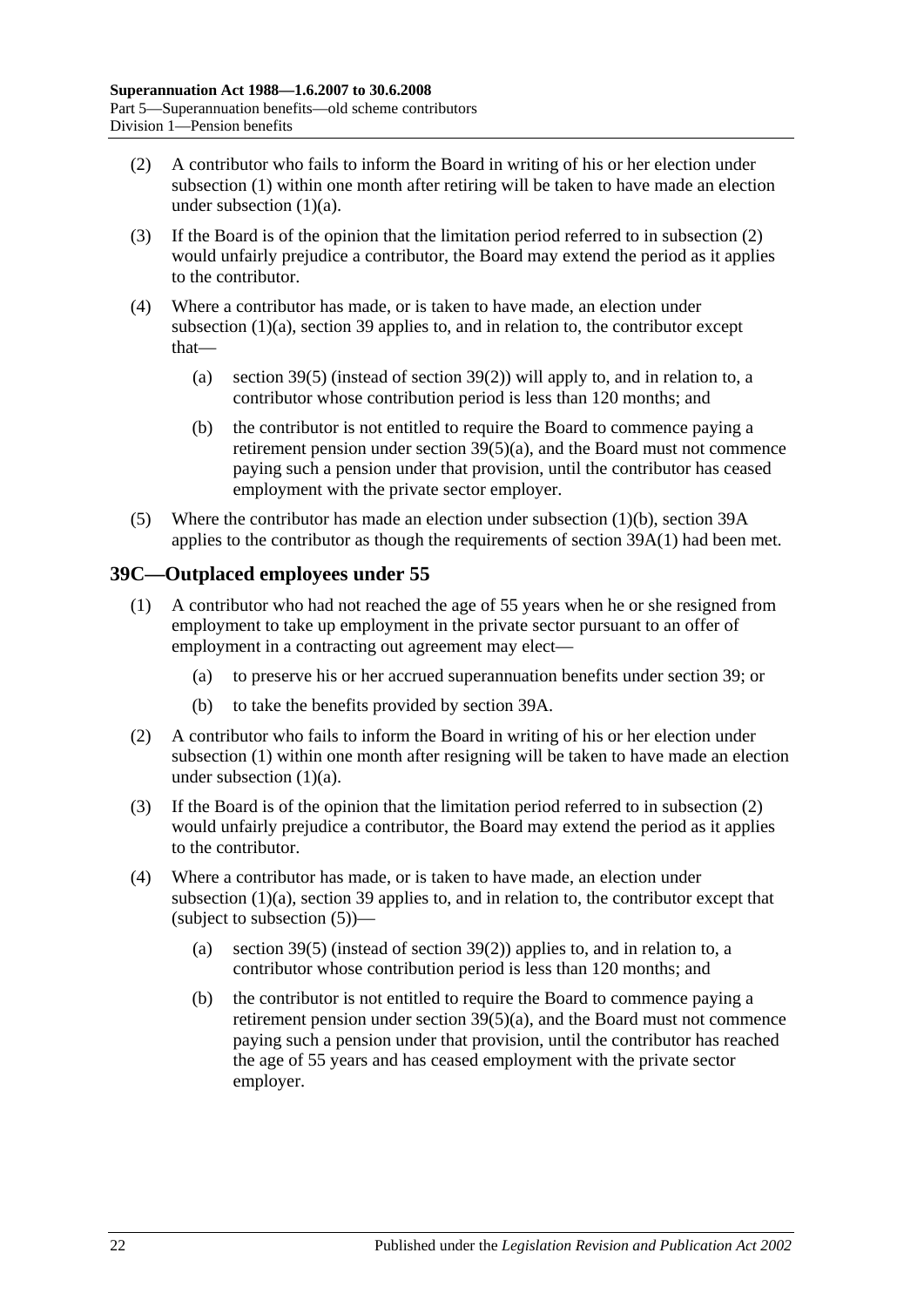(2) A contributor who fails to inform the Board in writing of his or her election under subsection (1) within one month after retiring will be taken to have made an election under subsection (1)(a).

(3) If the Board is of the opinion that the limitation period referred to in subsection (2) would unfairly prejudice a contributor, the Board may extend the period as it applies to the contributor.

(4) Where a contributor has made, or is taken to have made, an election under subsection (1)(a), section 39 applies to, and in relation to, the contributor except that—

  (a) section 39(5) (instead of section 39(2)) will apply to, and in relation to, a contributor whose contribution period is less than 120 months; and

  (b) the contributor is not entitled to require the Board to commence paying a retirement pension under section 39(5)(a), and the Board must not commence paying such a pension under that provision, until the contributor has ceased employment with the private sector employer.

(5) Where the contributor has made an election under subsection (1)(b), section 39A applies to the contributor as though the requirements of section 39A(1) had been met.

## 39C—Outplaced employees under 55

(1) A contributor who had not reached the age of 55 years when he or she resigned from employment to take up employment in the private sector pursuant to an offer of employment in a contracting out agreement may elect—

  (a) to preserve his or her accrued superannuation benefits under section 39; or

  (b) to take the benefits provided by section 39A.

(2) A contributor who fails to inform the Board in writing of his or her election under subsection (1) within one month after resigning will be taken to have made an election under subsection (1)(a).

(3) If the Board is of the opinion that the limitation period referred to in subsection (2) would unfairly prejudice a contributor, the Board may extend the period as it applies to the contributor.

(4) Where a contributor has made, or is taken to have made, an election under subsection (1)(a), section 39 applies to, and in relation to, the contributor except that (subject to subsection (5))—

  (a) section 39(5) (instead of section 39(2)) applies to, and in relation to, a contributor whose contribution period is less than 120 months; and

  (b) the contributor is not entitled to require the Board to commence paying a retirement pension under section 39(5)(a), and the Board must not commence paying such a pension under that provision, until the contributor has reached the age of 55 years and has ceased employment with the private sector employer.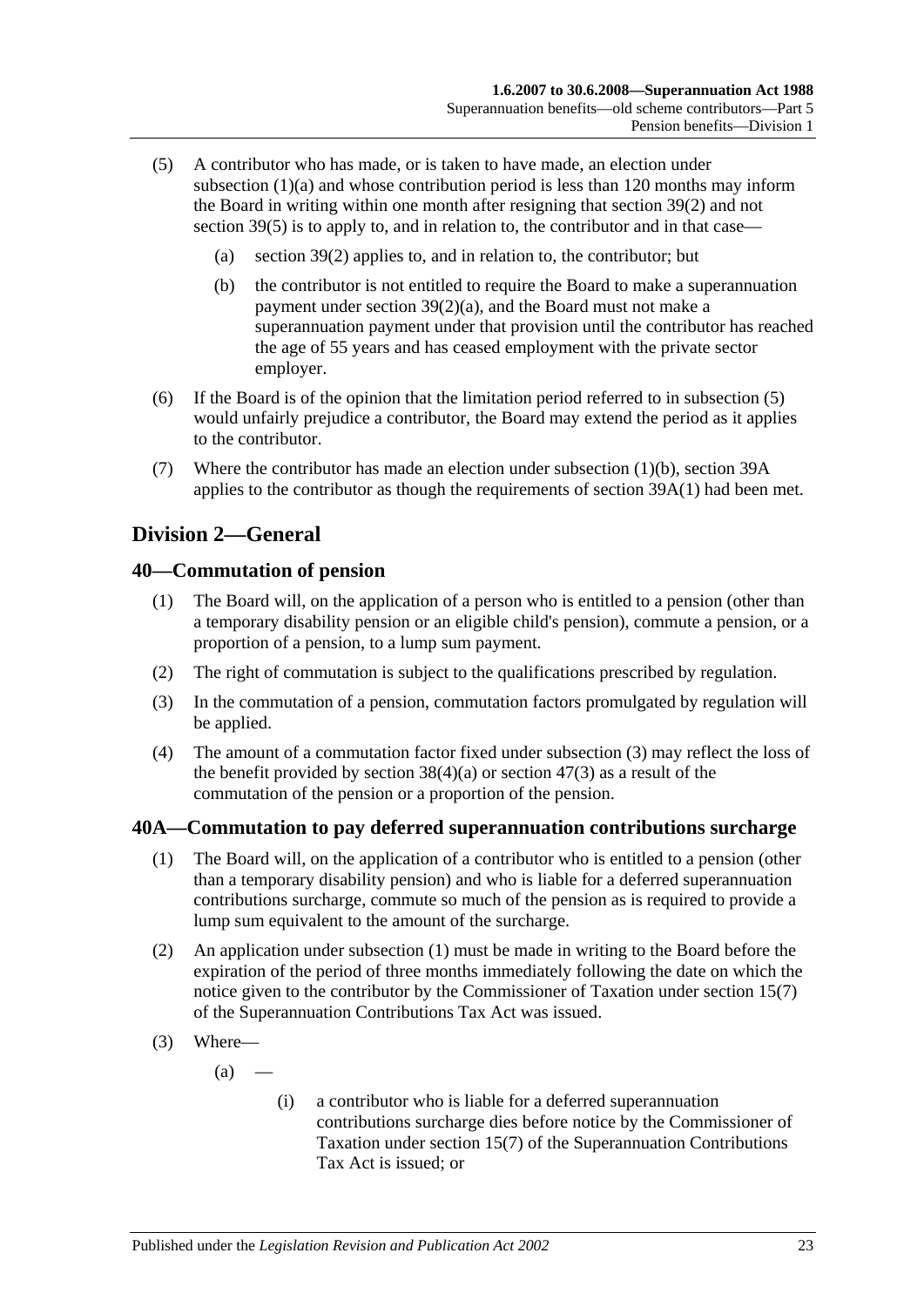(5) A contributor who has made, or is taken to have made, an election under subsection (1)(a) and whose contribution period is less than 120 months may inform the Board in writing within one month after resigning that section 39(2) and not section 39(5) is to apply to, and in relation to, the contributor and in that case—

  (a) section 39(2) applies to, and in relation to, the contributor; but

  (b) the contributor is not entitled to require the Board to make a superannuation payment under section 39(2)(a), and the Board must not make a superannuation payment under that provision until the contributor has reached the age of 55 years and has ceased employment with the private sector employer.

(6) If the Board is of the opinion that the limitation period referred to in subsection (5) would unfairly prejudice a contributor, the Board may extend the period as it applies to the contributor.

(7) Where the contributor has made an election under subsection (1)(b), section 39A applies to the contributor as though the requirements of section 39A(1) had been met.

## Division 2—General

### 40—Commutation of pension

(1) The Board will, on the application of a person who is entitled to a pension (other than a temporary disability pension or an eligible child's pension), commute a pension, or a proportion of a pension, to a lump sum payment.

(2) The right of commutation is subject to the qualifications prescribed by regulation.

(3) In the commutation of a pension, commutation factors promulgated by regulation will be applied.

(4) The amount of a commutation factor fixed under subsection (3) may reflect the loss of the benefit provided by section 38(4)(a) or section 47(3) as a result of the commutation of the pension or a proportion of the pension.

### 40A—Commutation to pay deferred superannuation contributions surcharge

(1) The Board will, on the application of a contributor who is entitled to a pension (other than a temporary disability pension) and who is liable for a deferred superannuation contributions surcharge, commute so much of the pension as is required to provide a lump sum equivalent to the amount of the surcharge.

(2) An application under subsection (1) must be made in writing to the Board before the expiration of the period of three months immediately following the date on which the notice given to the contributor by the Commissioner of Taxation under section 15(7) of the Superannuation Contributions Tax Act was issued.

(3) Where—

  (a) —

    (i) a contributor who is liable for a deferred superannuation contributions surcharge dies before notice by the Commissioner of Taxation under section 15(7) of the Superannuation Contributions Tax Act is issued; or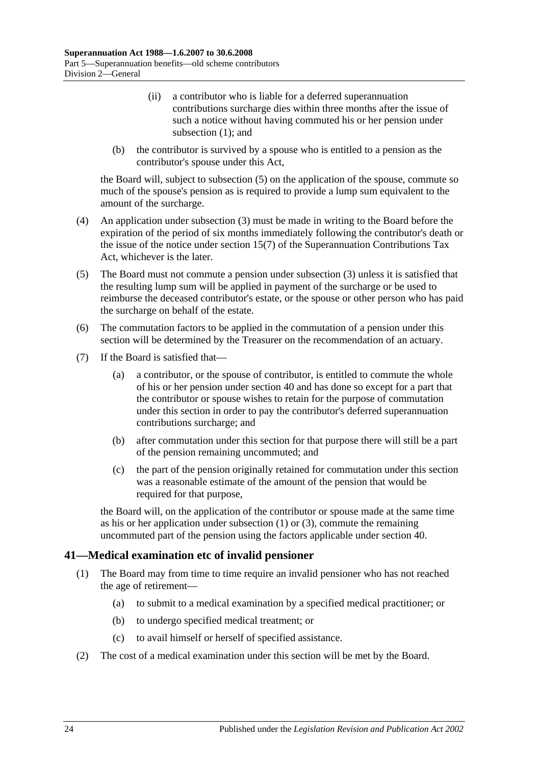(ii) a contributor who is liable for a deferred superannuation contributions surcharge dies within three months after the issue of such a notice without having commuted his or her pension under subsection (1); and

(b) the contributor is survived by a spouse who is entitled to a pension as the contributor's spouse under this Act,

the Board will, subject to subsection (5) on the application of the spouse, commute so much of the spouse's pension as is required to provide a lump sum equivalent to the amount of the surcharge.

(4) An application under subsection (3) must be made in writing to the Board before the expiration of the period of six months immediately following the contributor's death or the issue of the notice under section 15(7) of the Superannuation Contributions Tax Act, whichever is the later.

(5) The Board must not commute a pension under subsection (3) unless it is satisfied that the resulting lump sum will be applied in payment of the surcharge or be used to reimburse the deceased contributor's estate, or the spouse or other person who has paid the surcharge on behalf of the estate.

(6) The commutation factors to be applied in the commutation of a pension under this section will be determined by the Treasurer on the recommendation of an actuary.

(7) If the Board is satisfied that—

(a) a contributor, or the spouse of contributor, is entitled to commute the whole of his or her pension under section 40 and has done so except for a part that the contributor or spouse wishes to retain for the purpose of commutation under this section in order to pay the contributor's deferred superannuation contributions surcharge; and

(b) after commutation under this section for that purpose there will still be a part of the pension remaining uncommuted; and

(c) the part of the pension originally retained for commutation under this section was a reasonable estimate of the amount of the pension that would be required for that purpose,

the Board will, on the application of the contributor or spouse made at the same time as his or her application under subsection (1) or (3), commute the remaining uncommuted part of the pension using the factors applicable under section 40.

## 41—Medical examination etc of invalid pensioner

(1) The Board may from time to time require an invalid pensioner who has not reached the age of retirement—

(a) to submit to a medical examination by a specified medical practitioner; or

(b) to undergo specified medical treatment; or

(c) to avail himself or herself of specified assistance.

(2) The cost of a medical examination under this section will be met by the Board.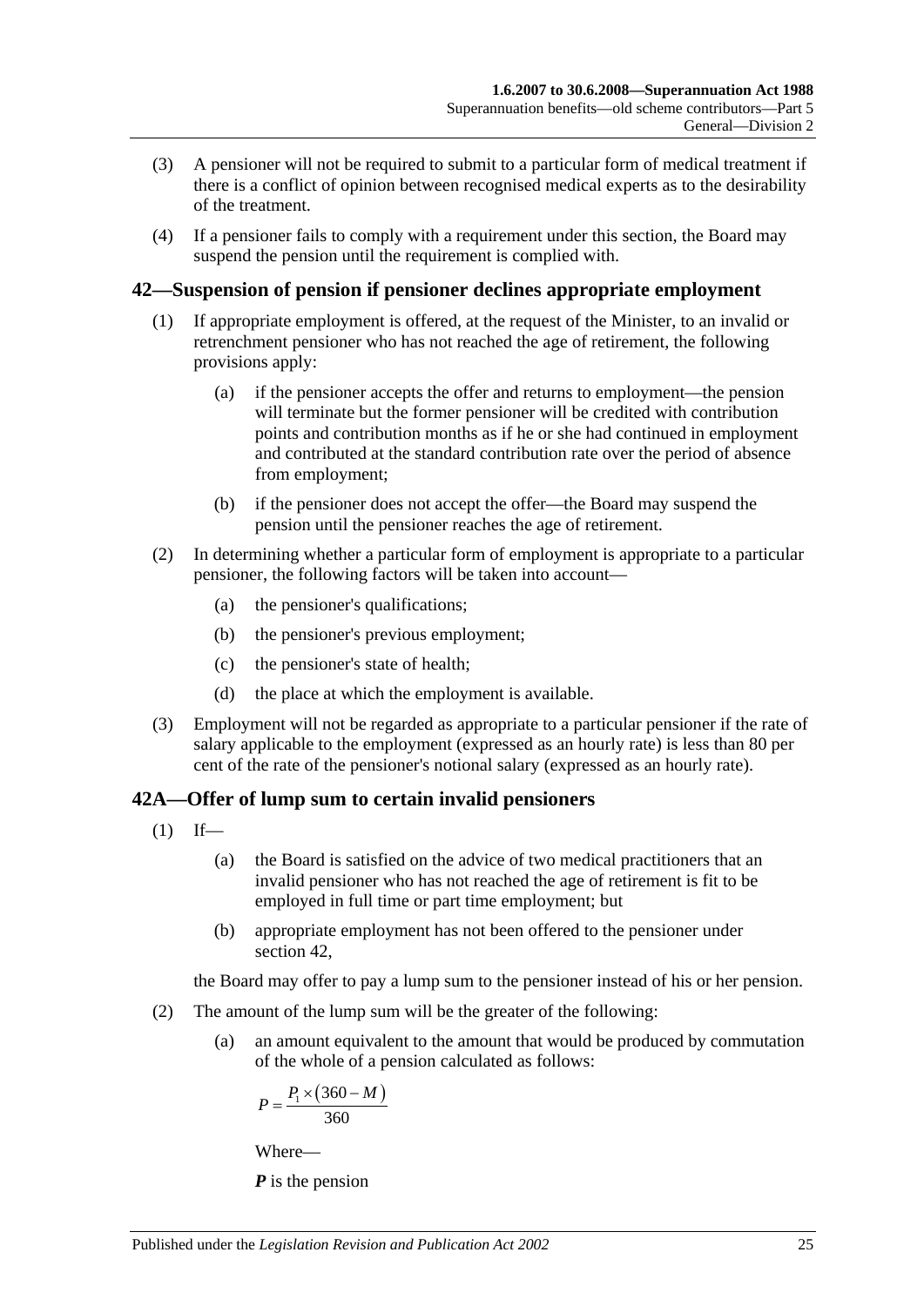(3) A pensioner will not be required to submit to a particular form of medical treatment if there is a conflict of opinion between recognised medical experts as to the desirability of the treatment.

(4) If a pensioner fails to comply with a requirement under this section, the Board may suspend the pension until the requirement is complied with.

## 42—Suspension of pension if pensioner declines appropriate employment

(1) If appropriate employment is offered, at the request of the Minister, to an invalid or retrenchment pensioner who has not reached the age of retirement, the following provisions apply:

(a) if the pensioner accepts the offer and returns to employment—the pension will terminate but the former pensioner will be credited with contribution points and contribution months as if he or she had continued in employment and contributed at the standard contribution rate over the period of absence from employment;

(b) if the pensioner does not accept the offer—the Board may suspend the pension until the pensioner reaches the age of retirement.

(2) In determining whether a particular form of employment is appropriate to a particular pensioner, the following factors will be taken into account—

(a) the pensioner's qualifications;

(b) the pensioner's previous employment;

(c) the pensioner's state of health;

(d) the place at which the employment is available.

(3) Employment will not be regarded as appropriate to a particular pensioner if the rate of salary applicable to the employment (expressed as an hourly rate) is less than 80 per cent of the rate of the pensioner's notional salary (expressed as an hourly rate).

## 42A—Offer of lump sum to certain invalid pensioners

(1) If—

(a) the Board is satisfied on the advice of two medical practitioners that an invalid pensioner who has not reached the age of retirement is fit to be employed in full time or part time employment; but

(b) appropriate employment has not been offered to the pensioner under section 42,

the Board may offer to pay a lump sum to the pensioner instead of his or her pension.

(2) The amount of the lump sum will be the greater of the following:

(a) an amount equivalent to the amount that would be produced by commutation of the whole of a pension calculated as follows:

$$P = \frac{P_1 \times (360 - M)}{360}$$

Where—

***P*** is the pension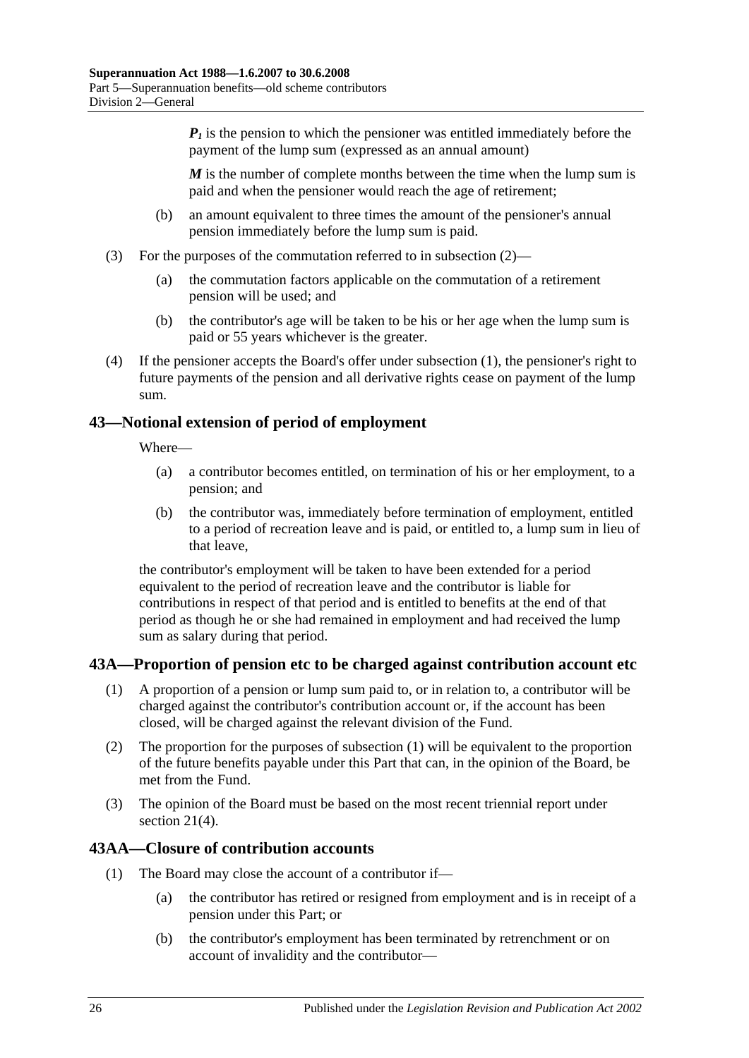$P_1$ is the pension to which the pensioner was entitled immediately before the payment of the lump sum (expressed as an annual amount)

$M$ is the number of complete months between the time when the lump sum is paid and when the pensioner would reach the age of retirement;

(b) an amount equivalent to three times the amount of the pensioner's annual pension immediately before the lump sum is paid.

(3) For the purposes of the commutation referred to in subsection (2)—

(a) the commutation factors applicable on the commutation of a retirement pension will be used; and

(b) the contributor's age will be taken to be his or her age when the lump sum is paid or 55 years whichever is the greater.

(4) If the pensioner accepts the Board's offer under subsection (1), the pensioner's right to future payments of the pension and all derivative rights cease on payment of the lump sum.

## 43—Notional extension of period of employment

Where—

(a) a contributor becomes entitled, on termination of his or her employment, to a pension; and

(b) the contributor was, immediately before termination of employment, entitled to a period of recreation leave and is paid, or entitled to, a lump sum in lieu of that leave,

the contributor's employment will be taken to have been extended for a period equivalent to the period of recreation leave and the contributor is liable for contributions in respect of that period and is entitled to benefits at the end of that period as though he or she had remained in employment and had received the lump sum as salary during that period.

## 43A—Proportion of pension etc to be charged against contribution account etc

(1) A proportion of a pension or lump sum paid to, or in relation to, a contributor will be charged against the contributor's contribution account or, if the account has been closed, will be charged against the relevant division of the Fund.

(2) The proportion for the purposes of subsection (1) will be equivalent to the proportion of the future benefits payable under this Part that can, in the opinion of the Board, be met from the Fund.

(3) The opinion of the Board must be based on the most recent triennial report under section 21(4).

## 43AA—Closure of contribution accounts

(1) The Board may close the account of a contributor if—

(a) the contributor has retired or resigned from employment and is in receipt of a pension under this Part; or

(b) the contributor's employment has been terminated by retrenchment or on account of invalidity and the contributor—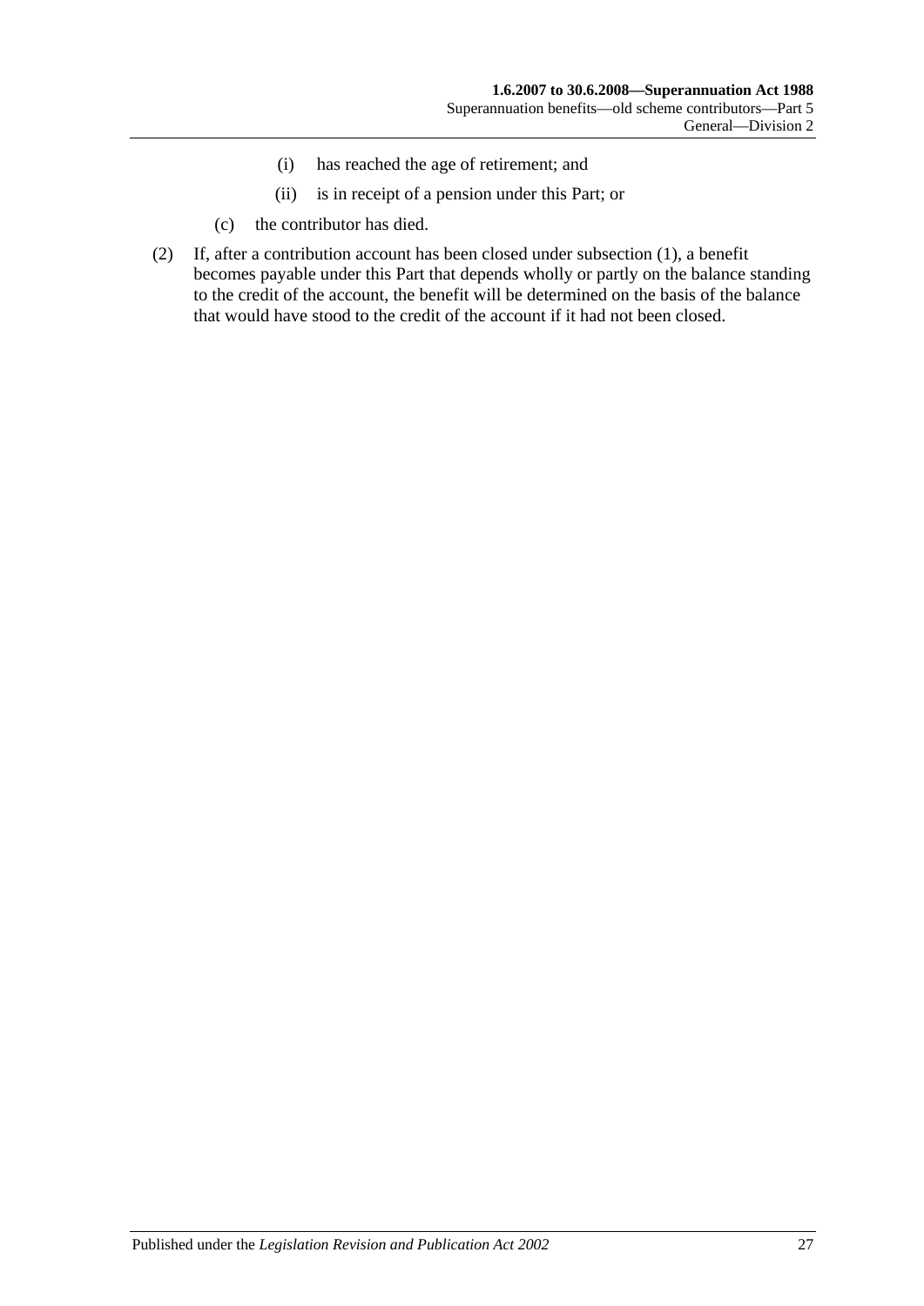(i) has reached the age of retirement; and

(ii) is in receipt of a pension under this Part; or

(c) the contributor has died.

(2) If, after a contribution account has been closed under subsection (1), a benefit becomes payable under this Part that depends wholly or partly on the balance standing to the credit of the account, the benefit will be determined on the basis of the balance that would have stood to the credit of the account if it had not been closed.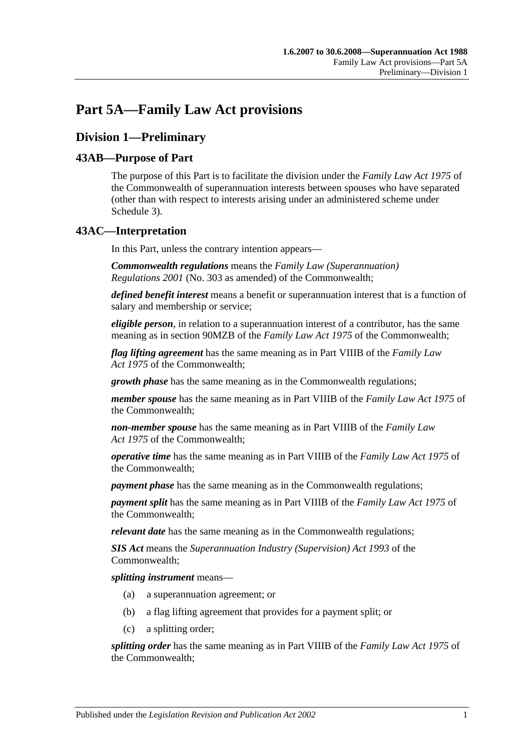# Part 5A—Family Law Act provisions

## Division 1—Preliminary

### 43AB—Purpose of Part

The purpose of this Part is to facilitate the division under the *Family Law Act 1975* of the Commonwealth of superannuation interests between spouses who have separated (other than with respect to interests arising under an administered scheme under Schedule 3).

### 43AC—Interpretation

In this Part, unless the contrary intention appears—

***Commonwealth regulations*** means the *Family Law (Superannuation) Regulations 2001* (No. 303 as amended) of the Commonwealth;

***defined benefit interest*** means a benefit or superannuation interest that is a function of salary and membership or service;

***eligible person***, in relation to a superannuation interest of a contributor, has the same meaning as in section 90MZB of the *Family Law Act 1975* of the Commonwealth;

***flag lifting agreement*** has the same meaning as in Part VIIIB of the *Family Law Act 1975* of the Commonwealth;

***growth phase*** has the same meaning as in the Commonwealth regulations;

***member spouse*** has the same meaning as in Part VIIIB of the *Family Law Act 1975* of the Commonwealth;

***non-member spouse*** has the same meaning as in Part VIIIB of the *Family Law Act 1975* of the Commonwealth;

***operative time*** has the same meaning as in Part VIIIB of the *Family Law Act 1975* of the Commonwealth;

***payment phase*** has the same meaning as in the Commonwealth regulations;

***payment split*** has the same meaning as in Part VIIIB of the *Family Law Act 1975* of the Commonwealth;

***relevant date*** has the same meaning as in the Commonwealth regulations;

***SIS Act*** means the *Superannuation Industry (Supervision) Act 1993* of the Commonwealth;

***splitting instrument*** means—

(a) a superannuation agreement; or

(b) a flag lifting agreement that provides for a payment split; or

(c) a splitting order;

***splitting order*** has the same meaning as in Part VIIIB of the *Family Law Act 1975* of the Commonwealth;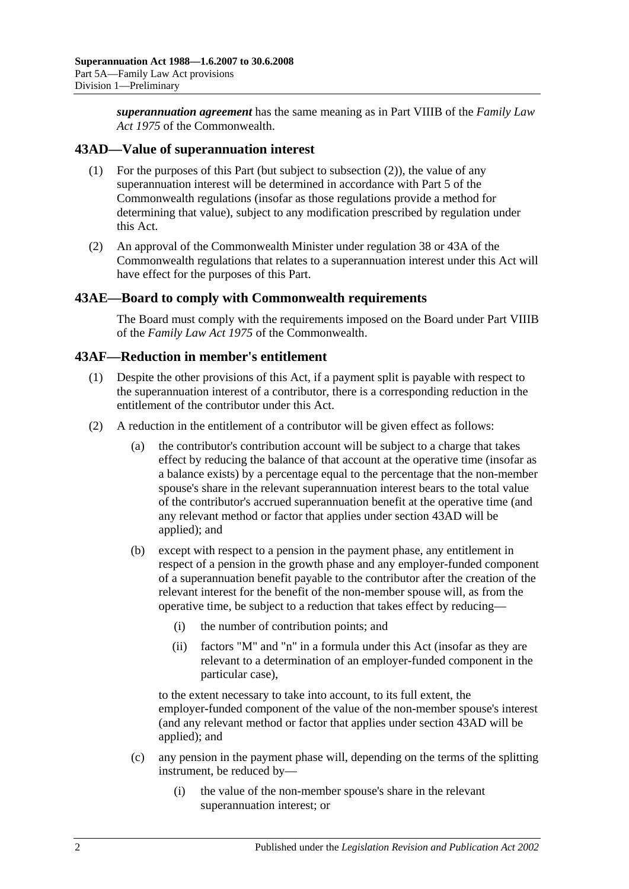***superannuation agreement*** has the same meaning as in Part VIIIB of the *Family Law Act 1975* of the Commonwealth.

## 43AD—Value of superannuation interest

(1) For the purposes of this Part (but subject to subsection (2)), the value of any superannuation interest will be determined in accordance with Part 5 of the Commonwealth regulations (insofar as those regulations provide a method for determining that value), subject to any modification prescribed by regulation under this Act.

(2) An approval of the Commonwealth Minister under regulation 38 or 43A of the Commonwealth regulations that relates to a superannuation interest under this Act will have effect for the purposes of this Part.

## 43AE—Board to comply with Commonwealth requirements

The Board must comply with the requirements imposed on the Board under Part VIIIB of the *Family Law Act 1975* of the Commonwealth.

## 43AF—Reduction in member's entitlement

(1) Despite the other provisions of this Act, if a payment split is payable with respect to the superannuation interest of a contributor, there is a corresponding reduction in the entitlement of the contributor under this Act.

(2) A reduction in the entitlement of a contributor will be given effect as follows:

(a) the contributor's contribution account will be subject to a charge that takes effect by reducing the balance of that account at the operative time (insofar as a balance exists) by a percentage equal to the percentage that the non-member spouse's share in the relevant superannuation interest bears to the total value of the contributor's accrued superannuation benefit at the operative time (and any relevant method or factor that applies under section 43AD will be applied); and

(b) except with respect to a pension in the payment phase, any entitlement in respect of a pension in the growth phase and any employer-funded component of a superannuation benefit payable to the contributor after the creation of the relevant interest for the benefit of the non-member spouse will, as from the operative time, be subject to a reduction that takes effect by reducing—

(i) the number of contribution points; and

(ii) factors "M" and "n" in a formula under this Act (insofar as they are relevant to a determination of an employer-funded component in the particular case),

to the extent necessary to take into account, to its full extent, the employer-funded component of the value of the non-member spouse's interest (and any relevant method or factor that applies under section 43AD will be applied); and

(c) any pension in the payment phase will, depending on the terms of the splitting instrument, be reduced by—

(i) the value of the non-member spouse's share in the relevant superannuation interest; or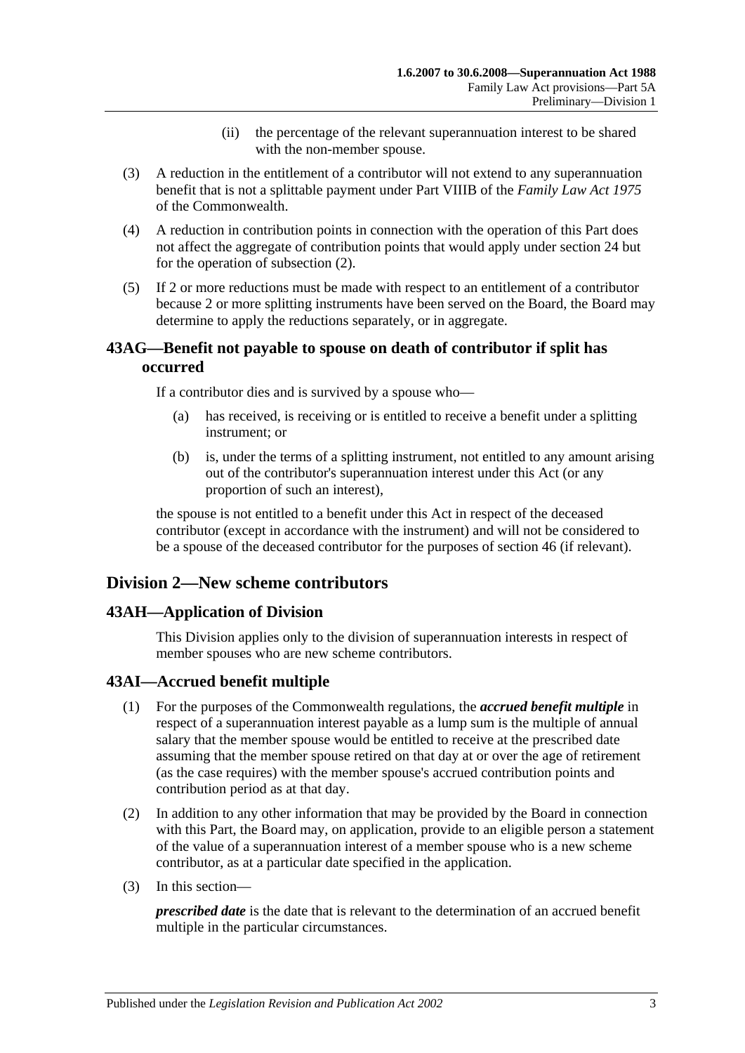(ii) the percentage of the relevant superannuation interest to be shared with the non-member spouse.

(3) A reduction in the entitlement of a contributor will not extend to any superannuation benefit that is not a splittable payment under Part VIIIB of the *Family Law Act 1975* of the Commonwealth.

(4) A reduction in contribution points in connection with the operation of this Part does not affect the aggregate of contribution points that would apply under section 24 but for the operation of subsection (2).

(5) If 2 or more reductions must be made with respect to an entitlement of a contributor because 2 or more splitting instruments have been served on the Board, the Board may determine to apply the reductions separately, or in aggregate.

### 43AG—Benefit not payable to spouse on death of contributor if split has occurred

If a contributor dies and is survived by a spouse who—

(a) has received, is receiving or is entitled to receive a benefit under a splitting instrument; or

(b) is, under the terms of a splitting instrument, not entitled to any amount arising out of the contributor's superannuation interest under this Act (or any proportion of such an interest),

the spouse is not entitled to a benefit under this Act in respect of the deceased contributor (except in accordance with the instrument) and will not be considered to be a spouse of the deceased contributor for the purposes of section 46 (if relevant).

## Division 2—New scheme contributors

### 43AH—Application of Division

This Division applies only to the division of superannuation interests in respect of member spouses who are new scheme contributors.

### 43AI—Accrued benefit multiple

(1) For the purposes of the Commonwealth regulations, the ***accrued benefit multiple*** in respect of a superannuation interest payable as a lump sum is the multiple of annual salary that the member spouse would be entitled to receive at the prescribed date assuming that the member spouse retired on that day at or over the age of retirement (as the case requires) with the member spouse's accrued contribution points and contribution period as at that day.

(2) In addition to any other information that may be provided by the Board in connection with this Part, the Board may, on application, provide to an eligible person a statement of the value of a superannuation interest of a member spouse who is a new scheme contributor, as at a particular date specified in the application.

(3) In this section—

***prescribed date*** is the date that is relevant to the determination of an accrued benefit multiple in the particular circumstances.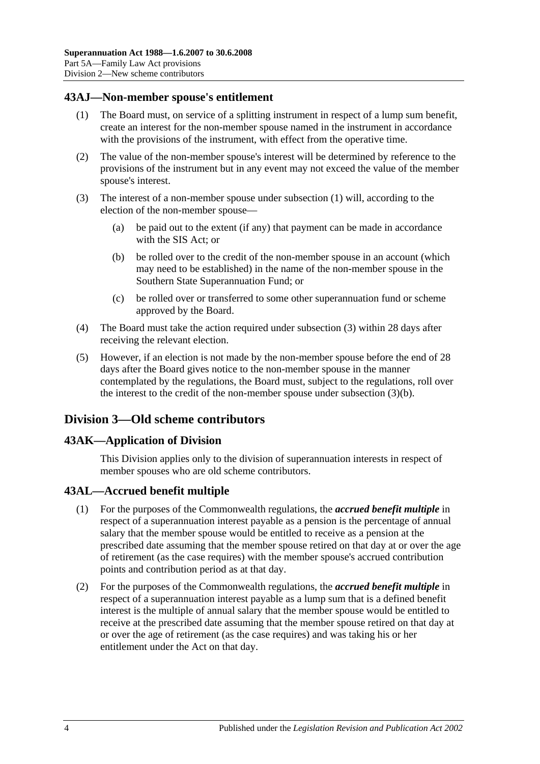## 43AJ—Non-member spouse's entitlement

(1) The Board must, on service of a splitting instrument in respect of a lump sum benefit, create an interest for the non-member spouse named in the instrument in accordance with the provisions of the instrument, with effect from the operative time.

(2) The value of the non-member spouse's interest will be determined by reference to the provisions of the instrument but in any event may not exceed the value of the member spouse's interest.

(3) The interest of a non-member spouse under subsection (1) will, according to the election of the non-member spouse—

(a) be paid out to the extent (if any) that payment can be made in accordance with the SIS Act; or

(b) be rolled over to the credit of the non-member spouse in an account (which may need to be established) in the name of the non-member spouse in the Southern State Superannuation Fund; or

(c) be rolled over or transferred to some other superannuation fund or scheme approved by the Board.

(4) The Board must take the action required under subsection (3) within 28 days after receiving the relevant election.

(5) However, if an election is not made by the non-member spouse before the end of 28 days after the Board gives notice to the non-member spouse in the manner contemplated by the regulations, the Board must, subject to the regulations, roll over the interest to the credit of the non-member spouse under subsection (3)(b).

# Division 3—Old scheme contributors

## 43AK—Application of Division

This Division applies only to the division of superannuation interests in respect of member spouses who are old scheme contributors.

## 43AL—Accrued benefit multiple

(1) For the purposes of the Commonwealth regulations, the ***accrued benefit multiple*** in respect of a superannuation interest payable as a pension is the percentage of annual salary that the member spouse would be entitled to receive as a pension at the prescribed date assuming that the member spouse retired on that day at or over the age of retirement (as the case requires) with the member spouse's accrued contribution points and contribution period as at that day.

(2) For the purposes of the Commonwealth regulations, the ***accrued benefit multiple*** in respect of a superannuation interest payable as a lump sum that is a defined benefit interest is the multiple of annual salary that the member spouse would be entitled to receive at the prescribed date assuming that the member spouse retired on that day at or over the age of retirement (as the case requires) and was taking his or her entitlement under the Act on that day.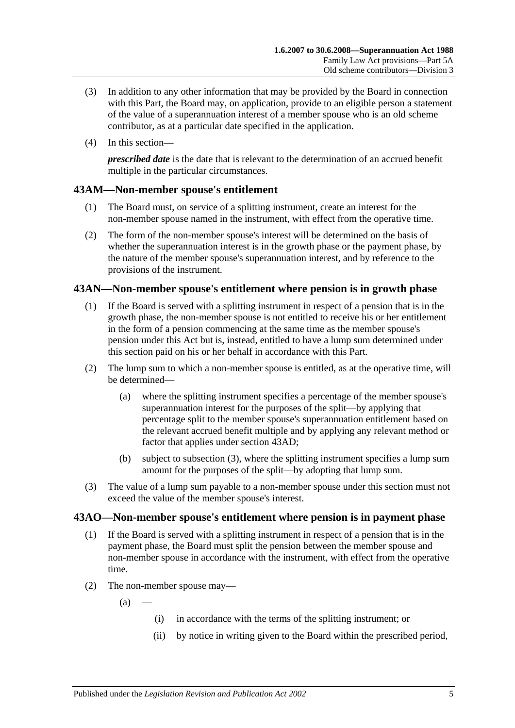(3) In addition to any other information that may be provided by the Board in connection with this Part, the Board may, on application, provide to an eligible person a statement of the value of a superannuation interest of a member spouse who is an old scheme contributor, as at a particular date specified in the application.

(4) In this section—

***prescribed date*** is the date that is relevant to the determination of an accrued benefit multiple in the particular circumstances.

## 43AM—Non-member spouse's entitlement

(1) The Board must, on service of a splitting instrument, create an interest for the non-member spouse named in the instrument, with effect from the operative time.

(2) The form of the non-member spouse's interest will be determined on the basis of whether the superannuation interest is in the growth phase or the payment phase, by the nature of the member spouse's superannuation interest, and by reference to the provisions of the instrument.

## 43AN—Non-member spouse's entitlement where pension is in growth phase

(1) If the Board is served with a splitting instrument in respect of a pension that is in the growth phase, the non-member spouse is not entitled to receive his or her entitlement in the form of a pension commencing at the same time as the member spouse's pension under this Act but is, instead, entitled to have a lump sum determined under this section paid on his or her behalf in accordance with this Part.

(2) The lump sum to which a non-member spouse is entitled, as at the operative time, will be determined—

   (a) where the splitting instrument specifies a percentage of the member spouse's superannuation interest for the purposes of the split—by applying that percentage split to the member spouse's superannuation entitlement based on the relevant accrued benefit multiple and by applying any relevant method or factor that applies under section 43AD;

   (b) subject to subsection (3), where the splitting instrument specifies a lump sum amount for the purposes of the split—by adopting that lump sum.

(3) The value of a lump sum payable to a non-member spouse under this section must not exceed the value of the member spouse's interest.

## 43AO—Non-member spouse's entitlement where pension is in payment phase

(1) If the Board is served with a splitting instrument in respect of a pension that is in the payment phase, the Board must split the pension between the member spouse and non-member spouse in accordance with the instrument, with effect from the operative time.

(2) The non-member spouse may—

   (a) —

      (i) in accordance with the terms of the splitting instrument; or

      (ii) by notice in writing given to the Board within the prescribed period,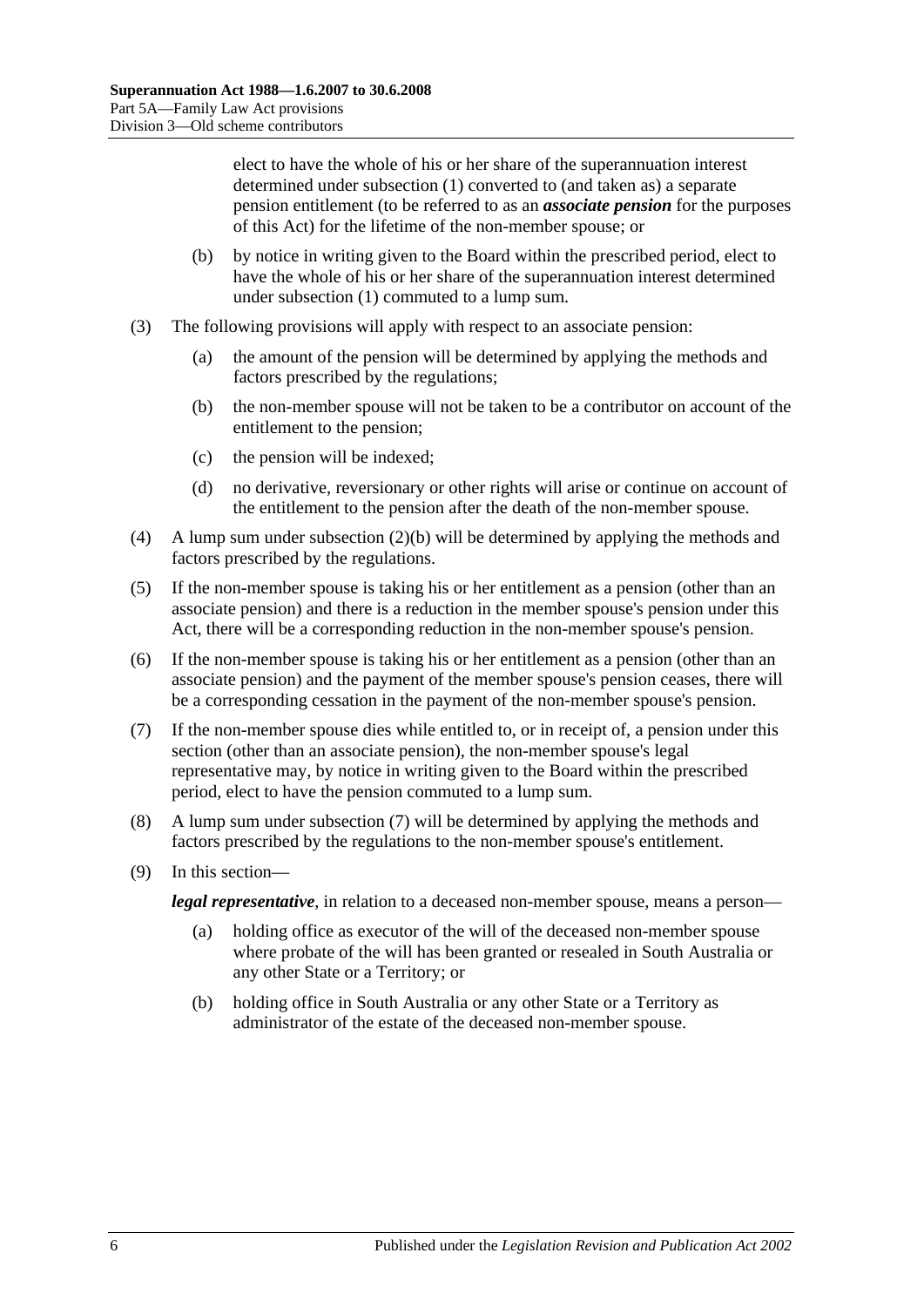elect to have the whole of his or her share of the superannuation interest determined under subsection (1) converted to (and taken as) a separate pension entitlement (to be referred to as an ***associate pension*** for the purposes of this Act) for the lifetime of the non-member spouse; or

(b) by notice in writing given to the Board within the prescribed period, elect to have the whole of his or her share of the superannuation interest determined under subsection (1) commuted to a lump sum.

(3) The following provisions will apply with respect to an associate pension:

(a) the amount of the pension will be determined by applying the methods and factors prescribed by the regulations;

(b) the non-member spouse will not be taken to be a contributor on account of the entitlement to the pension;

(c) the pension will be indexed;

(d) no derivative, reversionary or other rights will arise or continue on account of the entitlement to the pension after the death of the non-member spouse.

(4) A lump sum under subsection (2)(b) will be determined by applying the methods and factors prescribed by the regulations.

(5) If the non-member spouse is taking his or her entitlement as a pension (other than an associate pension) and there is a reduction in the member spouse's pension under this Act, there will be a corresponding reduction in the non-member spouse's pension.

(6) If the non-member spouse is taking his or her entitlement as a pension (other than an associate pension) and the payment of the member spouse's pension ceases, there will be a corresponding cessation in the payment of the non-member spouse's pension.

(7) If the non-member spouse dies while entitled to, or in receipt of, a pension under this section (other than an associate pension), the non-member spouse's legal representative may, by notice in writing given to the Board within the prescribed period, elect to have the pension commuted to a lump sum.

(8) A lump sum under subsection (7) will be determined by applying the methods and factors prescribed by the regulations to the non-member spouse's entitlement.

(9) In this section—

***legal representative***, in relation to a deceased non-member spouse, means a person—

(a) holding office as executor of the will of the deceased non-member spouse where probate of the will has been granted or resealed in South Australia or any other State or a Territory; or

(b) holding office in South Australia or any other State or a Territory as administrator of the estate of the deceased non-member spouse.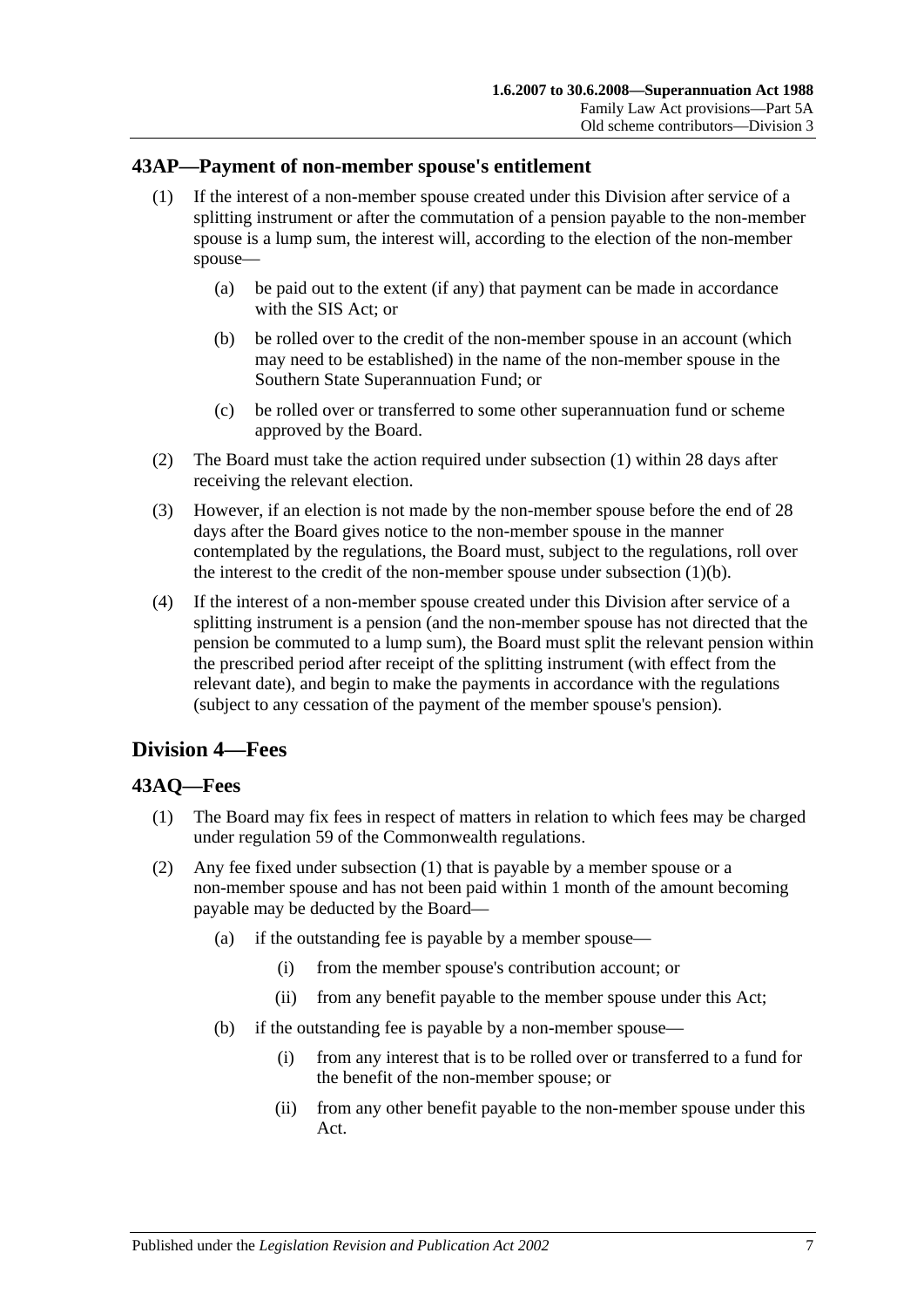## 43AP—Payment of non-member spouse's entitlement

(1) If the interest of a non-member spouse created under this Division after service of a splitting instrument or after the commutation of a pension payable to the non-member spouse is a lump sum, the interest will, according to the election of the non-member spouse—

(a) be paid out to the extent (if any) that payment can be made in accordance with the SIS Act; or

(b) be rolled over to the credit of the non-member spouse in an account (which may need to be established) in the name of the non-member spouse in the Southern State Superannuation Fund; or

(c) be rolled over or transferred to some other superannuation fund or scheme approved by the Board.

(2) The Board must take the action required under subsection (1) within 28 days after receiving the relevant election.

(3) However, if an election is not made by the non-member spouse before the end of 28 days after the Board gives notice to the non-member spouse in the manner contemplated by the regulations, the Board must, subject to the regulations, roll over the interest to the credit of the non-member spouse under subsection (1)(b).

(4) If the interest of a non-member spouse created under this Division after service of a splitting instrument is a pension (and the non-member spouse has not directed that the pension be commuted to a lump sum), the Board must split the relevant pension within the prescribed period after receipt of the splitting instrument (with effect from the relevant date), and begin to make the payments in accordance with the regulations (subject to any cessation of the payment of the member spouse's pension).

# Division 4—Fees

## 43AQ—Fees

(1) The Board may fix fees in respect of matters in relation to which fees may be charged under regulation 59 of the Commonwealth regulations.

(2) Any fee fixed under subsection (1) that is payable by a member spouse or a non-member spouse and has not been paid within 1 month of the amount becoming payable may be deducted by the Board—

(a) if the outstanding fee is payable by a member spouse—

(i) from the member spouse's contribution account; or

(ii) from any benefit payable to the member spouse under this Act;

(b) if the outstanding fee is payable by a non-member spouse—

(i) from any interest that is to be rolled over or transferred to a fund for the benefit of the non-member spouse; or

(ii) from any other benefit payable to the non-member spouse under this Act.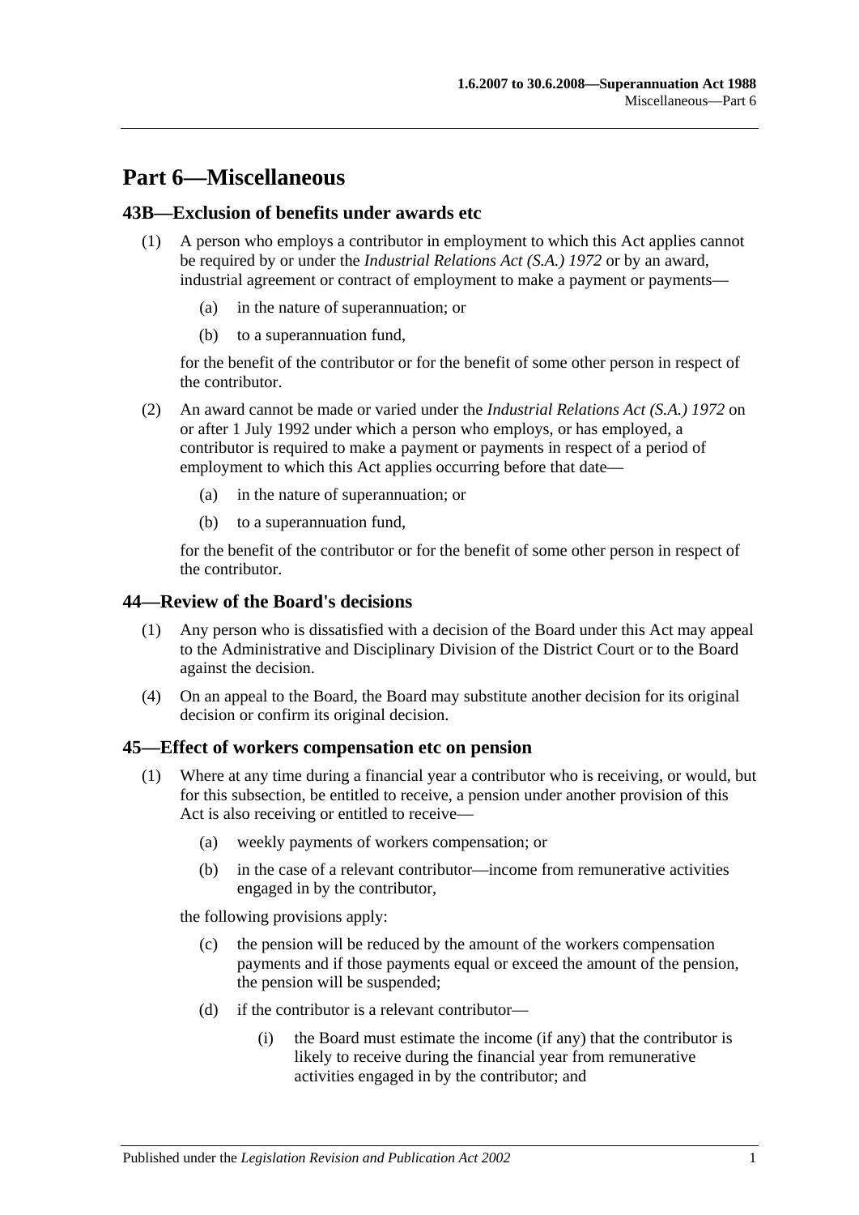# Part 6—Miscellaneous

## 43B—Exclusion of benefits under awards etc

(1) A person who employs a contributor in employment to which this Act applies cannot be required by or under the *Industrial Relations Act (S.A.) 1972* or by an award, industrial agreement or contract of employment to make a payment or payments—

(a) in the nature of superannuation; or

(b) to a superannuation fund,

for the benefit of the contributor or for the benefit of some other person in respect of the contributor.

(2) An award cannot be made or varied under the *Industrial Relations Act (S.A.) 1972* on or after 1 July 1992 under which a person who employs, or has employed, a contributor is required to make a payment or payments in respect of a period of employment to which this Act applies occurring before that date—

(a) in the nature of superannuation; or

(b) to a superannuation fund,

for the benefit of the contributor or for the benefit of some other person in respect of the contributor.

## 44—Review of the Board's decisions

(1) Any person who is dissatisfied with a decision of the Board under this Act may appeal to the Administrative and Disciplinary Division of the District Court or to the Board against the decision.

(4) On an appeal to the Board, the Board may substitute another decision for its original decision or confirm its original decision.

## 45—Effect of workers compensation etc on pension

(1) Where at any time during a financial year a contributor who is receiving, or would, but for this subsection, be entitled to receive, a pension under another provision of this Act is also receiving or entitled to receive—

(a) weekly payments of workers compensation; or

(b) in the case of a relevant contributor—income from remunerative activities engaged in by the contributor,

the following provisions apply:

(c) the pension will be reduced by the amount of the workers compensation payments and if those payments equal or exceed the amount of the pension, the pension will be suspended;

(d) if the contributor is a relevant contributor—

(i) the Board must estimate the income (if any) that the contributor is likely to receive during the financial year from remunerative activities engaged in by the contributor; and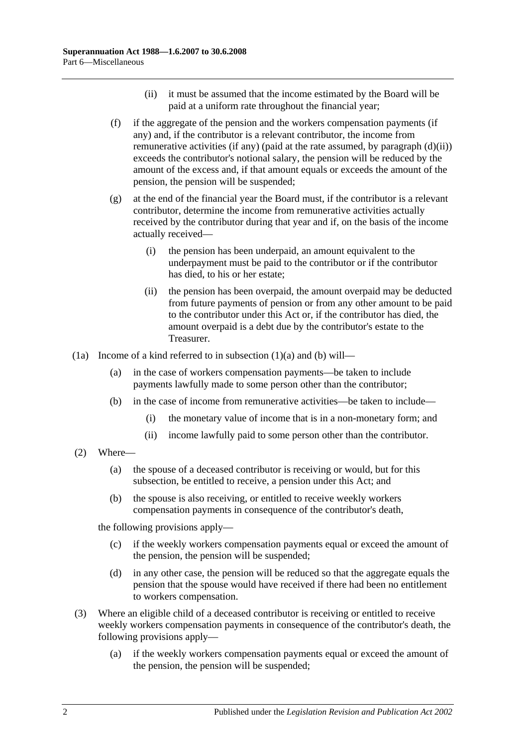(ii) it must be assumed that the income estimated by the Board will be paid at a uniform rate throughout the financial year;

(f) if the aggregate of the pension and the workers compensation payments (if any) and, if the contributor is a relevant contributor, the income from remunerative activities (if any) (paid at the rate assumed, by paragraph (d)(ii)) exceeds the contributor's notional salary, the pension will be reduced by the amount of the excess and, if that amount equals or exceeds the amount of the pension, the pension will be suspended;

(g) at the end of the financial year the Board must, if the contributor is a relevant contributor, determine the income from remunerative activities actually received by the contributor during that year and if, on the basis of the income actually received—

(i) the pension has been underpaid, an amount equivalent to the underpayment must be paid to the contributor or if the contributor has died, to his or her estate;

(ii) the pension has been overpaid, the amount overpaid may be deducted from future payments of pension or from any other amount to be paid to the contributor under this Act or, if the contributor has died, the amount overpaid is a debt due by the contributor's estate to the Treasurer.

(1a) Income of a kind referred to in subsection (1)(a) and (b) will—

(a) in the case of workers compensation payments—be taken to include payments lawfully made to some person other than the contributor;

(b) in the case of income from remunerative activities—be taken to include—

(i) the monetary value of income that is in a non-monetary form; and

(ii) income lawfully paid to some person other than the contributor.

(2) Where—

(a) the spouse of a deceased contributor is receiving or would, but for this subsection, be entitled to receive, a pension under this Act; and

(b) the spouse is also receiving, or entitled to receive weekly workers compensation payments in consequence of the contributor's death,

the following provisions apply—

(c) if the weekly workers compensation payments equal or exceed the amount of the pension, the pension will be suspended;

(d) in any other case, the pension will be reduced so that the aggregate equals the pension that the spouse would have received if there had been no entitlement to workers compensation.

(3) Where an eligible child of a deceased contributor is receiving or entitled to receive weekly workers compensation payments in consequence of the contributor's death, the following provisions apply—

(a) if the weekly workers compensation payments equal or exceed the amount of the pension, the pension will be suspended;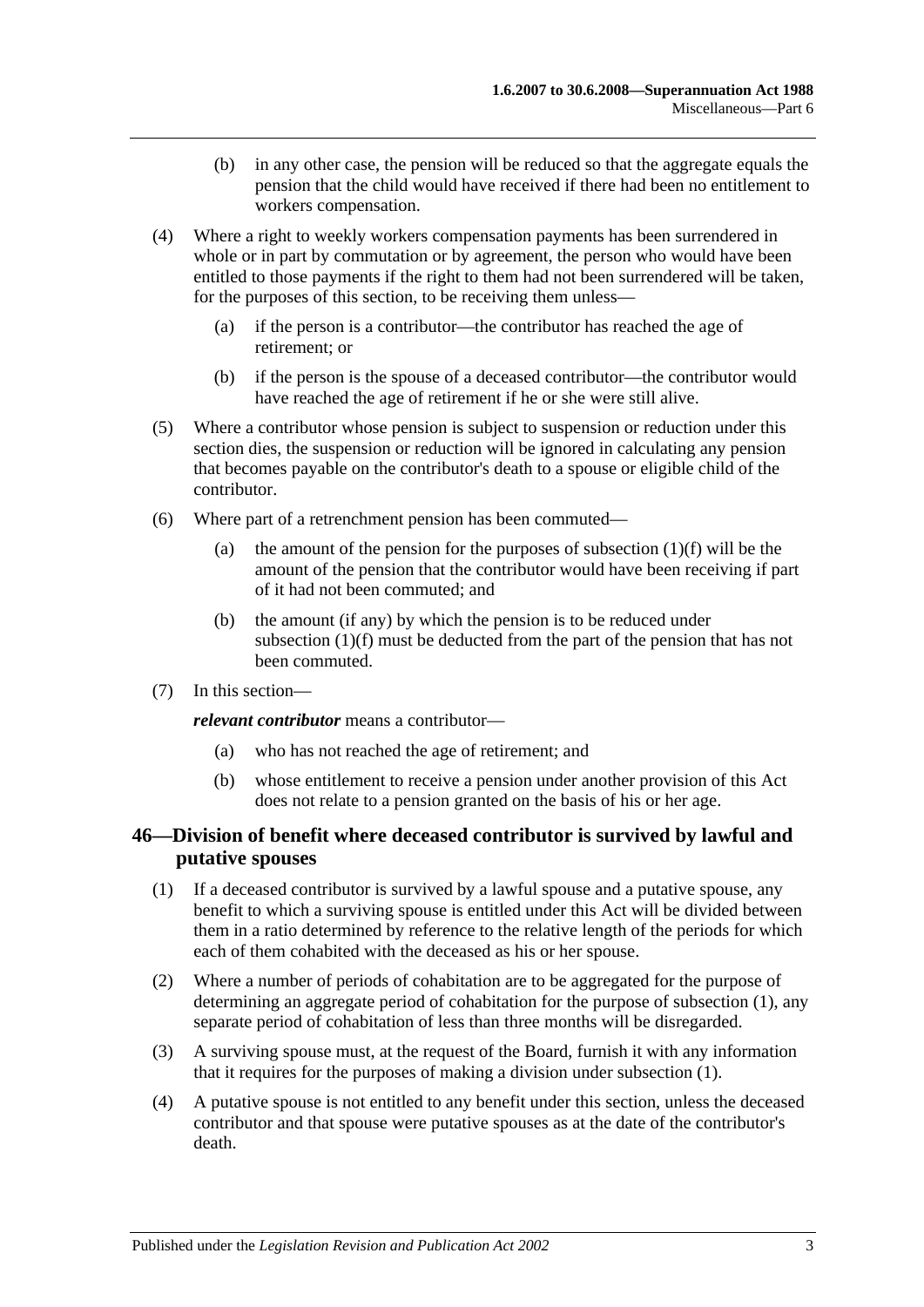(b) in any other case, the pension will be reduced so that the aggregate equals the pension that the child would have received if there had been no entitlement to workers compensation.

(4) Where a right to weekly workers compensation payments has been surrendered in whole or in part by commutation or by agreement, the person who would have been entitled to those payments if the right to them had not been surrendered will be taken, for the purposes of this section, to be receiving them unless—

(a) if the person is a contributor—the contributor has reached the age of retirement; or

(b) if the person is the spouse of a deceased contributor—the contributor would have reached the age of retirement if he or she were still alive.

(5) Where a contributor whose pension is subject to suspension or reduction under this section dies, the suspension or reduction will be ignored in calculating any pension that becomes payable on the contributor's death to a spouse or eligible child of the contributor.

(6) Where part of a retrenchment pension has been commuted—

(a) the amount of the pension for the purposes of subsection (1)(f) will be the amount of the pension that the contributor would have been receiving if part of it had not been commuted; and

(b) the amount (if any) by which the pension is to be reduced under subsection (1)(f) must be deducted from the part of the pension that has not been commuted.

(7) In this section—

***relevant contributor*** means a contributor—

(a) who has not reached the age of retirement; and

(b) whose entitlement to receive a pension under another provision of this Act does not relate to a pension granted on the basis of his or her age.

## 46—Division of benefit where deceased contributor is survived by lawful and putative spouses

(1) If a deceased contributor is survived by a lawful spouse and a putative spouse, any benefit to which a surviving spouse is entitled under this Act will be divided between them in a ratio determined by reference to the relative length of the periods for which each of them cohabited with the deceased as his or her spouse.

(2) Where a number of periods of cohabitation are to be aggregated for the purpose of determining an aggregate period of cohabitation for the purpose of subsection (1), any separate period of cohabitation of less than three months will be disregarded.

(3) A surviving spouse must, at the request of the Board, furnish it with any information that it requires for the purposes of making a division under subsection (1).

(4) A putative spouse is not entitled to any benefit under this section, unless the deceased contributor and that spouse were putative spouses as at the date of the contributor's death.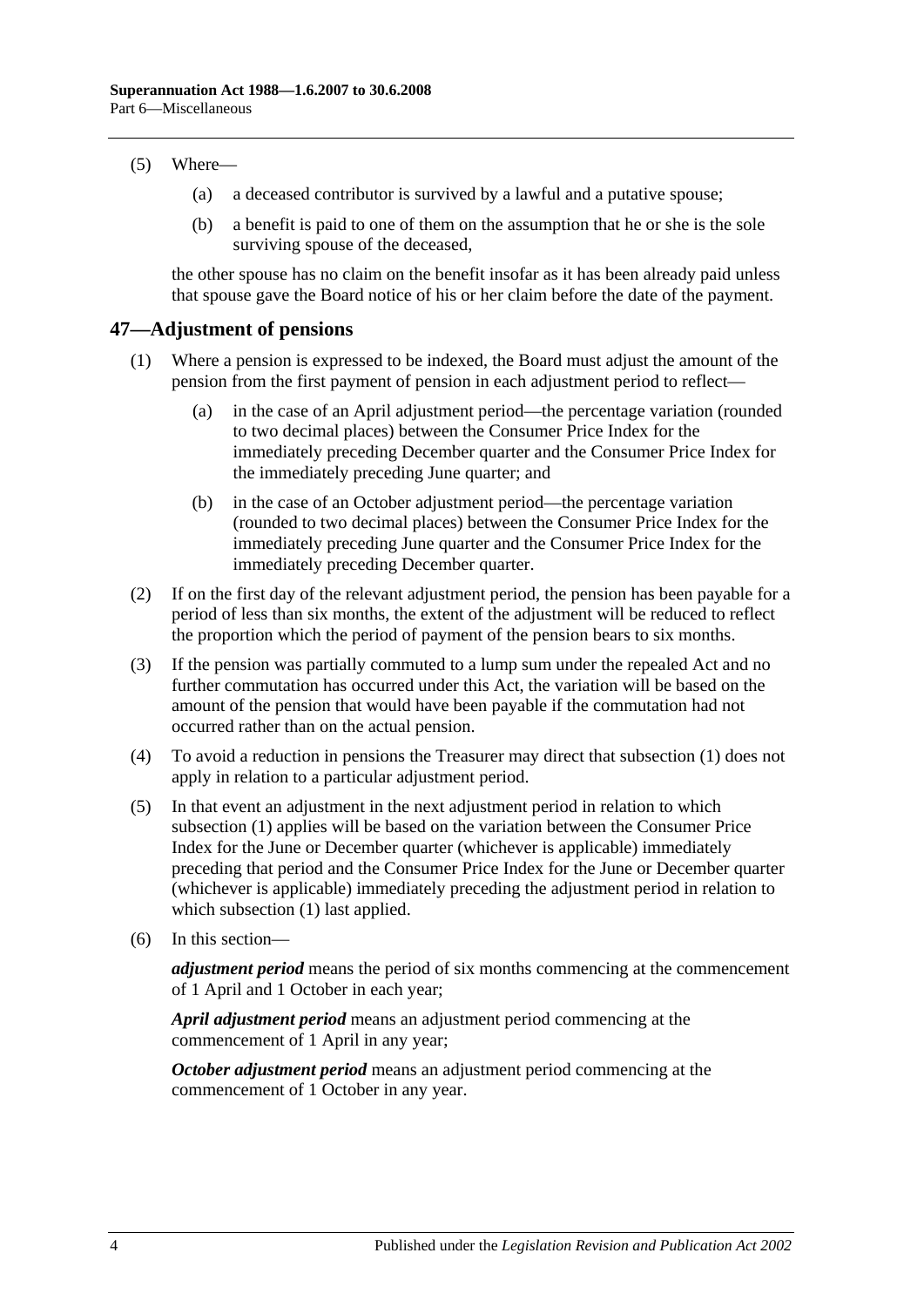(5) Where—

(a) a deceased contributor is survived by a lawful and a putative spouse;

(b) a benefit is paid to one of them on the assumption that he or she is the sole surviving spouse of the deceased,

the other spouse has no claim on the benefit insofar as it has been already paid unless that spouse gave the Board notice of his or her claim before the date of the payment.

## 47—Adjustment of pensions

(1) Where a pension is expressed to be indexed, the Board must adjust the amount of the pension from the first payment of pension in each adjustment period to reflect—

(a) in the case of an April adjustment period—the percentage variation (rounded to two decimal places) between the Consumer Price Index for the immediately preceding December quarter and the Consumer Price Index for the immediately preceding June quarter; and

(b) in the case of an October adjustment period—the percentage variation (rounded to two decimal places) between the Consumer Price Index for the immediately preceding June quarter and the Consumer Price Index for the immediately preceding December quarter.

(2) If on the first day of the relevant adjustment period, the pension has been payable for a period of less than six months, the extent of the adjustment will be reduced to reflect the proportion which the period of payment of the pension bears to six months.

(3) If the pension was partially commuted to a lump sum under the repealed Act and no further commutation has occurred under this Act, the variation will be based on the amount of the pension that would have been payable if the commutation had not occurred rather than on the actual pension.

(4) To avoid a reduction in pensions the Treasurer may direct that subsection (1) does not apply in relation to a particular adjustment period.

(5) In that event an adjustment in the next adjustment period in relation to which subsection (1) applies will be based on the variation between the Consumer Price Index for the June or December quarter (whichever is applicable) immediately preceding that period and the Consumer Price Index for the June or December quarter (whichever is applicable) immediately preceding the adjustment period in relation to which subsection (1) last applied.

(6) In this section—

***adjustment period*** means the period of six months commencing at the commencement of 1 April and 1 October in each year;

***April adjustment period*** means an adjustment period commencing at the commencement of 1 April in any year;

***October adjustment period*** means an adjustment period commencing at the commencement of 1 October in any year.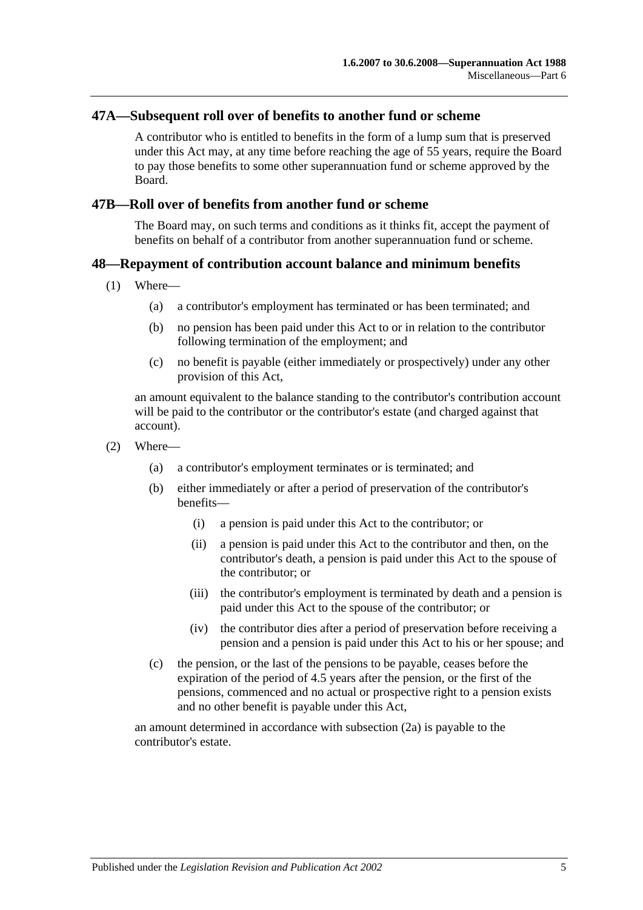## 47A—Subsequent roll over of benefits to another fund or scheme

A contributor who is entitled to benefits in the form of a lump sum that is preserved under this Act may, at any time before reaching the age of 55 years, require the Board to pay those benefits to some other superannuation fund or scheme approved by the Board.

## 47B—Roll over of benefits from another fund or scheme

The Board may, on such terms and conditions as it thinks fit, accept the payment of benefits on behalf of a contributor from another superannuation fund or scheme.

## 48—Repayment of contribution account balance and minimum benefits

(1) Where—

- (a) a contributor's employment has terminated or has been terminated; and
- (b) no pension has been paid under this Act to or in relation to the contributor following termination of the employment; and
- (c) no benefit is payable (either immediately or prospectively) under any other provision of this Act,

an amount equivalent to the balance standing to the contributor's contribution account will be paid to the contributor or the contributor's estate (and charged against that account).

(2) Where—

- (a) a contributor's employment terminates or is terminated; and
- (b) either immediately or after a period of preservation of the contributor's benefits—
  - (i) a pension is paid under this Act to the contributor; or
  - (ii) a pension is paid under this Act to the contributor and then, on the contributor's death, a pension is paid under this Act to the spouse of the contributor; or
  - (iii) the contributor's employment is terminated by death and a pension is paid under this Act to the spouse of the contributor; or
  - (iv) the contributor dies after a period of preservation before receiving a pension and a pension is paid under this Act to his or her spouse; and
- (c) the pension, or the last of the pensions to be payable, ceases before the expiration of the period of 4.5 years after the pension, or the first of the pensions, commenced and no actual or prospective right to a pension exists and no other benefit is payable under this Act,

an amount determined in accordance with subsection (2a) is payable to the contributor's estate.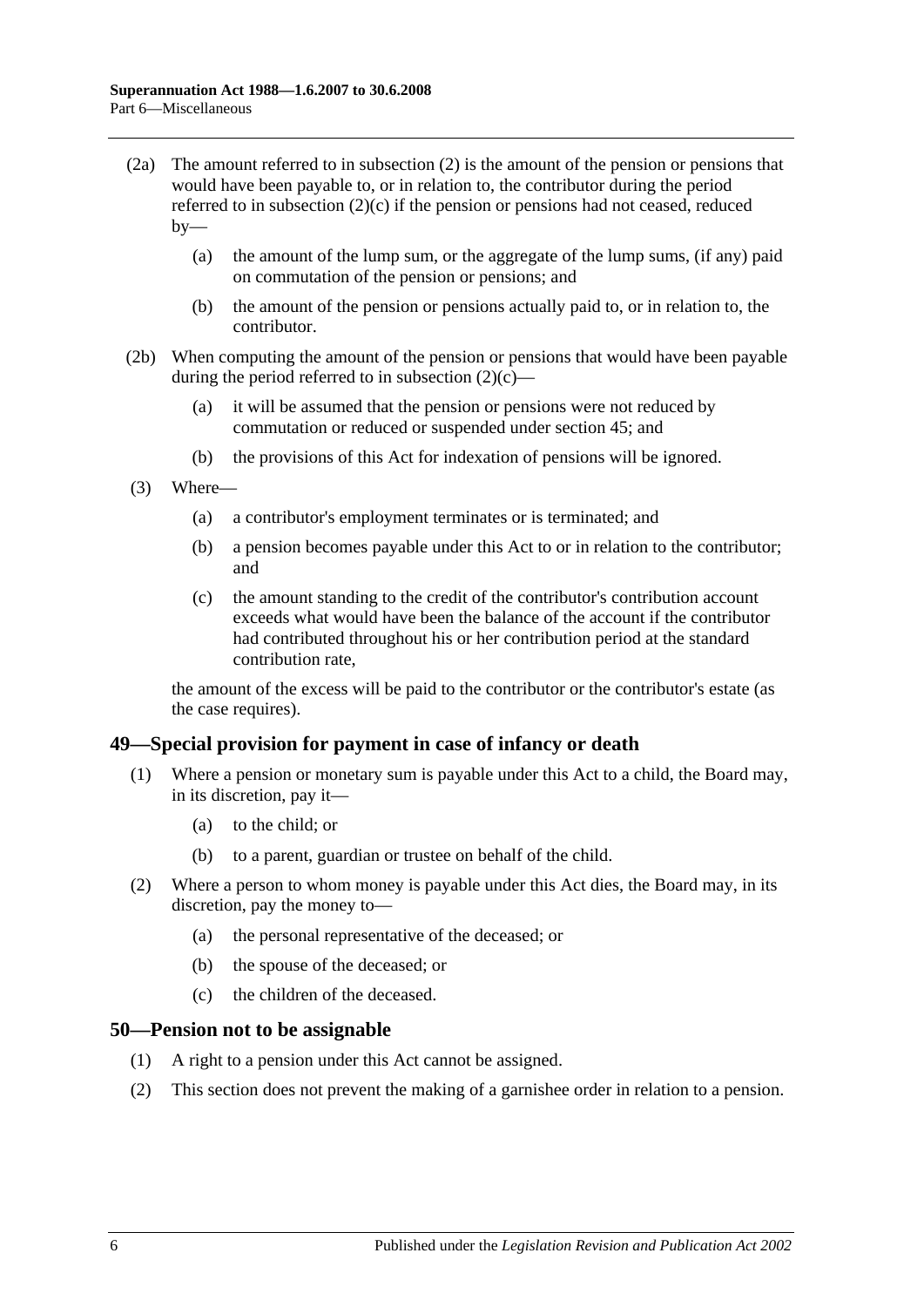(2a) The amount referred to in subsection (2) is the amount of the pension or pensions that would have been payable to, or in relation to, the contributor during the period referred to in subsection (2)(c) if the pension or pensions had not ceased, reduced by—

(a) the amount of the lump sum, or the aggregate of the lump sums, (if any) paid on commutation of the pension or pensions; and

(b) the amount of the pension or pensions actually paid to, or in relation to, the contributor.

(2b) When computing the amount of the pension or pensions that would have been payable during the period referred to in subsection (2)(c)—

(a) it will be assumed that the pension or pensions were not reduced by commutation or reduced or suspended under section 45; and

(b) the provisions of this Act for indexation of pensions will be ignored.

(3) Where—

(a) a contributor's employment terminates or is terminated; and

(b) a pension becomes payable under this Act to or in relation to the contributor; and

(c) the amount standing to the credit of the contributor's contribution account exceeds what would have been the balance of the account if the contributor had contributed throughout his or her contribution period at the standard contribution rate,

the amount of the excess will be paid to the contributor or the contributor's estate (as the case requires).

## 49—Special provision for payment in case of infancy or death

(1) Where a pension or monetary sum is payable under this Act to a child, the Board may, in its discretion, pay it—

(a) to the child; or

(b) to a parent, guardian or trustee on behalf of the child.

(2) Where a person to whom money is payable under this Act dies, the Board may, in its discretion, pay the money to—

(a) the personal representative of the deceased; or

(b) the spouse of the deceased; or

(c) the children of the deceased.

## 50—Pension not to be assignable

(1) A right to a pension under this Act cannot be assigned.

(2) This section does not prevent the making of a garnishee order in relation to a pension.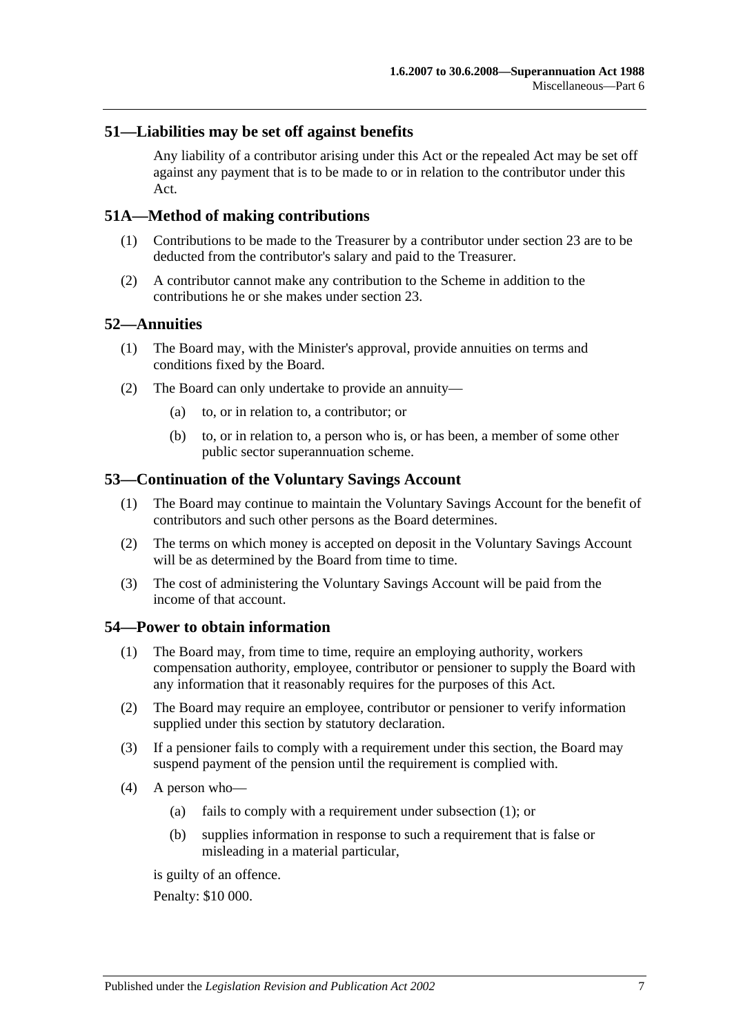## 51—Liabilities may be set off against benefits

Any liability of a contributor arising under this Act or the repealed Act may be set off against any payment that is to be made to or in relation to the contributor under this Act.

## 51A—Method of making contributions

(1) Contributions to be made to the Treasurer by a contributor under section 23 are to be deducted from the contributor's salary and paid to the Treasurer.

(2) A contributor cannot make any contribution to the Scheme in addition to the contributions he or she makes under section 23.

## 52—Annuities

(1) The Board may, with the Minister's approval, provide annuities on terms and conditions fixed by the Board.

(2) The Board can only undertake to provide an annuity—

- (a) to, or in relation to, a contributor; or
- (b) to, or in relation to, a person who is, or has been, a member of some other public sector superannuation scheme.

## 53—Continuation of the Voluntary Savings Account

(1) The Board may continue to maintain the Voluntary Savings Account for the benefit of contributors and such other persons as the Board determines.

(2) The terms on which money is accepted on deposit in the Voluntary Savings Account will be as determined by the Board from time to time.

(3) The cost of administering the Voluntary Savings Account will be paid from the income of that account.

## 54—Power to obtain information

(1) The Board may, from time to time, require an employing authority, workers compensation authority, employee, contributor or pensioner to supply the Board with any information that it reasonably requires for the purposes of this Act.

(2) The Board may require an employee, contributor or pensioner to verify information supplied under this section by statutory declaration.

(3) If a pensioner fails to comply with a requirement under this section, the Board may suspend payment of the pension until the requirement is complied with.

(4) A person who—

- (a) fails to comply with a requirement under subsection (1); or
- (b) supplies information in response to such a requirement that is false or misleading in a material particular,

is guilty of an offence.

Penalty: $10 000.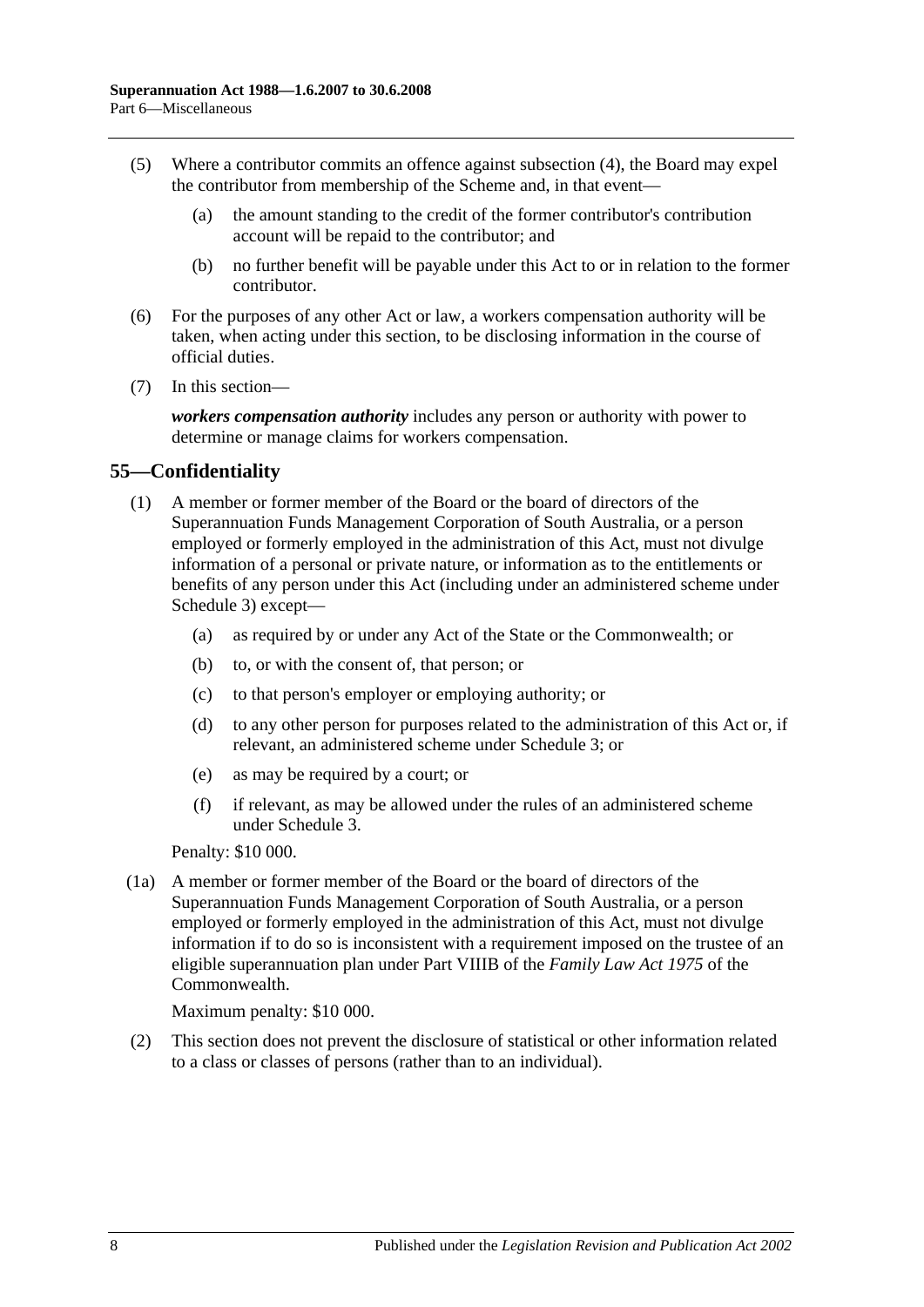(5) Where a contributor commits an offence against subsection (4), the Board may expel the contributor from membership of the Scheme and, in that event—

(a) the amount standing to the credit of the former contributor's contribution account will be repaid to the contributor; and

(b) no further benefit will be payable under this Act to or in relation to the former contributor.

(6) For the purposes of any other Act or law, a workers compensation authority will be taken, when acting under this section, to be disclosing information in the course of official duties.

(7) In this section—

***workers compensation authority*** includes any person or authority with power to determine or manage claims for workers compensation.

## 55—Confidentiality

(1) A member or former member of the Board or the board of directors of the Superannuation Funds Management Corporation of South Australia, or a person employed or formerly employed in the administration of this Act, must not divulge information of a personal or private nature, or information as to the entitlements or benefits of any person under this Act (including under an administered scheme under Schedule 3) except—

(a) as required by or under any Act of the State or the Commonwealth; or

(b) to, or with the consent of, that person; or

(c) to that person's employer or employing authority; or

(d) to any other person for purposes related to the administration of this Act or, if relevant, an administered scheme under Schedule 3; or

(e) as may be required by a court; or

(f) if relevant, as may be allowed under the rules of an administered scheme under Schedule 3.

Penalty: $10 000.

(1a) A member or former member of the Board or the board of directors of the Superannuation Funds Management Corporation of South Australia, or a person employed or formerly employed in the administration of this Act, must not divulge information if to do so is inconsistent with a requirement imposed on the trustee of an eligible superannuation plan under Part VIIIB of the *Family Law Act 1975* of the Commonwealth.

Maximum penalty: $10 000.

(2) This section does not prevent the disclosure of statistical or other information related to a class or classes of persons (rather than to an individual).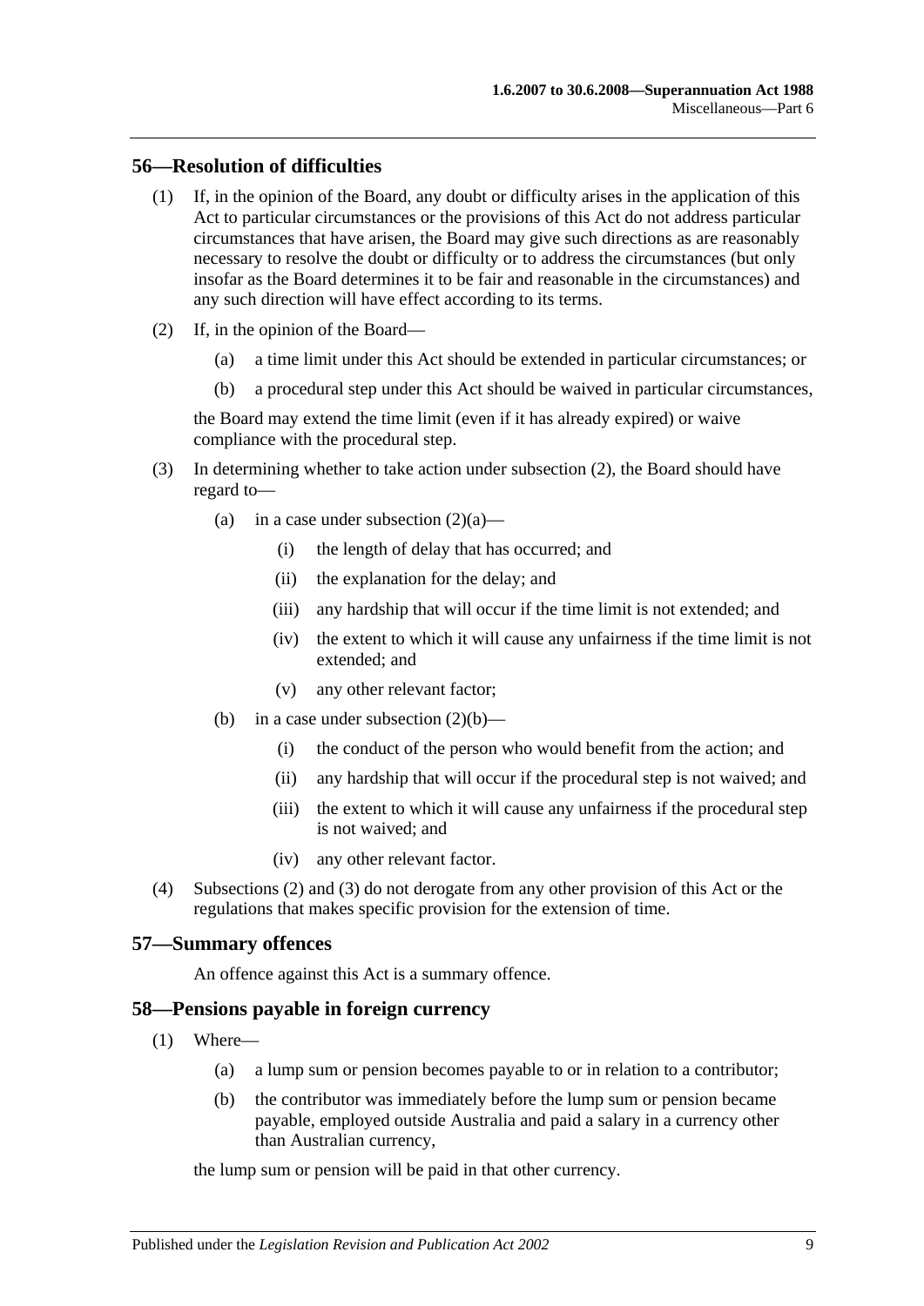## 56—Resolution of difficulties

(1) If, in the opinion of the Board, any doubt or difficulty arises in the application of this Act to particular circumstances or the provisions of this Act do not address particular circumstances that have arisen, the Board may give such directions as are reasonably necessary to resolve the doubt or difficulty or to address the circumstances (but only insofar as the Board determines it to be fair and reasonable in the circumstances) and any such direction will have effect according to its terms.

(2) If, in the opinion of the Board—

(a) a time limit under this Act should be extended in particular circumstances; or

(b) a procedural step under this Act should be waived in particular circumstances,

the Board may extend the time limit (even if it has already expired) or waive compliance with the procedural step.

(3) In determining whether to take action under subsection (2), the Board should have regard to—

(a) in a case under subsection (2)(a)—

(i) the length of delay that has occurred; and

(ii) the explanation for the delay; and

(iii) any hardship that will occur if the time limit is not extended; and

(iv) the extent to which it will cause any unfairness if the time limit is not extended; and

(v) any other relevant factor;

(b) in a case under subsection (2)(b)—

(i) the conduct of the person who would benefit from the action; and

(ii) any hardship that will occur if the procedural step is not waived; and

(iii) the extent to which it will cause any unfairness if the procedural step is not waived; and

(iv) any other relevant factor.

(4) Subsections (2) and (3) do not derogate from any other provision of this Act or the regulations that makes specific provision for the extension of time.

## 57—Summary offences

An offence against this Act is a summary offence.

## 58—Pensions payable in foreign currency

(1) Where—

(a) a lump sum or pension becomes payable to or in relation to a contributor;

(b) the contributor was immediately before the lump sum or pension became payable, employed outside Australia and paid a salary in a currency other than Australian currency,

the lump sum or pension will be paid in that other currency.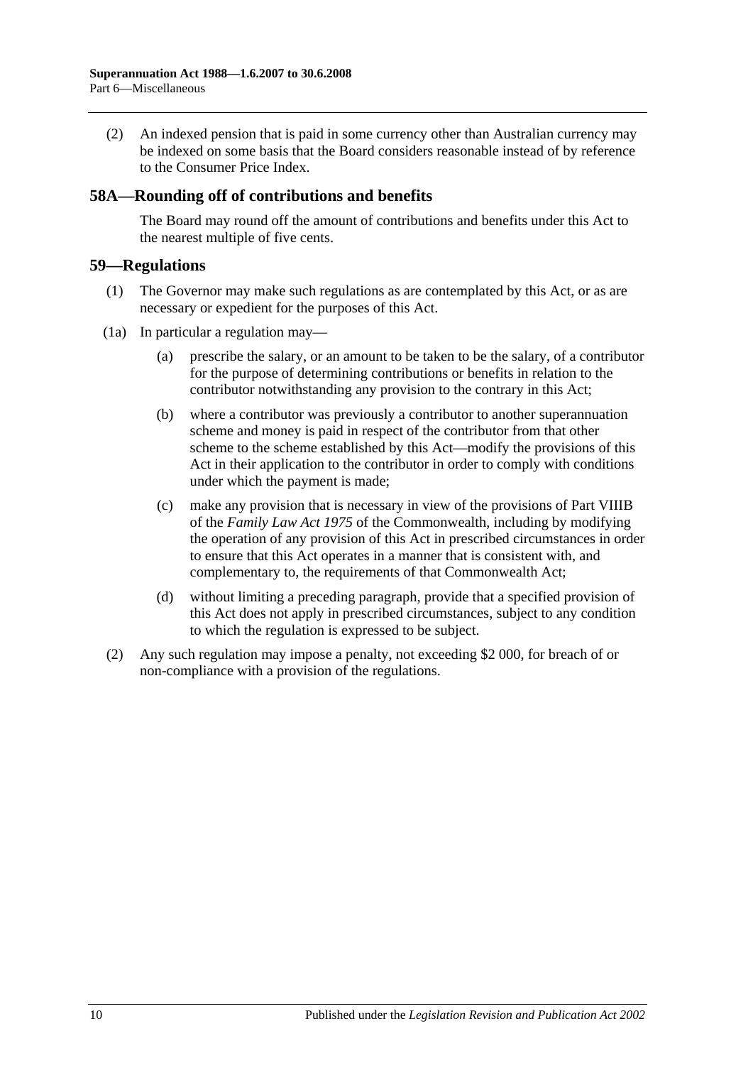(2) An indexed pension that is paid in some currency other than Australian currency may be indexed on some basis that the Board considers reasonable instead of by reference to the Consumer Price Index.

## 58A—Rounding off of contributions and benefits

The Board may round off the amount of contributions and benefits under this Act to the nearest multiple of five cents.

## 59—Regulations

(1) The Governor may make such regulations as are contemplated by this Act, or as are necessary or expedient for the purposes of this Act.

(1a) In particular a regulation may—

(a) prescribe the salary, or an amount to be taken to be the salary, of a contributor for the purpose of determining contributions or benefits in relation to the contributor notwithstanding any provision to the contrary in this Act;

(b) where a contributor was previously a contributor to another superannuation scheme and money is paid in respect of the contributor from that other scheme to the scheme established by this Act—modify the provisions of this Act in their application to the contributor in order to comply with conditions under which the payment is made;

(c) make any provision that is necessary in view of the provisions of Part VIIIB of the *Family Law Act 1975* of the Commonwealth, including by modifying the operation of any provision of this Act in prescribed circumstances in order to ensure that this Act operates in a manner that is consistent with, and complementary to, the requirements of that Commonwealth Act;

(d) without limiting a preceding paragraph, provide that a specified provision of this Act does not apply in prescribed circumstances, subject to any condition to which the regulation is expressed to be subject.

(2) Any such regulation may impose a penalty, not exceeding $2 000, for breach of or non-compliance with a provision of the regulations.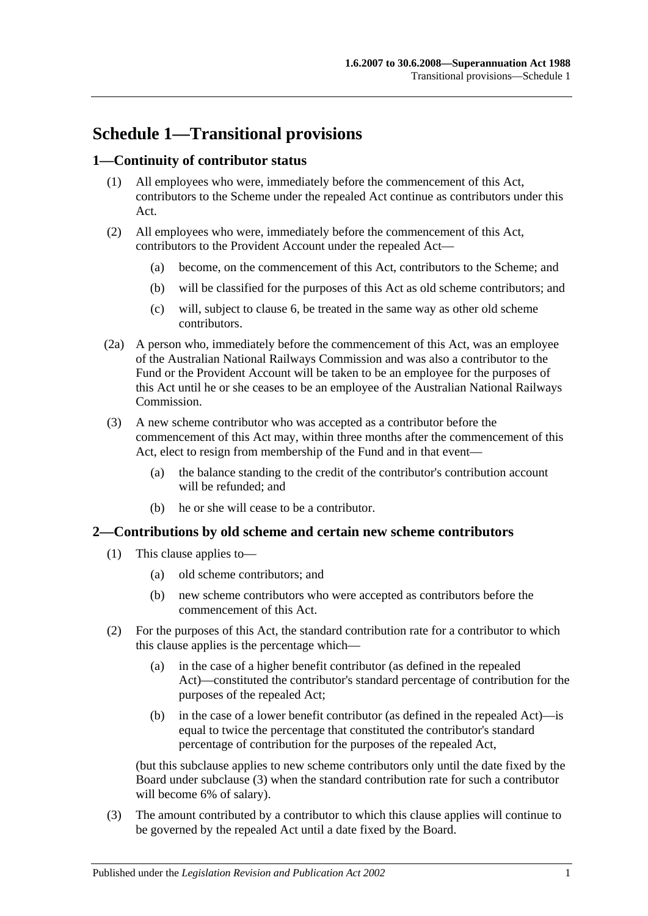# Schedule 1—Transitional provisions

## 1—Continuity of contributor status

(1) All employees who were, immediately before the commencement of this Act, contributors to the Scheme under the repealed Act continue as contributors under this Act.

(2) All employees who were, immediately before the commencement of this Act, contributors to the Provident Account under the repealed Act—

(a) become, on the commencement of this Act, contributors to the Scheme; and

(b) will be classified for the purposes of this Act as old scheme contributors; and

(c) will, subject to clause 6, be treated in the same way as other old scheme contributors.

(2a) A person who, immediately before the commencement of this Act, was an employee of the Australian National Railways Commission and was also a contributor to the Fund or the Provident Account will be taken to be an employee for the purposes of this Act until he or she ceases to be an employee of the Australian National Railways Commission.

(3) A new scheme contributor who was accepted as a contributor before the commencement of this Act may, within three months after the commencement of this Act, elect to resign from membership of the Fund and in that event—

(a) the balance standing to the credit of the contributor's contribution account will be refunded; and

(b) he or she will cease to be a contributor.

## 2—Contributions by old scheme and certain new scheme contributors

(1) This clause applies to—

(a) old scheme contributors; and

(b) new scheme contributors who were accepted as contributors before the commencement of this Act.

(2) For the purposes of this Act, the standard contribution rate for a contributor to which this clause applies is the percentage which—

(a) in the case of a higher benefit contributor (as defined in the repealed Act)—constituted the contributor's standard percentage of contribution for the purposes of the repealed Act;

(b) in the case of a lower benefit contributor (as defined in the repealed Act)—is equal to twice the percentage that constituted the contributor's standard percentage of contribution for the purposes of the repealed Act,

(but this subclause applies to new scheme contributors only until the date fixed by the Board under subclause (3) when the standard contribution rate for such a contributor will become 6% of salary).

(3) The amount contributed by a contributor to which this clause applies will continue to be governed by the repealed Act until a date fixed by the Board.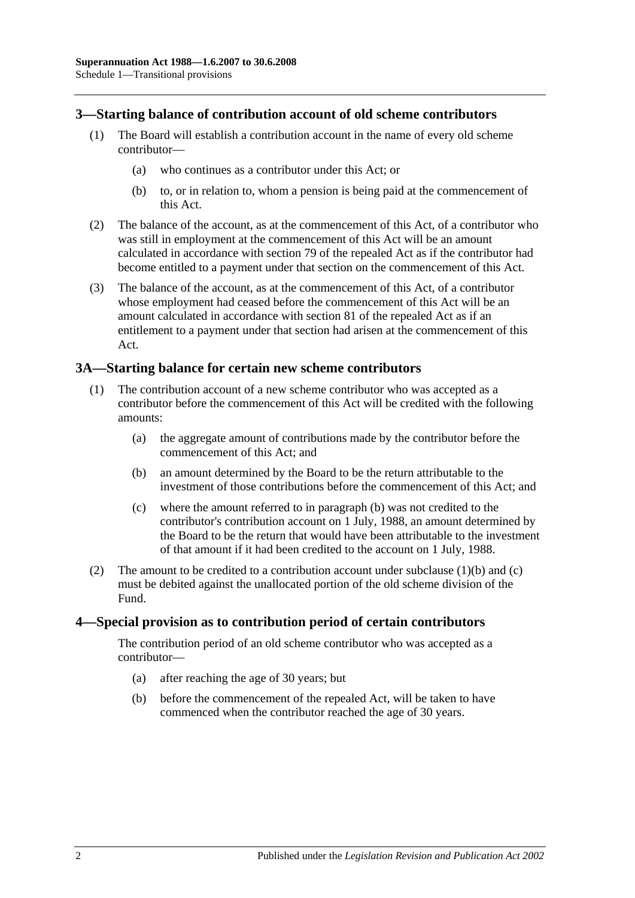## 3—Starting balance of contribution account of old scheme contributors

(1) The Board will establish a contribution account in the name of every old scheme contributor—

(a) who continues as a contributor under this Act; or

(b) to, or in relation to, whom a pension is being paid at the commencement of this Act.

(2) The balance of the account, as at the commencement of this Act, of a contributor who was still in employment at the commencement of this Act will be an amount calculated in accordance with section 79 of the repealed Act as if the contributor had become entitled to a payment under that section on the commencement of this Act.

(3) The balance of the account, as at the commencement of this Act, of a contributor whose employment had ceased before the commencement of this Act will be an amount calculated in accordance with section 81 of the repealed Act as if an entitlement to a payment under that section had arisen at the commencement of this Act.

## 3A—Starting balance for certain new scheme contributors

(1) The contribution account of a new scheme contributor who was accepted as a contributor before the commencement of this Act will be credited with the following amounts:

(a) the aggregate amount of contributions made by the contributor before the commencement of this Act; and

(b) an amount determined by the Board to be the return attributable to the investment of those contributions before the commencement of this Act; and

(c) where the amount referred to in paragraph (b) was not credited to the contributor's contribution account on 1 July, 1988, an amount determined by the Board to be the return that would have been attributable to the investment of that amount if it had been credited to the account on 1 July, 1988.

(2) The amount to be credited to a contribution account under subclause (1)(b) and (c) must be debited against the unallocated portion of the old scheme division of the Fund.

## 4—Special provision as to contribution period of certain contributors

The contribution period of an old scheme contributor who was accepted as a contributor—

(a) after reaching the age of 30 years; but

(b) before the commencement of the repealed Act, will be taken to have commenced when the contributor reached the age of 30 years.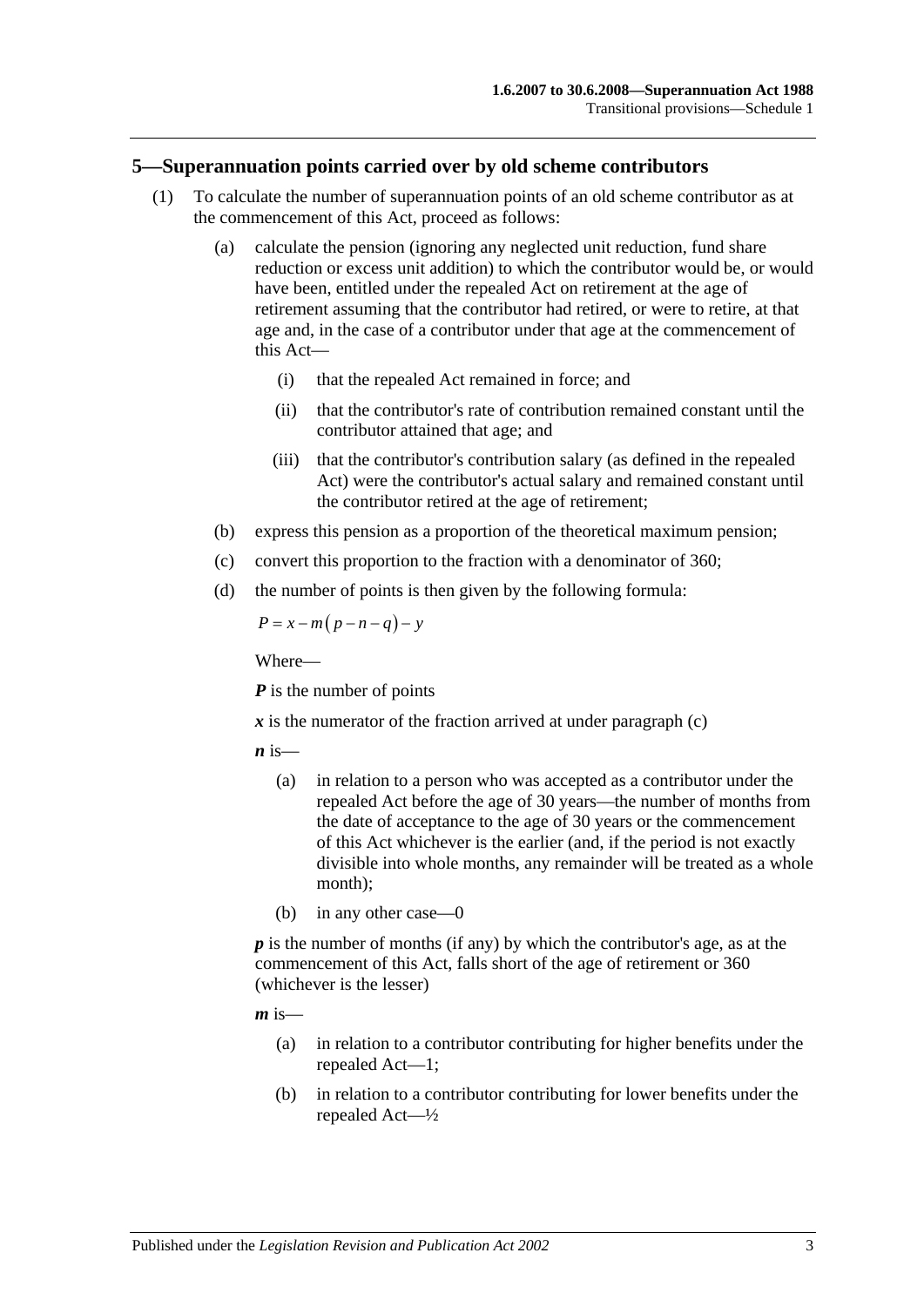## 5—Superannuation points carried over by old scheme contributors

(1) To calculate the number of superannuation points of an old scheme contributor as at the commencement of this Act, proceed as follows:

(a) calculate the pension (ignoring any neglected unit reduction, fund share reduction or excess unit addition) to which the contributor would be, or would have been, entitled under the repealed Act on retirement at the age of retirement assuming that the contributor had retired, or were to retire, at that age and, in the case of a contributor under that age at the commencement of this Act—

(i) that the repealed Act remained in force; and

(ii) that the contributor's rate of contribution remained constant until the contributor attained that age; and

(iii) that the contributor's contribution salary (as defined in the repealed Act) were the contributor's actual salary and remained constant until the contributor retired at the age of retirement;

(b) express this pension as a proportion of the theoretical maximum pension;

(c) convert this proportion to the fraction with a denominator of 360;

(d) the number of points is then given by the following formula:

$$P = x - m(p - n - q) - y$$

Where—

***P*** is the number of points

***x*** is the numerator of the fraction arrived at under paragraph (c)

***n*** is—

(a) in relation to a person who was accepted as a contributor under the repealed Act before the age of 30 years—the number of months from the date of acceptance to the age of 30 years or the commencement of this Act whichever is the earlier (and, if the period is not exactly divisible into whole months, any remainder will be treated as a whole month);

(b) in any other case—0

***p*** is the number of months (if any) by which the contributor's age, as at the commencement of this Act, falls short of the age of retirement or 360 (whichever is the lesser)

***m*** is—

(a) in relation to a contributor contributing for higher benefits under the repealed Act—1;

(b) in relation to a contributor contributing for lower benefits under the repealed Act—½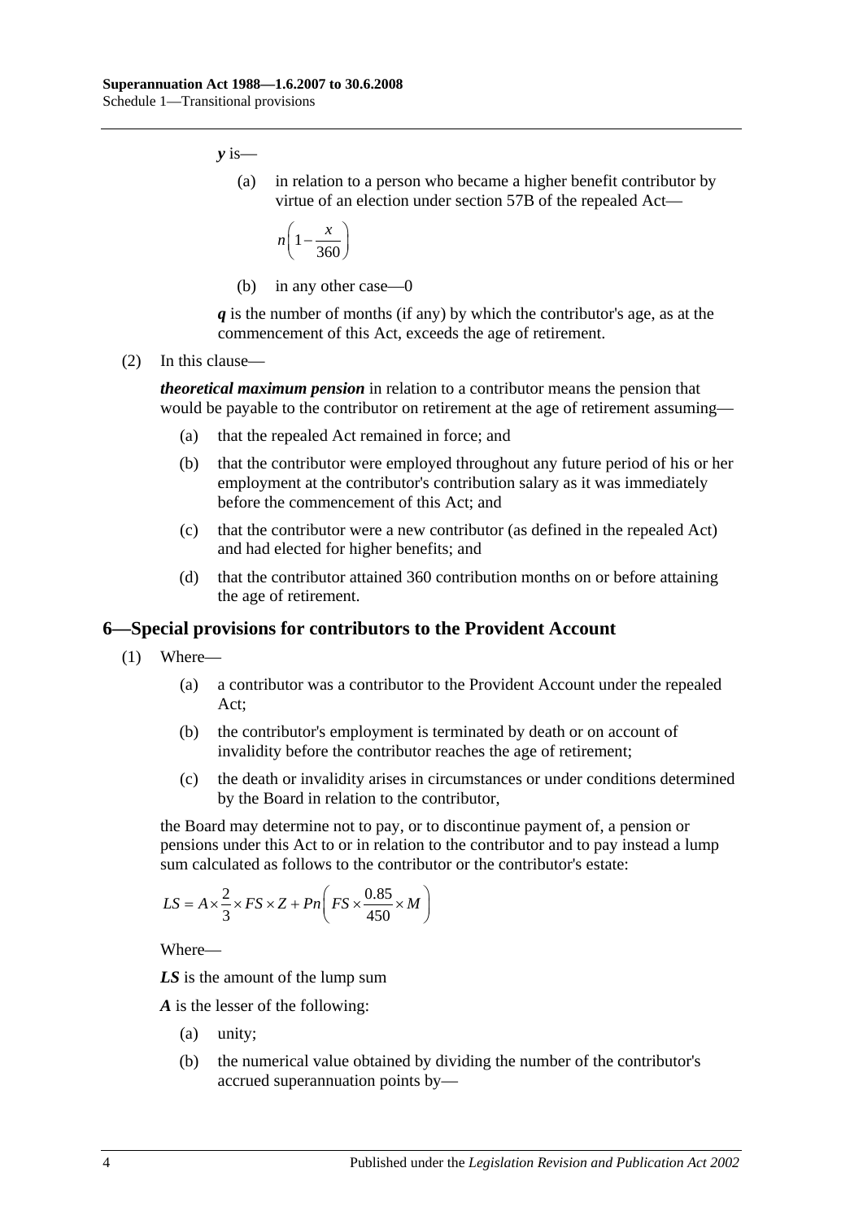***y*** is—

(a) in relation to a person who became a higher benefit contributor by virtue of an election under section 57B of the repealed Act—

$$n\left(1-\frac{x}{360}\right)$$

(b) in any other case—0

***q*** is the number of months (if any) by which the contributor's age, as at the commencement of this Act, exceeds the age of retirement.

(2) In this clause—

***theoretical maximum pension*** in relation to a contributor means the pension that would be payable to the contributor on retirement at the age of retirement assuming—

(a) that the repealed Act remained in force; and

(b) that the contributor were employed throughout any future period of his or her employment at the contributor's contribution salary as it was immediately before the commencement of this Act; and

(c) that the contributor were a new contributor (as defined in the repealed Act) and had elected for higher benefits; and

(d) that the contributor attained 360 contribution months on or before attaining the age of retirement.

## 6—Special provisions for contributors to the Provident Account

(1) Where—

(a) a contributor was a contributor to the Provident Account under the repealed Act;

(b) the contributor's employment is terminated by death or on account of invalidity before the contributor reaches the age of retirement;

(c) the death or invalidity arises in circumstances or under conditions determined by the Board in relation to the contributor,

the Board may determine not to pay, or to discontinue payment of, a pension or pensions under this Act to or in relation to the contributor and to pay instead a lump sum calculated as follows to the contributor or the contributor's estate:

$$LS = A\times\frac{2}{3}\times FS\times Z + Pn\left(FS\times\frac{0.85}{450}\times M\right)$$

Where—

***LS*** is the amount of the lump sum

***A*** is the lesser of the following:

(a) unity;

(b) the numerical value obtained by dividing the number of the contributor's accrued superannuation points by—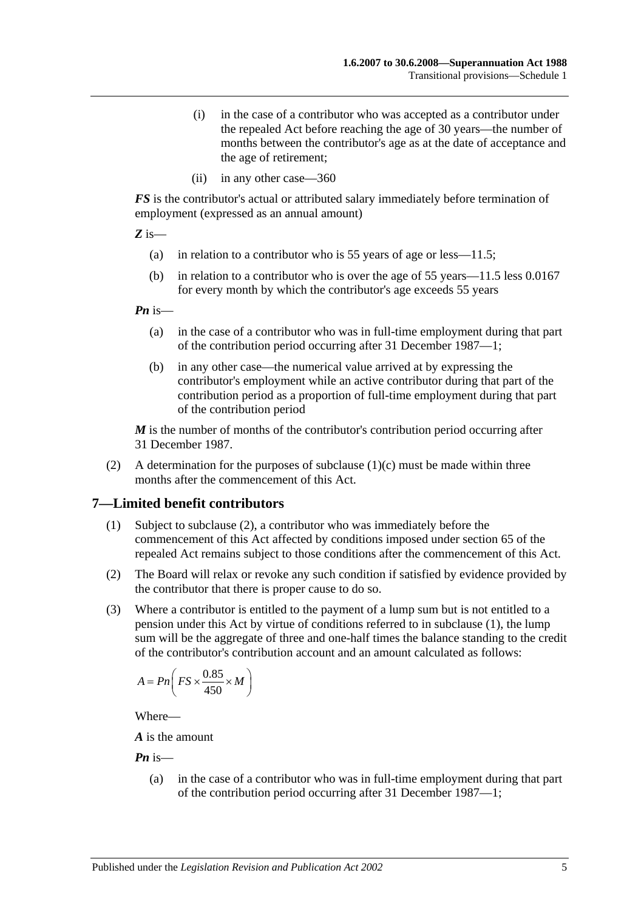(i) in the case of a contributor who was accepted as a contributor under the repealed Act before reaching the age of 30 years—the number of months between the contributor's age as at the date of acceptance and the age of retirement;

(ii) in any other case—360

***FS*** is the contributor's actual or attributed salary immediately before termination of employment (expressed as an annual amount)

***Z*** is—

(a) in relation to a contributor who is 55 years of age or less—11.5;

(b) in relation to a contributor who is over the age of 55 years—11.5 less 0.0167 for every month by which the contributor's age exceeds 55 years

***Pn*** is—

(a) in the case of a contributor who was in full-time employment during that part of the contribution period occurring after 31 December 1987—1;

(b) in any other case—the numerical value arrived at by expressing the contributor's employment while an active contributor during that part of the contribution period as a proportion of full-time employment during that part of the contribution period

***M*** is the number of months of the contributor's contribution period occurring after 31 December 1987.

(2) A determination for the purposes of subclause (1)(c) must be made within three months after the commencement of this Act.

## 7—Limited benefit contributors

(1) Subject to subclause (2), a contributor who was immediately before the commencement of this Act affected by conditions imposed under section 65 of the repealed Act remains subject to those conditions after the commencement of this Act.

(2) The Board will relax or revoke any such condition if satisfied by evidence provided by the contributor that there is proper cause to do so.

(3) Where a contributor is entitled to the payment of a lump sum but is not entitled to a pension under this Act by virtue of conditions referred to in subclause (1), the lump sum will be the aggregate of three and one-half times the balance standing to the credit of the contributor's contribution account and an amount calculated as follows:

$$A = Pn\left(FS \times \frac{0.85}{450} \times M\right)$$

Where—

***A*** is the amount

***Pn*** is—

(a) in the case of a contributor who was in full-time employment during that part of the contribution period occurring after 31 December 1987—1;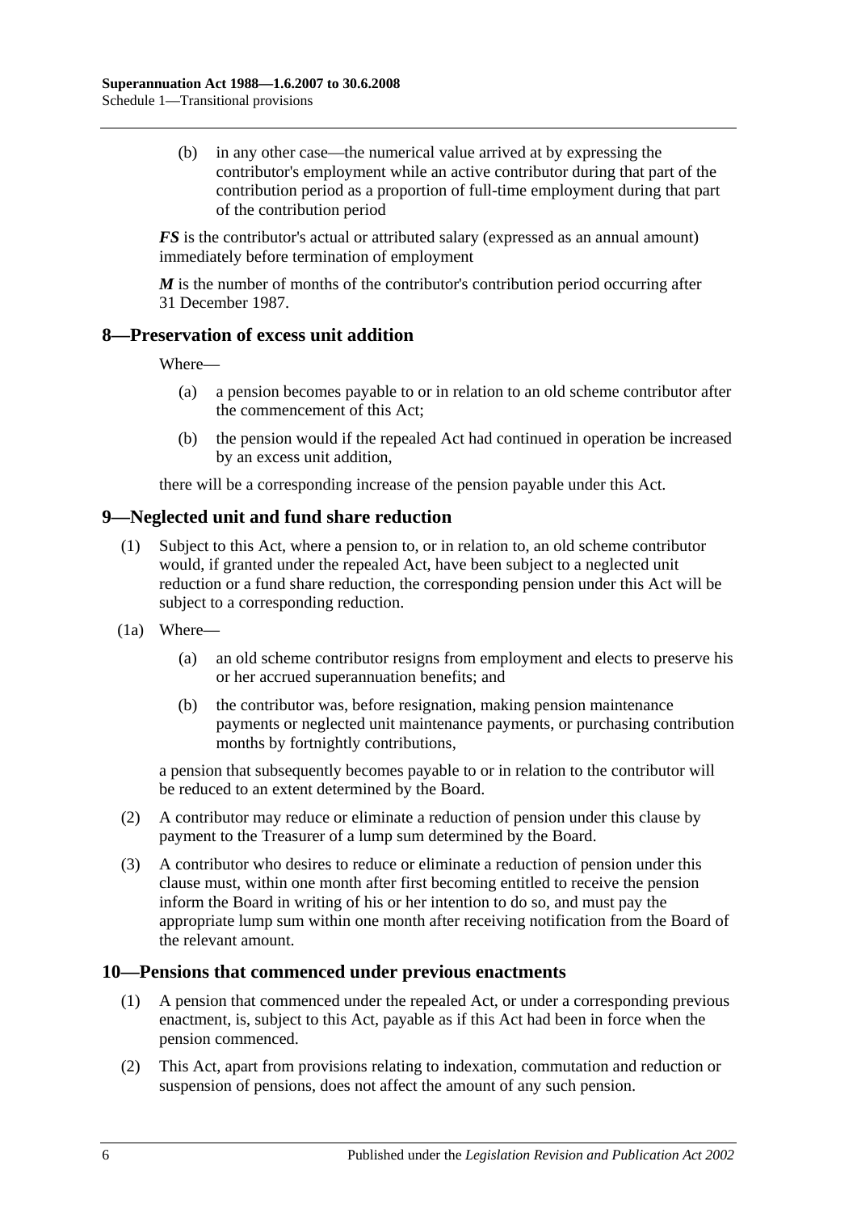(b) in any other case—the numerical value arrived at by expressing the contributor's employment while an active contributor during that part of the contribution period as a proportion of full-time employment during that part of the contribution period

***FS*** is the contributor's actual or attributed salary (expressed as an annual amount) immediately before termination of employment

***M*** is the number of months of the contributor's contribution period occurring after 31 December 1987.

## 8—Preservation of excess unit addition

Where—

(a) a pension becomes payable to or in relation to an old scheme contributor after the commencement of this Act;

(b) the pension would if the repealed Act had continued in operation be increased by an excess unit addition,

there will be a corresponding increase of the pension payable under this Act.

## 9—Neglected unit and fund share reduction

(1) Subject to this Act, where a pension to, or in relation to, an old scheme contributor would, if granted under the repealed Act, have been subject to a neglected unit reduction or a fund share reduction, the corresponding pension under this Act will be subject to a corresponding reduction.

(1a) Where—

(a) an old scheme contributor resigns from employment and elects to preserve his or her accrued superannuation benefits; and

(b) the contributor was, before resignation, making pension maintenance payments or neglected unit maintenance payments, or purchasing contribution months by fortnightly contributions,

a pension that subsequently becomes payable to or in relation to the contributor will be reduced to an extent determined by the Board.

(2) A contributor may reduce or eliminate a reduction of pension under this clause by payment to the Treasurer of a lump sum determined by the Board.

(3) A contributor who desires to reduce or eliminate a reduction of pension under this clause must, within one month after first becoming entitled to receive the pension inform the Board in writing of his or her intention to do so, and must pay the appropriate lump sum within one month after receiving notification from the Board of the relevant amount.

## 10—Pensions that commenced under previous enactments

(1) A pension that commenced under the repealed Act, or under a corresponding previous enactment, is, subject to this Act, payable as if this Act had been in force when the pension commenced.

(2) This Act, apart from provisions relating to indexation, commutation and reduction or suspension of pensions, does not affect the amount of any such pension.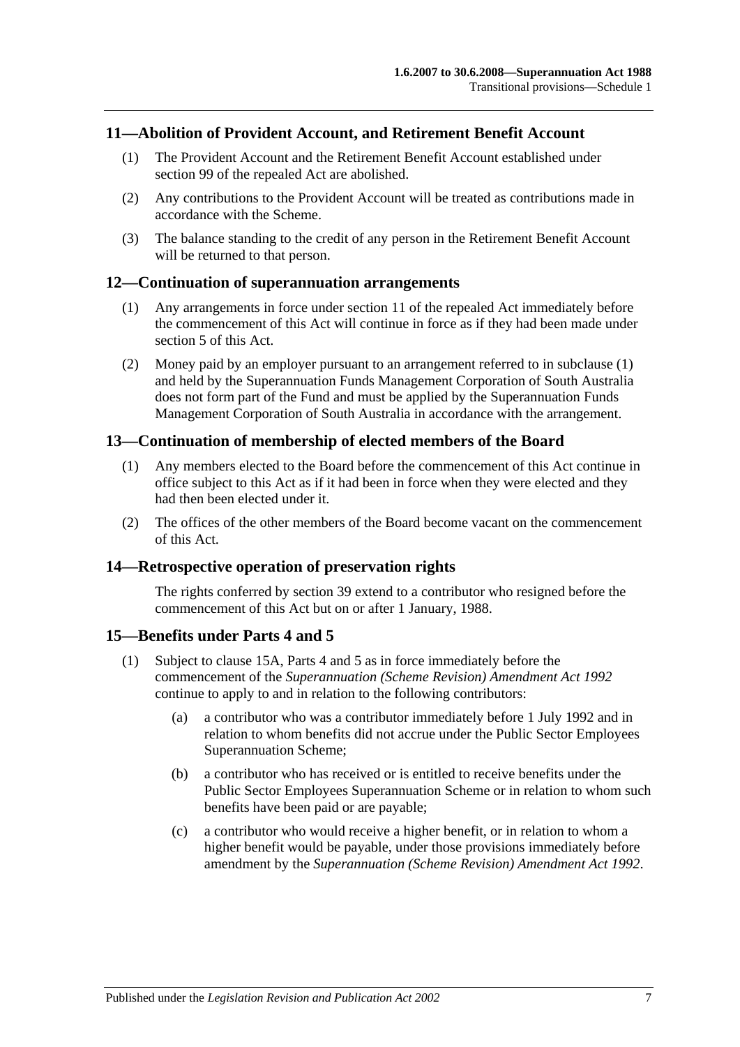## 11—Abolition of Provident Account, and Retirement Benefit Account

(1) The Provident Account and the Retirement Benefit Account established under section 99 of the repealed Act are abolished.

(2) Any contributions to the Provident Account will be treated as contributions made in accordance with the Scheme.

(3) The balance standing to the credit of any person in the Retirement Benefit Account will be returned to that person.

## 12—Continuation of superannuation arrangements

(1) Any arrangements in force under section 11 of the repealed Act immediately before the commencement of this Act will continue in force as if they had been made under section 5 of this Act.

(2) Money paid by an employer pursuant to an arrangement referred to in subclause (1) and held by the Superannuation Funds Management Corporation of South Australia does not form part of the Fund and must be applied by the Superannuation Funds Management Corporation of South Australia in accordance with the arrangement.

## 13—Continuation of membership of elected members of the Board

(1) Any members elected to the Board before the commencement of this Act continue in office subject to this Act as if it had been in force when they were elected and they had then been elected under it.

(2) The offices of the other members of the Board become vacant on the commencement of this Act.

## 14—Retrospective operation of preservation rights

The rights conferred by section 39 extend to a contributor who resigned before the commencement of this Act but on or after 1 January, 1988.

## 15—Benefits under Parts 4 and 5

(1) Subject to clause 15A, Parts 4 and 5 as in force immediately before the commencement of the *Superannuation (Scheme Revision) Amendment Act 1992* continue to apply to and in relation to the following contributors:

(a) a contributor who was a contributor immediately before 1 July 1992 and in relation to whom benefits did not accrue under the Public Sector Employees Superannuation Scheme;

(b) a contributor who has received or is entitled to receive benefits under the Public Sector Employees Superannuation Scheme or in relation to whom such benefits have been paid or are payable;

(c) a contributor who would receive a higher benefit, or in relation to whom a higher benefit would be payable, under those provisions immediately before amendment by the *Superannuation (Scheme Revision) Amendment Act 1992*.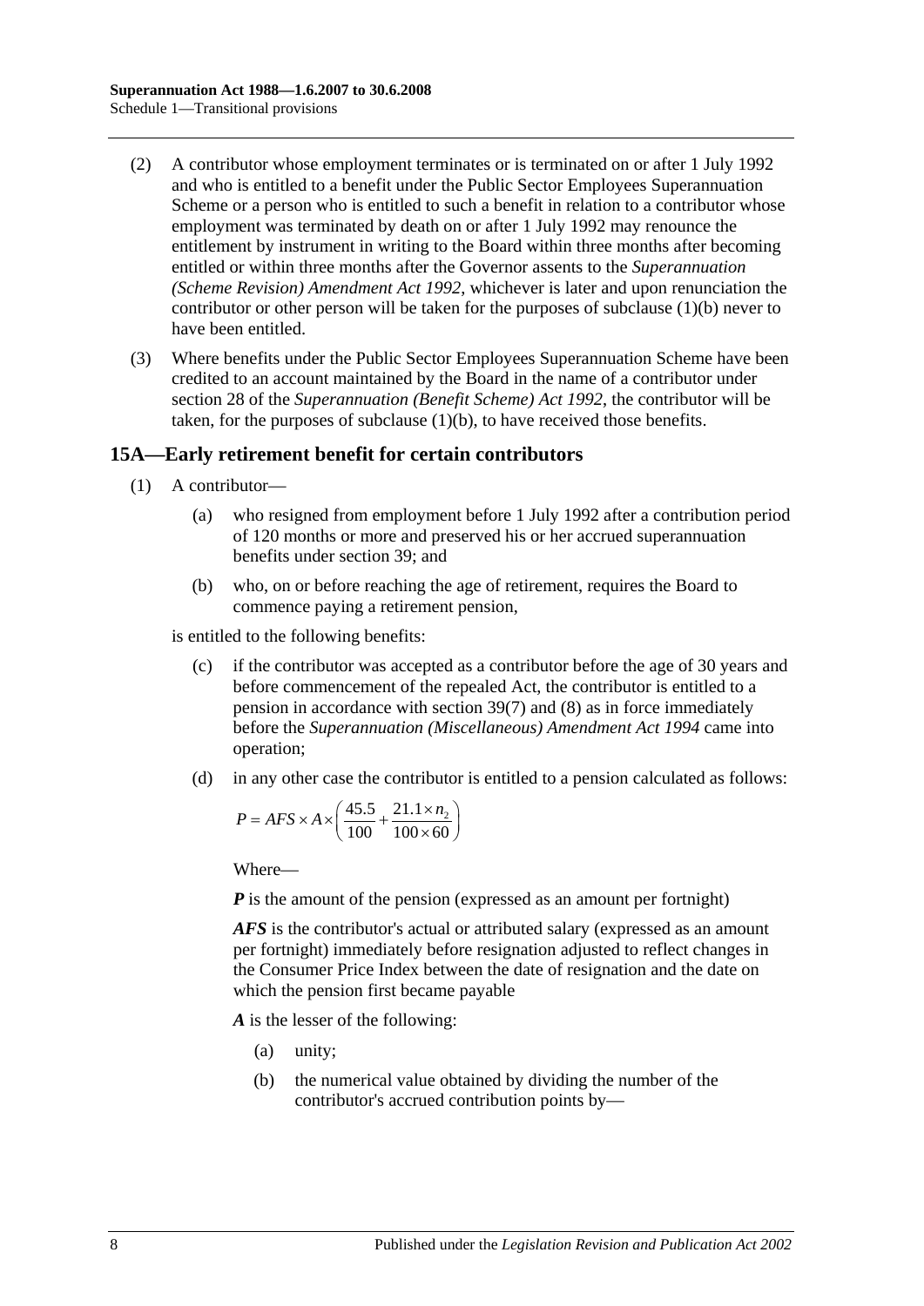(2) A contributor whose employment terminates or is terminated on or after 1 July 1992 and who is entitled to a benefit under the Public Sector Employees Superannuation Scheme or a person who is entitled to such a benefit in relation to a contributor whose employment was terminated by death on or after 1 July 1992 may renounce the entitlement by instrument in writing to the Board within three months after becoming entitled or within three months after the Governor assents to the *Superannuation (Scheme Revision) Amendment Act 1992*, whichever is later and upon renunciation the contributor or other person will be taken for the purposes of subclause (1)(b) never to have been entitled.

(3) Where benefits under the Public Sector Employees Superannuation Scheme have been credited to an account maintained by the Board in the name of a contributor under section 28 of the *Superannuation (Benefit Scheme) Act 1992*, the contributor will be taken, for the purposes of subclause (1)(b), to have received those benefits.

## 15A—Early retirement benefit for certain contributors

(1) A contributor—

(a) who resigned from employment before 1 July 1992 after a contribution period of 120 months or more and preserved his or her accrued superannuation benefits under section 39; and

(b) who, on or before reaching the age of retirement, requires the Board to commence paying a retirement pension,

is entitled to the following benefits:

(c) if the contributor was accepted as a contributor before the age of 30 years and before commencement of the repealed Act, the contributor is entitled to a pension in accordance with section 39(7) and (8) as in force immediately before the *Superannuation (Miscellaneous) Amendment Act 1994* came into operation;

(d) in any other case the contributor is entitled to a pension calculated as follows:

$$P = AFS \times A \times \left( \frac{45.5}{100} + \frac{21.1 \times n_2}{100 \times 60} \right)$$

Where—

***P*** is the amount of the pension (expressed as an amount per fortnight)

***AFS*** is the contributor's actual or attributed salary (expressed as an amount per fortnight) immediately before resignation adjusted to reflect changes in the Consumer Price Index between the date of resignation and the date on which the pension first became payable

***A*** is the lesser of the following:

(a) unity;

(b) the numerical value obtained by dividing the number of the contributor's accrued contribution points by—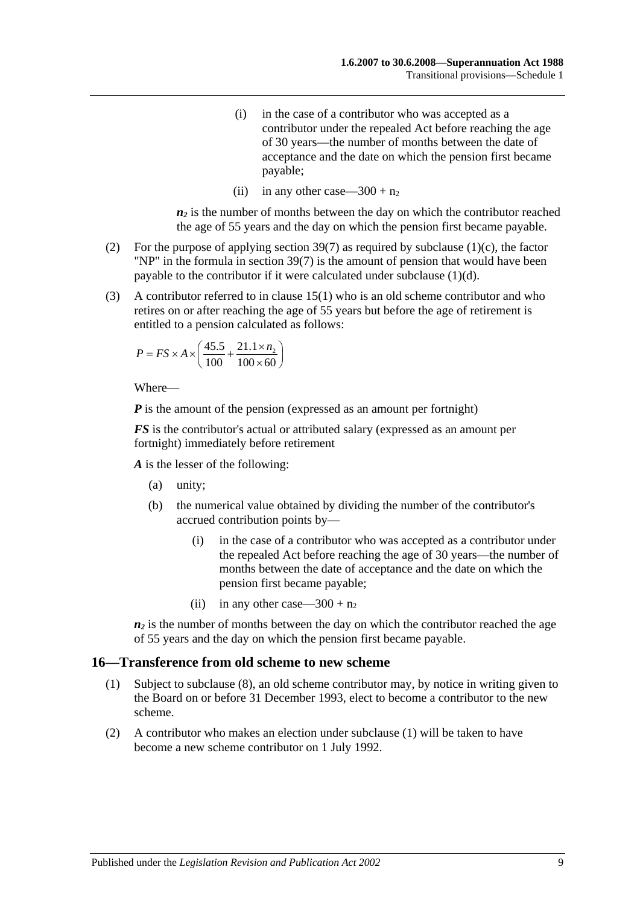(i) in the case of a contributor who was accepted as a contributor under the repealed Act before reaching the age of 30 years—the number of months between the date of acceptance and the date on which the pension first became payable;

(ii) in any other case—$300 + n_2$

$n_2$ is the number of months between the day on which the contributor reached the age of 55 years and the day on which the pension first became payable.

(2) For the purpose of applying section 39(7) as required by subclause (1)(c), the factor "NP" in the formula in section 39(7) is the amount of pension that would have been payable to the contributor if it were calculated under subclause (1)(d).

(3) A contributor referred to in clause 15(1) who is an old scheme contributor and who retires on or after reaching the age of 55 years but before the age of retirement is entitled to a pension calculated as follows:

$$P = FS \times A \times \left( \frac{45.5}{100} + \frac{21.1 \times n_2}{100 \times 60} \right)$$

Where—

***P*** is the amount of the pension (expressed as an amount per fortnight)

***FS*** is the contributor's actual or attributed salary (expressed as an amount per fortnight) immediately before retirement

***A*** is the lesser of the following:

(a) unity;

(b) the numerical value obtained by dividing the number of the contributor's accrued contribution points by—

(i) in the case of a contributor who was accepted as a contributor under the repealed Act before reaching the age of 30 years—the number of months between the date of acceptance and the date on which the pension first became payable;

(ii) in any other case—$300 + n_2$

$n_2$ is the number of months between the day on which the contributor reached the age of 55 years and the day on which the pension first became payable.

## 16—Transference from old scheme to new scheme

(1) Subject to subclause (8), an old scheme contributor may, by notice in writing given to the Board on or before 31 December 1993, elect to become a contributor to the new scheme.

(2) A contributor who makes an election under subclause (1) will be taken to have become a new scheme contributor on 1 July 1992.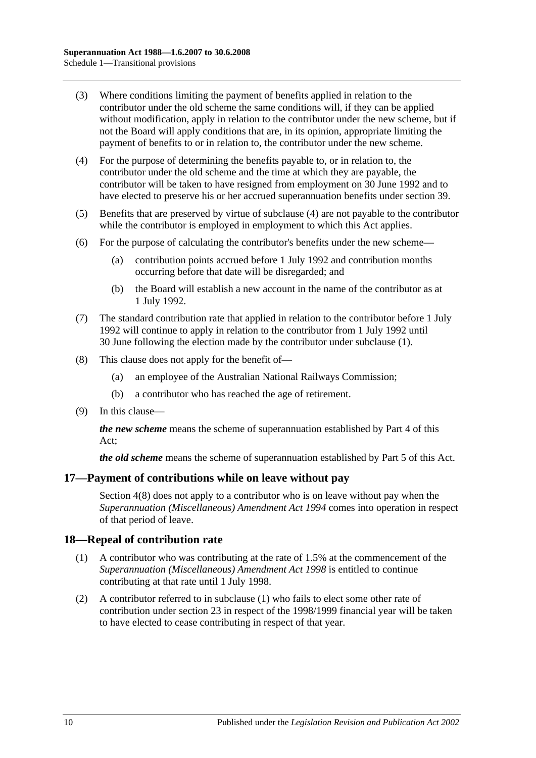(3) Where conditions limiting the payment of benefits applied in relation to the contributor under the old scheme the same conditions will, if they can be applied without modification, apply in relation to the contributor under the new scheme, but if not the Board will apply conditions that are, in its opinion, appropriate limiting the payment of benefits to or in relation to, the contributor under the new scheme.

(4) For the purpose of determining the benefits payable to, or in relation to, the contributor under the old scheme and the time at which they are payable, the contributor will be taken to have resigned from employment on 30 June 1992 and to have elected to preserve his or her accrued superannuation benefits under section 39.

(5) Benefits that are preserved by virtue of subclause (4) are not payable to the contributor while the contributor is employed in employment to which this Act applies.

(6) For the purpose of calculating the contributor's benefits under the new scheme—

(a) contribution points accrued before 1 July 1992 and contribution months occurring before that date will be disregarded; and

(b) the Board will establish a new account in the name of the contributor as at 1 July 1992.

(7) The standard contribution rate that applied in relation to the contributor before 1 July 1992 will continue to apply in relation to the contributor from 1 July 1992 until 30 June following the election made by the contributor under subclause (1).

(8) This clause does not apply for the benefit of—

(a) an employee of the Australian National Railways Commission;

(b) a contributor who has reached the age of retirement.

(9) In this clause—

***the new scheme*** means the scheme of superannuation established by Part 4 of this Act;

***the old scheme*** means the scheme of superannuation established by Part 5 of this Act.

## 17—Payment of contributions while on leave without pay

Section 4(8) does not apply to a contributor who is on leave without pay when the *Superannuation (Miscellaneous) Amendment Act 1994* comes into operation in respect of that period of leave.

## 18—Repeal of contribution rate

(1) A contributor who was contributing at the rate of 1.5% at the commencement of the *Superannuation (Miscellaneous) Amendment Act 1998* is entitled to continue contributing at that rate until 1 July 1998.

(2) A contributor referred to in subclause (1) who fails to elect some other rate of contribution under section 23 in respect of the 1998/1999 financial year will be taken to have elected to cease contributing in respect of that year.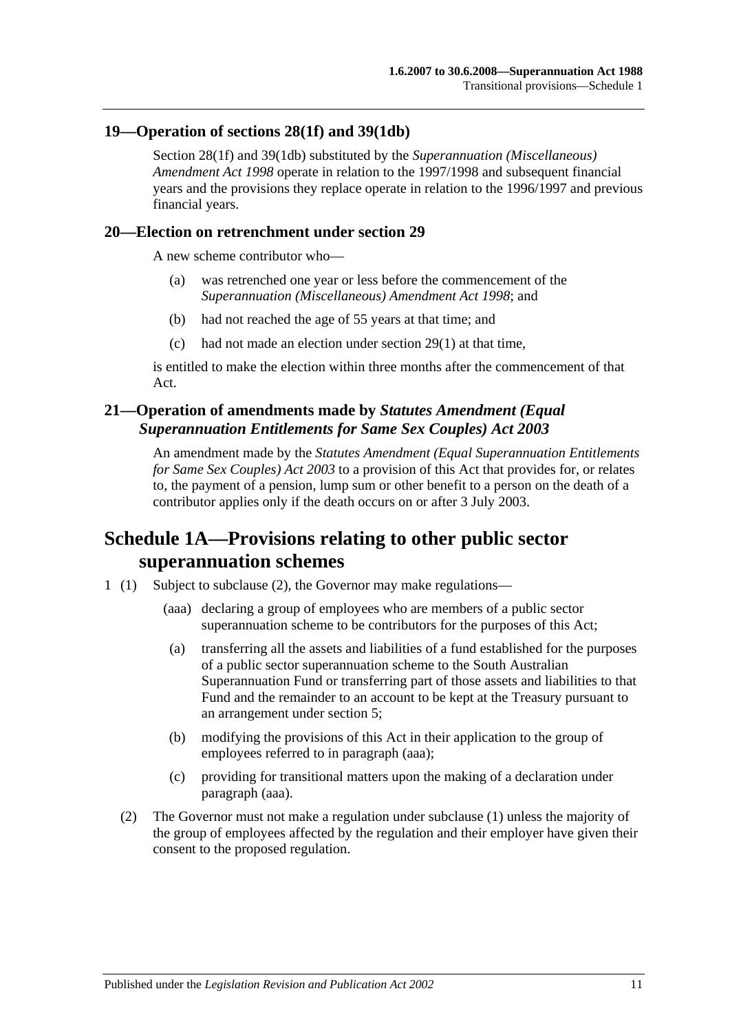## 19—Operation of sections 28(1f) and 39(1db)

Section 28(1f) and 39(1db) substituted by the *Superannuation (Miscellaneous) Amendment Act 1998* operate in relation to the 1997/1998 and subsequent financial years and the provisions they replace operate in relation to the 1996/1997 and previous financial years.

## 20—Election on retrenchment under section 29

A new scheme contributor who—

- (a) was retrenched one year or less before the commencement of the *Superannuation (Miscellaneous) Amendment Act 1998*; and
- (b) had not reached the age of 55 years at that time; and
- (c) had not made an election under section 29(1) at that time,

is entitled to make the election within three months after the commencement of that Act.

## 21—Operation of amendments made by *Statutes Amendment (Equal Superannuation Entitlements for Same Sex Couples) Act 2003*

An amendment made by the *Statutes Amendment (Equal Superannuation Entitlements for Same Sex Couples) Act 2003* to a provision of this Act that provides for, or relates to, the payment of a pension, lump sum or other benefit to a person on the death of a contributor applies only if the death occurs on or after 3 July 2003.

# Schedule 1A—Provisions relating to other public sector superannuation schemes

1 (1) Subject to subclause (2), the Governor may make regulations—

- (aaa) declaring a group of employees who are members of a public sector superannuation scheme to be contributors for the purposes of this Act;
- (a) transferring all the assets and liabilities of a fund established for the purposes of a public sector superannuation scheme to the South Australian Superannuation Fund or transferring part of those assets and liabilities to that Fund and the remainder to an account to be kept at the Treasury pursuant to an arrangement under section 5;
- (b) modifying the provisions of this Act in their application to the group of employees referred to in paragraph (aaa);
- (c) providing for transitional matters upon the making of a declaration under paragraph (aaa).

(2) The Governor must not make a regulation under subclause (1) unless the majority of the group of employees affected by the regulation and their employer have given their consent to the proposed regulation.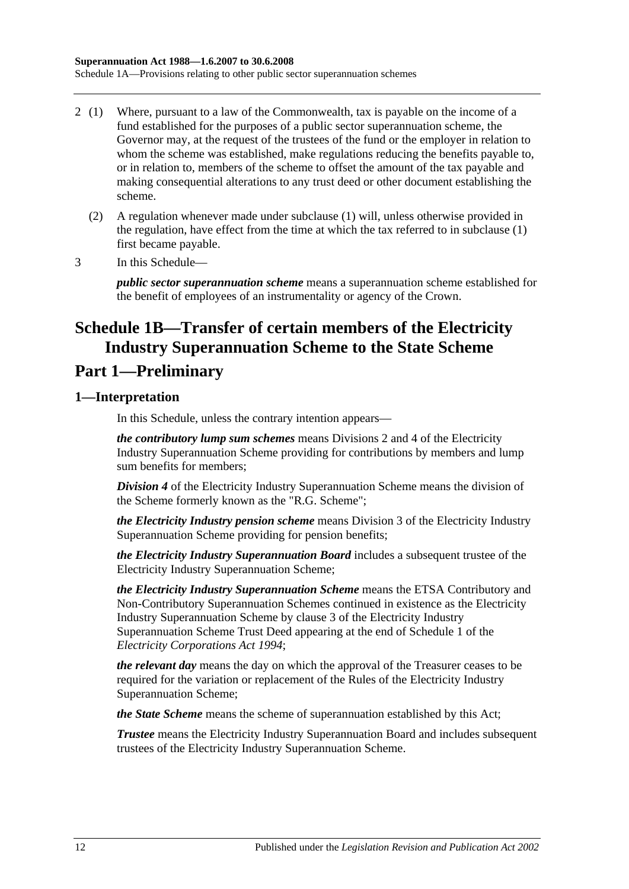2 (1) Where, pursuant to a law of the Commonwealth, tax is payable on the income of a fund established for the purposes of a public sector superannuation scheme, the Governor may, at the request of the trustees of the fund or the employer in relation to whom the scheme was established, make regulations reducing the benefits payable to, or in relation to, members of the scheme to offset the amount of the tax payable and making consequential alterations to any trust deed or other document establishing the scheme.

(2) A regulation whenever made under subclause (1) will, unless otherwise provided in the regulation, have effect from the time at which the tax referred to in subclause (1) first became payable.

3 In this Schedule—

***public sector superannuation scheme*** means a superannuation scheme established for the benefit of employees of an instrumentality or agency of the Crown.

# Schedule 1B—Transfer of certain members of the Electricity Industry Superannuation Scheme to the State Scheme

## Part 1—Preliminary

### 1—Interpretation

In this Schedule, unless the contrary intention appears—

***the contributory lump sum schemes*** means Divisions 2 and 4 of the Electricity Industry Superannuation Scheme providing for contributions by members and lump sum benefits for members;

***Division 4*** of the Electricity Industry Superannuation Scheme means the division of the Scheme formerly known as the "R.G. Scheme";

***the Electricity Industry pension scheme*** means Division 3 of the Electricity Industry Superannuation Scheme providing for pension benefits;

***the Electricity Industry Superannuation Board*** includes a subsequent trustee of the Electricity Industry Superannuation Scheme;

***the Electricity Industry Superannuation Scheme*** means the ETSA Contributory and Non-Contributory Superannuation Schemes continued in existence as the Electricity Industry Superannuation Scheme by clause 3 of the Electricity Industry Superannuation Scheme Trust Deed appearing at the end of Schedule 1 of the *Electricity Corporations Act 1994*;

***the relevant day*** means the day on which the approval of the Treasurer ceases to be required for the variation or replacement of the Rules of the Electricity Industry Superannuation Scheme;

***the State Scheme*** means the scheme of superannuation established by this Act;

***Trustee*** means the Electricity Industry Superannuation Board and includes subsequent trustees of the Electricity Industry Superannuation Scheme.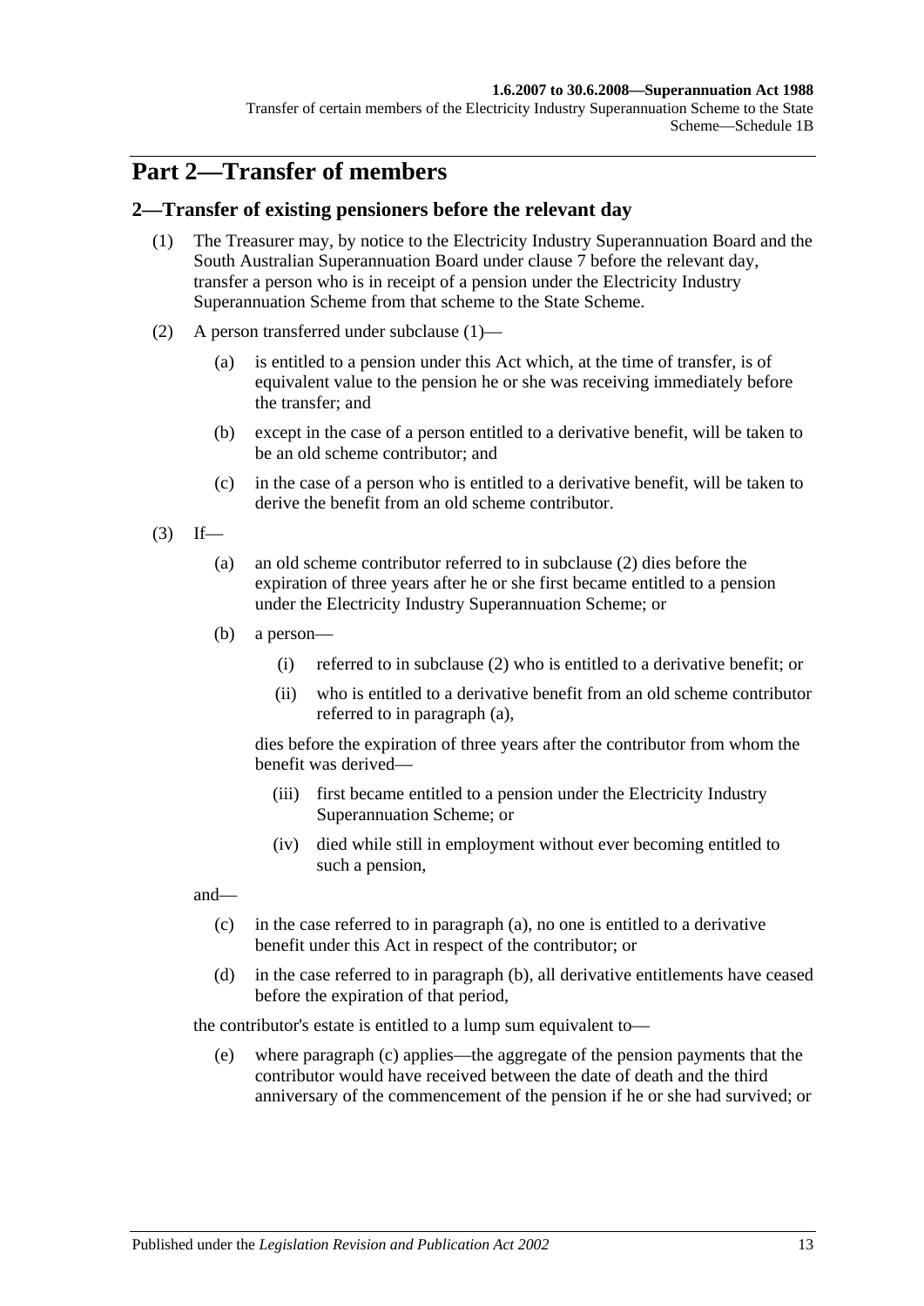# Part 2—Transfer of members

## 2—Transfer of existing pensioners before the relevant day

(1) The Treasurer may, by notice to the Electricity Industry Superannuation Board and the South Australian Superannuation Board under clause 7 before the relevant day, transfer a person who is in receipt of a pension under the Electricity Industry Superannuation Scheme from that scheme to the State Scheme.

(2) A person transferred under subclause (1)—

(a) is entitled to a pension under this Act which, at the time of transfer, is of equivalent value to the pension he or she was receiving immediately before the transfer; and

(b) except in the case of a person entitled to a derivative benefit, will be taken to be an old scheme contributor; and

(c) in the case of a person who is entitled to a derivative benefit, will be taken to derive the benefit from an old scheme contributor.

(3) If—

(a) an old scheme contributor referred to in subclause (2) dies before the expiration of three years after he or she first became entitled to a pension under the Electricity Industry Superannuation Scheme; or

(b) a person—

(i) referred to in subclause (2) who is entitled to a derivative benefit; or

(ii) who is entitled to a derivative benefit from an old scheme contributor referred to in paragraph (a),

dies before the expiration of three years after the contributor from whom the benefit was derived—

(iii) first became entitled to a pension under the Electricity Industry Superannuation Scheme; or

(iv) died while still in employment without ever becoming entitled to such a pension,

and—

(c) in the case referred to in paragraph (a), no one is entitled to a derivative benefit under this Act in respect of the contributor; or

(d) in the case referred to in paragraph (b), all derivative entitlements have ceased before the expiration of that period,

the contributor's estate is entitled to a lump sum equivalent to—

(e) where paragraph (c) applies—the aggregate of the pension payments that the contributor would have received between the date of death and the third anniversary of the commencement of the pension if he or she had survived; or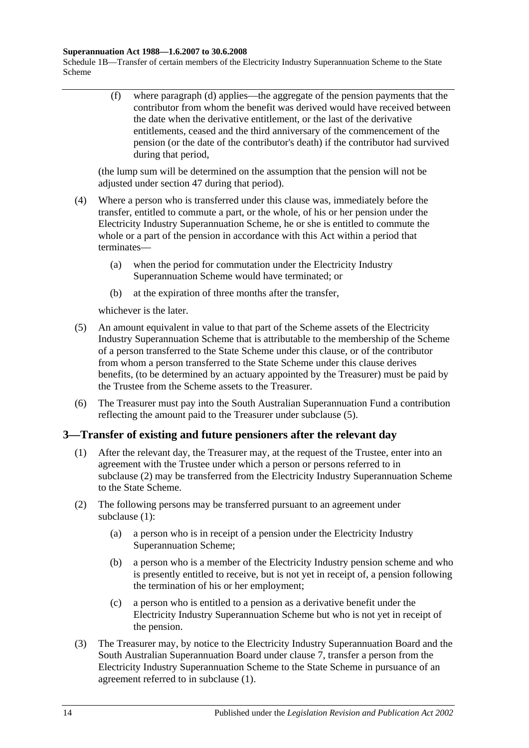(f) where paragraph (d) applies—the aggregate of the pension payments that the contributor from whom the benefit was derived would have received between the date when the derivative entitlement, or the last of the derivative entitlements, ceased and the third anniversary of the commencement of the pension (or the date of the contributor's death) if the contributor had survived during that period,

(the lump sum will be determined on the assumption that the pension will not be adjusted under section 47 during that period).

(4) Where a person who is transferred under this clause was, immediately before the transfer, entitled to commute a part, or the whole, of his or her pension under the Electricity Industry Superannuation Scheme, he or she is entitled to commute the whole or a part of the pension in accordance with this Act within a period that terminates—

(a) when the period for commutation under the Electricity Industry Superannuation Scheme would have terminated; or

(b) at the expiration of three months after the transfer,

whichever is the later.

(5) An amount equivalent in value to that part of the Scheme assets of the Electricity Industry Superannuation Scheme that is attributable to the membership of the Scheme of a person transferred to the State Scheme under this clause, or of the contributor from whom a person transferred to the State Scheme under this clause derives benefits, (to be determined by an actuary appointed by the Treasurer) must be paid by the Trustee from the Scheme assets to the Treasurer.

(6) The Treasurer must pay into the South Australian Superannuation Fund a contribution reflecting the amount paid to the Treasurer under subclause (5).

## 3—Transfer of existing and future pensioners after the relevant day

(1) After the relevant day, the Treasurer may, at the request of the Trustee, enter into an agreement with the Trustee under which a person or persons referred to in subclause (2) may be transferred from the Electricity Industry Superannuation Scheme to the State Scheme.

(2) The following persons may be transferred pursuant to an agreement under subclause (1):

(a) a person who is in receipt of a pension under the Electricity Industry Superannuation Scheme;

(b) a person who is a member of the Electricity Industry pension scheme and who is presently entitled to receive, but is not yet in receipt of, a pension following the termination of his or her employment;

(c) a person who is entitled to a pension as a derivative benefit under the Electricity Industry Superannuation Scheme but who is not yet in receipt of the pension.

(3) The Treasurer may, by notice to the Electricity Industry Superannuation Board and the South Australian Superannuation Board under clause 7, transfer a person from the Electricity Industry Superannuation Scheme to the State Scheme in pursuance of an agreement referred to in subclause (1).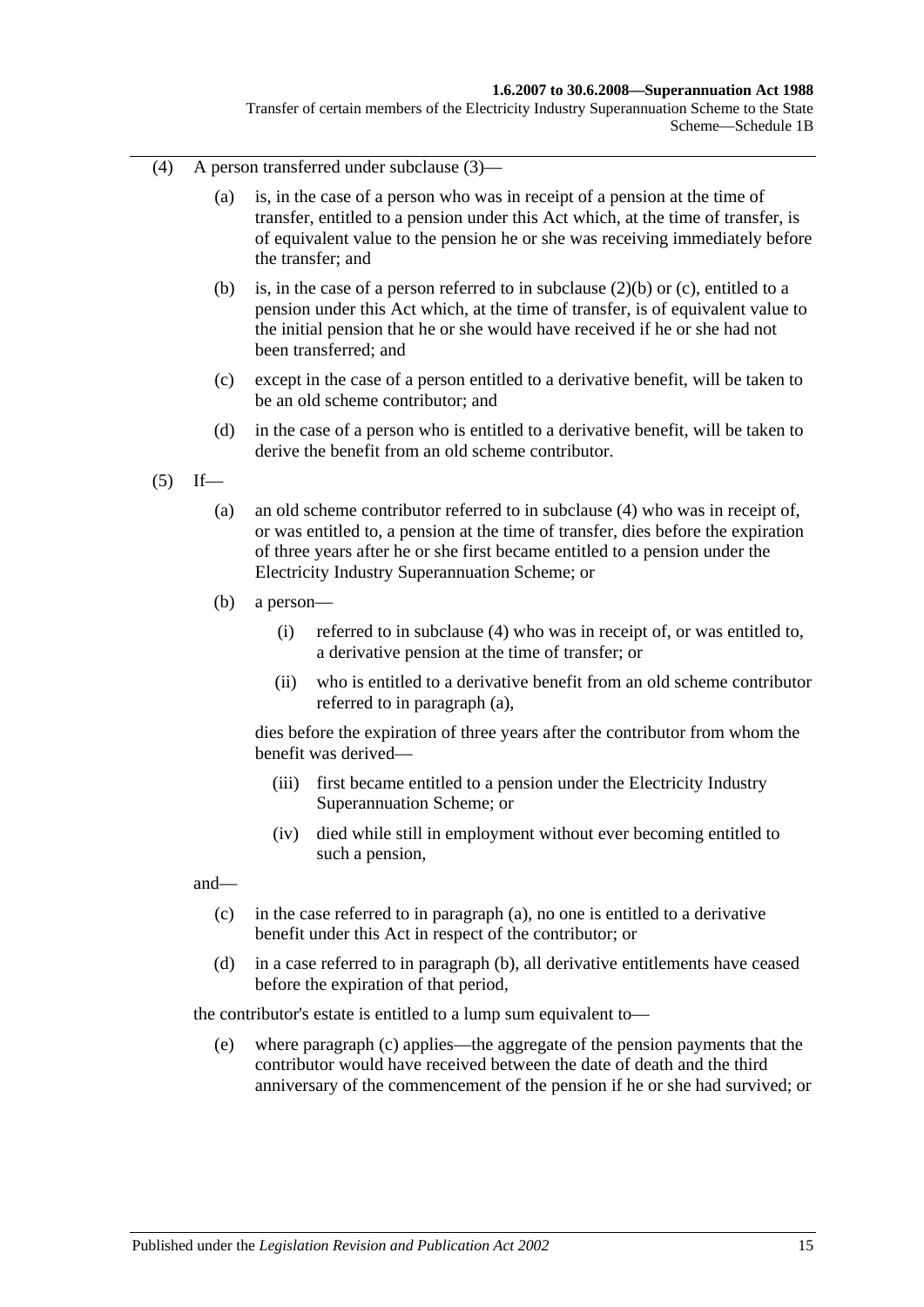(4) A person transferred under subclause (3)—

(a) is, in the case of a person who was in receipt of a pension at the time of transfer, entitled to a pension under this Act which, at the time of transfer, is of equivalent value to the pension he or she was receiving immediately before the transfer; and

(b) is, in the case of a person referred to in subclause (2)(b) or (c), entitled to a pension under this Act which, at the time of transfer, is of equivalent value to the initial pension that he or she would have received if he or she had not been transferred; and

(c) except in the case of a person entitled to a derivative benefit, will be taken to be an old scheme contributor; and

(d) in the case of a person who is entitled to a derivative benefit, will be taken to derive the benefit from an old scheme contributor.

(5) If—

(a) an old scheme contributor referred to in subclause (4) who was in receipt of, or was entitled to, a pension at the time of transfer, dies before the expiration of three years after he or she first became entitled to a pension under the Electricity Industry Superannuation Scheme; or

(b) a person—

(i) referred to in subclause (4) who was in receipt of, or was entitled to, a derivative pension at the time of transfer; or

(ii) who is entitled to a derivative benefit from an old scheme contributor referred to in paragraph (a),

dies before the expiration of three years after the contributor from whom the benefit was derived—

(iii) first became entitled to a pension under the Electricity Industry Superannuation Scheme; or

(iv) died while still in employment without ever becoming entitled to such a pension,

and—

(c) in the case referred to in paragraph (a), no one is entitled to a derivative benefit under this Act in respect of the contributor; or

(d) in a case referred to in paragraph (b), all derivative entitlements have ceased before the expiration of that period,

the contributor's estate is entitled to a lump sum equivalent to—

(e) where paragraph (c) applies—the aggregate of the pension payments that the contributor would have received between the date of death and the third anniversary of the commencement of the pension if he or she had survived; or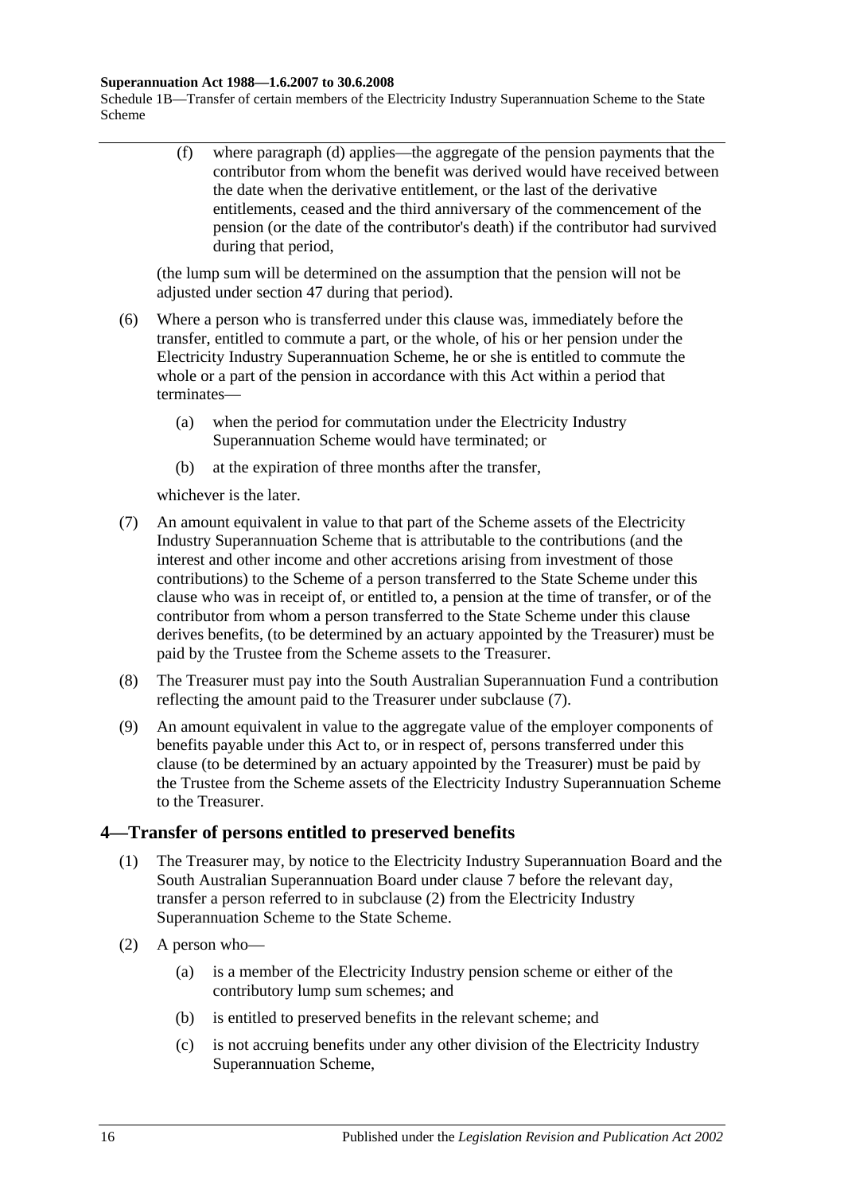(f) where paragraph (d) applies—the aggregate of the pension payments that the contributor from whom the benefit was derived would have received between the date when the derivative entitlement, or the last of the derivative entitlements, ceased and the third anniversary of the commencement of the pension (or the date of the contributor's death) if the contributor had survived during that period,

(the lump sum will be determined on the assumption that the pension will not be adjusted under section 47 during that period).

(6) Where a person who is transferred under this clause was, immediately before the transfer, entitled to commute a part, or the whole, of his or her pension under the Electricity Industry Superannuation Scheme, he or she is entitled to commute the whole or a part of the pension in accordance with this Act within a period that terminates—

(a) when the period for commutation under the Electricity Industry Superannuation Scheme would have terminated; or

(b) at the expiration of three months after the transfer,

whichever is the later.

(7) An amount equivalent in value to that part of the Scheme assets of the Electricity Industry Superannuation Scheme that is attributable to the contributions (and the interest and other income and other accretions arising from investment of those contributions) to the Scheme of a person transferred to the State Scheme under this clause who was in receipt of, or entitled to, a pension at the time of transfer, or of the contributor from whom a person transferred to the State Scheme under this clause derives benefits, (to be determined by an actuary appointed by the Treasurer) must be paid by the Trustee from the Scheme assets to the Treasurer.

(8) The Treasurer must pay into the South Australian Superannuation Fund a contribution reflecting the amount paid to the Treasurer under subclause (7).

(9) An amount equivalent in value to the aggregate value of the employer components of benefits payable under this Act to, or in respect of, persons transferred under this clause (to be determined by an actuary appointed by the Treasurer) must be paid by the Trustee from the Scheme assets of the Electricity Industry Superannuation Scheme to the Treasurer.

## 4—Transfer of persons entitled to preserved benefits

(1) The Treasurer may, by notice to the Electricity Industry Superannuation Board and the South Australian Superannuation Board under clause 7 before the relevant day, transfer a person referred to in subclause (2) from the Electricity Industry Superannuation Scheme to the State Scheme.

(2) A person who—

(a) is a member of the Electricity Industry pension scheme or either of the contributory lump sum schemes; and

(b) is entitled to preserved benefits in the relevant scheme; and

(c) is not accruing benefits under any other division of the Electricity Industry Superannuation Scheme,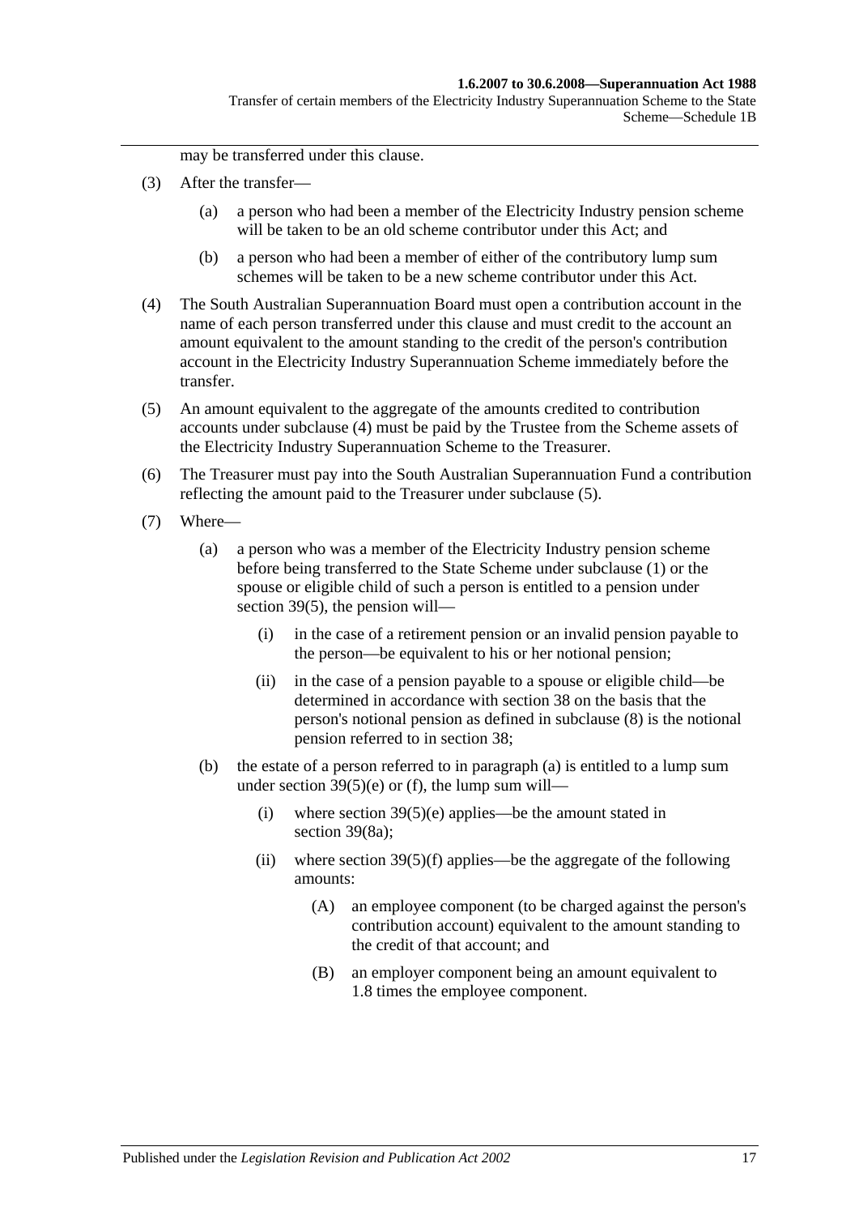may be transferred under this clause.

(3) After the transfer—

(a) a person who had been a member of the Electricity Industry pension scheme will be taken to be an old scheme contributor under this Act; and

(b) a person who had been a member of either of the contributory lump sum schemes will be taken to be a new scheme contributor under this Act.

(4) The South Australian Superannuation Board must open a contribution account in the name of each person transferred under this clause and must credit to the account an amount equivalent to the amount standing to the credit of the person's contribution account in the Electricity Industry Superannuation Scheme immediately before the transfer.

(5) An amount equivalent to the aggregate of the amounts credited to contribution accounts under subclause (4) must be paid by the Trustee from the Scheme assets of the Electricity Industry Superannuation Scheme to the Treasurer.

(6) The Treasurer must pay into the South Australian Superannuation Fund a contribution reflecting the amount paid to the Treasurer under subclause (5).

(7) Where—

(a) a person who was a member of the Electricity Industry pension scheme before being transferred to the State Scheme under subclause (1) or the spouse or eligible child of such a person is entitled to a pension under section 39(5), the pension will—

(i) in the case of a retirement pension or an invalid pension payable to the person—be equivalent to his or her notional pension;

(ii) in the case of a pension payable to a spouse or eligible child—be determined in accordance with section 38 on the basis that the person's notional pension as defined in subclause (8) is the notional pension referred to in section 38;

(b) the estate of a person referred to in paragraph (a) is entitled to a lump sum under section 39(5)(e) or (f), the lump sum will—

(i) where section 39(5)(e) applies—be the amount stated in section 39(8a);

(ii) where section 39(5)(f) applies—be the aggregate of the following amounts:

(A) an employee component (to be charged against the person's contribution account) equivalent to the amount standing to the credit of that account; and

(B) an employer component being an amount equivalent to 1.8 times the employee component.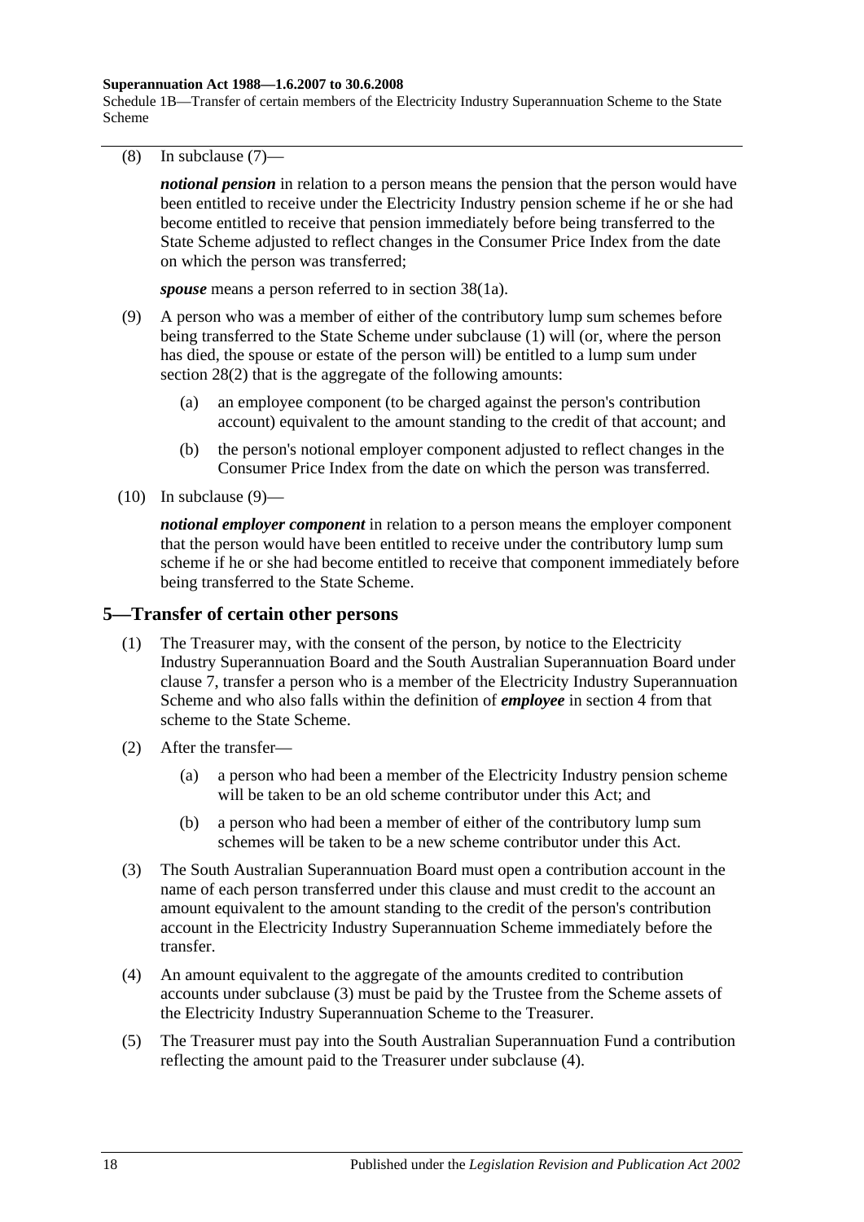(8) In subclause (7)—

***notional pension*** in relation to a person means the pension that the person would have been entitled to receive under the Electricity Industry pension scheme if he or she had become entitled to receive that pension immediately before being transferred to the State Scheme adjusted to reflect changes in the Consumer Price Index from the date on which the person was transferred;

***spouse*** means a person referred to in section 38(1a).

(9) A person who was a member of either of the contributory lump sum schemes before being transferred to the State Scheme under subclause (1) will (or, where the person has died, the spouse or estate of the person will) be entitled to a lump sum under section 28(2) that is the aggregate of the following amounts:

(a) an employee component (to be charged against the person's contribution account) equivalent to the amount standing to the credit of that account; and

(b) the person's notional employer component adjusted to reflect changes in the Consumer Price Index from the date on which the person was transferred.

(10) In subclause (9)—

***notional employer component*** in relation to a person means the employer component that the person would have been entitled to receive under the contributory lump sum scheme if he or she had become entitled to receive that component immediately before being transferred to the State Scheme.

## 5—Transfer of certain other persons

(1) The Treasurer may, with the consent of the person, by notice to the Electricity Industry Superannuation Board and the South Australian Superannuation Board under clause 7, transfer a person who is a member of the Electricity Industry Superannuation Scheme and who also falls within the definition of ***employee*** in section 4 from that scheme to the State Scheme.

(2) After the transfer—

(a) a person who had been a member of the Electricity Industry pension scheme will be taken to be an old scheme contributor under this Act; and

(b) a person who had been a member of either of the contributory lump sum schemes will be taken to be a new scheme contributor under this Act.

(3) The South Australian Superannuation Board must open a contribution account in the name of each person transferred under this clause and must credit to the account an amount equivalent to the amount standing to the credit of the person's contribution account in the Electricity Industry Superannuation Scheme immediately before the transfer.

(4) An amount equivalent to the aggregate of the amounts credited to contribution accounts under subclause (3) must be paid by the Trustee from the Scheme assets of the Electricity Industry Superannuation Scheme to the Treasurer.

(5) The Treasurer must pay into the South Australian Superannuation Fund a contribution reflecting the amount paid to the Treasurer under subclause (4).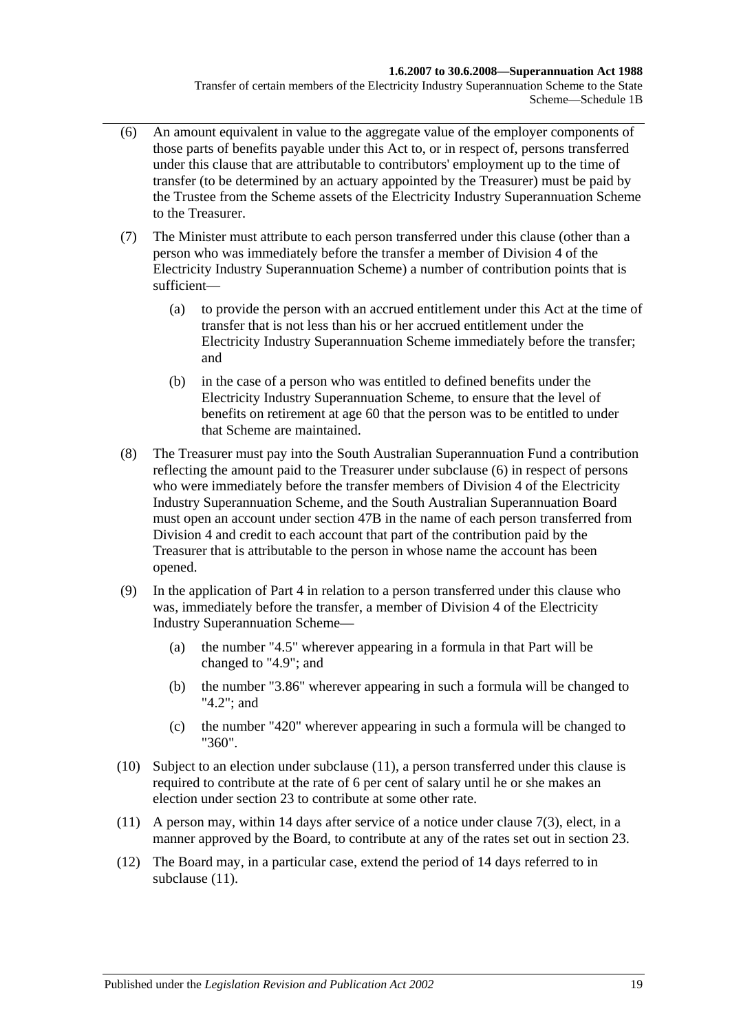(6) An amount equivalent in value to the aggregate value of the employer components of those parts of benefits payable under this Act to, or in respect of, persons transferred under this clause that are attributable to contributors' employment up to the time of transfer (to be determined by an actuary appointed by the Treasurer) must be paid by the Trustee from the Scheme assets of the Electricity Industry Superannuation Scheme to the Treasurer.

(7) The Minister must attribute to each person transferred under this clause (other than a person who was immediately before the transfer a member of Division 4 of the Electricity Industry Superannuation Scheme) a number of contribution points that is sufficient—

(a) to provide the person with an accrued entitlement under this Act at the time of transfer that is not less than his or her accrued entitlement under the Electricity Industry Superannuation Scheme immediately before the transfer; and

(b) in the case of a person who was entitled to defined benefits under the Electricity Industry Superannuation Scheme, to ensure that the level of benefits on retirement at age 60 that the person was to be entitled to under that Scheme are maintained.

(8) The Treasurer must pay into the South Australian Superannuation Fund a contribution reflecting the amount paid to the Treasurer under subclause (6) in respect of persons who were immediately before the transfer members of Division 4 of the Electricity Industry Superannuation Scheme, and the South Australian Superannuation Board must open an account under section 47B in the name of each person transferred from Division 4 and credit to each account that part of the contribution paid by the Treasurer that is attributable to the person in whose name the account has been opened.

(9) In the application of Part 4 in relation to a person transferred under this clause who was, immediately before the transfer, a member of Division 4 of the Electricity Industry Superannuation Scheme—

(a) the number "4.5" wherever appearing in a formula in that Part will be changed to "4.9"; and

(b) the number "3.86" wherever appearing in such a formula will be changed to "4.2"; and

(c) the number "420" wherever appearing in such a formula will be changed to "360".

(10) Subject to an election under subclause (11), a person transferred under this clause is required to contribute at the rate of 6 per cent of salary until he or she makes an election under section 23 to contribute at some other rate.

(11) A person may, within 14 days after service of a notice under clause 7(3), elect, in a manner approved by the Board, to contribute at any of the rates set out in section 23.

(12) The Board may, in a particular case, extend the period of 14 days referred to in subclause (11).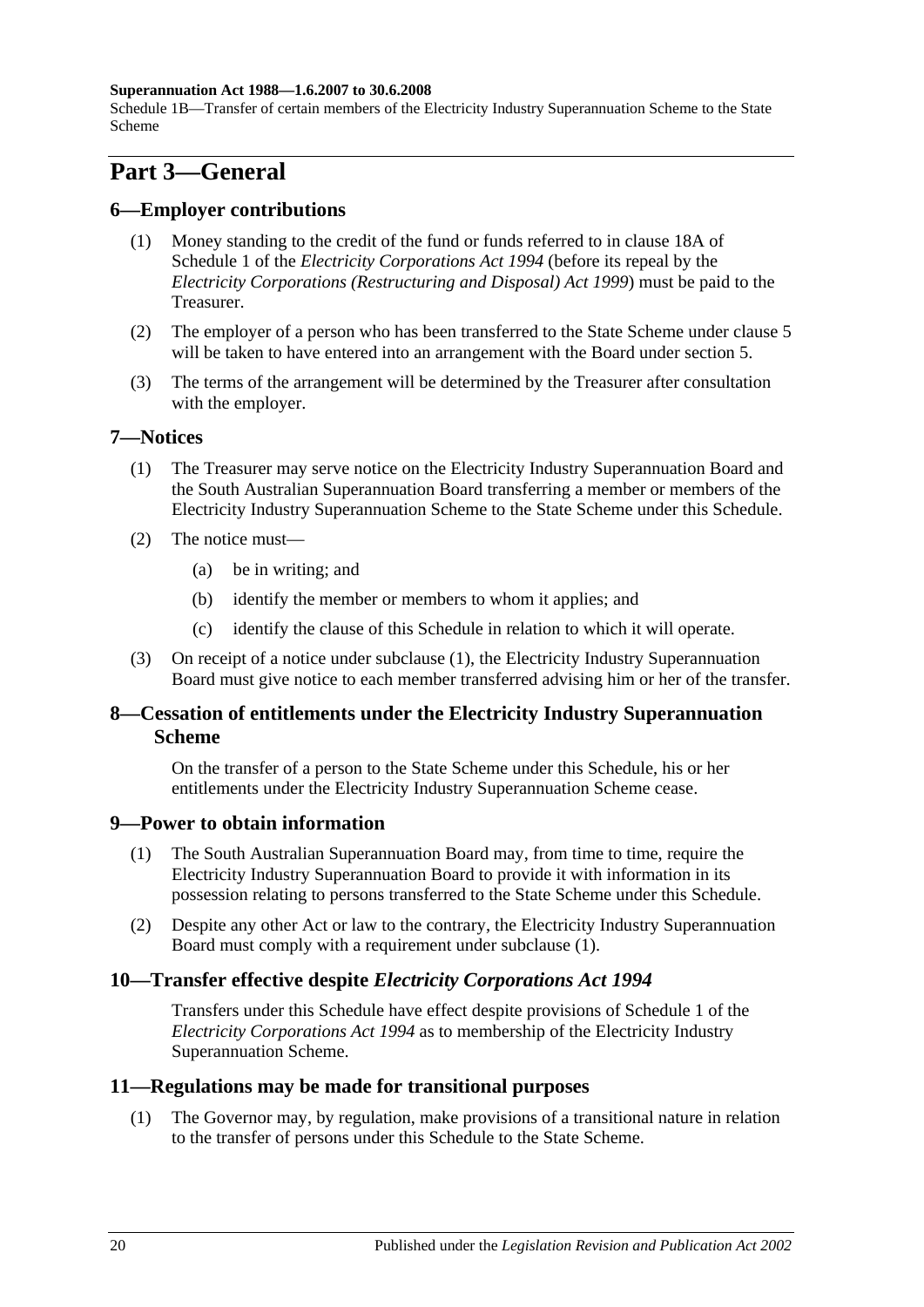# Part 3—General

## 6—Employer contributions

(1) Money standing to the credit of the fund or funds referred to in clause 18A of Schedule 1 of the *Electricity Corporations Act 1994* (before its repeal by the *Electricity Corporations (Restructuring and Disposal) Act 1999*) must be paid to the Treasurer.

(2) The employer of a person who has been transferred to the State Scheme under clause 5 will be taken to have entered into an arrangement with the Board under section 5.

(3) The terms of the arrangement will be determined by the Treasurer after consultation with the employer.

## 7—Notices

(1) The Treasurer may serve notice on the Electricity Industry Superannuation Board and the South Australian Superannuation Board transferring a member or members of the Electricity Industry Superannuation Scheme to the State Scheme under this Schedule.

(2) The notice must—

- (a) be in writing; and
- (b) identify the member or members to whom it applies; and
- (c) identify the clause of this Schedule in relation to which it will operate.

(3) On receipt of a notice under subclause (1), the Electricity Industry Superannuation Board must give notice to each member transferred advising him or her of the transfer.

## 8—Cessation of entitlements under the Electricity Industry Superannuation Scheme

On the transfer of a person to the State Scheme under this Schedule, his or her entitlements under the Electricity Industry Superannuation Scheme cease.

## 9—Power to obtain information

(1) The South Australian Superannuation Board may, from time to time, require the Electricity Industry Superannuation Board to provide it with information in its possession relating to persons transferred to the State Scheme under this Schedule.

(2) Despite any other Act or law to the contrary, the Electricity Industry Superannuation Board must comply with a requirement under subclause (1).

## 10—Transfer effective despite *Electricity Corporations Act 1994*

Transfers under this Schedule have effect despite provisions of Schedule 1 of the *Electricity Corporations Act 1994* as to membership of the Electricity Industry Superannuation Scheme.

## 11—Regulations may be made for transitional purposes

(1) The Governor may, by regulation, make provisions of a transitional nature in relation to the transfer of persons under this Schedule to the State Scheme.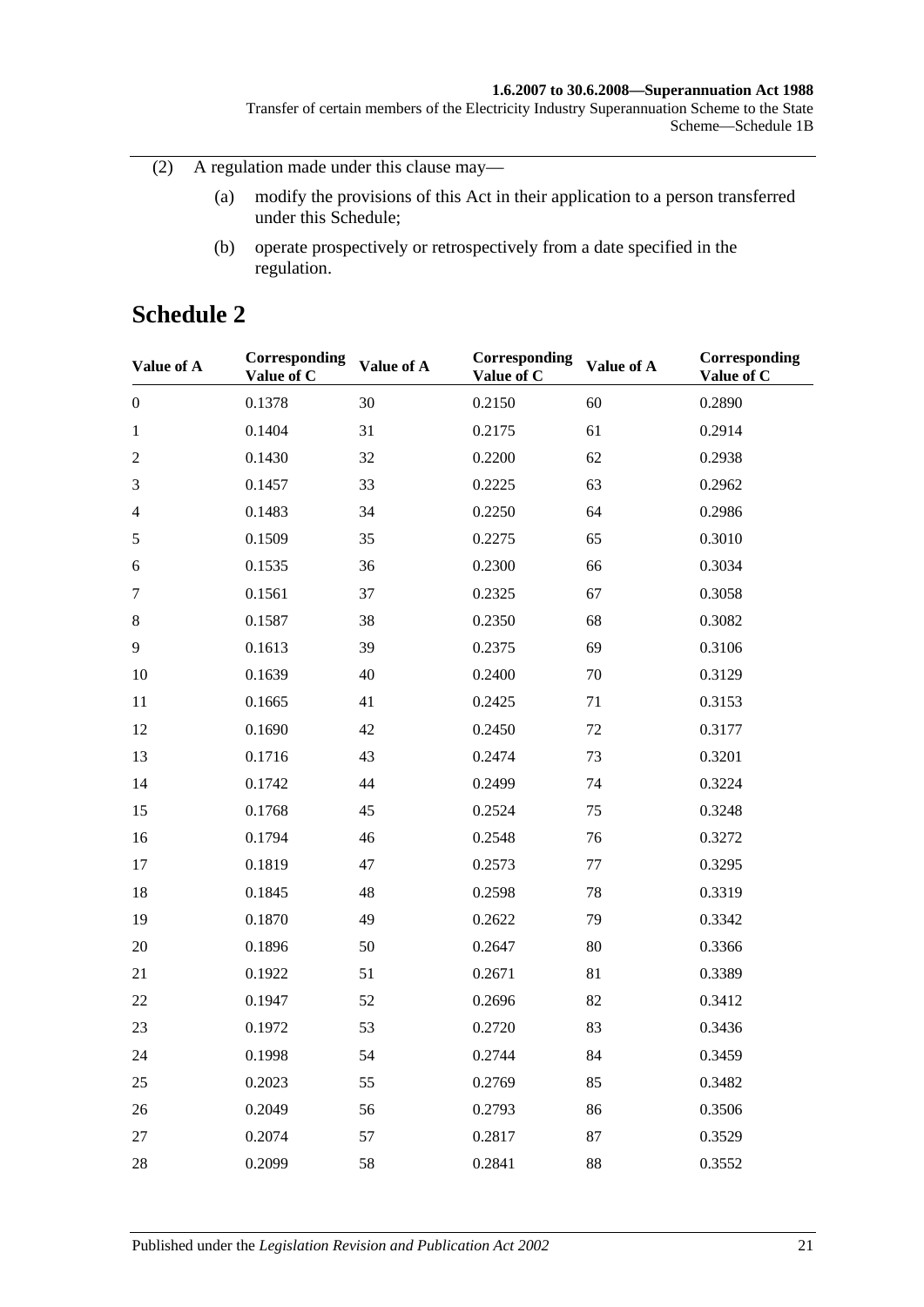(2) A regulation made under this clause may—

(a) modify the provisions of this Act in their application to a person transferred under this Schedule;

(b) operate prospectively or retrospectively from a date specified in the regulation.

# Schedule 2

| Value of A | Corresponding Value of C | Value of A | Corresponding Value of C | Value of A | Corresponding Value of C |
|---|---|---|---|---|---|
| 0 | 0.1378 | 30 | 0.2150 | 60 | 0.2890 |
| 1 | 0.1404 | 31 | 0.2175 | 61 | 0.2914 |
| 2 | 0.1430 | 32 | 0.2200 | 62 | 0.2938 |
| 3 | 0.1457 | 33 | 0.2225 | 63 | 0.2962 |
| 4 | 0.1483 | 34 | 0.2250 | 64 | 0.2986 |
| 5 | 0.1509 | 35 | 0.2275 | 65 | 0.3010 |
| 6 | 0.1535 | 36 | 0.2300 | 66 | 0.3034 |
| 7 | 0.1561 | 37 | 0.2325 | 67 | 0.3058 |
| 8 | 0.1587 | 38 | 0.2350 | 68 | 0.3082 |
| 9 | 0.1613 | 39 | 0.2375 | 69 | 0.3106 |
| 10 | 0.1639 | 40 | 0.2400 | 70 | 0.3129 |
| 11 | 0.1665 | 41 | 0.2425 | 71 | 0.3153 |
| 12 | 0.1690 | 42 | 0.2450 | 72 | 0.3177 |
| 13 | 0.1716 | 43 | 0.2474 | 73 | 0.3201 |
| 14 | 0.1742 | 44 | 0.2499 | 74 | 0.3224 |
| 15 | 0.1768 | 45 | 0.2524 | 75 | 0.3248 |
| 16 | 0.1794 | 46 | 0.2548 | 76 | 0.3272 |
| 17 | 0.1819 | 47 | 0.2573 | 77 | 0.3295 |
| 18 | 0.1845 | 48 | 0.2598 | 78 | 0.3319 |
| 19 | 0.1870 | 49 | 0.2622 | 79 | 0.3342 |
| 20 | 0.1896 | 50 | 0.2647 | 80 | 0.3366 |
| 21 | 0.1922 | 51 | 0.2671 | 81 | 0.3389 |
| 22 | 0.1947 | 52 | 0.2696 | 82 | 0.3412 |
| 23 | 0.1972 | 53 | 0.2720 | 83 | 0.3436 |
| 24 | 0.1998 | 54 | 0.2744 | 84 | 0.3459 |
| 25 | 0.2023 | 55 | 0.2769 | 85 | 0.3482 |
| 26 | 0.2049 | 56 | 0.2793 | 86 | 0.3506 |
| 27 | 0.2074 | 57 | 0.2817 | 87 | 0.3529 |
| 28 | 0.2099 | 58 | 0.2841 | 88 | 0.3552 |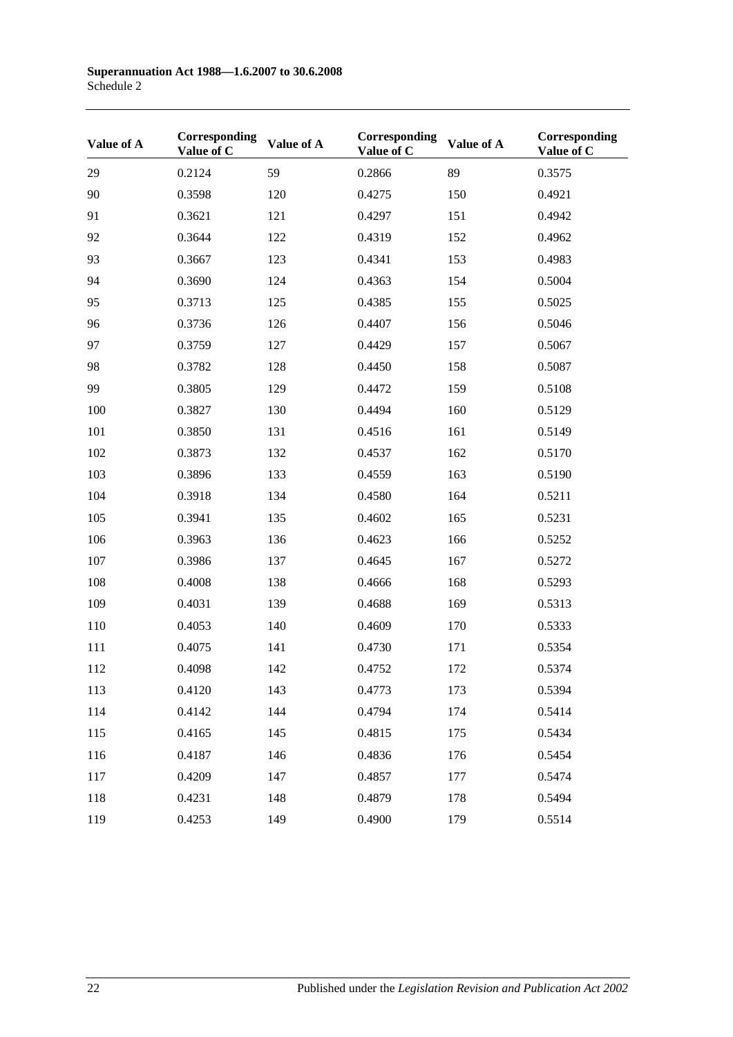| Value of A | Corresponding Value of C | Value of A | Corresponding Value of C | Value of A | Corresponding Value of C |
|---|---|---|---|---|---|
| 29 | 0.2124 | 59 | 0.2866 | 89 | 0.3575 |
| 90 | 0.3598 | 120 | 0.4275 | 150 | 0.4921 |
| 91 | 0.3621 | 121 | 0.4297 | 151 | 0.4942 |
| 92 | 0.3644 | 122 | 0.4319 | 152 | 0.4962 |
| 93 | 0.3667 | 123 | 0.4341 | 153 | 0.4983 |
| 94 | 0.3690 | 124 | 0.4363 | 154 | 0.5004 |
| 95 | 0.3713 | 125 | 0.4385 | 155 | 0.5025 |
| 96 | 0.3736 | 126 | 0.4407 | 156 | 0.5046 |
| 97 | 0.3759 | 127 | 0.4429 | 157 | 0.5067 |
| 98 | 0.3782 | 128 | 0.4450 | 158 | 0.5087 |
| 99 | 0.3805 | 129 | 0.4472 | 159 | 0.5108 |
| 100 | 0.3827 | 130 | 0.4494 | 160 | 0.5129 |
| 101 | 0.3850 | 131 | 0.4516 | 161 | 0.5149 |
| 102 | 0.3873 | 132 | 0.4537 | 162 | 0.5170 |
| 103 | 0.3896 | 133 | 0.4559 | 163 | 0.5190 |
| 104 | 0.3918 | 134 | 0.4580 | 164 | 0.5211 |
| 105 | 0.3941 | 135 | 0.4602 | 165 | 0.5231 |
| 106 | 0.3963 | 136 | 0.4623 | 166 | 0.5252 |
| 107 | 0.3986 | 137 | 0.4645 | 167 | 0.5272 |
| 108 | 0.4008 | 138 | 0.4666 | 168 | 0.5293 |
| 109 | 0.4031 | 139 | 0.4688 | 169 | 0.5313 |
| 110 | 0.4053 | 140 | 0.4609 | 170 | 0.5333 |
| 111 | 0.4075 | 141 | 0.4730 | 171 | 0.5354 |
| 112 | 0.4098 | 142 | 0.4752 | 172 | 0.5374 |
| 113 | 0.4120 | 143 | 0.4773 | 173 | 0.5394 |
| 114 | 0.4142 | 144 | 0.4794 | 174 | 0.5414 |
| 115 | 0.4165 | 145 | 0.4815 | 175 | 0.5434 |
| 116 | 0.4187 | 146 | 0.4836 | 176 | 0.5454 |
| 117 | 0.4209 | 147 | 0.4857 | 177 | 0.5474 |
| 118 | 0.4231 | 148 | 0.4879 | 178 | 0.5494 |
| 119 | 0.4253 | 149 | 0.4900 | 179 | 0.5514 |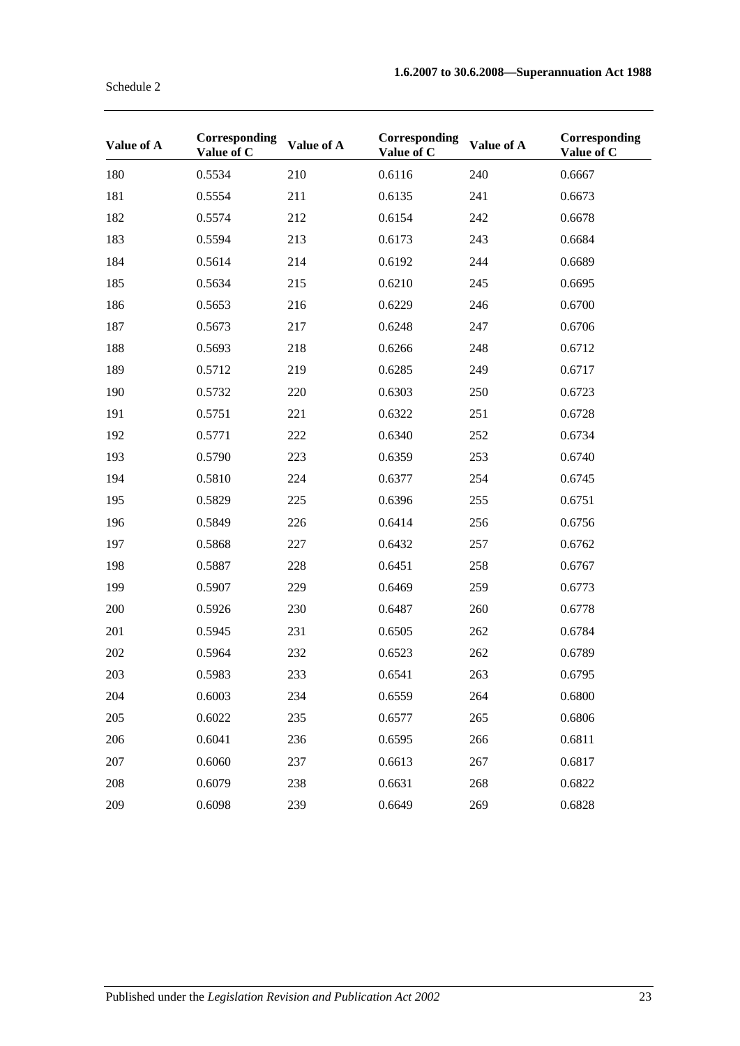| Value of A | Corresponding Value of C | Value of A | Corresponding Value of C | Value of A | Corresponding Value of C |
|---|---|---|---|---|---|
| 180 | 0.5534 | 210 | 0.6116 | 240 | 0.6667 |
| 181 | 0.5554 | 211 | 0.6135 | 241 | 0.6673 |
| 182 | 0.5574 | 212 | 0.6154 | 242 | 0.6678 |
| 183 | 0.5594 | 213 | 0.6173 | 243 | 0.6684 |
| 184 | 0.5614 | 214 | 0.6192 | 244 | 0.6689 |
| 185 | 0.5634 | 215 | 0.6210 | 245 | 0.6695 |
| 186 | 0.5653 | 216 | 0.6229 | 246 | 0.6700 |
| 187 | 0.5673 | 217 | 0.6248 | 247 | 0.6706 |
| 188 | 0.5693 | 218 | 0.6266 | 248 | 0.6712 |
| 189 | 0.5712 | 219 | 0.6285 | 249 | 0.6717 |
| 190 | 0.5732 | 220 | 0.6303 | 250 | 0.6723 |
| 191 | 0.5751 | 221 | 0.6322 | 251 | 0.6728 |
| 192 | 0.5771 | 222 | 0.6340 | 252 | 0.6734 |
| 193 | 0.5790 | 223 | 0.6359 | 253 | 0.6740 |
| 194 | 0.5810 | 224 | 0.6377 | 254 | 0.6745 |
| 195 | 0.5829 | 225 | 0.6396 | 255 | 0.6751 |
| 196 | 0.5849 | 226 | 0.6414 | 256 | 0.6756 |
| 197 | 0.5868 | 227 | 0.6432 | 257 | 0.6762 |
| 198 | 0.5887 | 228 | 0.6451 | 258 | 0.6767 |
| 199 | 0.5907 | 229 | 0.6469 | 259 | 0.6773 |
| 200 | 0.5926 | 230 | 0.6487 | 260 | 0.6778 |
| 201 | 0.5945 | 231 | 0.6505 | 262 | 0.6784 |
| 202 | 0.5964 | 232 | 0.6523 | 262 | 0.6789 |
| 203 | 0.5983 | 233 | 0.6541 | 263 | 0.6795 |
| 204 | 0.6003 | 234 | 0.6559 | 264 | 0.6800 |
| 205 | 0.6022 | 235 | 0.6577 | 265 | 0.6806 |
| 206 | 0.6041 | 236 | 0.6595 | 266 | 0.6811 |
| 207 | 0.6060 | 237 | 0.6613 | 267 | 0.6817 |
| 208 | 0.6079 | 238 | 0.6631 | 268 | 0.6822 |
| 209 | 0.6098 | 239 | 0.6649 | 269 | 0.6828 |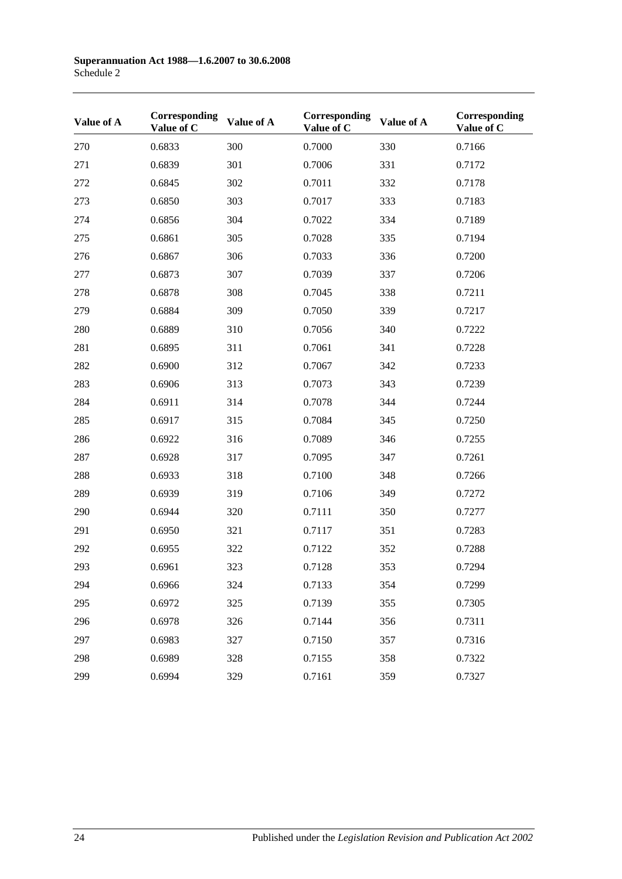| Value of A | Corresponding Value of C | Value of A | Corresponding Value of C | Value of A | Corresponding Value of C |
|---|---|---|---|---|---|
| 270 | 0.6833 | 300 | 0.7000 | 330 | 0.7166 |
| 271 | 0.6839 | 301 | 0.7006 | 331 | 0.7172 |
| 272 | 0.6845 | 302 | 0.7011 | 332 | 0.7178 |
| 273 | 0.6850 | 303 | 0.7017 | 333 | 0.7183 |
| 274 | 0.6856 | 304 | 0.7022 | 334 | 0.7189 |
| 275 | 0.6861 | 305 | 0.7028 | 335 | 0.7194 |
| 276 | 0.6867 | 306 | 0.7033 | 336 | 0.7200 |
| 277 | 0.6873 | 307 | 0.7039 | 337 | 0.7206 |
| 278 | 0.6878 | 308 | 0.7045 | 338 | 0.7211 |
| 279 | 0.6884 | 309 | 0.7050 | 339 | 0.7217 |
| 280 | 0.6889 | 310 | 0.7056 | 340 | 0.7222 |
| 281 | 0.6895 | 311 | 0.7061 | 341 | 0.7228 |
| 282 | 0.6900 | 312 | 0.7067 | 342 | 0.7233 |
| 283 | 0.6906 | 313 | 0.7073 | 343 | 0.7239 |
| 284 | 0.6911 | 314 | 0.7078 | 344 | 0.7244 |
| 285 | 0.6917 | 315 | 0.7084 | 345 | 0.7250 |
| 286 | 0.6922 | 316 | 0.7089 | 346 | 0.7255 |
| 287 | 0.6928 | 317 | 0.7095 | 347 | 0.7261 |
| 288 | 0.6933 | 318 | 0.7100 | 348 | 0.7266 |
| 289 | 0.6939 | 319 | 0.7106 | 349 | 0.7272 |
| 290 | 0.6944 | 320 | 0.7111 | 350 | 0.7277 |
| 291 | 0.6950 | 321 | 0.7117 | 351 | 0.7283 |
| 292 | 0.6955 | 322 | 0.7122 | 352 | 0.7288 |
| 293 | 0.6961 | 323 | 0.7128 | 353 | 0.7294 |
| 294 | 0.6966 | 324 | 0.7133 | 354 | 0.7299 |
| 295 | 0.6972 | 325 | 0.7139 | 355 | 0.7305 |
| 296 | 0.6978 | 326 | 0.7144 | 356 | 0.7311 |
| 297 | 0.6983 | 327 | 0.7150 | 357 | 0.7316 |
| 298 | 0.6989 | 328 | 0.7155 | 358 | 0.7322 |
| 299 | 0.6994 | 329 | 0.7161 | 359 | 0.7327 |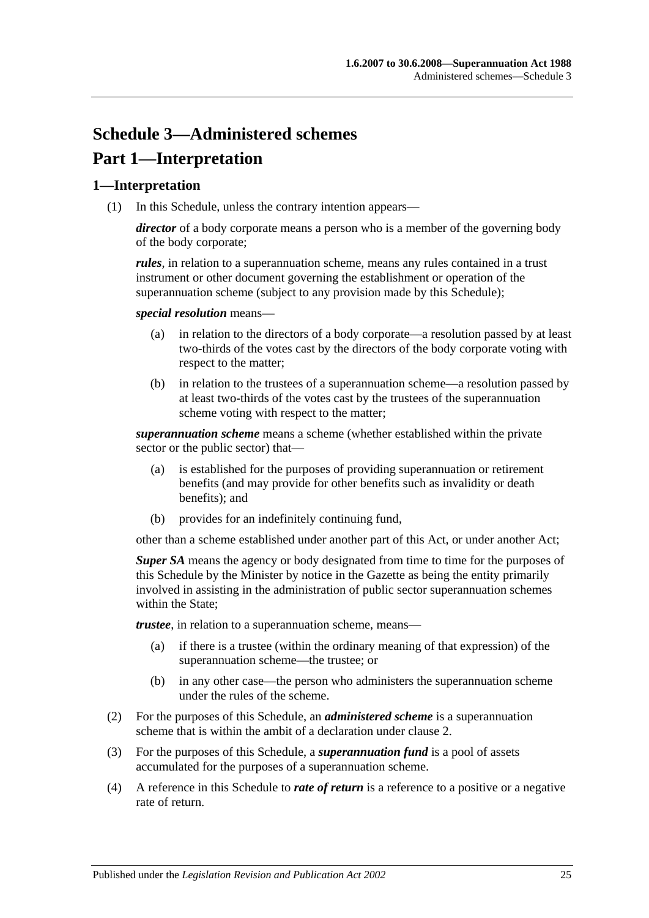# Schedule 3—Administered schemes

## Part 1—Interpretation

### 1—Interpretation

(1) In this Schedule, unless the contrary intention appears—

***director*** of a body corporate means a person who is a member of the governing body of the body corporate;

***rules***, in relation to a superannuation scheme, means any rules contained in a trust instrument or other document governing the establishment or operation of the superannuation scheme (subject to any provision made by this Schedule);

***special resolution*** means—

- (a) in relation to the directors of a body corporate—a resolution passed by at least two-thirds of the votes cast by the directors of the body corporate voting with respect to the matter;
- (b) in relation to the trustees of a superannuation scheme—a resolution passed by at least two-thirds of the votes cast by the trustees of the superannuation scheme voting with respect to the matter;

***superannuation scheme*** means a scheme (whether established within the private sector or the public sector) that—

- (a) is established for the purposes of providing superannuation or retirement benefits (and may provide for other benefits such as invalidity or death benefits); and
- (b) provides for an indefinitely continuing fund,

other than a scheme established under another part of this Act, or under another Act;

***Super SA*** means the agency or body designated from time to time for the purposes of this Schedule by the Minister by notice in the Gazette as being the entity primarily involved in assisting in the administration of public sector superannuation schemes within the State;

***trustee***, in relation to a superannuation scheme, means—

- (a) if there is a trustee (within the ordinary meaning of that expression) of the superannuation scheme—the trustee; or
- (b) in any other case—the person who administers the superannuation scheme under the rules of the scheme.

(2) For the purposes of this Schedule, an ***administered scheme*** is a superannuation scheme that is within the ambit of a declaration under clause 2.

(3) For the purposes of this Schedule, a ***superannuation fund*** is a pool of assets accumulated for the purposes of a superannuation scheme.

(4) A reference in this Schedule to ***rate of return*** is a reference to a positive or a negative rate of return.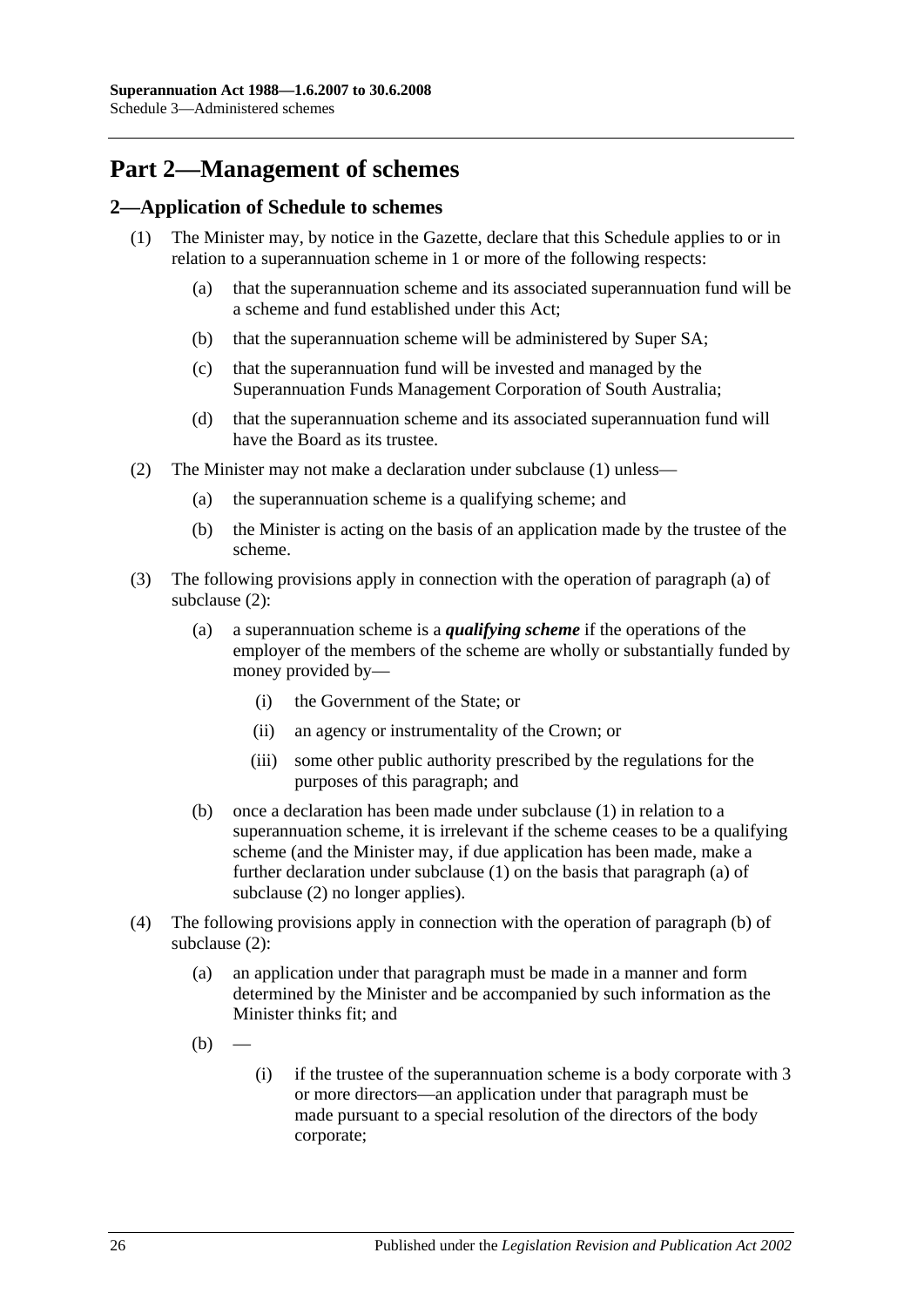# Part 2—Management of schemes

## 2—Application of Schedule to schemes

(1) The Minister may, by notice in the Gazette, declare that this Schedule applies to or in relation to a superannuation scheme in 1 or more of the following respects:

- (a) that the superannuation scheme and its associated superannuation fund will be a scheme and fund established under this Act;
- (b) that the superannuation scheme will be administered by Super SA;
- (c) that the superannuation fund will be invested and managed by the Superannuation Funds Management Corporation of South Australia;
- (d) that the superannuation scheme and its associated superannuation fund will have the Board as its trustee.

(2) The Minister may not make a declaration under subclause (1) unless—

- (a) the superannuation scheme is a qualifying scheme; and
- (b) the Minister is acting on the basis of an application made by the trustee of the scheme.

(3) The following provisions apply in connection with the operation of paragraph (a) of subclause (2):

- (a) a superannuation scheme is a ***qualifying scheme*** if the operations of the employer of the members of the scheme are wholly or substantially funded by money provided by—
  - (i) the Government of the State; or
  - (ii) an agency or instrumentality of the Crown; or
  - (iii) some other public authority prescribed by the regulations for the purposes of this paragraph; and
- (b) once a declaration has been made under subclause (1) in relation to a superannuation scheme, it is irrelevant if the scheme ceases to be a qualifying scheme (and the Minister may, if due application has been made, make a further declaration under subclause (1) on the basis that paragraph (a) of subclause (2) no longer applies).

(4) The following provisions apply in connection with the operation of paragraph (b) of subclause (2):

- (a) an application under that paragraph must be made in a manner and form determined by the Minister and be accompanied by such information as the Minister thinks fit; and
- (b) —
  - (i) if the trustee of the superannuation scheme is a body corporate with 3 or more directors—an application under that paragraph must be made pursuant to a special resolution of the directors of the body corporate;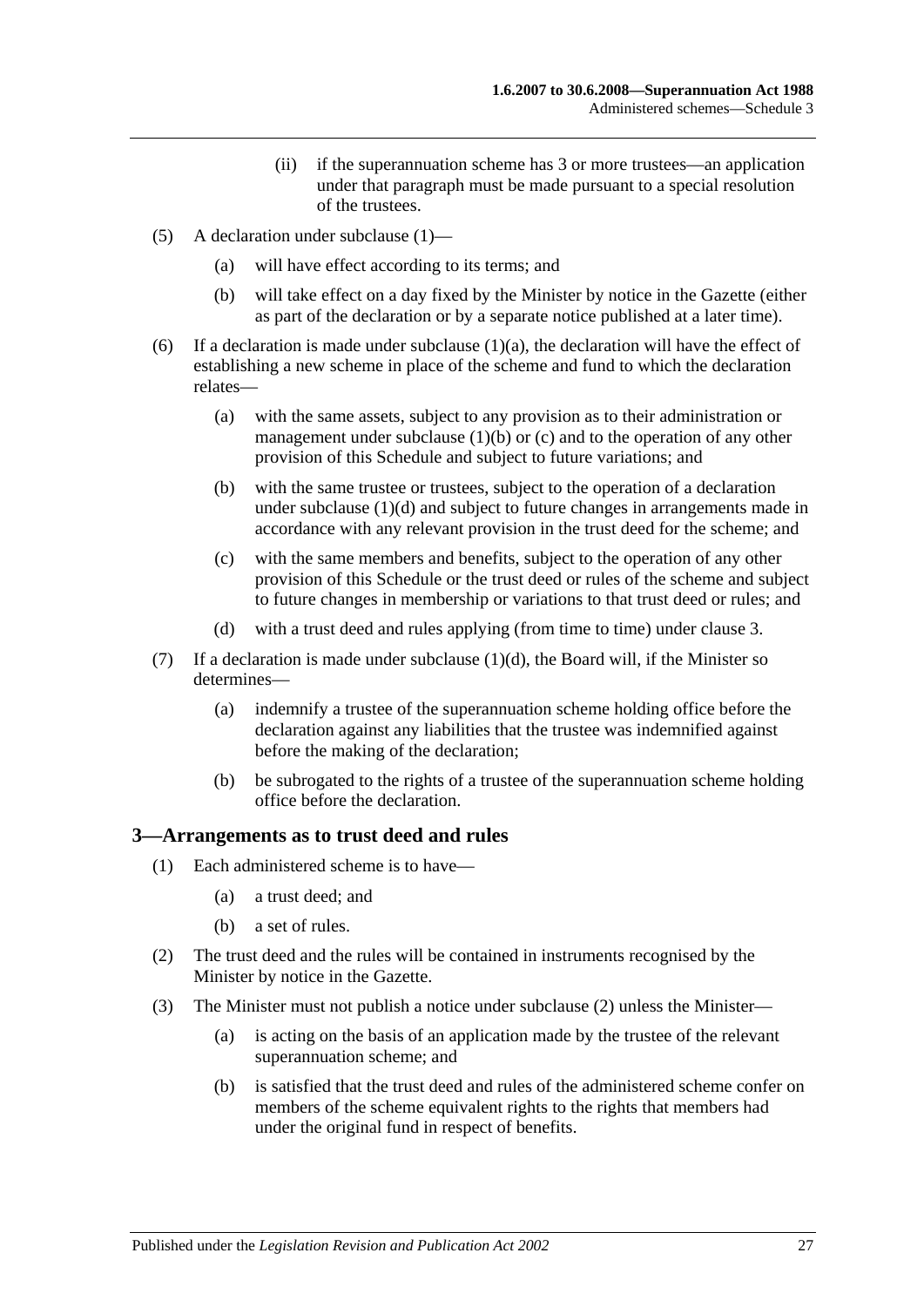(ii) if the superannuation scheme has 3 or more trustees—an application under that paragraph must be made pursuant to a special resolution of the trustees.

(5) A declaration under subclause (1)—

(a) will have effect according to its terms; and

(b) will take effect on a day fixed by the Minister by notice in the Gazette (either as part of the declaration or by a separate notice published at a later time).

(6) If a declaration is made under subclause (1)(a), the declaration will have the effect of establishing a new scheme in place of the scheme and fund to which the declaration relates—

(a) with the same assets, subject to any provision as to their administration or management under subclause (1)(b) or (c) and to the operation of any other provision of this Schedule and subject to future variations; and

(b) with the same trustee or trustees, subject to the operation of a declaration under subclause (1)(d) and subject to future changes in arrangements made in accordance with any relevant provision in the trust deed for the scheme; and

(c) with the same members and benefits, subject to the operation of any other provision of this Schedule or the trust deed or rules of the scheme and subject to future changes in membership or variations to that trust deed or rules; and

(d) with a trust deed and rules applying (from time to time) under clause 3.

(7) If a declaration is made under subclause (1)(d), the Board will, if the Minister so determines—

(a) indemnify a trustee of the superannuation scheme holding office before the declaration against any liabilities that the trustee was indemnified against before the making of the declaration;

(b) be subrogated to the rights of a trustee of the superannuation scheme holding office before the declaration.

## 3—Arrangements as to trust deed and rules

(1) Each administered scheme is to have—

(a) a trust deed; and

(b) a set of rules.

(2) The trust deed and the rules will be contained in instruments recognised by the Minister by notice in the Gazette.

(3) The Minister must not publish a notice under subclause (2) unless the Minister—

(a) is acting on the basis of an application made by the trustee of the relevant superannuation scheme; and

(b) is satisfied that the trust deed and rules of the administered scheme confer on members of the scheme equivalent rights to the rights that members had under the original fund in respect of benefits.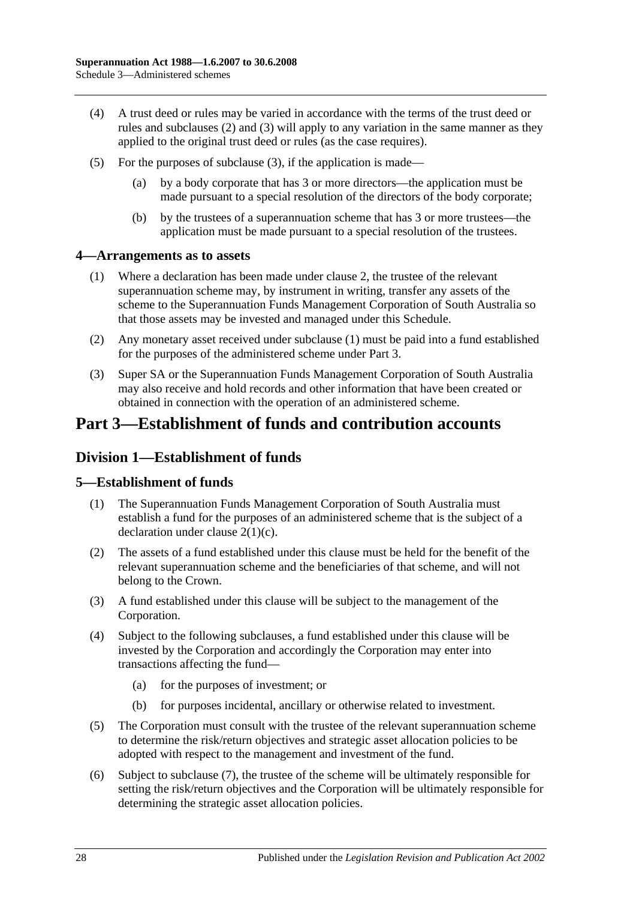(4) A trust deed or rules may be varied in accordance with the terms of the trust deed or rules and subclauses (2) and (3) will apply to any variation in the same manner as they applied to the original trust deed or rules (as the case requires).

(5) For the purposes of subclause (3), if the application is made—

(a) by a body corporate that has 3 or more directors—the application must be made pursuant to a special resolution of the directors of the body corporate;

(b) by the trustees of a superannuation scheme that has 3 or more trustees—the application must be made pursuant to a special resolution of the trustees.

### 4—Arrangements as to assets

(1) Where a declaration has been made under clause 2, the trustee of the relevant superannuation scheme may, by instrument in writing, transfer any assets of the scheme to the Superannuation Funds Management Corporation of South Australia so that those assets may be invested and managed under this Schedule.

(2) Any monetary asset received under subclause (1) must be paid into a fund established for the purposes of the administered scheme under Part 3.

(3) Super SA or the Superannuation Funds Management Corporation of South Australia may also receive and hold records and other information that have been created or obtained in connection with the operation of an administered scheme.

# Part 3—Establishment of funds and contribution accounts

## Division 1—Establishment of funds

### 5—Establishment of funds

(1) The Superannuation Funds Management Corporation of South Australia must establish a fund for the purposes of an administered scheme that is the subject of a declaration under clause 2(1)(c).

(2) The assets of a fund established under this clause must be held for the benefit of the relevant superannuation scheme and the beneficiaries of that scheme, and will not belong to the Crown.

(3) A fund established under this clause will be subject to the management of the Corporation.

(4) Subject to the following subclauses, a fund established under this clause will be invested by the Corporation and accordingly the Corporation may enter into transactions affecting the fund—

(a) for the purposes of investment; or

(b) for purposes incidental, ancillary or otherwise related to investment.

(5) The Corporation must consult with the trustee of the relevant superannuation scheme to determine the risk/return objectives and strategic asset allocation policies to be adopted with respect to the management and investment of the fund.

(6) Subject to subclause (7), the trustee of the scheme will be ultimately responsible for setting the risk/return objectives and the Corporation will be ultimately responsible for determining the strategic asset allocation policies.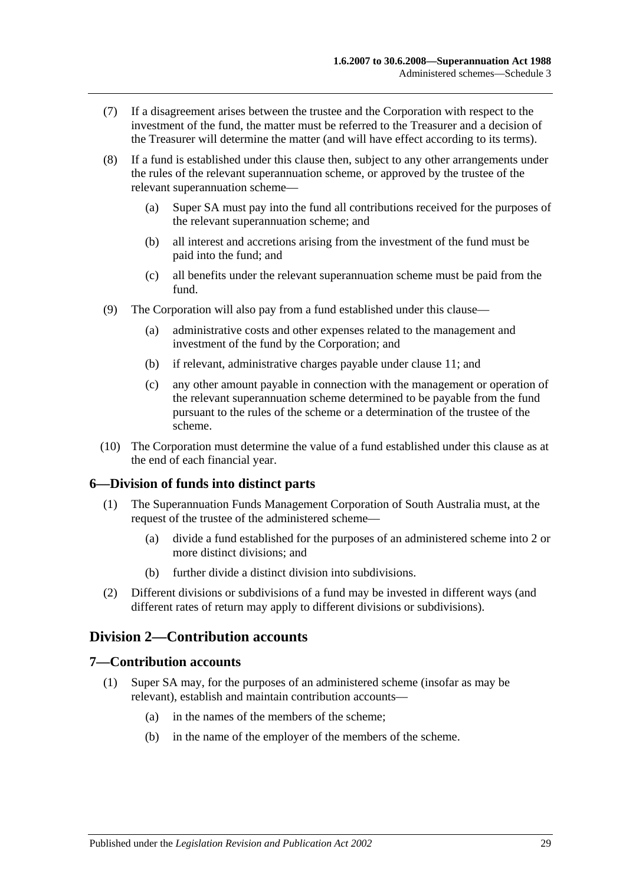(7) If a disagreement arises between the trustee and the Corporation with respect to the investment of the fund, the matter must be referred to the Treasurer and a decision of the Treasurer will determine the matter (and will have effect according to its terms).

(8) If a fund is established under this clause then, subject to any other arrangements under the rules of the relevant superannuation scheme, or approved by the trustee of the relevant superannuation scheme—

- (a) Super SA must pay into the fund all contributions received for the purposes of the relevant superannuation scheme; and
- (b) all interest and accretions arising from the investment of the fund must be paid into the fund; and
- (c) all benefits under the relevant superannuation scheme must be paid from the fund.

(9) The Corporation will also pay from a fund established under this clause—

- (a) administrative costs and other expenses related to the management and investment of the fund by the Corporation; and
- (b) if relevant, administrative charges payable under clause 11; and
- (c) any other amount payable in connection with the management or operation of the relevant superannuation scheme determined to be payable from the fund pursuant to the rules of the scheme or a determination of the trustee of the scheme.

(10) The Corporation must determine the value of a fund established under this clause as at the end of each financial year.

### 6—Division of funds into distinct parts

(1) The Superannuation Funds Management Corporation of South Australia must, at the request of the trustee of the administered scheme—

- (a) divide a fund established for the purposes of an administered scheme into 2 or more distinct divisions; and
- (b) further divide a distinct division into subdivisions.

(2) Different divisions or subdivisions of a fund may be invested in different ways (and different rates of return may apply to different divisions or subdivisions).

## Division 2—Contribution accounts

### 7—Contribution accounts

(1) Super SA may, for the purposes of an administered scheme (insofar as may be relevant), establish and maintain contribution accounts—

- (a) in the names of the members of the scheme;
- (b) in the name of the employer of the members of the scheme.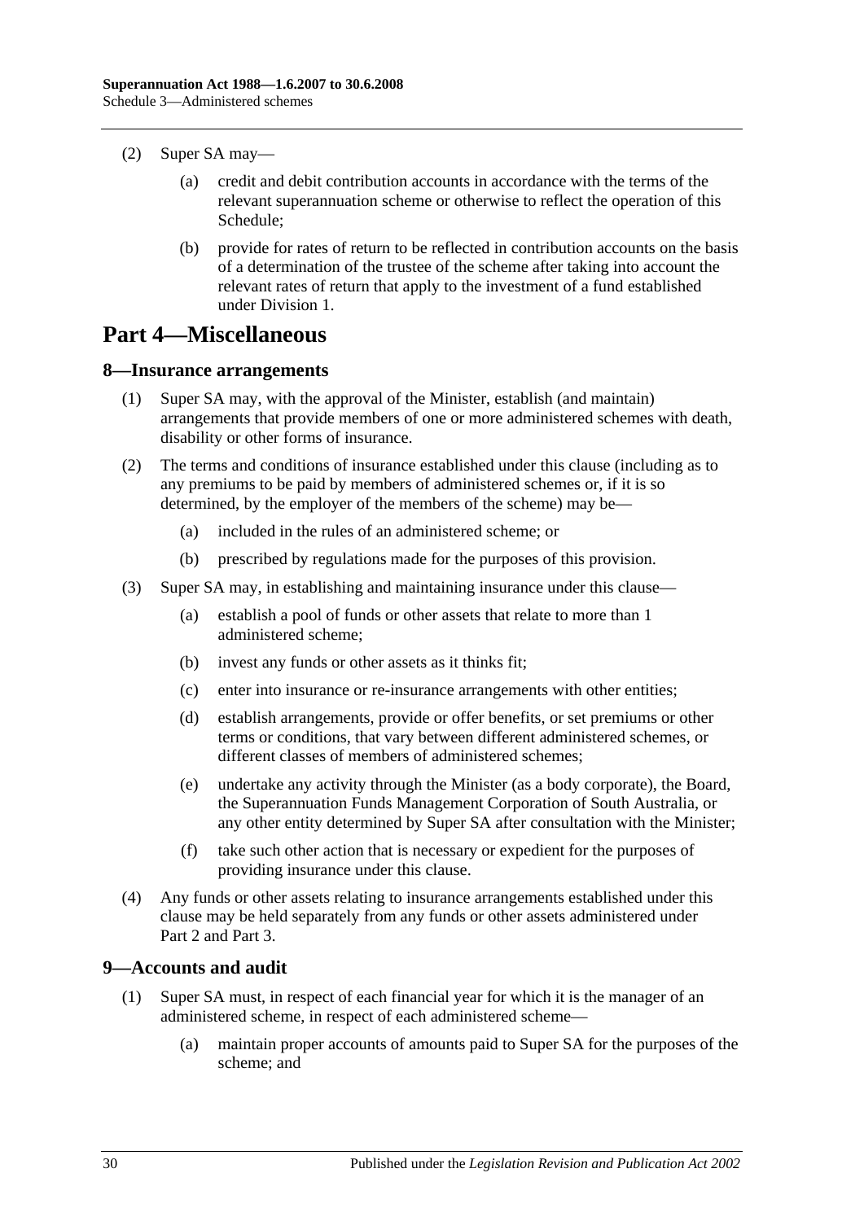(2) Super SA may—

  (a) credit and debit contribution accounts in accordance with the terms of the relevant superannuation scheme or otherwise to reflect the operation of this Schedule;

  (b) provide for rates of return to be reflected in contribution accounts on the basis of a determination of the trustee of the scheme after taking into account the relevant rates of return that apply to the investment of a fund established under Division 1.

# Part 4—Miscellaneous

## 8—Insurance arrangements

(1) Super SA may, with the approval of the Minister, establish (and maintain) arrangements that provide members of one or more administered schemes with death, disability or other forms of insurance.

(2) The terms and conditions of insurance established under this clause (including as to any premiums to be paid by members of administered schemes or, if it is so determined, by the employer of the members of the scheme) may be—

  (a) included in the rules of an administered scheme; or

  (b) prescribed by regulations made for the purposes of this provision.

(3) Super SA may, in establishing and maintaining insurance under this clause—

  (a) establish a pool of funds or other assets that relate to more than 1 administered scheme;

  (b) invest any funds or other assets as it thinks fit;

  (c) enter into insurance or re-insurance arrangements with other entities;

  (d) establish arrangements, provide or offer benefits, or set premiums or other terms or conditions, that vary between different administered schemes, or different classes of members of administered schemes;

  (e) undertake any activity through the Minister (as a body corporate), the Board, the Superannuation Funds Management Corporation of South Australia, or any other entity determined by Super SA after consultation with the Minister;

  (f) take such other action that is necessary or expedient for the purposes of providing insurance under this clause.

(4) Any funds or other assets relating to insurance arrangements established under this clause may be held separately from any funds or other assets administered under Part 2 and Part 3.

## 9—Accounts and audit

(1) Super SA must, in respect of each financial year for which it is the manager of an administered scheme, in respect of each administered scheme—

  (a) maintain proper accounts of amounts paid to Super SA for the purposes of the scheme; and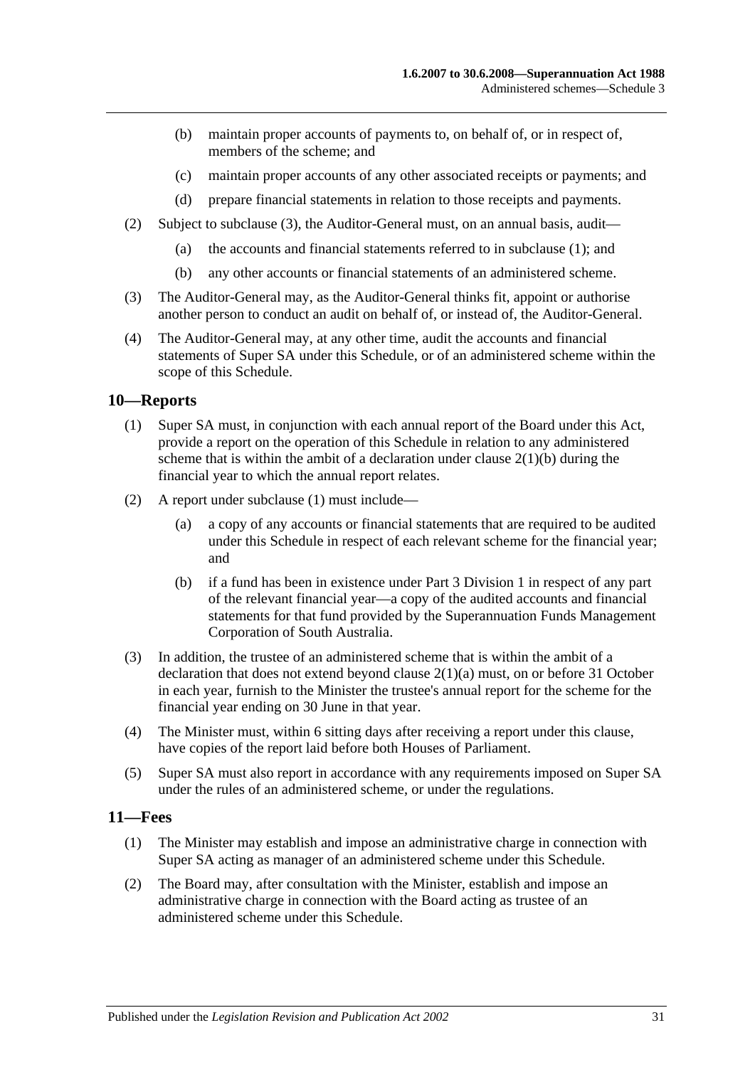(b) maintain proper accounts of payments to, on behalf of, or in respect of, members of the scheme; and

(c) maintain proper accounts of any other associated receipts or payments; and

(d) prepare financial statements in relation to those receipts and payments.

(2) Subject to subclause (3), the Auditor-General must, on an annual basis, audit—

(a) the accounts and financial statements referred to in subclause (1); and

(b) any other accounts or financial statements of an administered scheme.

(3) The Auditor-General may, as the Auditor-General thinks fit, appoint or authorise another person to conduct an audit on behalf of, or instead of, the Auditor-General.

(4) The Auditor-General may, at any other time, audit the accounts and financial statements of Super SA under this Schedule, or of an administered scheme within the scope of this Schedule.

## 10—Reports

(1) Super SA must, in conjunction with each annual report of the Board under this Act, provide a report on the operation of this Schedule in relation to any administered scheme that is within the ambit of a declaration under clause 2(1)(b) during the financial year to which the annual report relates.

(2) A report under subclause (1) must include—

(a) a copy of any accounts or financial statements that are required to be audited under this Schedule in respect of each relevant scheme for the financial year; and

(b) if a fund has been in existence under Part 3 Division 1 in respect of any part of the relevant financial year—a copy of the audited accounts and financial statements for that fund provided by the Superannuation Funds Management Corporation of South Australia.

(3) In addition, the trustee of an administered scheme that is within the ambit of a declaration that does not extend beyond clause 2(1)(a) must, on or before 31 October in each year, furnish to the Minister the trustee's annual report for the scheme for the financial year ending on 30 June in that year.

(4) The Minister must, within 6 sitting days after receiving a report under this clause, have copies of the report laid before both Houses of Parliament.

(5) Super SA must also report in accordance with any requirements imposed on Super SA under the rules of an administered scheme, or under the regulations.

## 11—Fees

(1) The Minister may establish and impose an administrative charge in connection with Super SA acting as manager of an administered scheme under this Schedule.

(2) The Board may, after consultation with the Minister, establish and impose an administrative charge in connection with the Board acting as trustee of an administered scheme under this Schedule.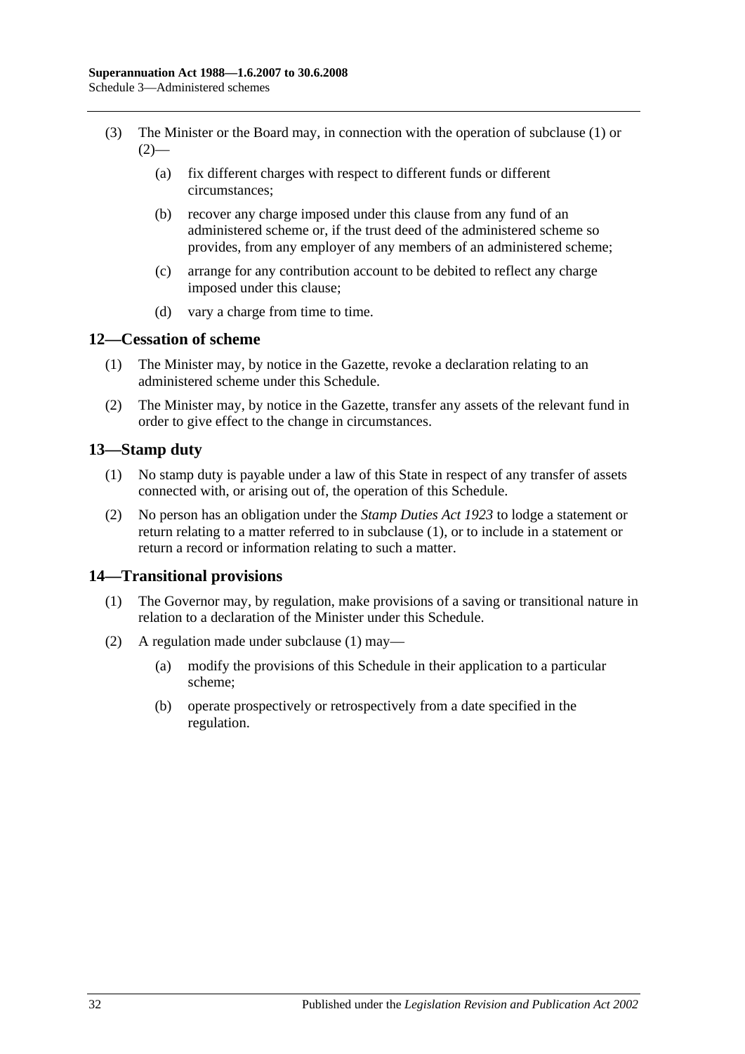(3) The Minister or the Board may, in connection with the operation of subclause (1) or (2)—

(a) fix different charges with respect to different funds or different circumstances;

(b) recover any charge imposed under this clause from any fund of an administered scheme or, if the trust deed of the administered scheme so provides, from any employer of any members of an administered scheme;

(c) arrange for any contribution account to be debited to reflect any charge imposed under this clause;

(d) vary a charge from time to time.

## 12—Cessation of scheme

(1) The Minister may, by notice in the Gazette, revoke a declaration relating to an administered scheme under this Schedule.

(2) The Minister may, by notice in the Gazette, transfer any assets of the relevant fund in order to give effect to the change in circumstances.

## 13—Stamp duty

(1) No stamp duty is payable under a law of this State in respect of any transfer of assets connected with, or arising out of, the operation of this Schedule.

(2) No person has an obligation under the *Stamp Duties Act 1923* to lodge a statement or return relating to a matter referred to in subclause (1), or to include in a statement or return a record or information relating to such a matter.

## 14—Transitional provisions

(1) The Governor may, by regulation, make provisions of a saving or transitional nature in relation to a declaration of the Minister under this Schedule.

(2) A regulation made under subclause (1) may—

(a) modify the provisions of this Schedule in their application to a particular scheme;

(b) operate prospectively or retrospectively from a date specified in the regulation.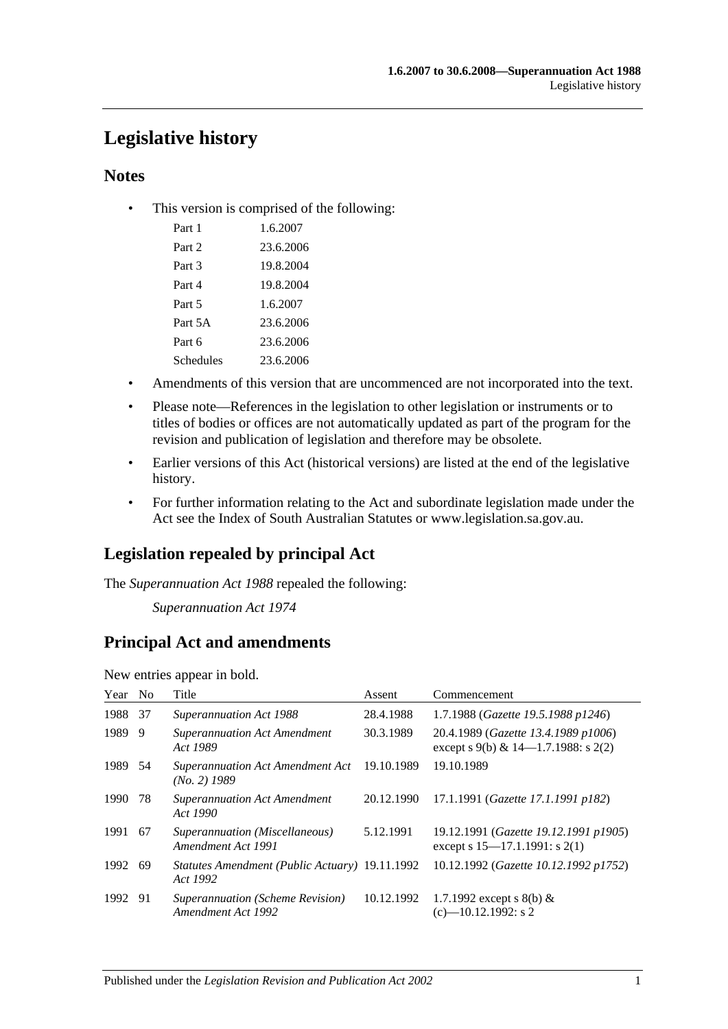# Legislative history

## Notes

- This version is comprised of the following:

| | |
|---|---|
| Part 1 | 1.6.2007 |
| Part 2 | 23.6.2006 |
| Part 3 | 19.8.2004 |
| Part 4 | 19.8.2004 |
| Part 5 | 1.6.2007 |
| Part 5A | 23.6.2006 |
| Part 6 | 23.6.2006 |
| Schedules | 23.6.2006 |

- Amendments of this version that are uncommenced are not incorporated into the text.
- Please note—References in the legislation to other legislation or instruments or to titles of bodies or offices are not automatically updated as part of the program for the revision and publication of legislation and therefore may be obsolete.
- Earlier versions of this Act (historical versions) are listed at the end of the legislative history.
- For further information relating to the Act and subordinate legislation made under the Act see the Index of South Australian Statutes or www.legislation.sa.gov.au.

## Legislation repealed by principal Act

The *Superannuation Act 1988* repealed the following:

*Superannuation Act 1974*

## Principal Act and amendments

New entries appear in bold.

| Year | No | Title | Assent | Commencement |
|---|---|---|---|---|
| 1988 | 37 | *Superannuation Act 1988* | 28.4.1988 | 1.7.1988 (*Gazette 19.5.1988 p1246*) |
| 1989 | 9 | *Superannuation Act Amendment Act 1989* | 30.3.1989 | 20.4.1989 (*Gazette 13.4.1989 p1006*) except s 9(b) & 14—1.7.1988: s 2(2) |
| 1989 | 54 | *Superannuation Act Amendment Act (No. 2) 1989* | 19.10.1989 | 19.10.1989 |
| 1990 | 78 | *Superannuation Act Amendment Act 1990* | 20.12.1990 | 17.1.1991 (*Gazette 17.1.1991 p182*) |
| 1991 | 67 | *Superannuation (Miscellaneous) Amendment Act 1991* | 5.12.1991 | 19.12.1991 (*Gazette 19.12.1991 p1905*) except s 15—17.1.1991: s 2(1) |
| 1992 | 69 | *Statutes Amendment (Public Actuary) Act 1992* | 19.11.1992 | 10.12.1992 (*Gazette 10.12.1992 p1752*) |
| 1992 | 91 | *Superannuation (Scheme Revision) Amendment Act 1992* | 10.12.1992 | 1.7.1992 except s 8(b) & (c)—10.12.1992: s 2 |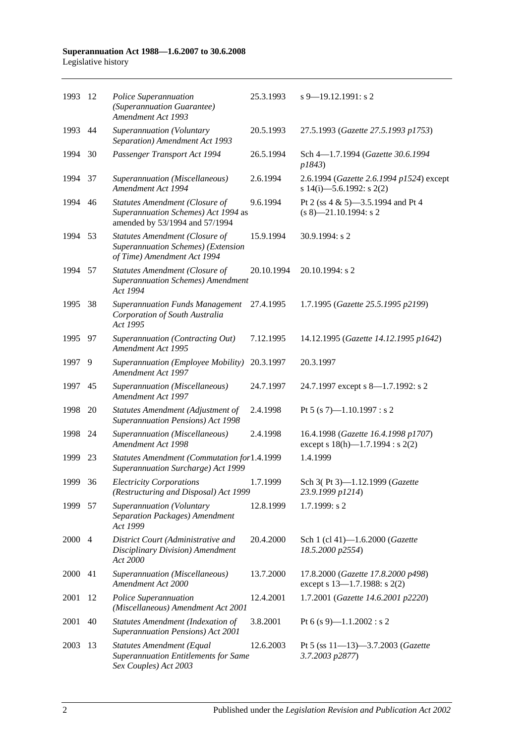| | | | | |
|---|---|---|---|---|
| 1993 | 12 | *Police Superannuation (Superannuation Guarantee) Amendment Act 1993* | 25.3.1993 | s 9—19.12.1991: s 2 |
| 1993 | 44 | *Superannuation (Voluntary Separation) Amendment Act 1993* | 20.5.1993 | 27.5.1993 (*Gazette 27.5.1993 p1753*) |
| 1994 | 30 | *Passenger Transport Act 1994* | 26.5.1994 | Sch 4—1.7.1994 (*Gazette 30.6.1994 p1843*) |
| 1994 | 37 | *Superannuation (Miscellaneous) Amendment Act 1994* | 2.6.1994 | 2.6.1994 (*Gazette 2.6.1994 p1524*) except s 14(i)—5.6.1992: s 2(2) |
| 1994 | 46 | *Statutes Amendment (Closure of Superannuation Schemes) Act 1994* as amended by 53/1994 and 57/1994 | 9.6.1994 | Pt 2 (ss 4 & 5)—3.5.1994 and Pt 4 (s 8)—21.10.1994: s 2 |
| 1994 | 53 | *Statutes Amendment (Closure of Superannuation Schemes) (Extension of Time) Amendment Act 1994* | 15.9.1994 | 30.9.1994: s 2 |
| 1994 | 57 | *Statutes Amendment (Closure of Superannuation Schemes) Amendment Act 1994* | 20.10.1994 | 20.10.1994: s 2 |
| 1995 | 38 | *Superannuation Funds Management Corporation of South Australia Act 1995* | 27.4.1995 | 1.7.1995 (*Gazette 25.5.1995 p2199*) |
| 1995 | 97 | *Superannuation (Contracting Out) Amendment Act 1995* | 7.12.1995 | 14.12.1995 (*Gazette 14.12.1995 p1642*) |
| 1997 | 9 | *Superannuation (Employee Mobility) Amendment Act 1997* | 20.3.1997 | 20.3.1997 |
| 1997 | 45 | *Superannuation (Miscellaneous) Amendment Act 1997* | 24.7.1997 | 24.7.1997 except s 8—1.7.1992: s 2 |
| 1998 | 20 | *Statutes Amendment (Adjustment of Superannuation Pensions) Act 1998* | 2.4.1998 | Pt 5 (s 7)—1.10.1997 : s 2 |
| 1998 | 24 | *Superannuation (Miscellaneous) Amendment Act 1998* | 2.4.1998 | 16.4.1998 (*Gazette 16.4.1998 p1707*) except s 18(h)—1.7.1994 : s 2(2) |
| 1999 | 23 | *Statutes Amendment (Commutation for Superannuation Surcharge) Act 1999* | 1.4.1999 | 1.4.1999 |
| 1999 | 36 | *Electricity Corporations (Restructuring and Disposal) Act 1999* | 1.7.1999 | Sch 3( Pt 3)—1.12.1999 (*Gazette 23.9.1999 p1214*) |
| 1999 | 57 | *Superannuation (Voluntary Separation Packages) Amendment Act 1999* | 12.8.1999 | 1.7.1999: s 2 |
| 2000 | 4 | *District Court (Administrative and Disciplinary Division) Amendment Act 2000* | 20.4.2000 | Sch 1 (cl 41)—1.6.2000 (*Gazette 18.5.2000 p2554*) |
| 2000 | 41 | *Superannuation (Miscellaneous) Amendment Act 2000* | 13.7.2000 | 17.8.2000 (*Gazette 17.8.2000 p498*) except s 13—1.7.1988: s 2(2) |
| 2001 | 12 | *Police Superannuation (Miscellaneous) Amendment Act 2001* | 12.4.2001 | 1.7.2001 (*Gazette 14.6.2001 p2220*) |
| 2001 | 40 | *Statutes Amendment (Indexation of Superannuation Pensions) Act 2001* | 3.8.2001 | Pt 6 (s 9)—1.1.2002 : s 2 |
| 2003 | 13 | *Statutes Amendment (Equal Superannuation Entitlements for Same Sex Couples) Act 2003* | 12.6.2003 | Pt 5 (ss 11—13)—3.7.2003 (*Gazette 3.7.2003 p2877*) |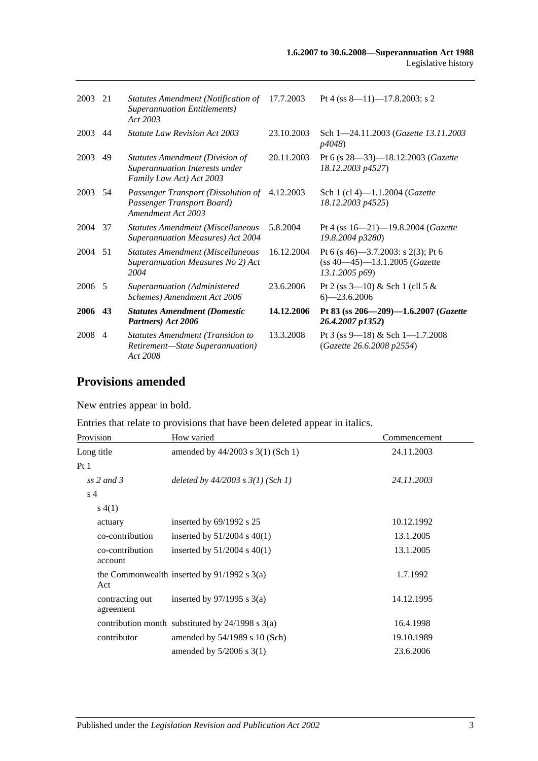| | | | | |
|---|---|---|---|---|
| 2003 | 21 | *Statutes Amendment (Notification of Superannuation Entitlements) Act 2003* | 17.7.2003 | Pt 4 (ss 8—11)—17.8.2003: s 2 |
| 2003 | 44 | *Statute Law Revision Act 2003* | 23.10.2003 | Sch 1—24.11.2003 (*Gazette 13.11.2003 p4048*) |
| 2003 | 49 | *Statutes Amendment (Division of Superannuation Interests under Family Law Act) Act 2003* | 20.11.2003 | Pt 6 (s 28—33)—18.12.2003 (*Gazette 18.12.2003 p4527*) |
| 2003 | 54 | *Passenger Transport (Dissolution of Passenger Transport Board) Amendment Act 2003* | 4.12.2003 | Sch 1 (cl 4)—1.1.2004 (*Gazette 18.12.2003 p4525*) |
| 2004 | 37 | *Statutes Amendment (Miscellaneous Superannuation Measures) Act 2004* | 5.8.2004 | Pt 4 (ss 16—21)—19.8.2004 (*Gazette 19.8.2004 p3280*) |
| 2004 | 51 | *Statutes Amendment (Miscellaneous Superannuation Measures No 2) Act 2004* | 16.12.2004 | Pt 6 (s 46)—3.7.2003: s 2(3); Pt 6 (ss 40—45)—13.1.2005 (*Gazette 13.1.2005 p69*) |
| 2006 | 5 | *Superannuation (Administered Schemes) Amendment Act 2006* | 23.6.2006 | Pt 2 (ss 3—10) & Sch 1 (cll 5 & 6)—23.6.2006 |
| **2006** | **43** | ***Statutes Amendment (Domestic Partners) Act 2006*** | **14.12.2006** | **Pt 83 (ss 206—209)—1.6.2007 (*Gazette 26.4.2007 p1352*)** |
| 2008 | 4 | *Statutes Amendment (Transition to Retirement—State Superannuation) Act 2008* | 13.3.2008 | Pt 3 (ss 9—18) & Sch 1—1.7.2008 (*Gazette 26.6.2008 p2554*) |

## Provisions amended

New entries appear in bold.

Entries that relate to provisions that have been deleted appear in italics.

| Provision | How varied | Commencement |
|---|---|---|
| Long title | amended by 44/2003 s 3(1) (Sch 1) | 24.11.2003 |
| Pt 1 | | |
| *ss 2 and 3* | *deleted by 44/2003 s 3(1) (Sch 1)* | *24.11.2003* |
| s 4 | | |
| s 4(1) | | |
| actuary | inserted by 69/1992 s 25 | 10.12.1992 |
| co-contribution | inserted by 51/2004 s 40(1) | 13.1.2005 |
| co-contribution account | inserted by 51/2004 s 40(1) | 13.1.2005 |
| the Commonwealth Act | inserted by 91/1992 s 3(a) | 1.7.1992 |
| contracting out agreement | inserted by 97/1995 s 3(a) | 14.12.1995 |
| contribution month | substituted by 24/1998 s 3(a) | 16.4.1998 |
| contributor | amended by 54/1989 s 10 (Sch) | 19.10.1989 |
| | amended by 5/2006 s 3(1) | 23.6.2006 |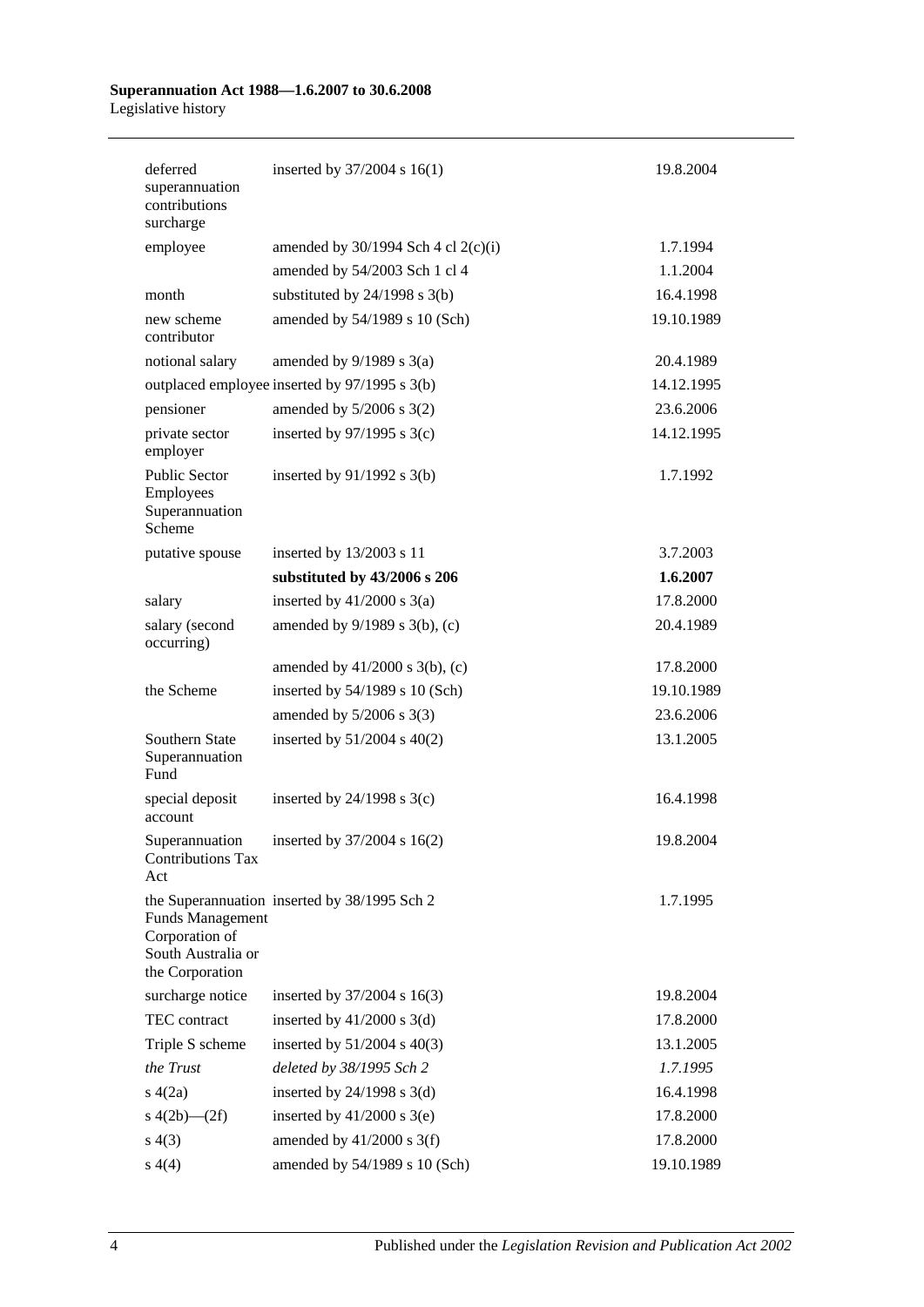| | | |
|---|---|---|
| deferred superannuation contributions surcharge | inserted by 37/2004 s 16(1) | 19.8.2004 |
| employee | amended by 30/1994 Sch 4 cl 2(c)(i) | 1.7.1994 |
| | amended by 54/2003 Sch 1 cl 4 | 1.1.2004 |
| month | substituted by 24/1998 s 3(b) | 16.4.1998 |
| new scheme contributor | amended by 54/1989 s 10 (Sch) | 19.10.1989 |
| notional salary | amended by 9/1989 s 3(a) | 20.4.1989 |
| outplaced employee | inserted by 97/1995 s 3(b) | 14.12.1995 |
| pensioner | amended by 5/2006 s 3(2) | 23.6.2006 |
| private sector employer | inserted by 97/1995 s 3(c) | 14.12.1995 |
| Public Sector Employees Superannuation Scheme | inserted by 91/1992 s 3(b) | 1.7.1992 |
| putative spouse | inserted by 13/2003 s 11 | 3.7.2003 |
| | **substituted by 43/2006 s 206** | **1.6.2007** |
| salary | inserted by 41/2000 s 3(a) | 17.8.2000 |
| salary (second occurring) | amended by 9/1989 s 3(b), (c) | 20.4.1989 |
| | amended by 41/2000 s 3(b), (c) | 17.8.2000 |
| the Scheme | inserted by 54/1989 s 10 (Sch) | 19.10.1989 |
| | amended by 5/2006 s 3(3) | 23.6.2006 |
| Southern State Superannuation Fund | inserted by 51/2004 s 40(2) | 13.1.2005 |
| special deposit account | inserted by 24/1998 s 3(c) | 16.4.1998 |
| Superannuation Contributions Tax Act | inserted by 37/2004 s 16(2) | 19.8.2004 |
| the Superannuation Funds Management Corporation of South Australia or the Corporation | inserted by 38/1995 Sch 2 | 1.7.1995 |
| surcharge notice | inserted by 37/2004 s 16(3) | 19.8.2004 |
| TEC contract | inserted by 41/2000 s 3(d) | 17.8.2000 |
| Triple S scheme | inserted by 51/2004 s 40(3) | 13.1.2005 |
| *the Trust* | *deleted by 38/1995 Sch 2* | *1.7.1995* |
| s 4(2a) | inserted by 24/1998 s 3(d) | 16.4.1998 |
| s 4(2b)—(2f) | inserted by 41/2000 s 3(e) | 17.8.2000 |
| s 4(3) | amended by 41/2000 s 3(f) | 17.8.2000 |
| s 4(4) | amended by 54/1989 s 10 (Sch) | 19.10.1989 |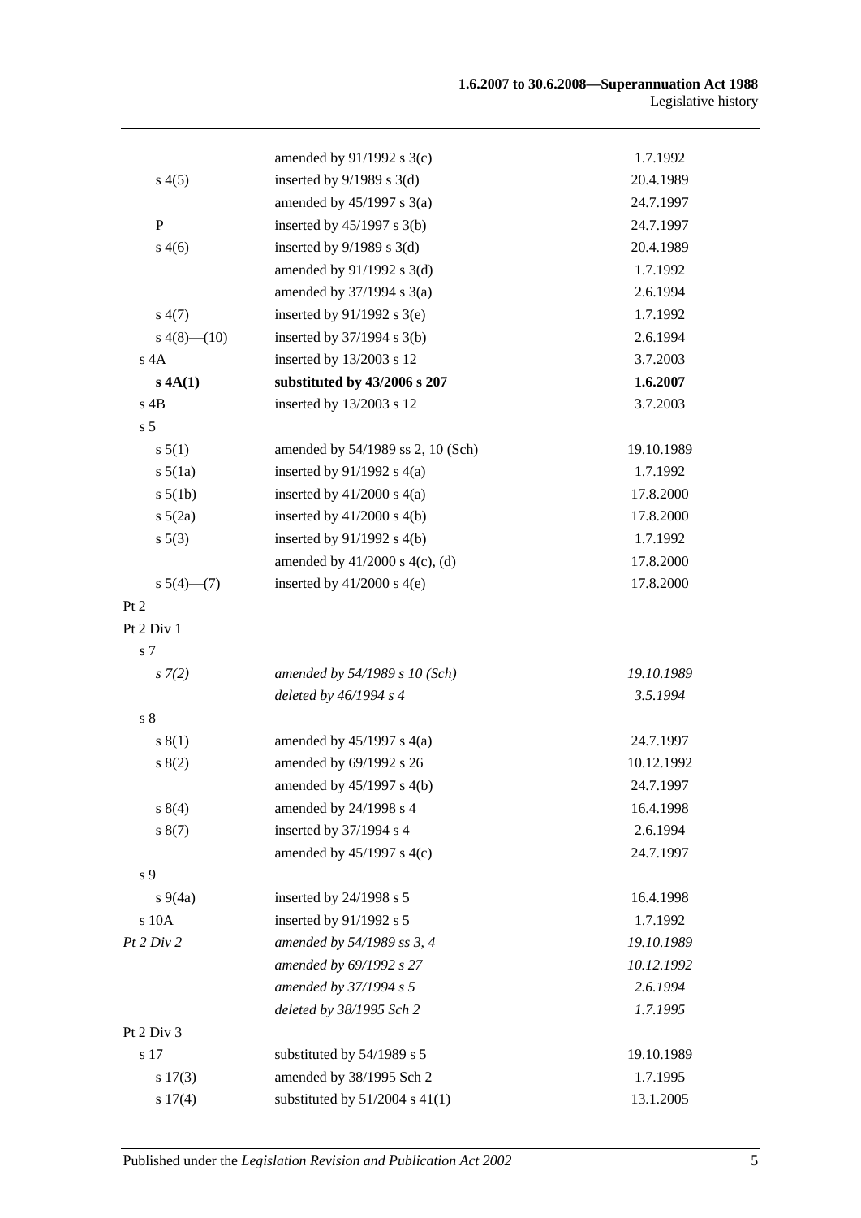| | | |
|---|---|---|
| | amended by 91/1992 s 3(c) | 1.7.1992 |
| s 4(5) | inserted by 9/1989 s 3(d) | 20.4.1989 |
| | amended by 45/1997 s 3(a) | 24.7.1997 |
| P | inserted by 45/1997 s 3(b) | 24.7.1997 |
| s 4(6) | inserted by 9/1989 s 3(d) | 20.4.1989 |
| | amended by 91/1992 s 3(d) | 1.7.1992 |
| | amended by 37/1994 s 3(a) | 2.6.1994 |
| s 4(7) | inserted by 91/1992 s 3(e) | 1.7.1992 |
| s 4(8)—(10) | inserted by 37/1994 s 3(b) | 2.6.1994 |
| s 4A | inserted by 13/2003 s 12 | 3.7.2003 |
| **s 4A(1)** | **substituted by 43/2006 s 207** | **1.6.2007** |
| s 4B | inserted by 13/2003 s 12 | 3.7.2003 |
| s 5 | | |
| s 5(1) | amended by 54/1989 ss 2, 10 (Sch) | 19.10.1989 |
| s 5(1a) | inserted by 91/1992 s 4(a) | 1.7.1992 |
| s 5(1b) | inserted by 41/2000 s 4(a) | 17.8.2000 |
| s 5(2a) | inserted by 41/2000 s 4(b) | 17.8.2000 |
| s 5(3) | inserted by 91/1992 s 4(b) | 1.7.1992 |
| | amended by 41/2000 s 4(c), (d) | 17.8.2000 |
| s 5(4)—(7) | inserted by 41/2000 s 4(e) | 17.8.2000 |
| Pt 2 | | |
| Pt 2 Div 1 | | |
| s 7 | | |
| *s 7(2)* | *amended by 54/1989 s 10 (Sch)* | *19.10.1989* |
| | *deleted by 46/1994 s 4* | *3.5.1994* |
| s 8 | | |
| s 8(1) | amended by 45/1997 s 4(a) | 24.7.1997 |
| s 8(2) | amended by 69/1992 s 26 | 10.12.1992 |
| | amended by 45/1997 s 4(b) | 24.7.1997 |
| s 8(4) | amended by 24/1998 s 4 | 16.4.1998 |
| s 8(7) | inserted by 37/1994 s 4 | 2.6.1994 |
| | amended by 45/1997 s 4(c) | 24.7.1997 |
| s 9 | | |
| s 9(4a) | inserted by 24/1998 s 5 | 16.4.1998 |
| s 10A | inserted by 91/1992 s 5 | 1.7.1992 |
| *Pt 2 Div 2* | *amended by 54/1989 ss 3, 4* | *19.10.1989* |
| | *amended by 69/1992 s 27* | *10.12.1992* |
| | *amended by 37/1994 s 5* | *2.6.1994* |
| | *deleted by 38/1995 Sch 2* | *1.7.1995* |
| Pt 2 Div 3 | | |
| s 17 | substituted by 54/1989 s 5 | 19.10.1989 |
| s 17(3) | amended by 38/1995 Sch 2 | 1.7.1995 |
| s 17(4) | substituted by 51/2004 s 41(1) | 13.1.2005 |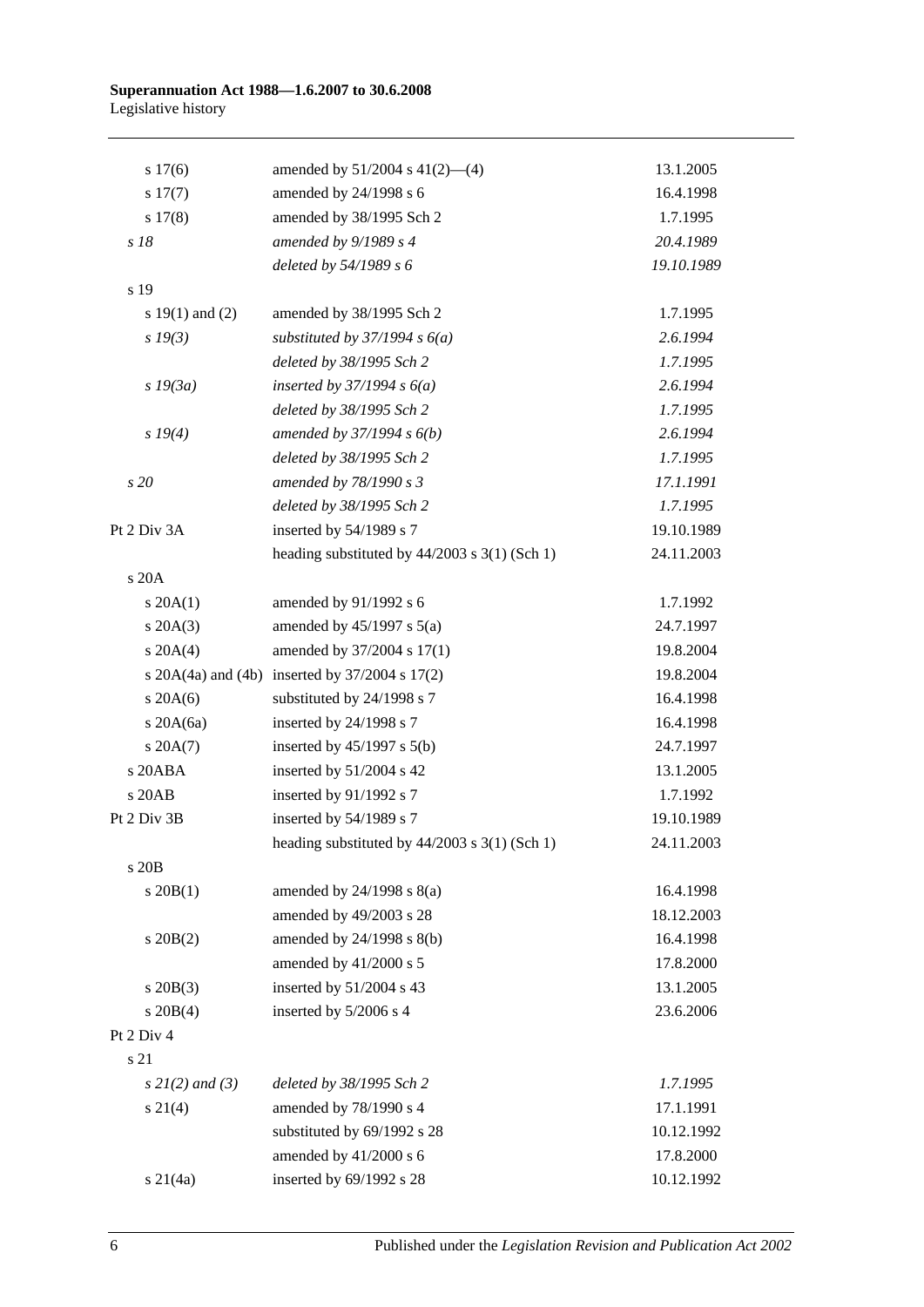| | | |
|---|---|---|
| s 17(6) | amended by 51/2004 s 41(2)—(4) | 13.1.2005 |
| s 17(7) | amended by 24/1998 s 6 | 16.4.1998 |
| s 17(8) | amended by 38/1995 Sch 2 | 1.7.1995 |
| *s 18* | *amended by 9/1989 s 4* | *20.4.1989* |
| | *deleted by 54/1989 s 6* | *19.10.1989* |
| s 19 | | |
| s 19(1) and (2) | amended by 38/1995 Sch 2 | 1.7.1995 |
| *s 19(3)* | *substituted by 37/1994 s 6(a)* | *2.6.1994* |
| | *deleted by 38/1995 Sch 2* | *1.7.1995* |
| *s 19(3a)* | *inserted by 37/1994 s 6(a)* | *2.6.1994* |
| | *deleted by 38/1995 Sch 2* | *1.7.1995* |
| *s 19(4)* | *amended by 37/1994 s 6(b)* | *2.6.1994* |
| | *deleted by 38/1995 Sch 2* | *1.7.1995* |
| *s 20* | *amended by 78/1990 s 3* | *17.1.1991* |
| | *deleted by 38/1995 Sch 2* | *1.7.1995* |
| Pt 2 Div 3A | inserted by 54/1989 s 7 | 19.10.1989 |
| | heading substituted by 44/2003 s 3(1) (Sch 1) | 24.11.2003 |
| s 20A | | |
| s 20A(1) | amended by 91/1992 s 6 | 1.7.1992 |
| s 20A(3) | amended by 45/1997 s 5(a) | 24.7.1997 |
| s 20A(4) | amended by 37/2004 s 17(1) | 19.8.2004 |
| s 20A(4a) and (4b) | inserted by 37/2004 s 17(2) | 19.8.2004 |
| s 20A(6) | substituted by 24/1998 s 7 | 16.4.1998 |
| s 20A(6a) | inserted by 24/1998 s 7 | 16.4.1998 |
| s 20A(7) | inserted by 45/1997 s 5(b) | 24.7.1997 |
| s 20ABA | inserted by 51/2004 s 42 | 13.1.2005 |
| s 20AB | inserted by 91/1992 s 7 | 1.7.1992 |
| Pt 2 Div 3B | inserted by 54/1989 s 7 | 19.10.1989 |
| | heading substituted by 44/2003 s 3(1) (Sch 1) | 24.11.2003 |
| s 20B | | |
| s 20B(1) | amended by 24/1998 s 8(a) | 16.4.1998 |
| | amended by 49/2003 s 28 | 18.12.2003 |
| s 20B(2) | amended by 24/1998 s 8(b) | 16.4.1998 |
| | amended by 41/2000 s 5 | 17.8.2000 |
| s 20B(3) | inserted by 51/2004 s 43 | 13.1.2005 |
| s 20B(4) | inserted by 5/2006 s 4 | 23.6.2006 |
| Pt 2 Div 4 | | |
| s 21 | | |
| *s 21(2) and (3)* | *deleted by 38/1995 Sch 2* | *1.7.1995* |
| s 21(4) | amended by 78/1990 s 4 | 17.1.1991 |
| | substituted by 69/1992 s 28 | 10.12.1992 |
| | amended by 41/2000 s 6 | 17.8.2000 |
| s 21(4a) | inserted by 69/1992 s 28 | 10.12.1992 |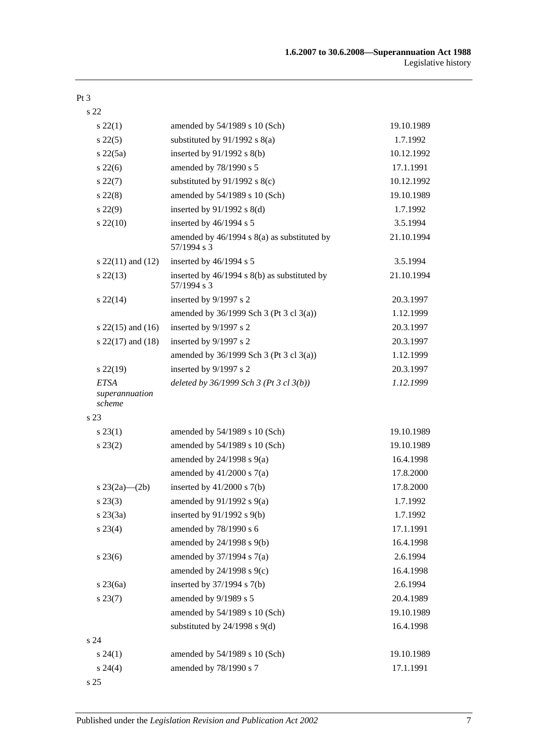Pt 3

| | | |
|---|---|---|
| s 22 | | |
| s 22(1) | amended by 54/1989 s 10 (Sch) | 19.10.1989 |
| s 22(5) | substituted by 91/1992 s 8(a) | 1.7.1992 |
| s 22(5a) | inserted by 91/1992 s 8(b) | 10.12.1992 |
| s 22(6) | amended by 78/1990 s 5 | 17.1.1991 |
| s 22(7) | substituted by 91/1992 s 8(c) | 10.12.1992 |
| s 22(8) | amended by 54/1989 s 10 (Sch) | 19.10.1989 |
| s 22(9) | inserted by 91/1992 s 8(d) | 1.7.1992 |
| s 22(10) | inserted by 46/1994 s 5 | 3.5.1994 |
| | amended by 46/1994 s 8(a) as substituted by 57/1994 s 3 | 21.10.1994 |
| s 22(11) and (12) | inserted by 46/1994 s 5 | 3.5.1994 |
| s 22(13) | inserted by 46/1994 s 8(b) as substituted by 57/1994 s 3 | 21.10.1994 |
| s 22(14) | inserted by 9/1997 s 2 | 20.3.1997 |
| | amended by 36/1999 Sch 3 (Pt 3 cl 3(a)) | 1.12.1999 |
| s 22(15) and (16) | inserted by 9/1997 s 2 | 20.3.1997 |
| s 22(17) and (18) | inserted by 9/1997 s 2 | 20.3.1997 |
| | amended by 36/1999 Sch 3 (Pt 3 cl 3(a)) | 1.12.1999 |
| s 22(19) | inserted by 9/1997 s 2 | 20.3.1997 |
| *ETSA superannuation scheme* | *deleted by 36/1999 Sch 3 (Pt 3 cl 3(b))* | *1.12.1999* |
| s 23 | | |
| s 23(1) | amended by 54/1989 s 10 (Sch) | 19.10.1989 |
| s 23(2) | amended by 54/1989 s 10 (Sch) | 19.10.1989 |
| | amended by 24/1998 s 9(a) | 16.4.1998 |
| | amended by 41/2000 s 7(a) | 17.8.2000 |
| s 23(2a)—(2b) | inserted by 41/2000 s 7(b) | 17.8.2000 |
| s 23(3) | amended by 91/1992 s 9(a) | 1.7.1992 |
| s 23(3a) | inserted by 91/1992 s 9(b) | 1.7.1992 |
| s 23(4) | amended by 78/1990 s 6 | 17.1.1991 |
| | amended by 24/1998 s 9(b) | 16.4.1998 |
| s 23(6) | amended by 37/1994 s 7(a) | 2.6.1994 |
| | amended by 24/1998 s 9(c) | 16.4.1998 |
| s 23(6a) | inserted by 37/1994 s 7(b) | 2.6.1994 |
| s 23(7) | amended by 9/1989 s 5 | 20.4.1989 |
| | amended by 54/1989 s 10 (Sch) | 19.10.1989 |
| | substituted by 24/1998 s 9(d) | 16.4.1998 |
| s 24 | | |
| s 24(1) | amended by 54/1989 s 10 (Sch) | 19.10.1989 |
| s 24(4) | amended by 78/1990 s 7 | 17.1.1991 |
| s 25 | | |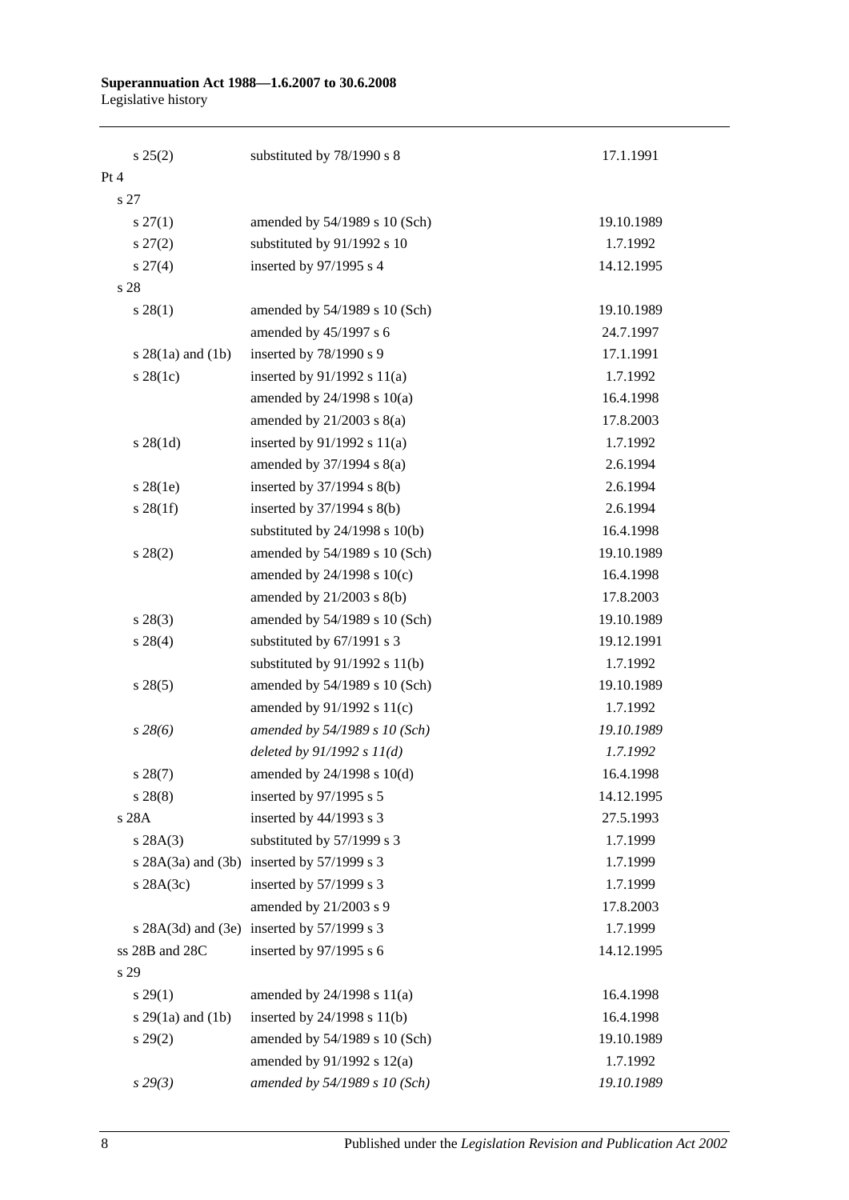| | | |
|---|---|---|
| s 25(2) | substituted by 78/1990 s 8 | 17.1.1991 |
| Pt 4 | | |
| s 27 | | |
| s 27(1) | amended by 54/1989 s 10 (Sch) | 19.10.1989 |
| s 27(2) | substituted by 91/1992 s 10 | 1.7.1992 |
| s 27(4) | inserted by 97/1995 s 4 | 14.12.1995 |
| s 28 | | |
| s 28(1) | amended by 54/1989 s 10 (Sch) | 19.10.1989 |
| | amended by 45/1997 s 6 | 24.7.1997 |
| s 28(1a) and (1b) | inserted by 78/1990 s 9 | 17.1.1991 |
| s 28(1c) | inserted by 91/1992 s 11(a) | 1.7.1992 |
| | amended by 24/1998 s 10(a) | 16.4.1998 |
| | amended by 21/2003 s 8(a) | 17.8.2003 |
| s 28(1d) | inserted by 91/1992 s 11(a) | 1.7.1992 |
| | amended by 37/1994 s 8(a) | 2.6.1994 |
| s 28(1e) | inserted by 37/1994 s 8(b) | 2.6.1994 |
| s 28(1f) | inserted by 37/1994 s 8(b) | 2.6.1994 |
| | substituted by 24/1998 s 10(b) | 16.4.1998 |
| s 28(2) | amended by 54/1989 s 10 (Sch) | 19.10.1989 |
| | amended by 24/1998 s 10(c) | 16.4.1998 |
| | amended by 21/2003 s 8(b) | 17.8.2003 |
| s 28(3) | amended by 54/1989 s 10 (Sch) | 19.10.1989 |
| s 28(4) | substituted by 67/1991 s 3 | 19.12.1991 |
| | substituted by 91/1992 s 11(b) | 1.7.1992 |
| s 28(5) | amended by 54/1989 s 10 (Sch) | 19.10.1989 |
| | amended by 91/1992 s 11(c) | 1.7.1992 |
| *s 28(6)* | *amended by 54/1989 s 10 (Sch)* | *19.10.1989* |
| | *deleted by 91/1992 s 11(d)* | *1.7.1992* |
| s 28(7) | amended by 24/1998 s 10(d) | 16.4.1998 |
| s 28(8) | inserted by 97/1995 s 5 | 14.12.1995 |
| s 28A | inserted by 44/1993 s 3 | 27.5.1993 |
| s 28A(3) | substituted by 57/1999 s 3 | 1.7.1999 |
| s 28A(3a) and (3b) | inserted by 57/1999 s 3 | 1.7.1999 |
| s 28A(3c) | inserted by 57/1999 s 3 | 1.7.1999 |
| | amended by 21/2003 s 9 | 17.8.2003 |
| s 28A(3d) and (3e) | inserted by 57/1999 s 3 | 1.7.1999 |
| ss 28B and 28C | inserted by 97/1995 s 6 | 14.12.1995 |
| s 29 | | |
| s 29(1) | amended by 24/1998 s 11(a) | 16.4.1998 |
| s 29(1a) and (1b) | inserted by 24/1998 s 11(b) | 16.4.1998 |
| s 29(2) | amended by 54/1989 s 10 (Sch) | 19.10.1989 |
| | amended by 91/1992 s 12(a) | 1.7.1992 |
| *s 29(3)* | *amended by 54/1989 s 10 (Sch)* | *19.10.1989* |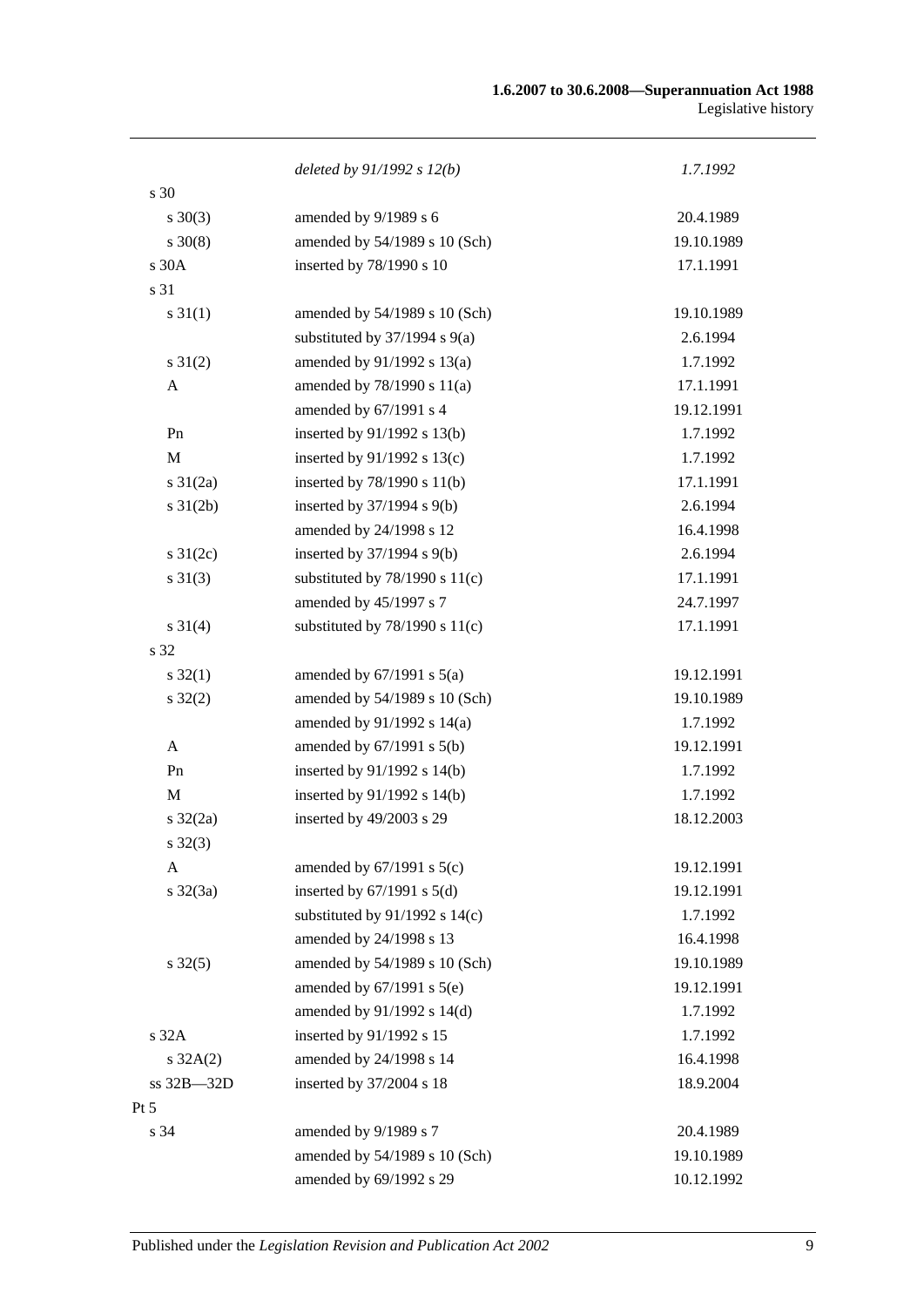| | | |
|---|---|---|
| | *deleted by 91/1992 s 12(b)* | *1.7.1992* |
| s 30 | | |
| s 30(3) | amended by 9/1989 s 6 | 20.4.1989 |
| s 30(8) | amended by 54/1989 s 10 (Sch) | 19.10.1989 |
| s 30A | inserted by 78/1990 s 10 | 17.1.1991 |
| s 31 | | |
| s 31(1) | amended by 54/1989 s 10 (Sch) | 19.10.1989 |
| | substituted by 37/1994 s 9(a) | 2.6.1994 |
| s 31(2) | amended by 91/1992 s 13(a) | 1.7.1992 |
| A | amended by 78/1990 s 11(a) | 17.1.1991 |
| | amended by 67/1991 s 4 | 19.12.1991 |
| Pn | inserted by 91/1992 s 13(b) | 1.7.1992 |
| M | inserted by 91/1992 s 13(c) | 1.7.1992 |
| s 31(2a) | inserted by 78/1990 s 11(b) | 17.1.1991 |
| s 31(2b) | inserted by 37/1994 s 9(b) | 2.6.1994 |
| | amended by 24/1998 s 12 | 16.4.1998 |
| s 31(2c) | inserted by 37/1994 s 9(b) | 2.6.1994 |
| s 31(3) | substituted by 78/1990 s 11(c) | 17.1.1991 |
| | amended by 45/1997 s 7 | 24.7.1997 |
| s 31(4) | substituted by 78/1990 s 11(c) | 17.1.1991 |
| s 32 | | |
| s 32(1) | amended by 67/1991 s 5(a) | 19.12.1991 |
| s 32(2) | amended by 54/1989 s 10 (Sch) | 19.10.1989 |
| | amended by 91/1992 s 14(a) | 1.7.1992 |
| A | amended by 67/1991 s 5(b) | 19.12.1991 |
| Pn | inserted by 91/1992 s 14(b) | 1.7.1992 |
| M | inserted by 91/1992 s 14(b) | 1.7.1992 |
| s 32(2a) | inserted by 49/2003 s 29 | 18.12.2003 |
| s 32(3) | | |
| A | amended by 67/1991 s 5(c) | 19.12.1991 |
| s 32(3a) | inserted by 67/1991 s 5(d) | 19.12.1991 |
| | substituted by 91/1992 s 14(c) | 1.7.1992 |
| | amended by 24/1998 s 13 | 16.4.1998 |
| s 32(5) | amended by 54/1989 s 10 (Sch) | 19.10.1989 |
| | amended by 67/1991 s 5(e) | 19.12.1991 |
| | amended by 91/1992 s 14(d) | 1.7.1992 |
| s 32A | inserted by 91/1992 s 15 | 1.7.1992 |
| s 32A(2) | amended by 24/1998 s 14 | 16.4.1998 |
| ss 32B—32D | inserted by 37/2004 s 18 | 18.9.2004 |
| Pt 5 | | |
| s 34 | amended by 9/1989 s 7 | 20.4.1989 |
| | amended by 54/1989 s 10 (Sch) | 19.10.1989 |
| | amended by 69/1992 s 29 | 10.12.1992 |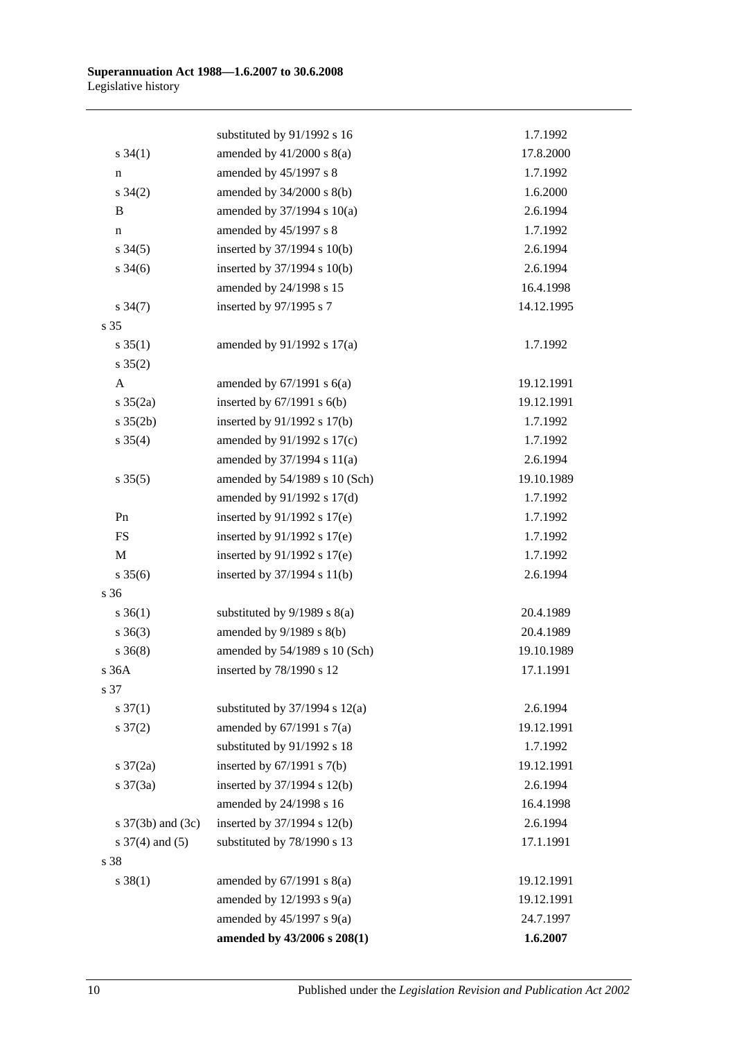| | | |
|---|---|---|
| | substituted by 91/1992 s 16 | 1.7.1992 |
| s 34(1) | amended by 41/2000 s 8(a) | 17.8.2000 |
| n | amended by 45/1997 s 8 | 1.7.1992 |
| s 34(2) | amended by 34/2000 s 8(b) | 1.6.2000 |
| B | amended by 37/1994 s 10(a) | 2.6.1994 |
| n | amended by 45/1997 s 8 | 1.7.1992 |
| s 34(5) | inserted by 37/1994 s 10(b) | 2.6.1994 |
| s 34(6) | inserted by 37/1994 s 10(b) | 2.6.1994 |
| | amended by 24/1998 s 15 | 16.4.1998 |
| s 34(7) | inserted by 97/1995 s 7 | 14.12.1995 |
| s 35 | | |
| s 35(1) | amended by 91/1992 s 17(a) | 1.7.1992 |
| s 35(2) | | |
| A | amended by 67/1991 s 6(a) | 19.12.1991 |
| s 35(2a) | inserted by 67/1991 s 6(b) | 19.12.1991 |
| s 35(2b) | inserted by 91/1992 s 17(b) | 1.7.1992 |
| s 35(4) | amended by 91/1992 s 17(c) | 1.7.1992 |
| | amended by 37/1994 s 11(a) | 2.6.1994 |
| s 35(5) | amended by 54/1989 s 10 (Sch) | 19.10.1989 |
| | amended by 91/1992 s 17(d) | 1.7.1992 |
| Pn | inserted by 91/1992 s 17(e) | 1.7.1992 |
| FS | inserted by 91/1992 s 17(e) | 1.7.1992 |
| M | inserted by 91/1992 s 17(e) | 1.7.1992 |
| s 35(6) | inserted by 37/1994 s 11(b) | 2.6.1994 |
| s 36 | | |
| s 36(1) | substituted by 9/1989 s 8(a) | 20.4.1989 |
| s 36(3) | amended by 9/1989 s 8(b) | 20.4.1989 |
| s 36(8) | amended by 54/1989 s 10 (Sch) | 19.10.1989 |
| s 36A | inserted by 78/1990 s 12 | 17.1.1991 |
| s 37 | | |
| s 37(1) | substituted by 37/1994 s 12(a) | 2.6.1994 |
| s 37(2) | amended by 67/1991 s 7(a) | 19.12.1991 |
| | substituted by 91/1992 s 18 | 1.7.1992 |
| s 37(2a) | inserted by 67/1991 s 7(b) | 19.12.1991 |
| s 37(3a) | inserted by 37/1994 s 12(b) | 2.6.1994 |
| | amended by 24/1998 s 16 | 16.4.1998 |
| s 37(3b) and (3c) | inserted by 37/1994 s 12(b) | 2.6.1994 |
| s 37(4) and (5) | substituted by 78/1990 s 13 | 17.1.1991 |
| s 38 | | |
| s 38(1) | amended by 67/1991 s 8(a) | 19.12.1991 |
| | amended by 12/1993 s 9(a) | 19.12.1991 |
| | amended by 45/1997 s 9(a) | 24.7.1997 |
| | **amended by 43/2006 s 208(1)** | **1.6.2007** |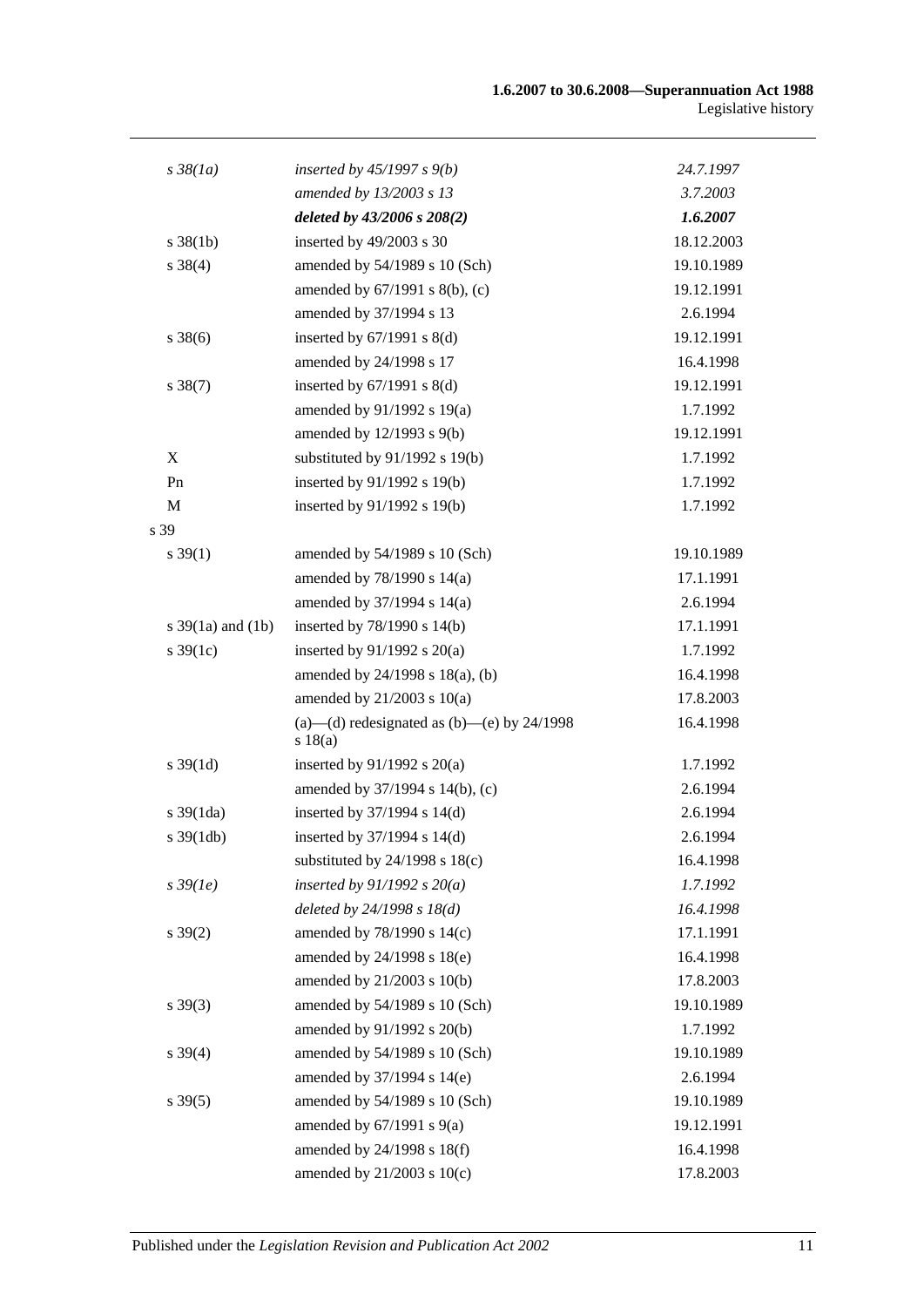| | | |
|---|---|---|
| *s 38(1a)* | *inserted by 45/1997 s 9(b)* | *24.7.1997* |
| | *amended by 13/2003 s 13* | *3.7.2003* |
| | ***deleted by 43/2006 s 208(2)*** | ***1.6.2007*** |
| s 38(1b) | inserted by 49/2003 s 30 | 18.12.2003 |
| s 38(4) | amended by 54/1989 s 10 (Sch) | 19.10.1989 |
| | amended by 67/1991 s 8(b), (c) | 19.12.1991 |
| | amended by 37/1994 s 13 | 2.6.1994 |
| s 38(6) | inserted by 67/1991 s 8(d) | 19.12.1991 |
| | amended by 24/1998 s 17 | 16.4.1998 |
| s 38(7) | inserted by 67/1991 s 8(d) | 19.12.1991 |
| | amended by 91/1992 s 19(a) | 1.7.1992 |
| | amended by 12/1993 s 9(b) | 19.12.1991 |
| X | substituted by 91/1992 s 19(b) | 1.7.1992 |
| Pn | inserted by 91/1992 s 19(b) | 1.7.1992 |
| M | inserted by 91/1992 s 19(b) | 1.7.1992 |
| s 39 | | |
| s 39(1) | amended by 54/1989 s 10 (Sch) | 19.10.1989 |
| | amended by 78/1990 s 14(a) | 17.1.1991 |
| | amended by 37/1994 s 14(a) | 2.6.1994 |
| s 39(1a) and (1b) | inserted by 78/1990 s 14(b) | 17.1.1991 |
| s 39(1c) | inserted by 91/1992 s 20(a) | 1.7.1992 |
| | amended by 24/1998 s 18(a), (b) | 16.4.1998 |
| | amended by 21/2003 s 10(a) | 17.8.2003 |
| | (a)—(d) redesignated as (b)—(e) by 24/1998 s 18(a) | 16.4.1998 |
| s 39(1d) | inserted by 91/1992 s 20(a) | 1.7.1992 |
| | amended by 37/1994 s 14(b), (c) | 2.6.1994 |
| s 39(1da) | inserted by 37/1994 s 14(d) | 2.6.1994 |
| s 39(1db) | inserted by 37/1994 s 14(d) | 2.6.1994 |
| | substituted by 24/1998 s 18(c) | 16.4.1998 |
| *s 39(1e)* | *inserted by 91/1992 s 20(a)* | *1.7.1992* |
| | *deleted by 24/1998 s 18(d)* | *16.4.1998* |
| s 39(2) | amended by 78/1990 s 14(c) | 17.1.1991 |
| | amended by 24/1998 s 18(e) | 16.4.1998 |
| | amended by 21/2003 s 10(b) | 17.8.2003 |
| s 39(3) | amended by 54/1989 s 10 (Sch) | 19.10.1989 |
| | amended by 91/1992 s 20(b) | 1.7.1992 |
| s 39(4) | amended by 54/1989 s 10 (Sch) | 19.10.1989 |
| | amended by 37/1994 s 14(e) | 2.6.1994 |
| s 39(5) | amended by 54/1989 s 10 (Sch) | 19.10.1989 |
| | amended by 67/1991 s 9(a) | 19.12.1991 |
| | amended by 24/1998 s 18(f) | 16.4.1998 |
| | amended by 21/2003 s 10(c) | 17.8.2003 |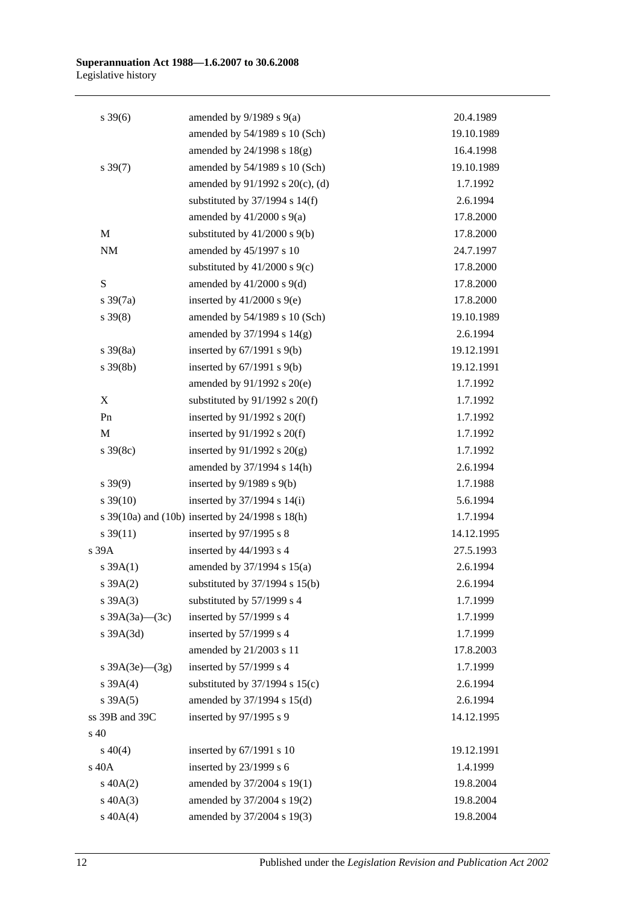| | | |
|---|---|---|
| s 39(6) | amended by 9/1989 s 9(a) | 20.4.1989 |
| | amended by 54/1989 s 10 (Sch) | 19.10.1989 |
| | amended by 24/1998 s 18(g) | 16.4.1998 |
| s 39(7) | amended by 54/1989 s 10 (Sch) | 19.10.1989 |
| | amended by 91/1992 s 20(c), (d) | 1.7.1992 |
| | substituted by 37/1994 s 14(f) | 2.6.1994 |
| | amended by 41/2000 s 9(a) | 17.8.2000 |
| M | substituted by 41/2000 s 9(b) | 17.8.2000 |
| NM | amended by 45/1997 s 10 | 24.7.1997 |
| | substituted by 41/2000 s 9(c) | 17.8.2000 |
| S | amended by 41/2000 s 9(d) | 17.8.2000 |
| s 39(7a) | inserted by 41/2000 s 9(e) | 17.8.2000 |
| s 39(8) | amended by 54/1989 s 10 (Sch) | 19.10.1989 |
| | amended by 37/1994 s 14(g) | 2.6.1994 |
| s 39(8a) | inserted by 67/1991 s 9(b) | 19.12.1991 |
| s 39(8b) | inserted by 67/1991 s 9(b) | 19.12.1991 |
| | amended by 91/1992 s 20(e) | 1.7.1992 |
| X | substituted by 91/1992 s 20(f) | 1.7.1992 |
| Pn | inserted by 91/1992 s 20(f) | 1.7.1992 |
| M | inserted by 91/1992 s 20(f) | 1.7.1992 |
| s 39(8c) | inserted by 91/1992 s 20(g) | 1.7.1992 |
| | amended by 37/1994 s 14(h) | 2.6.1994 |
| s 39(9) | inserted by 9/1989 s 9(b) | 1.7.1988 |
| s 39(10) | inserted by 37/1994 s 14(i) | 5.6.1994 |
| s 39(10a) and (10b) | inserted by 24/1998 s 18(h) | 1.7.1994 |
| s 39(11) | inserted by 97/1995 s 8 | 14.12.1995 |
| s 39A | inserted by 44/1993 s 4 | 27.5.1993 |
| s 39A(1) | amended by 37/1994 s 15(a) | 2.6.1994 |
| s 39A(2) | substituted by 37/1994 s 15(b) | 2.6.1994 |
| s 39A(3) | substituted by 57/1999 s 4 | 1.7.1999 |
| s 39A(3a)—(3c) | inserted by 57/1999 s 4 | 1.7.1999 |
| s 39A(3d) | inserted by 57/1999 s 4 | 1.7.1999 |
| | amended by 21/2003 s 11 | 17.8.2003 |
| s 39A(3e)—(3g) | inserted by 57/1999 s 4 | 1.7.1999 |
| s 39A(4) | substituted by 37/1994 s 15(c) | 2.6.1994 |
| s 39A(5) | amended by 37/1994 s 15(d) | 2.6.1994 |
| ss 39B and 39C | inserted by 97/1995 s 9 | 14.12.1995 |
| s 40 | | |
| s 40(4) | inserted by 67/1991 s 10 | 19.12.1991 |
| s 40A | inserted by 23/1999 s 6 | 1.4.1999 |
| s 40A(2) | amended by 37/2004 s 19(1) | 19.8.2004 |
| s 40A(3) | amended by 37/2004 s 19(2) | 19.8.2004 |
| s 40A(4) | amended by 37/2004 s 19(3) | 19.8.2004 |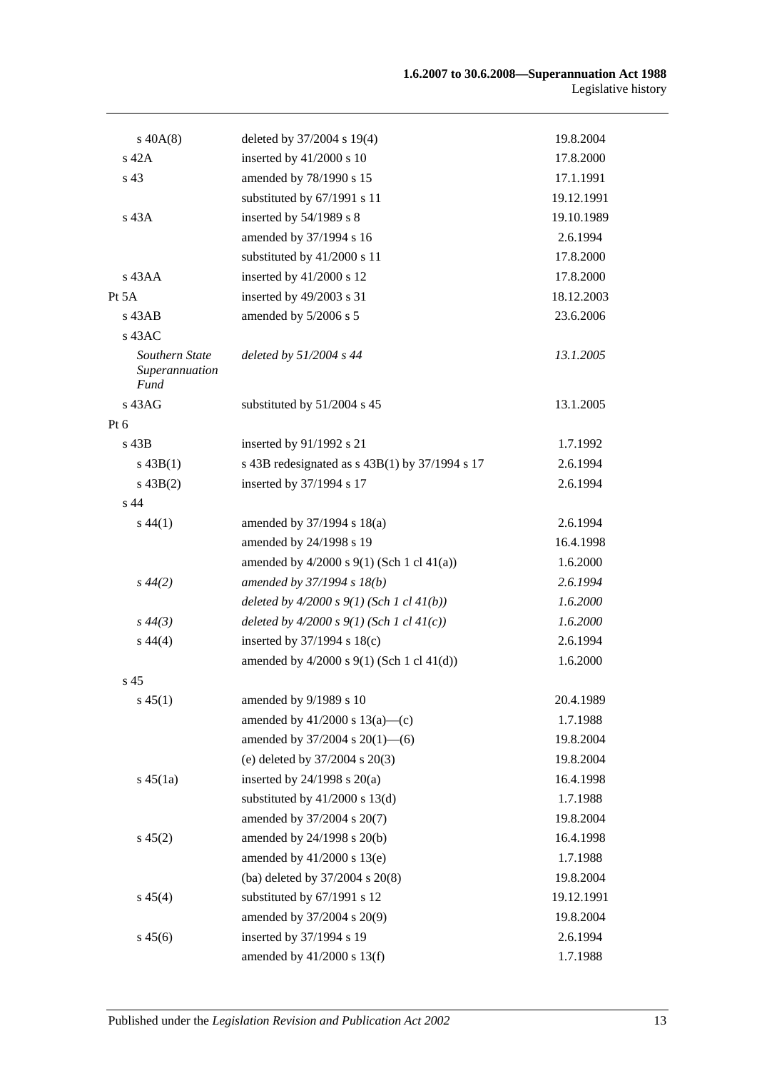| | | |
|---|---|---|
| s 40A(8) | deleted by 37/2004 s 19(4) | 19.8.2004 |
| s 42A | inserted by 41/2000 s 10 | 17.8.2000 |
| s 43 | amended by 78/1990 s 15 | 17.1.1991 |
| | substituted by 67/1991 s 11 | 19.12.1991 |
| s 43A | inserted by 54/1989 s 8 | 19.10.1989 |
| | amended by 37/1994 s 16 | 2.6.1994 |
| | substituted by 41/2000 s 11 | 17.8.2000 |
| s 43AA | inserted by 41/2000 s 12 | 17.8.2000 |
| Pt 5A | inserted by 49/2003 s 31 | 18.12.2003 |
| s 43AB | amended by 5/2006 s 5 | 23.6.2006 |
| s 43AC | | |
| *Southern State Superannuation Fund* | *deleted by 51/2004 s 44* | *13.1.2005* |
| s 43AG | substituted by 51/2004 s 45 | 13.1.2005 |
| Pt 6 | | |
| s 43B | inserted by 91/1992 s 21 | 1.7.1992 |
| s 43B(1) | s 43B redesignated as s 43B(1) by 37/1994 s 17 | 2.6.1994 |
| s 43B(2) | inserted by 37/1994 s 17 | 2.6.1994 |
| s 44 | | |
| s 44(1) | amended by 37/1994 s 18(a) | 2.6.1994 |
| | amended by 24/1998 s 19 | 16.4.1998 |
| | amended by 4/2000 s 9(1) (Sch 1 cl 41(a)) | 1.6.2000 |
| *s 44(2)* | *amended by 37/1994 s 18(b)* | *2.6.1994* |
| | *deleted by 4/2000 s 9(1) (Sch 1 cl 41(b))* | *1.6.2000* |
| *s 44(3)* | *deleted by 4/2000 s 9(1) (Sch 1 cl 41(c))* | *1.6.2000* |
| s 44(4) | inserted by 37/1994 s 18(c) | 2.6.1994 |
| | amended by 4/2000 s 9(1) (Sch 1 cl 41(d)) | 1.6.2000 |
| s 45 | | |
| s 45(1) | amended by 9/1989 s 10 | 20.4.1989 |
| | amended by 41/2000 s 13(a)—(c) | 1.7.1988 |
| | amended by 37/2004 s 20(1)—(6) | 19.8.2004 |
| | (e) deleted by 37/2004 s 20(3) | 19.8.2004 |
| s 45(1a) | inserted by 24/1998 s 20(a) | 16.4.1998 |
| | substituted by 41/2000 s 13(d) | 1.7.1988 |
| | amended by 37/2004 s 20(7) | 19.8.2004 |
| s 45(2) | amended by 24/1998 s 20(b) | 16.4.1998 |
| | amended by 41/2000 s 13(e) | 1.7.1988 |
| | (ba) deleted by 37/2004 s 20(8) | 19.8.2004 |
| s 45(4) | substituted by 67/1991 s 12 | 19.12.1991 |
| | amended by 37/2004 s 20(9) | 19.8.2004 |
| s 45(6) | inserted by 37/1994 s 19 | 2.6.1994 |
| | amended by 41/2000 s 13(f) | 1.7.1988 |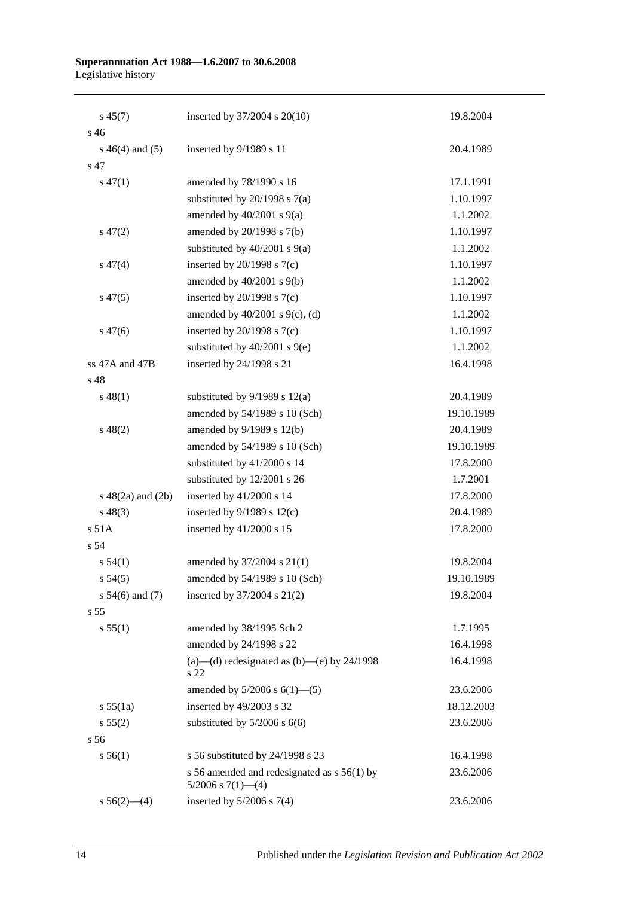| | | |
|---|---|---|
| s 45(7) | inserted by 37/2004 s 20(10) | 19.8.2004 |
| s 46 | | |
| s 46(4) and (5) | inserted by 9/1989 s 11 | 20.4.1989 |
| s 47 | | |
| s 47(1) | amended by 78/1990 s 16 | 17.1.1991 |
| | substituted by 20/1998 s 7(a) | 1.10.1997 |
| | amended by 40/2001 s 9(a) | 1.1.2002 |
| s 47(2) | amended by 20/1998 s 7(b) | 1.10.1997 |
| | substituted by 40/2001 s 9(a) | 1.1.2002 |
| s 47(4) | inserted by 20/1998 s 7(c) | 1.10.1997 |
| | amended by 40/2001 s 9(b) | 1.1.2002 |
| s 47(5) | inserted by 20/1998 s 7(c) | 1.10.1997 |
| | amended by 40/2001 s 9(c), (d) | 1.1.2002 |
| s 47(6) | inserted by 20/1998 s 7(c) | 1.10.1997 |
| | substituted by 40/2001 s 9(e) | 1.1.2002 |
| ss 47A and 47B | inserted by 24/1998 s 21 | 16.4.1998 |
| s 48 | | |
| s 48(1) | substituted by 9/1989 s 12(a) | 20.4.1989 |
| | amended by 54/1989 s 10 (Sch) | 19.10.1989 |
| s 48(2) | amended by 9/1989 s 12(b) | 20.4.1989 |
| | amended by 54/1989 s 10 (Sch) | 19.10.1989 |
| | substituted by 41/2000 s 14 | 17.8.2000 |
| | substituted by 12/2001 s 26 | 1.7.2001 |
| s 48(2a) and (2b) | inserted by 41/2000 s 14 | 17.8.2000 |
| s 48(3) | inserted by 9/1989 s 12(c) | 20.4.1989 |
| s 51A | inserted by 41/2000 s 15 | 17.8.2000 |
| s 54 | | |
| s 54(1) | amended by 37/2004 s 21(1) | 19.8.2004 |
| s 54(5) | amended by 54/1989 s 10 (Sch) | 19.10.1989 |
| s 54(6) and (7) | inserted by 37/2004 s 21(2) | 19.8.2004 |
| s 55 | | |
| s 55(1) | amended by 38/1995 Sch 2 | 1.7.1995 |
| | amended by 24/1998 s 22 | 16.4.1998 |
| | (a)—(d) redesignated as (b)—(e) by 24/1998 s 22 | 16.4.1998 |
| | amended by 5/2006 s 6(1)—(5) | 23.6.2006 |
| s 55(1a) | inserted by 49/2003 s 32 | 18.12.2003 |
| s 55(2) | substituted by 5/2006 s 6(6) | 23.6.2006 |
| s 56 | | |
| s 56(1) | s 56 substituted by 24/1998 s 23 | 16.4.1998 |
| | s 56 amended and redesignated as s 56(1) by 5/2006 s 7(1)—(4) | 23.6.2006 |
| s 56(2)—(4) | inserted by 5/2006 s 7(4) | 23.6.2006 |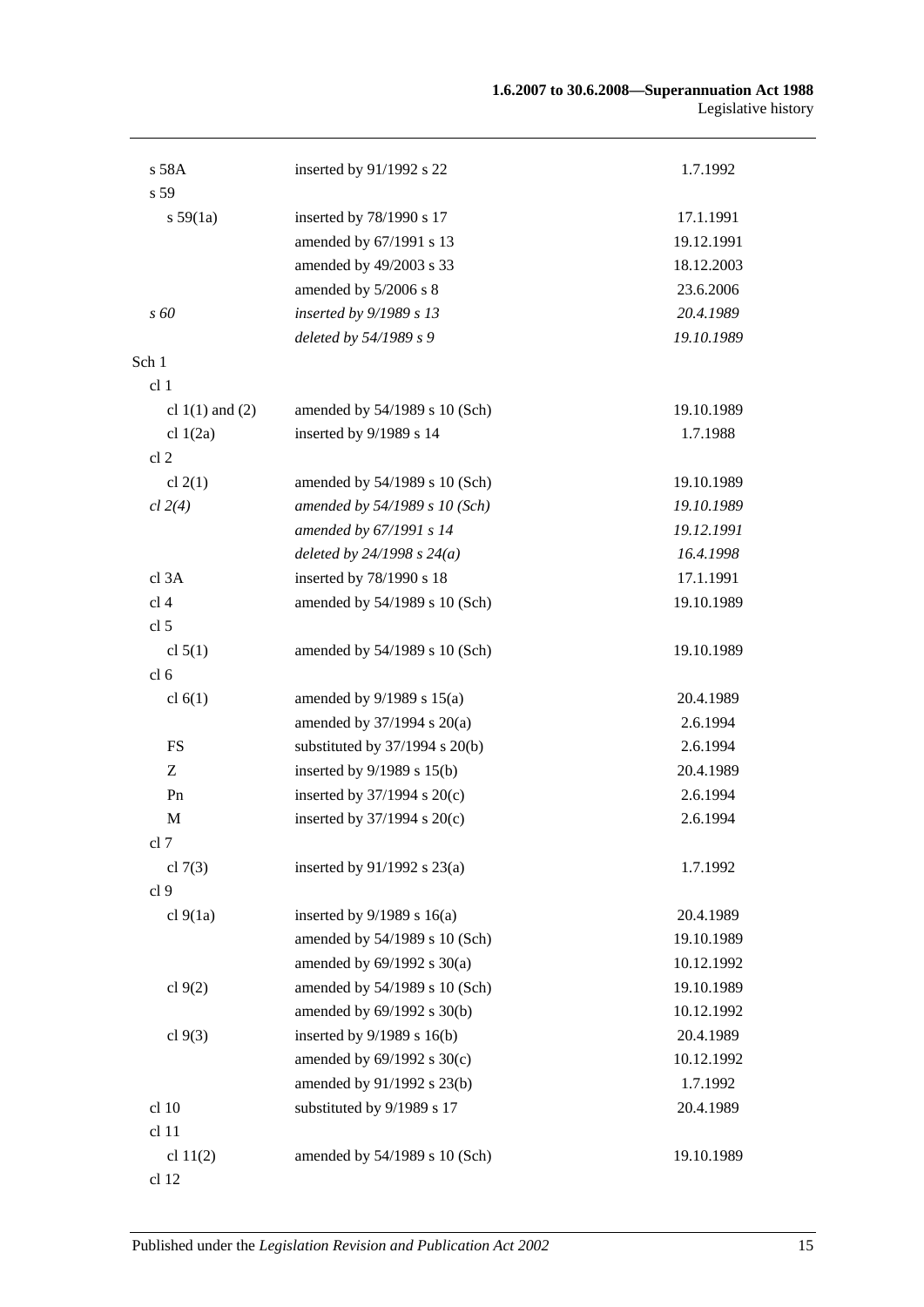| | | |
|---|---|---|
| s 58A | inserted by 91/1992 s 22 | 1.7.1992 |
| s 59 | | |
| s 59(1a) | inserted by 78/1990 s 17 | 17.1.1991 |
| | amended by 67/1991 s 13 | 19.12.1991 |
| | amended by 49/2003 s 33 | 18.12.2003 |
| | amended by 5/2006 s 8 | 23.6.2006 |
| *s 60* | *inserted by 9/1989 s 13* | *20.4.1989* |
| | *deleted by 54/1989 s 9* | *19.10.1989* |
| Sch 1 | | |
| cl 1 | | |
| cl 1(1) and (2) | amended by 54/1989 s 10 (Sch) | 19.10.1989 |
| cl 1(2a) | inserted by 9/1989 s 14 | 1.7.1988 |
| cl 2 | | |
| cl 2(1) | amended by 54/1989 s 10 (Sch) | 19.10.1989 |
| *cl 2(4)* | *amended by 54/1989 s 10 (Sch)* | *19.10.1989* |
| | *amended by 67/1991 s 14* | *19.12.1991* |
| | *deleted by 24/1998 s 24(a)* | *16.4.1998* |
| cl 3A | inserted by 78/1990 s 18 | 17.1.1991 |
| cl 4 | amended by 54/1989 s 10 (Sch) | 19.10.1989 |
| cl 5 | | |
| cl 5(1) | amended by 54/1989 s 10 (Sch) | 19.10.1989 |
| cl 6 | | |
| cl 6(1) | amended by 9/1989 s 15(a) | 20.4.1989 |
| | amended by 37/1994 s 20(a) | 2.6.1994 |
| FS | substituted by 37/1994 s 20(b) | 2.6.1994 |
| Z | inserted by 9/1989 s 15(b) | 20.4.1989 |
| Pn | inserted by 37/1994 s 20(c) | 2.6.1994 |
| M | inserted by 37/1994 s 20(c) | 2.6.1994 |
| cl 7 | | |
| cl 7(3) | inserted by 91/1992 s 23(a) | 1.7.1992 |
| cl 9 | | |
| cl 9(1a) | inserted by 9/1989 s 16(a) | 20.4.1989 |
| | amended by 54/1989 s 10 (Sch) | 19.10.1989 |
| | amended by 69/1992 s 30(a) | 10.12.1992 |
| cl 9(2) | amended by 54/1989 s 10 (Sch) | 19.10.1989 |
| | amended by 69/1992 s 30(b) | 10.12.1992 |
| cl 9(3) | inserted by 9/1989 s 16(b) | 20.4.1989 |
| | amended by 69/1992 s 30(c) | 10.12.1992 |
| | amended by 91/1992 s 23(b) | 1.7.1992 |
| cl 10 | substituted by 9/1989 s 17 | 20.4.1989 |
| cl 11 | | |
| cl 11(2) | amended by 54/1989 s 10 (Sch) | 19.10.1989 |
| cl 12 | | |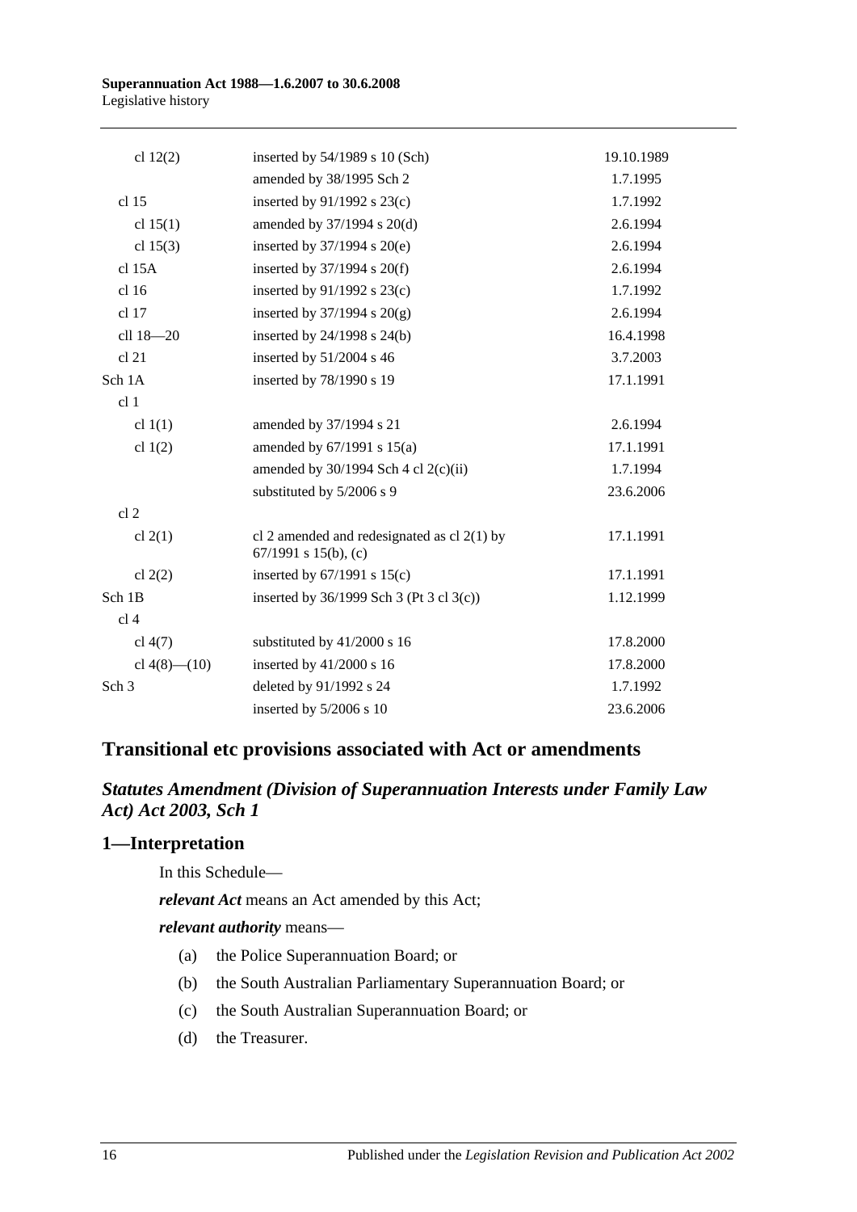| | | |
|---|---|---|
| cl 12(2) | inserted by 54/1989 s 10 (Sch) | 19.10.1989 |
| | amended by 38/1995 Sch 2 | 1.7.1995 |
| cl 15 | inserted by 91/1992 s 23(c) | 1.7.1992 |
| cl 15(1) | amended by 37/1994 s 20(d) | 2.6.1994 |
| cl 15(3) | inserted by 37/1994 s 20(e) | 2.6.1994 |
| cl 15A | inserted by 37/1994 s 20(f) | 2.6.1994 |
| cl 16 | inserted by 91/1992 s 23(c) | 1.7.1992 |
| cl 17 | inserted by 37/1994 s 20(g) | 2.6.1994 |
| cll 18—20 | inserted by 24/1998 s 24(b) | 16.4.1998 |
| cl 21 | inserted by 51/2004 s 46 | 3.7.2003 |
| Sch 1A | inserted by 78/1990 s 19 | 17.1.1991 |
| cl 1 | | |
| cl 1(1) | amended by 37/1994 s 21 | 2.6.1994 |
| cl 1(2) | amended by 67/1991 s 15(a) | 17.1.1991 |
| | amended by 30/1994 Sch 4 cl 2(c)(ii) | 1.7.1994 |
| | substituted by 5/2006 s 9 | 23.6.2006 |
| cl 2 | | |
| cl 2(1) | cl 2 amended and redesignated as cl 2(1) by 67/1991 s 15(b), (c) | 17.1.1991 |
| cl 2(2) | inserted by 67/1991 s 15(c) | 17.1.1991 |
| Sch 1B | inserted by 36/1999 Sch 3 (Pt 3 cl 3(c)) | 1.12.1999 |
| cl 4 | | |
| cl 4(7) | substituted by 41/2000 s 16 | 17.8.2000 |
| cl 4(8)—(10) | inserted by 41/2000 s 16 | 17.8.2000 |
| Sch 3 | deleted by 91/1992 s 24 | 1.7.1992 |
| | inserted by 5/2006 s 10 | 23.6.2006 |

## Transitional etc provisions associated with Act or amendments

### *Statutes Amendment (Division of Superannuation Interests under Family Law Act) Act 2003, Sch 1*

### 1—Interpretation

In this Schedule—

***relevant Act*** means an Act amended by this Act;

***relevant authority*** means—

(a) the Police Superannuation Board; or

(b) the South Australian Parliamentary Superannuation Board; or

(c) the South Australian Superannuation Board; or

(d) the Treasurer.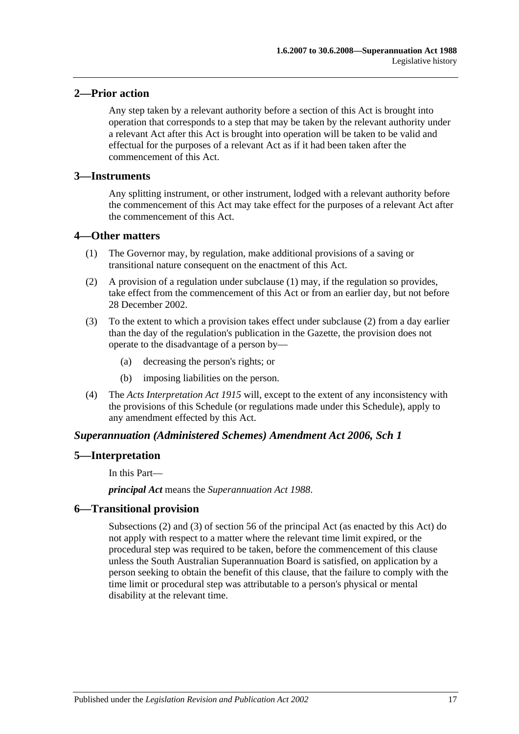## 2—Prior action

Any step taken by a relevant authority before a section of this Act is brought into operation that corresponds to a step that may be taken by the relevant authority under a relevant Act after this Act is brought into operation will be taken to be valid and effectual for the purposes of a relevant Act as if it had been taken after the commencement of this Act.

## 3—Instruments

Any splitting instrument, or other instrument, lodged with a relevant authority before the commencement of this Act may take effect for the purposes of a relevant Act after the commencement of this Act.

## 4—Other matters

(1) The Governor may, by regulation, make additional provisions of a saving or transitional nature consequent on the enactment of this Act.

(2) A provision of a regulation under subclause (1) may, if the regulation so provides, take effect from the commencement of this Act or from an earlier day, but not before 28 December 2002.

(3) To the extent to which a provision takes effect under subclause (2) from a day earlier than the day of the regulation's publication in the Gazette, the provision does not operate to the disadvantage of a person by—

(a) decreasing the person's rights; or

(b) imposing liabilities on the person.

(4) The *Acts Interpretation Act 1915* will, except to the extent of any inconsistency with the provisions of this Schedule (or regulations made under this Schedule), apply to any amendment effected by this Act.

### *Superannuation (Administered Schemes) Amendment Act 2006, Sch 1*

## 5—Interpretation

In this Part—

***principal Act*** means the *Superannuation Act 1988*.

## 6—Transitional provision

Subsections (2) and (3) of section 56 of the principal Act (as enacted by this Act) do not apply with respect to a matter where the relevant time limit expired, or the procedural step was required to be taken, before the commencement of this clause unless the South Australian Superannuation Board is satisfied, on application by a person seeking to obtain the benefit of this clause, that the failure to comply with the time limit or procedural step was attributable to a person's physical or mental disability at the relevant time.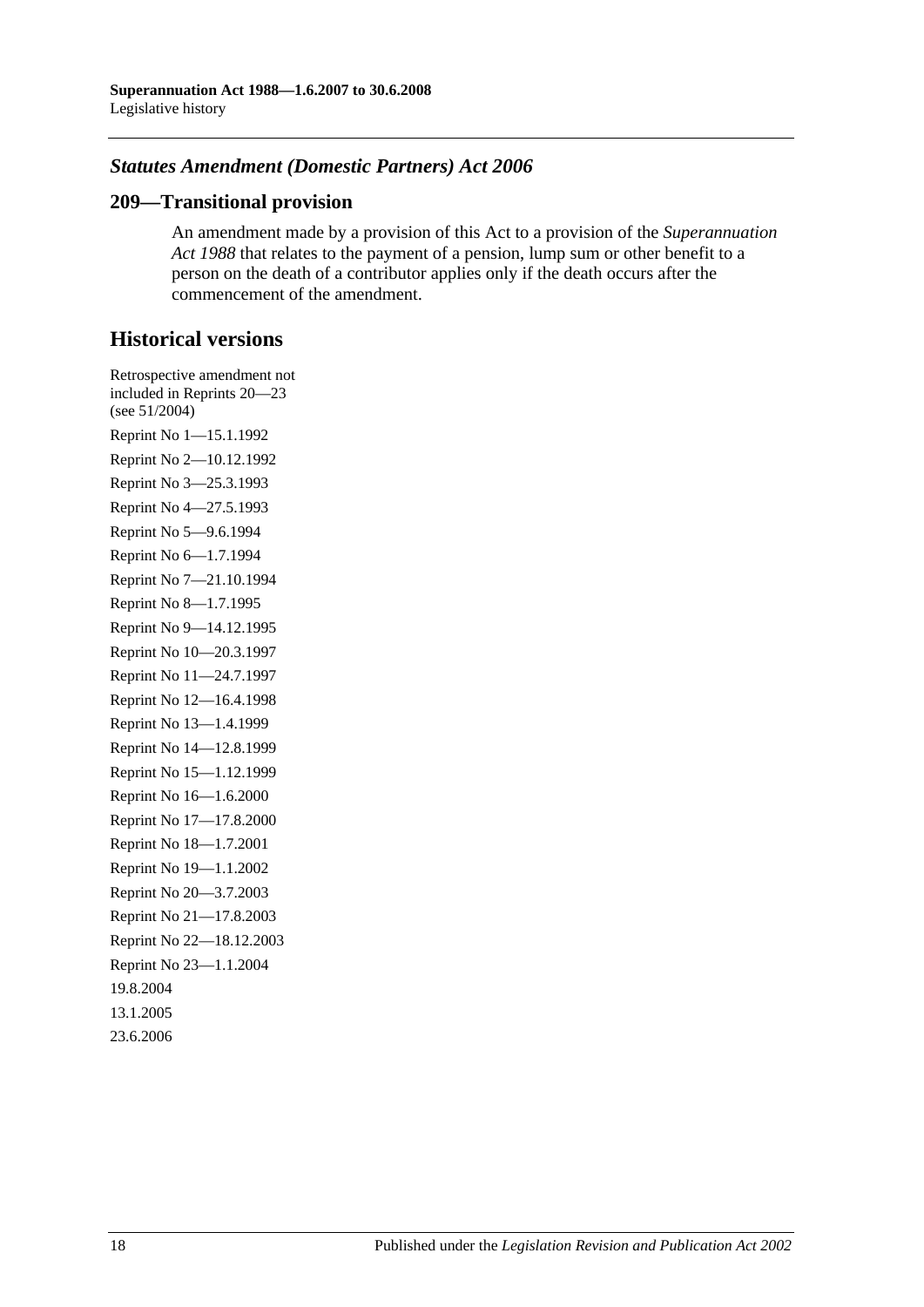### *Statutes Amendment (Domestic Partners) Act 2006*

## 209—Transitional provision

An amendment made by a provision of this Act to a provision of the *Superannuation Act 1988* that relates to the payment of a pension, lump sum or other benefit to a person on the death of a contributor applies only if the death occurs after the commencement of the amendment.

# Historical versions

Retrospective amendment not included in Reprints 20—23 (see 51/2004)

Reprint No 1—15.1.1992

Reprint No 2—10.12.1992

Reprint No 3—25.3.1993

Reprint No 4—27.5.1993

Reprint No 5—9.6.1994

Reprint No 6—1.7.1994

Reprint No 7—21.10.1994

Reprint No 8—1.7.1995

Reprint No 9—14.12.1995

Reprint No 10—20.3.1997

Reprint No 11—24.7.1997

Reprint No 12—16.4.1998

Reprint No 13—1.4.1999

Reprint No 14—12.8.1999

Reprint No 15—1.12.1999

Reprint No 16—1.6.2000

Reprint No 17—17.8.2000

Reprint No 18—1.7.2001

Reprint No 19—1.1.2002

Reprint No 20—3.7.2003

Reprint No 21—17.8.2003

Reprint No 22—18.12.2003

Reprint No 23—1.1.2004

19.8.2004

13.1.2005

23.6.2006